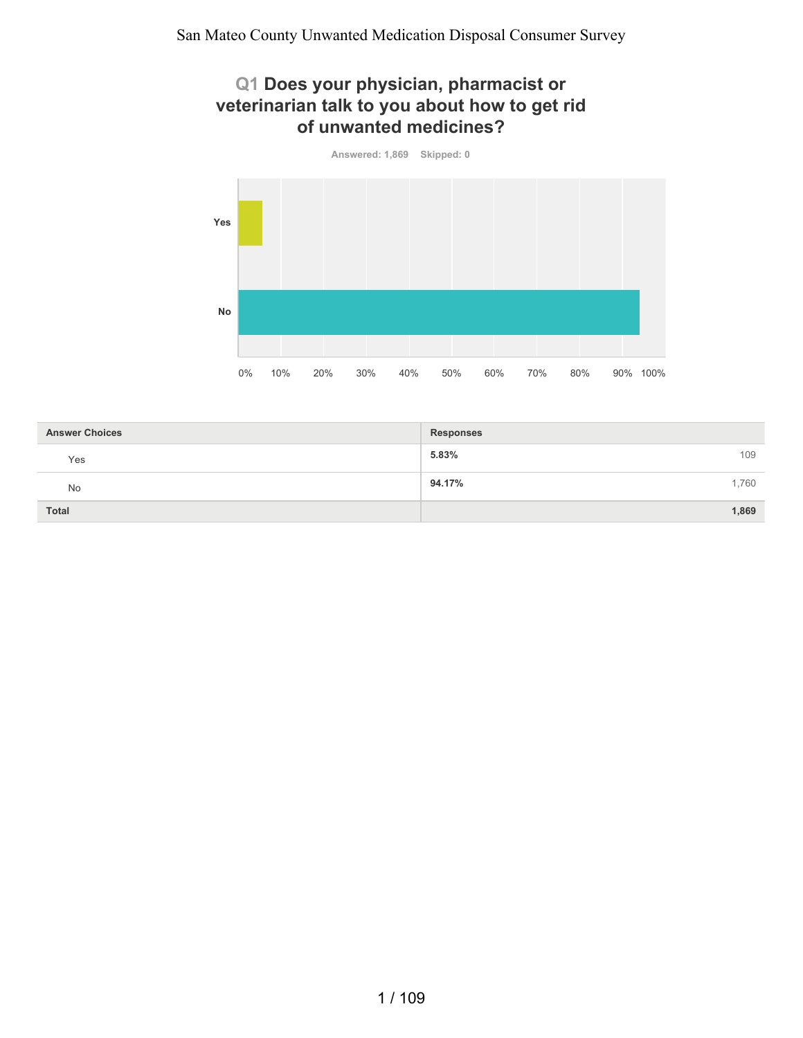# San Mateo County Unwanted Medication Disposal Consumer Survey

## Q1 Does your physician, pharmacist or veterinarian talk to you about how to get rid of unwanted medicines?

Answered: 1,869 Skipped: 0

| Answer Choices | Responses | |
|---|---|---|
| Yes | **5.83%** | 109 |
| No | **94.17%** | 1,760 |
| **Total** | | **1,869** |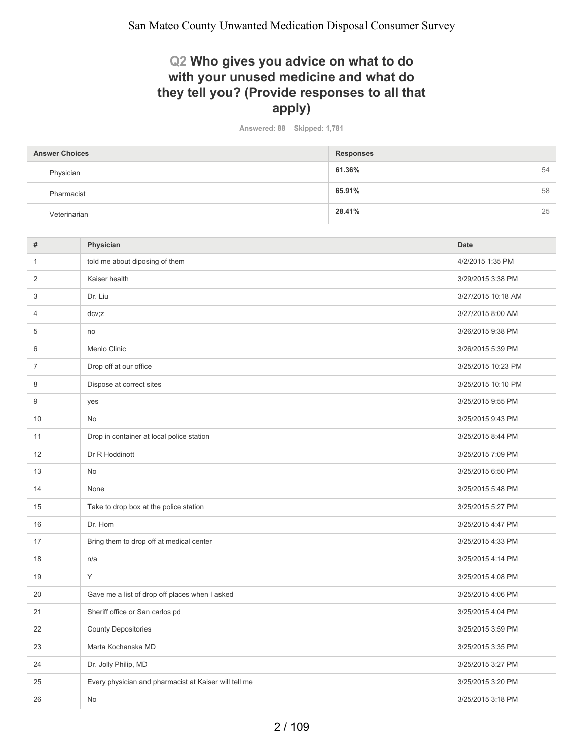## Q2 Who gives you advice on what to do with your unused medicine and what do they tell you? (Provide responses to all that apply)

Answered: 88 Skipped: 1,781

| Answer Choices | Responses | |
|---|---|---|
| Physician | 61.36% | 54 |
| Pharmacist | 65.91% | 58 |
| Veterinarian | 28.41% | 25 |

| # | Physician | Date |
|---|---|---|
| 1 | told me about diposing of them | 4/2/2015 1:35 PM |
| 2 | Kaiser health | 3/29/2015 3:38 PM |
| 3 | Dr. Liu | 3/27/2015 10:18 AM |
| 4 | dcv;z | 3/27/2015 8:00 AM |
| 5 | no | 3/26/2015 9:38 PM |
| 6 | Menlo Clinic | 3/26/2015 5:39 PM |
| 7 | Drop off at our office | 3/25/2015 10:23 PM |
| 8 | Dispose at correct sites | 3/25/2015 10:10 PM |
| 9 | yes | 3/25/2015 9:55 PM |
| 10 | No | 3/25/2015 9:43 PM |
| 11 | Drop in container at local police station | 3/25/2015 8:44 PM |
| 12 | Dr R Hoddinott | 3/25/2015 7:09 PM |
| 13 | No | 3/25/2015 6:50 PM |
| 14 | None | 3/25/2015 5:48 PM |
| 15 | Take to drop box at the police station | 3/25/2015 5:27 PM |
| 16 | Dr. Hom | 3/25/2015 4:47 PM |
| 17 | Bring them to drop off at medical center | 3/25/2015 4:33 PM |
| 18 | n/a | 3/25/2015 4:14 PM |
| 19 | Y | 3/25/2015 4:08 PM |
| 20 | Gave me a list of drop off places when I asked | 3/25/2015 4:06 PM |
| 21 | Sheriff office or San carlos pd | 3/25/2015 4:04 PM |
| 22 | County Depositories | 3/25/2015 3:59 PM |
| 23 | Marta Kochanska MD | 3/25/2015 3:35 PM |
| 24 | Dr. Jolly Philip, MD | 3/25/2015 3:27 PM |
| 25 | Every physician and pharmacist at Kaiser will tell me | 3/25/2015 3:20 PM |
| 26 | No | 3/25/2015 3:18 PM |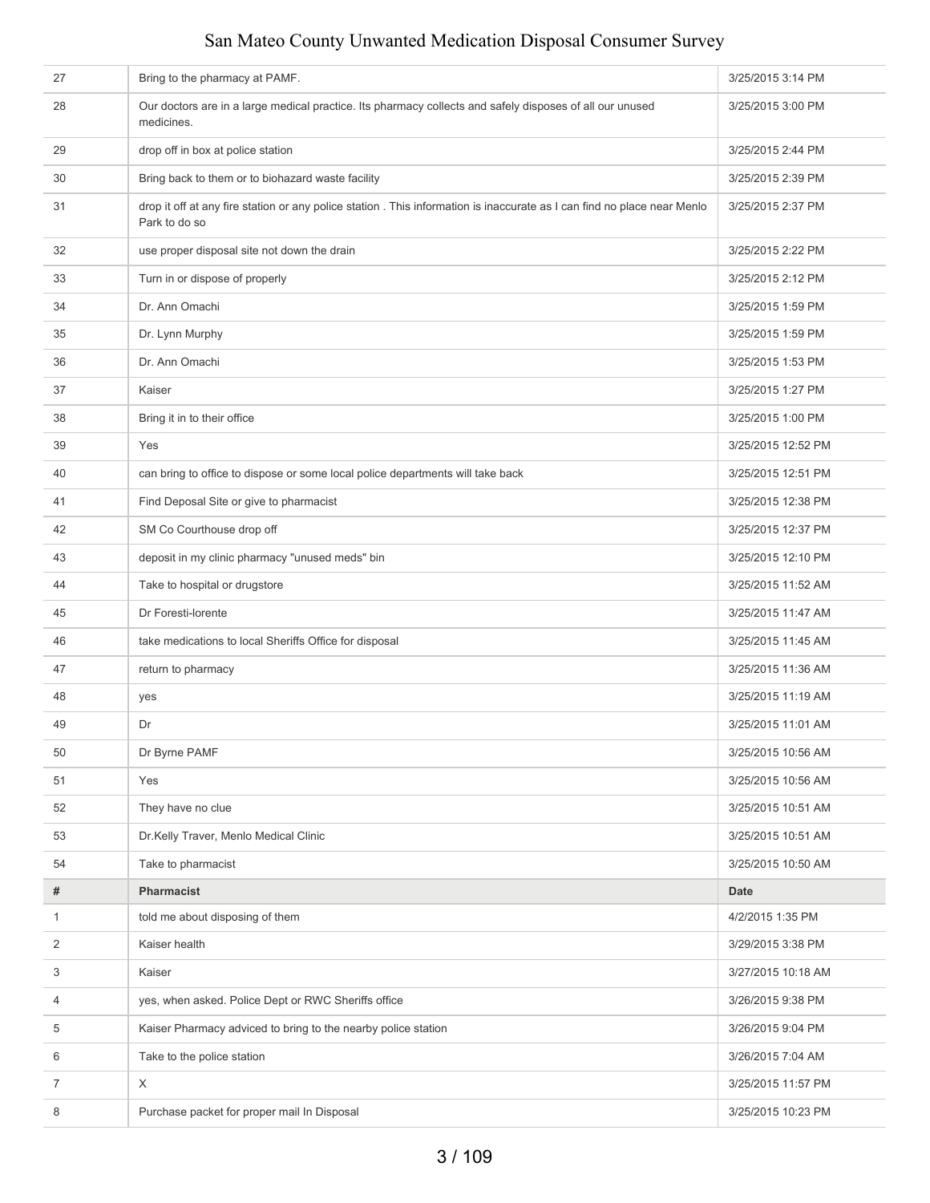| # | | Date |
|---|---|---|
| 27 | Bring to the pharmacy at PAMF. | 3/25/2015 3:14 PM |
| 28 | Our doctors are in a large medical practice. Its pharmacy collects and safely disposes of all our unused medicines. | 3/25/2015 3:00 PM |
| 29 | drop off in box at police station | 3/25/2015 2:44 PM |
| 30 | Bring back to them or to biohazard waste facility | 3/25/2015 2:39 PM |
| 31 | drop it off at any fire station or any police station . This information is inaccurate as I can find no place near Menlo Park to do so | 3/25/2015 2:37 PM |
| 32 | use proper disposal site not down the drain | 3/25/2015 2:22 PM |
| 33 | Turn in or dispose of properly | 3/25/2015 2:12 PM |
| 34 | Dr. Ann Omachi | 3/25/2015 1:59 PM |
| 35 | Dr. Lynn Murphy | 3/25/2015 1:59 PM |
| 36 | Dr. Ann Omachi | 3/25/2015 1:53 PM |
| 37 | Kaiser | 3/25/2015 1:27 PM |
| 38 | Bring it in to their office | 3/25/2015 1:00 PM |
| 39 | Yes | 3/25/2015 12:52 PM |
| 40 | can bring to office to dispose or some local police departments will take back | 3/25/2015 12:51 PM |
| 41 | Find Deposal Site or give to pharmacist | 3/25/2015 12:38 PM |
| 42 | SM Co Courthouse drop off | 3/25/2015 12:37 PM |
| 43 | deposit in my clinic pharmacy "unused meds" bin | 3/25/2015 12:10 PM |
| 44 | Take to hospital or drugstore | 3/25/2015 11:52 AM |
| 45 | Dr Foresti-lorente | 3/25/2015 11:47 AM |
| 46 | take medications to local Sheriffs Office for disposal | 3/25/2015 11:45 AM |
| 47 | return to pharmacy | 3/25/2015 11:36 AM |
| 48 | yes | 3/25/2015 11:19 AM |
| 49 | Dr | 3/25/2015 11:01 AM |
| 50 | Dr Byrne PAMF | 3/25/2015 10:56 AM |
| 51 | Yes | 3/25/2015 10:56 AM |
| 52 | They have no clue | 3/25/2015 10:51 AM |
| 53 | Dr.Kelly Traver, Menlo Medical Clinic | 3/25/2015 10:51 AM |
| 54 | Take to pharmacist | 3/25/2015 10:50 AM |

| # | Pharmacist | Date |
|---|---|---|
| 1 | told me about disposing of them | 4/2/2015 1:35 PM |
| 2 | Kaiser health | 3/29/2015 3:38 PM |
| 3 | Kaiser | 3/27/2015 10:18 AM |
| 4 | yes, when asked. Police Dept or RWC Sheriffs office | 3/26/2015 9:38 PM |
| 5 | Kaiser Pharmacy adviced to bring to the nearby police station | 3/26/2015 9:04 PM |
| 6 | Take to the police station | 3/26/2015 7:04 AM |
| 7 | X | 3/25/2015 11:57 PM |
| 8 | Purchase packet for proper mail In Disposal | 3/25/2015 10:23 PM |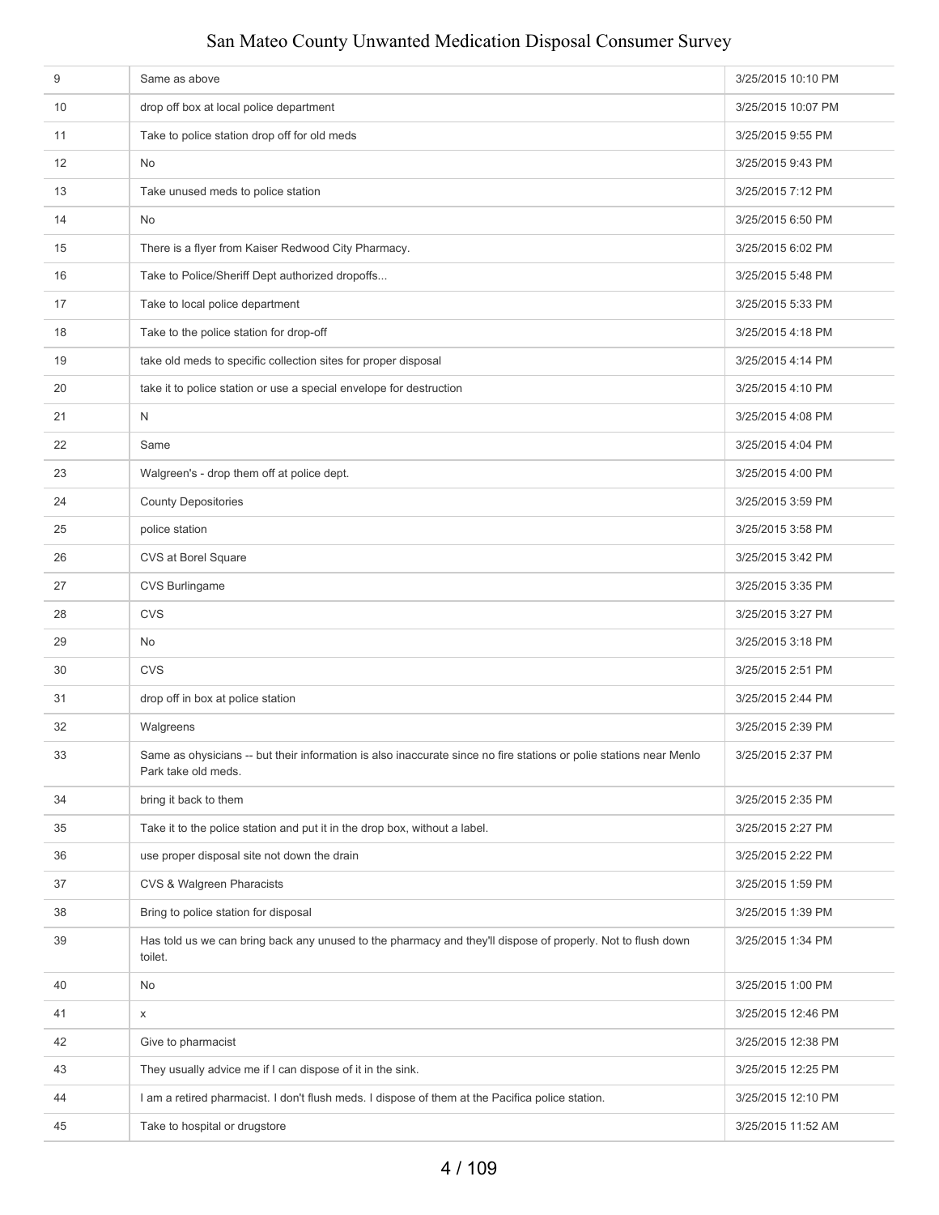| | | |
|---|---|---|
| 9 | Same as above | 3/25/2015 10:10 PM |
| 10 | drop off box at local police department | 3/25/2015 10:07 PM |
| 11 | Take to police station drop off for old meds | 3/25/2015 9:55 PM |
| 12 | No | 3/25/2015 9:43 PM |
| 13 | Take unused meds to police station | 3/25/2015 7:12 PM |
| 14 | No | 3/25/2015 6:50 PM |
| 15 | There is a flyer from Kaiser Redwood City Pharmacy. | 3/25/2015 6:02 PM |
| 16 | Take to Police/Sheriff Dept authorized dropoffs... | 3/25/2015 5:48 PM |
| 17 | Take to local police department | 3/25/2015 5:33 PM |
| 18 | Take to the police station for drop-off | 3/25/2015 4:18 PM |
| 19 | take old meds to specific collection sites for proper disposal | 3/25/2015 4:14 PM |
| 20 | take it to police station or use a special envelope for destruction | 3/25/2015 4:10 PM |
| 21 | N | 3/25/2015 4:08 PM |
| 22 | Same | 3/25/2015 4:04 PM |
| 23 | Walgreen's - drop them off at police dept. | 3/25/2015 4:00 PM |
| 24 | County Depositories | 3/25/2015 3:59 PM |
| 25 | police station | 3/25/2015 3:58 PM |
| 26 | CVS at Borel Square | 3/25/2015 3:42 PM |
| 27 | CVS Burlingame | 3/25/2015 3:35 PM |
| 28 | CVS | 3/25/2015 3:27 PM |
| 29 | No | 3/25/2015 3:18 PM |
| 30 | CVS | 3/25/2015 2:51 PM |
| 31 | drop off in box at police station | 3/25/2015 2:44 PM |
| 32 | Walgreens | 3/25/2015 2:39 PM |
| 33 | Same as ohysicians -- but their information is also inaccurate since no fire stations or polie stations near Menlo Park take old meds. | 3/25/2015 2:37 PM |
| 34 | bring it back to them | 3/25/2015 2:35 PM |
| 35 | Take it to the police station and put it in the drop box, without a label. | 3/25/2015 2:27 PM |
| 36 | use proper disposal site not down the drain | 3/25/2015 2:22 PM |
| 37 | CVS & Walgreen Pharacists | 3/25/2015 1:59 PM |
| 38 | Bring to police station for disposal | 3/25/2015 1:39 PM |
| 39 | Has told us we can bring back any unused to the pharmacy and they'll dispose of properly. Not to flush down toilet. | 3/25/2015 1:34 PM |
| 40 | No | 3/25/2015 1:00 PM |
| 41 | x | 3/25/2015 12:46 PM |
| 42 | Give to pharmacist | 3/25/2015 12:38 PM |
| 43 | They usually advice me if I can dispose of it in the sink. | 3/25/2015 12:25 PM |
| 44 | I am a retired pharmacist. I don't flush meds. I dispose of them at the Pacifica police station. | 3/25/2015 12:10 PM |
| 45 | Take to hospital or drugstore | 3/25/2015 11:52 AM |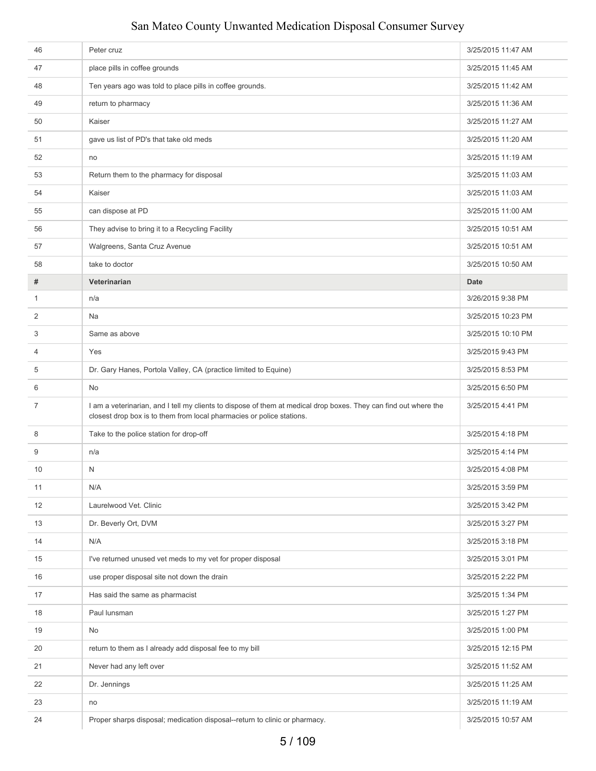| | | |
|---|---|---|
| 46 | Peter cruz | 3/25/2015 11:47 AM |
| 47 | place pills in coffee grounds | 3/25/2015 11:45 AM |
| 48 | Ten years ago was told to place pills in coffee grounds. | 3/25/2015 11:42 AM |
| 49 | return to pharmacy | 3/25/2015 11:36 AM |
| 50 | Kaiser | 3/25/2015 11:27 AM |
| 51 | gave us list of PD's that take old meds | 3/25/2015 11:20 AM |
| 52 | no | 3/25/2015 11:19 AM |
| 53 | Return them to the pharmacy for disposal | 3/25/2015 11:03 AM |
| 54 | Kaiser | 3/25/2015 11:03 AM |
| 55 | can dispose at PD | 3/25/2015 11:00 AM |
| 56 | They advise to bring it to a Recycling Facility | 3/25/2015 10:51 AM |
| 57 | Walgreens, Santa Cruz Avenue | 3/25/2015 10:51 AM |
| 58 | take to doctor | 3/25/2015 10:50 AM |

| # | Veterinarian | Date |
|---|---|---|
| 1 | n/a | 3/26/2015 9:38 PM |
| 2 | Na | 3/25/2015 10:23 PM |
| 3 | Same as above | 3/25/2015 10:10 PM |
| 4 | Yes | 3/25/2015 9:43 PM |
| 5 | Dr. Gary Hanes, Portola Valley, CA (practice limited to Equine) | 3/25/2015 8:53 PM |
| 6 | No | 3/25/2015 6:50 PM |
| 7 | I am a veterinarian, and I tell my clients to dispose of them at medical drop boxes. They can find out where the closest drop box is to them from local pharmacies or police stations. | 3/25/2015 4:41 PM |
| 8 | Take to the police station for drop-off | 3/25/2015 4:18 PM |
| 9 | n/a | 3/25/2015 4:14 PM |
| 10 | N | 3/25/2015 4:08 PM |
| 11 | N/A | 3/25/2015 3:59 PM |
| 12 | Laurelwood Vet. Clinic | 3/25/2015 3:42 PM |
| 13 | Dr. Beverly Ort, DVM | 3/25/2015 3:27 PM |
| 14 | N/A | 3/25/2015 3:18 PM |
| 15 | I've returned unused vet meds to my vet for proper disposal | 3/25/2015 3:01 PM |
| 16 | use proper disposal site not down the drain | 3/25/2015 2:22 PM |
| 17 | Has said the same as pharmacist | 3/25/2015 1:34 PM |
| 18 | Paul lunsman | 3/25/2015 1:27 PM |
| 19 | No | 3/25/2015 1:00 PM |
| 20 | return to them as I already add disposal fee to my bill | 3/25/2015 12:15 PM |
| 21 | Never had any left over | 3/25/2015 11:52 AM |
| 22 | Dr. Jennings | 3/25/2015 11:25 AM |
| 23 | no | 3/25/2015 11:19 AM |
| 24 | Proper sharps disposal; medication disposal--return to clinic or pharmacy. | 3/25/2015 10:57 AM |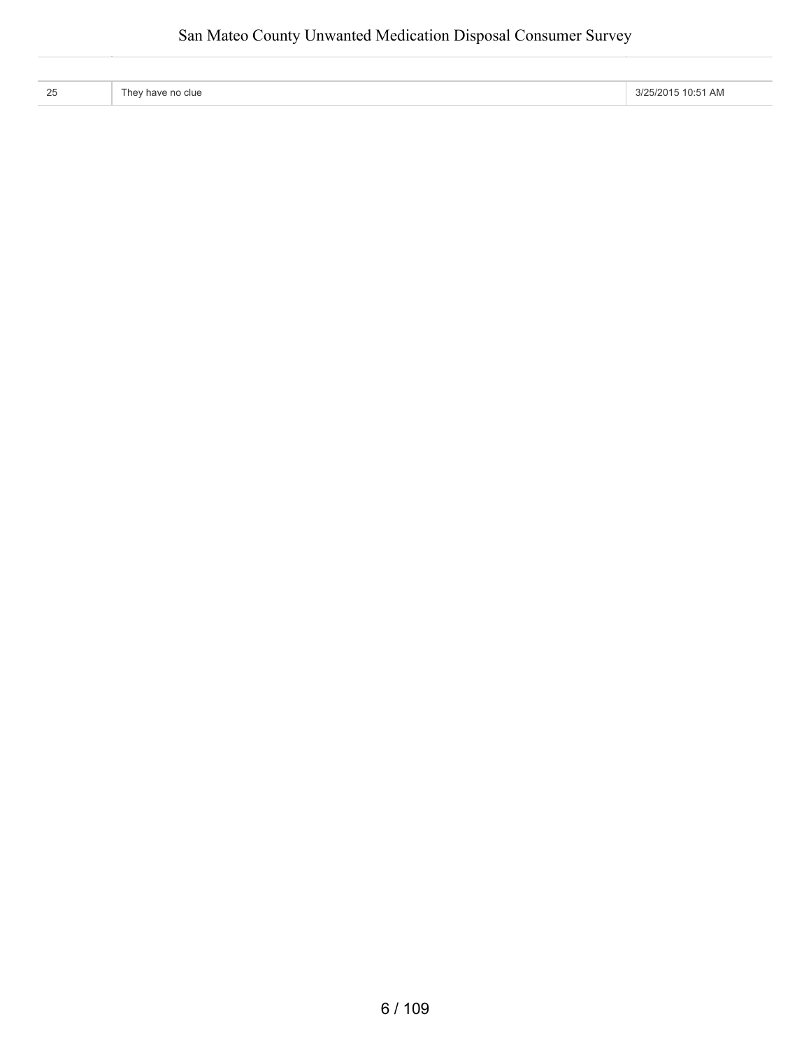| | | |
|---|---|---|
| 25 | They have no clue | 3/25/2015 10:51 AM |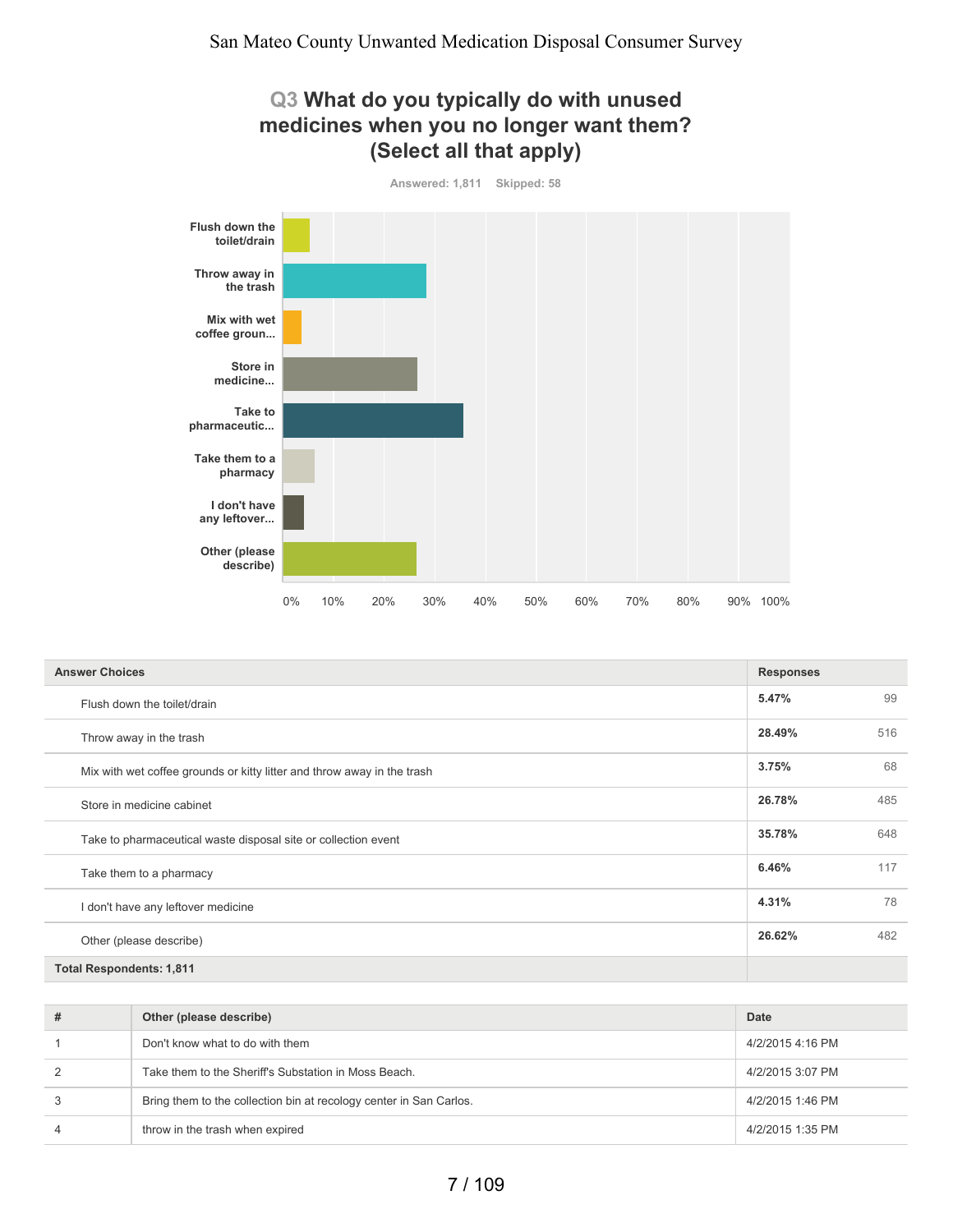## Q3 What do you typically do with unused medicines when you no longer want them? (Select all that apply)

Answered: 1,811 Skipped: 58

| Answer Choices | Responses | |
|---|---|---|
| Flush down the toilet/drain | 5.47% | 99 |
| Throw away in the trash | 28.49% | 516 |
| Mix with wet coffee grounds or kitty litter and throw away in the trash | 3.75% | 68 |
| Store in medicine cabinet | 26.78% | 485 |
| Take to pharmaceutical waste disposal site or collection event | 35.78% | 648 |
| Take them to a pharmacy | 6.46% | 117 |
| I don't have any leftover medicine | 4.31% | 78 |
| Other (please describe) | 26.62% | 482 |
| **Total Respondents: 1,811** | | |

| # | Other (please describe) | Date |
|---|---|---|
| 1 | Don't know what to do with them | 4/2/2015 4:16 PM |
| 2 | Take them to the Sheriff's Substation in Moss Beach. | 4/2/2015 3:07 PM |
| 3 | Bring them to the collection bin at recology center in San Carlos. | 4/2/2015 1:46 PM |
| 4 | throw in the trash when expired | 4/2/2015 1:35 PM |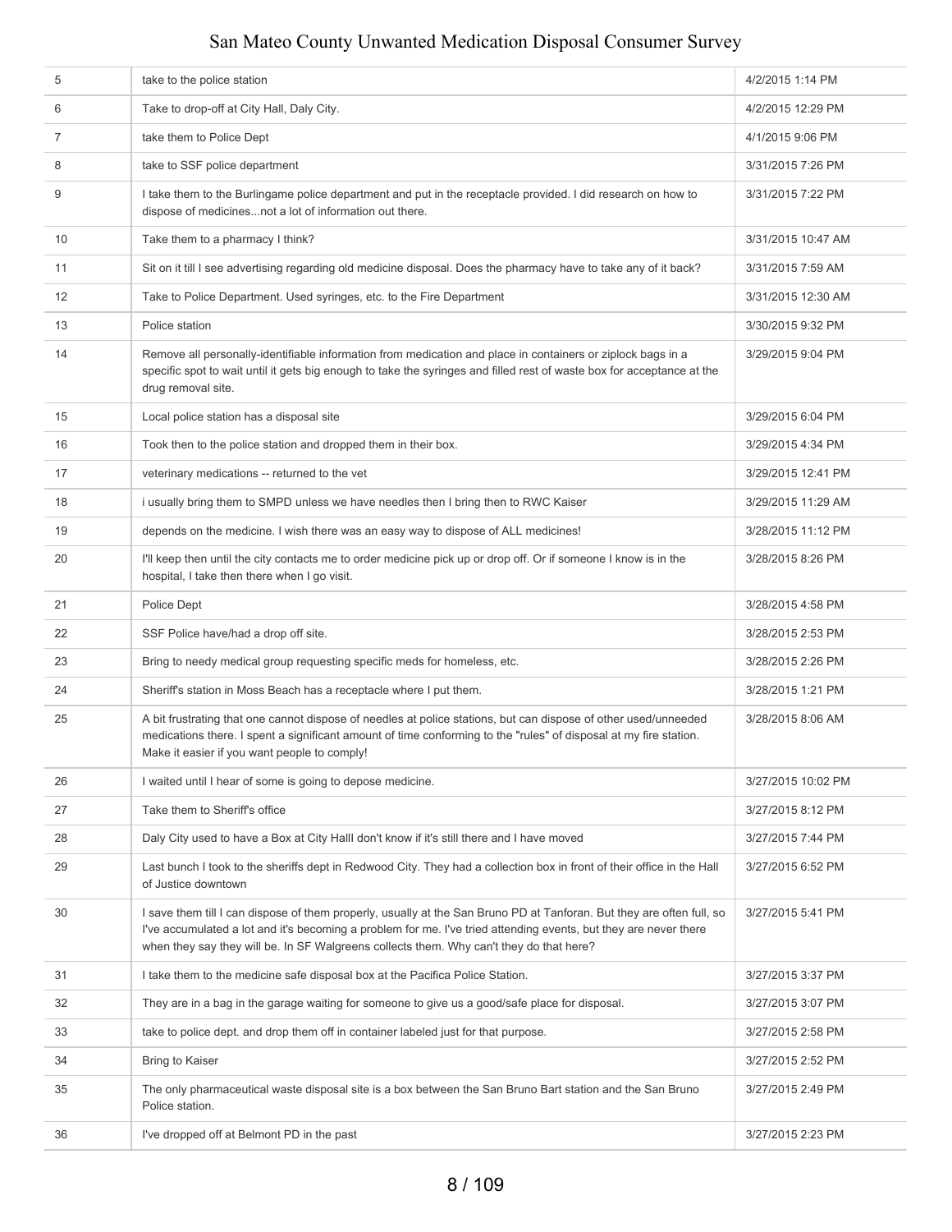| | | |
|---|---|---|
| 5 | take to the police station | 4/2/2015 1:14 PM |
| 6 | Take to drop-off at City Hall, Daly City. | 4/2/2015 12:29 PM |
| 7 | take them to Police Dept | 4/1/2015 9:06 PM |
| 8 | take to SSF police department | 3/31/2015 7:26 PM |
| 9 | I take them to the Burlingame police department and put in the receptacle provided. I did research on how to dispose of medicines...not a lot of information out there. | 3/31/2015 7:22 PM |
| 10 | Take them to a pharmacy I think? | 3/31/2015 10:47 AM |
| 11 | Sit on it till I see advertising regarding old medicine disposal. Does the pharmacy have to take any of it back? | 3/31/2015 7:59 AM |
| 12 | Take to Police Department. Used syringes, etc. to the Fire Department | 3/31/2015 12:30 AM |
| 13 | Police station | 3/30/2015 9:32 PM |
| 14 | Remove all personally-identifiable information from medication and place in containers or ziplock bags in a specific spot to wait until it gets big enough to take the syringes and filled rest of waste box for acceptance at the drug removal site. | 3/29/2015 9:04 PM |
| 15 | Local police station has a disposal site | 3/29/2015 6:04 PM |
| 16 | Took then to the police station and dropped them in their box. | 3/29/2015 4:34 PM |
| 17 | veterinary medications -- returned to the vet | 3/29/2015 12:41 PM |
| 18 | i usually bring them to SMPD unless we have needles then I bring then to RWC Kaiser | 3/29/2015 11:29 AM |
| 19 | depends on the medicine. I wish there was an easy way to dispose of ALL medicines! | 3/28/2015 11:12 PM |
| 20 | I'll keep then until the city contacts me to order medicine pick up or drop off. Or if someone I know is in the hospital, I take then there when I go visit. | 3/28/2015 8:26 PM |
| 21 | Police Dept | 3/28/2015 4:58 PM |
| 22 | SSF Police have/had a drop off site. | 3/28/2015 2:53 PM |
| 23 | Bring to needy medical group requesting specific meds for homeless, etc. | 3/28/2015 2:26 PM |
| 24 | Sheriff's station in Moss Beach has a receptacle where I put them. | 3/28/2015 1:21 PM |
| 25 | A bit frustrating that one cannot dispose of needles at police stations, but can dispose of other used/unneeded medications there. I spent a significant amount of time conforming to the "rules" of disposal at my fire station. Make it easier if you want people to comply! | 3/28/2015 8:06 AM |
| 26 | I waited until I hear of some is going to depose medicine. | 3/27/2015 10:02 PM |
| 27 | Take them to Sheriff's office | 3/27/2015 8:12 PM |
| 28 | Daly City used to have a Box at City Halll don't know if it's still there and I have moved | 3/27/2015 7:44 PM |
| 29 | Last bunch I took to the sheriffs dept in Redwood City. They had a collection box in front of their office in the Hall of Justice downtown | 3/27/2015 6:52 PM |
| 30 | I save them till I can dispose of them properly, usually at the San Bruno PD at Tanforan. But they are often full, so I've accumulated a lot and it's becoming a problem for me. I've tried attending events, but they are never there when they say they will be. In SF Walgreens collects them. Why can't they do that here? | 3/27/2015 5:41 PM |
| 31 | I take them to the medicine safe disposal box at the Pacifica Police Station. | 3/27/2015 3:37 PM |
| 32 | They are in a bag in the garage waiting for someone to give us a good/safe place for disposal. | 3/27/2015 3:07 PM |
| 33 | take to police dept. and drop them off in container labeled just for that purpose. | 3/27/2015 2:58 PM |
| 34 | Bring to Kaiser | 3/27/2015 2:52 PM |
| 35 | The only pharmaceutical waste disposal site is a box between the San Bruno Bart station and the San Bruno Police station. | 3/27/2015 2:49 PM |
| 36 | I've dropped off at Belmont PD in the past | 3/27/2015 2:23 PM |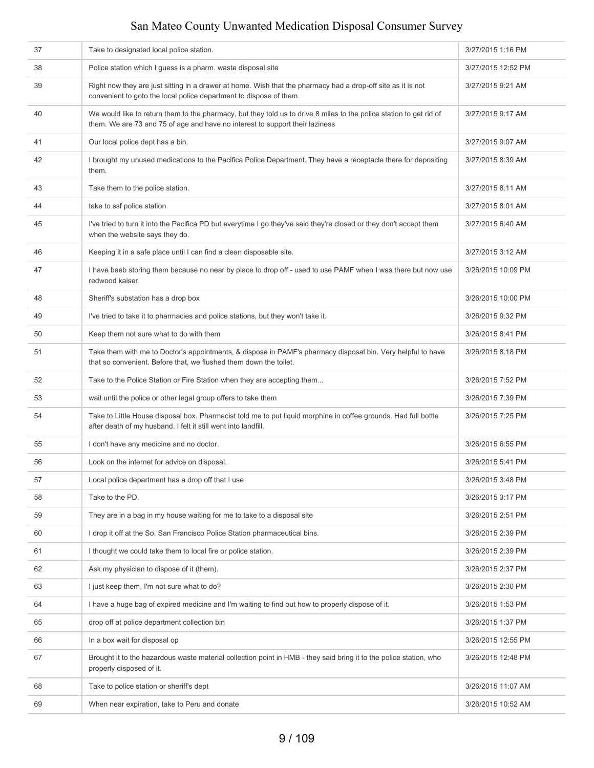| | | |
|---|---|---|
| 37 | Take to designated local police station. | 3/27/2015 1:16 PM |
| 38 | Police station which I guess is a pharm. waste disposal site | 3/27/2015 12:52 PM |
| 39 | Right now they are just sitting in a drawer at home. Wish that the pharmacy had a drop-off site as it is not convenient to goto the local police department to dispose of them. | 3/27/2015 9:21 AM |
| 40 | We would like to return them to the pharmacy, but they told us to drive 8 miles to the police station to get rid of them. We are 73 and 75 of age and have no interest to support their laziness | 3/27/2015 9:17 AM |
| 41 | Our local police dept has a bin. | 3/27/2015 9:07 AM |
| 42 | I brought my unused medications to the Pacifica Police Department. They have a receptacle there for depositing them. | 3/27/2015 8:39 AM |
| 43 | Take them to the police station. | 3/27/2015 8:11 AM |
| 44 | take to ssf police station | 3/27/2015 8:01 AM |
| 45 | I've tried to turn it into the Pacifica PD but everytime I go they've said they're closed or they don't accept them when the website says they do. | 3/27/2015 6:40 AM |
| 46 | Keeping it in a safe place until I can find a clean disposable site. | 3/27/2015 3:12 AM |
| 47 | I have beeb storing them because no near by place to drop off - used to use PAMF when I was there but now use redwood kaiser. | 3/26/2015 10:09 PM |
| 48 | Sheriff's substation has a drop box | 3/26/2015 10:00 PM |
| 49 | I've tried to take it to pharmacies and police stations, but they won't take it. | 3/26/2015 9:32 PM |
| 50 | Keep them not sure what to do with them | 3/26/2015 8:41 PM |
| 51 | Take them with me to Doctor's appointments, & dispose in PAMF's pharmacy disposal bin. Very helpful to have that so convenient. Before that, we flushed them down the toilet. | 3/26/2015 8:18 PM |
| 52 | Take to the Police Station or Fire Station when they are accepting them... | 3/26/2015 7:52 PM |
| 53 | wait until the police or other legal group offers to take them | 3/26/2015 7:39 PM |
| 54 | Take to Little House disposal box. Pharmacist told me to put liquid morphine in coffee grounds. Had full bottle after death of my husband. I felt it still went into landfill. | 3/26/2015 7:25 PM |
| 55 | I don't have any medicine and no doctor. | 3/26/2015 6:55 PM |
| 56 | Look on the internet for advice on disposal. | 3/26/2015 5:41 PM |
| 57 | Local police department has a drop off that I use | 3/26/2015 3:48 PM |
| 58 | Take to the PD. | 3/26/2015 3:17 PM |
| 59 | They are in a bag in my house waiting for me to take to a disposal site | 3/26/2015 2:51 PM |
| 60 | I drop it off at the So. San Francisco Police Station pharmaceutical bins. | 3/26/2015 2:39 PM |
| 61 | I thought we could take them to local fire or police station. | 3/26/2015 2:39 PM |
| 62 | Ask my physician to dispose of it (them). | 3/26/2015 2:37 PM |
| 63 | I just keep them, I'm not sure what to do? | 3/26/2015 2:30 PM |
| 64 | I have a huge bag of expired medicine and I'm waiting to find out how to properly dispose of it. | 3/26/2015 1:53 PM |
| 65 | drop off at police department collection bin | 3/26/2015 1:37 PM |
| 66 | In a box wait for disposal op | 3/26/2015 12:55 PM |
| 67 | Brought it to the hazardous waste material collection point in HMB - they said bring it to the police station, who properly disposed of it. | 3/26/2015 12:48 PM |
| 68 | Take to police station or sheriff's dept | 3/26/2015 11:07 AM |
| 69 | When near expiration, take to Peru and donate | 3/26/2015 10:52 AM |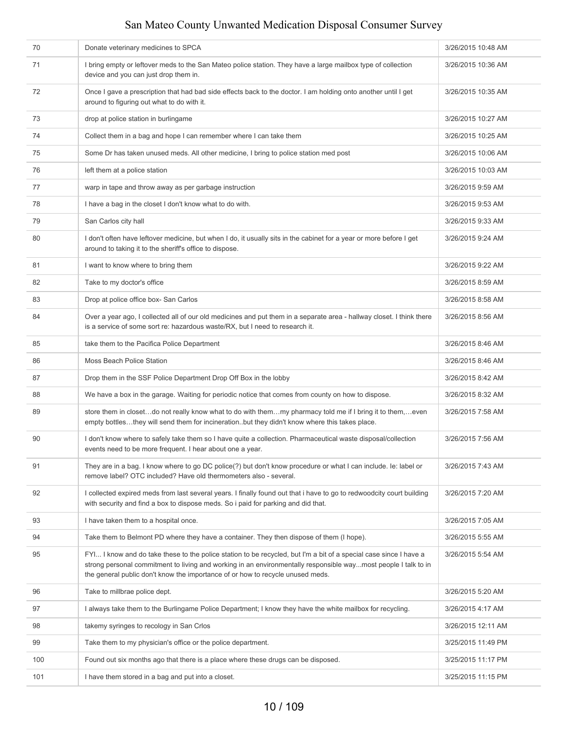| | | |
|---|---|---|
| 70 | Donate veterinary medicines to SPCA | 3/26/2015 10:48 AM |
| 71 | I bring empty or leftover meds to the San Mateo police station. They have a large mailbox type of collection device and you can just drop them in. | 3/26/2015 10:36 AM |
| 72 | Once I gave a prescription that had bad side effects back to the doctor. I am holding onto another until I get around to figuring out what to do with it. | 3/26/2015 10:35 AM |
| 73 | drop at police station in burlingame | 3/26/2015 10:27 AM |
| 74 | Collect them in a bag and hope I can remember where I can take them | 3/26/2015 10:25 AM |
| 75 | Some Dr has taken unused meds. All other medicine, I bring to police station med post | 3/26/2015 10:06 AM |
| 76 | left them at a police station | 3/26/2015 10:03 AM |
| 77 | warp in tape and throw away as per garbage instruction | 3/26/2015 9:59 AM |
| 78 | I have a bag in the closet I don't know what to do with. | 3/26/2015 9:53 AM |
| 79 | San Carlos city hall | 3/26/2015 9:33 AM |
| 80 | I don't often have leftover medicine, but when I do, it usually sits in the cabinet for a year or more before I get around to taking it to the sheriff's office to dispose. | 3/26/2015 9:24 AM |
| 81 | I want to know where to bring them | 3/26/2015 9:22 AM |
| 82 | Take to my doctor's office | 3/26/2015 8:59 AM |
| 83 | Drop at police office box- San Carlos | 3/26/2015 8:58 AM |
| 84 | Over a year ago, I collected all of our old medicines and put them in a separate area - hallway closet. I think there is a service of some sort re: hazardous waste/RX, but I need to research it. | 3/26/2015 8:56 AM |
| 85 | take them to the Pacifica Police Department | 3/26/2015 8:46 AM |
| 86 | Moss Beach Police Station | 3/26/2015 8:46 AM |
| 87 | Drop them in the SSF Police Department Drop Off Box in the lobby | 3/26/2015 8:42 AM |
| 88 | We have a box in the garage. Waiting for periodic notice that comes from county on how to dispose. | 3/26/2015 8:32 AM |
| 89 | store them in closet…do not really know what to do with them…my pharmacy told me if I bring it to them,…even empty bottles…they will send them for incineration..but they didn't know where this takes place. | 3/26/2015 7:58 AM |
| 90 | I don't know where to safely take them so I have quite a collection. Pharmaceutical waste disposal/collection events need to be more frequent. I hear about one a year. | 3/26/2015 7:56 AM |
| 91 | They are in a bag. I know where to go DC police(?) but don't know procedure or what I can include. Ie: label or remove label? OTC included? Have old thermometers also - several. | 3/26/2015 7:43 AM |
| 92 | I collected expired meds from last several years. I finally found out that i have to go to redwoodcity court building with security and find a box to dispose meds. So i paid for parking and did that. | 3/26/2015 7:20 AM |
| 93 | I have taken them to a hospital once. | 3/26/2015 7:05 AM |
| 94 | Take them to Belmont PD where they have a container. They then dispose of them (I hope). | 3/26/2015 5:55 AM |
| 95 | FYI... I know and do take these to the police station to be recycled, but I'm a bit of a special case since I have a strong personal commitment to living and working in an environmentally responsible way...most people I talk to in the general public don't know the importance of or how to recycle unused meds. | 3/26/2015 5:54 AM |
| 96 | Take to millbrae police dept. | 3/26/2015 5:20 AM |
| 97 | I always take them to the Burlingame Police Department; I know they have the white mailbox for recycling. | 3/26/2015 4:17 AM |
| 98 | takemy syringes to recology in San Crlos | 3/26/2015 12:11 AM |
| 99 | Take them to my physician's office or the police department. | 3/25/2015 11:49 PM |
| 100 | Found out six months ago that there is a place where these drugs can be disposed. | 3/25/2015 11:17 PM |
| 101 | I have them stored in a bag and put into a closet. | 3/25/2015 11:15 PM |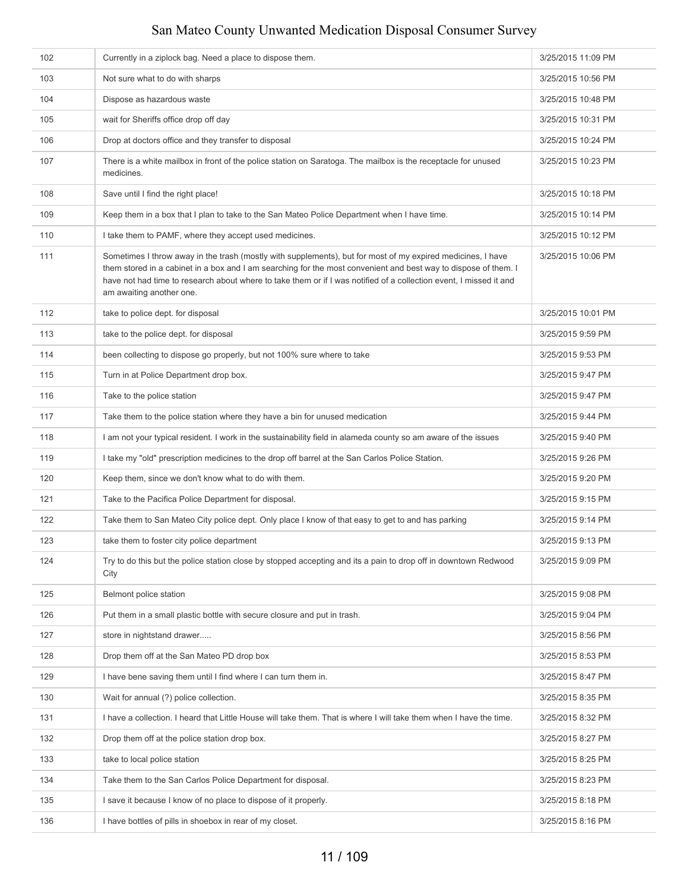| | | |
|---|---|---|
| 102 | Currently in a ziplock bag. Need a place to dispose them. | 3/25/2015 11:09 PM |
| 103 | Not sure what to do with sharps | 3/25/2015 10:56 PM |
| 104 | Dispose as hazardous waste | 3/25/2015 10:48 PM |
| 105 | wait for Sheriffs office drop off day | 3/25/2015 10:31 PM |
| 106 | Drop at doctors office and they transfer to disposal | 3/25/2015 10:24 PM |
| 107 | There is a white mailbox in front of the police station on Saratoga. The mailbox is the receptacle for unused medicines. | 3/25/2015 10:23 PM |
| 108 | Save until I find the right place! | 3/25/2015 10:18 PM |
| 109 | Keep them in a box that I plan to take to the San Mateo Police Department when I have time. | 3/25/2015 10:14 PM |
| 110 | I take them to PAMF, where they accept used medicines. | 3/25/2015 10:12 PM |
| 111 | Sometimes I throw away in the trash (mostly with supplements), but for most of my expired medicines, I have them stored in a cabinet in a box and I am searching for the most convenient and best way to dispose of them. I have not had time to research about where to take them or if I was notified of a collection event, I missed it and am awaiting another one. | 3/25/2015 10:06 PM |
| 112 | take to police dept. for disposal | 3/25/2015 10:01 PM |
| 113 | take to the police dept. for disposal | 3/25/2015 9:59 PM |
| 114 | been collecting to dispose go properly, but not 100% sure where to take | 3/25/2015 9:53 PM |
| 115 | Turn in at Police Department drop box. | 3/25/2015 9:47 PM |
| 116 | Take to the police station | 3/25/2015 9:47 PM |
| 117 | Take them to the police station where they have a bin for unused medication | 3/25/2015 9:44 PM |
| 118 | I am not your typical resident. I work in the sustainability field in alameda county so am aware of the issues | 3/25/2015 9:40 PM |
| 119 | I take my "old" prescription medicines to the drop off barrel at the San Carlos Police Station. | 3/25/2015 9:26 PM |
| 120 | Keep them, since we don't know what to do with them. | 3/25/2015 9:20 PM |
| 121 | Take to the Pacifica Police Department for disposal. | 3/25/2015 9:15 PM |
| 122 | Take them to San Mateo City police dept. Only place I know of that easy to get to and has parking | 3/25/2015 9:14 PM |
| 123 | take them to foster city police department | 3/25/2015 9:13 PM |
| 124 | Try to do this but the police station close by stopped accepting and its a pain to drop off in downtown Redwood City | 3/25/2015 9:09 PM |
| 125 | Belmont police station | 3/25/2015 9:08 PM |
| 126 | Put them in a small plastic bottle with secure closure and put in trash. | 3/25/2015 9:04 PM |
| 127 | store in nightstand drawer..... | 3/25/2015 8:56 PM |
| 128 | Drop them off at the San Mateo PD drop box | 3/25/2015 8:53 PM |
| 129 | I have bene saving them until I find where I can turn them in. | 3/25/2015 8:47 PM |
| 130 | Wait for annual (?) police collection. | 3/25/2015 8:35 PM |
| 131 | I have a collection. I heard that Little House will take them. That is where I will take them when I have the time. | 3/25/2015 8:32 PM |
| 132 | Drop them off at the police station drop box. | 3/25/2015 8:27 PM |
| 133 | take to local police station | 3/25/2015 8:25 PM |
| 134 | Take them to the San Carlos Police Department for disposal. | 3/25/2015 8:23 PM |
| 135 | I save it because I know of no place to dispose of it properly. | 3/25/2015 8:18 PM |
| 136 | I have bottles of pills in shoebox in rear of my closet. | 3/25/2015 8:16 PM |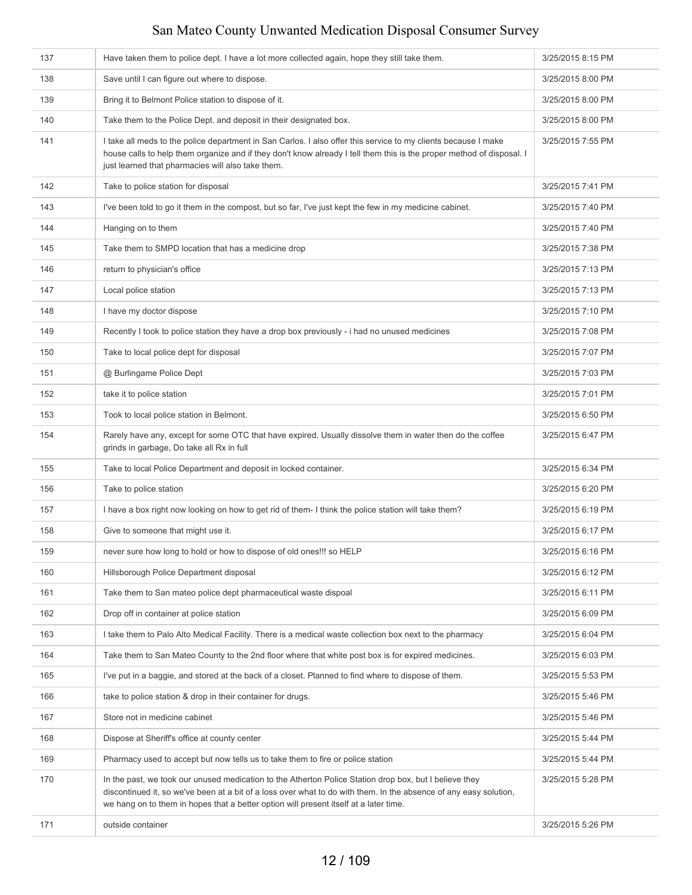| | | |
|---|---|---|
| 137 | Have taken them to police dept. I have a lot more collected again, hope they still take them. | 3/25/2015 8:15 PM |
| 138 | Save until I can figure out where to dispose. | 3/25/2015 8:00 PM |
| 139 | Bring it to Belmont Police station to dispose of it. | 3/25/2015 8:00 PM |
| 140 | Take them to the Police Dept. and deposit in their designated box. | 3/25/2015 8:00 PM |
| 141 | I take all meds to the police department in San Carlos. I also offer this service to my clients because I make house calls to help them organize and if they don't know already I tell them this is the proper method of disposal. I just learned that pharmacies will also take them. | 3/25/2015 7:55 PM |
| 142 | Take to police station for disposal | 3/25/2015 7:41 PM |
| 143 | I've been told to go it them in the compost, but so far, I've just kept the few in my medicine cabinet. | 3/25/2015 7:40 PM |
| 144 | Hanging on to them | 3/25/2015 7:40 PM |
| 145 | Take them to SMPD location that has a medicine drop | 3/25/2015 7:38 PM |
| 146 | return to physician's office | 3/25/2015 7:13 PM |
| 147 | Local police station | 3/25/2015 7:13 PM |
| 148 | I have my doctor dispose | 3/25/2015 7:10 PM |
| 149 | Recently I took to police station they have a drop box previously - i had no unused medicines | 3/25/2015 7:08 PM |
| 150 | Take to local police dept for disposal | 3/25/2015 7:07 PM |
| 151 | @ Burlingame Police Dept | 3/25/2015 7:03 PM |
| 152 | take it to police station | 3/25/2015 7:01 PM |
| 153 | Took to local police station in Belmont. | 3/25/2015 6:50 PM |
| 154 | Rarely have any, except for some OTC that have expired. Usually dissolve them in water then do the coffee grinds in garbage, Do take all Rx in full | 3/25/2015 6:47 PM |
| 155 | Take to local Police Department and deposit in locked container. | 3/25/2015 6:34 PM |
| 156 | Take to police station | 3/25/2015 6:20 PM |
| 157 | I have a box right now looking on how to get rid of them- I think the police station will take them? | 3/25/2015 6:19 PM |
| 158 | Give to someone that might use it. | 3/25/2015 6:17 PM |
| 159 | never sure how long to hold or how to dispose of old ones!!! so HELP | 3/25/2015 6:16 PM |
| 160 | Hillsborough Police Department disposal | 3/25/2015 6:12 PM |
| 161 | Take them to San mateo police dept pharmaceutical waste dispoal | 3/25/2015 6:11 PM |
| 162 | Drop off in container at police station | 3/25/2015 6:09 PM |
| 163 | I take them to Palo Alto Medical Facility. There is a medical waste collection box next to the pharmacy | 3/25/2015 6:04 PM |
| 164 | Take them to San Mateo County to the 2nd floor where that white post box is for expired medicines. | 3/25/2015 6:03 PM |
| 165 | I've put in a baggie, and stored at the back of a closet. Planned to find where to dispose of them. | 3/25/2015 5:53 PM |
| 166 | take to police station & drop in their container for drugs. | 3/25/2015 5:46 PM |
| 167 | Store not in medicine cabinet | 3/25/2015 5:46 PM |
| 168 | Dispose at Sheriff's office at county center | 3/25/2015 5:44 PM |
| 169 | Pharmacy used to accept but now tells us to take them to fire or police station | 3/25/2015 5:44 PM |
| 170 | In the past, we took our unused medication to the Atherton Police Station drop box, but I believe they discontinued it, so we've been at a bit of a loss over what to do with them. In the absence of any easy solution, we hang on to them in hopes that a better option will present itself at a later time. | 3/25/2015 5:28 PM |
| 171 | outside container | 3/25/2015 5:26 PM |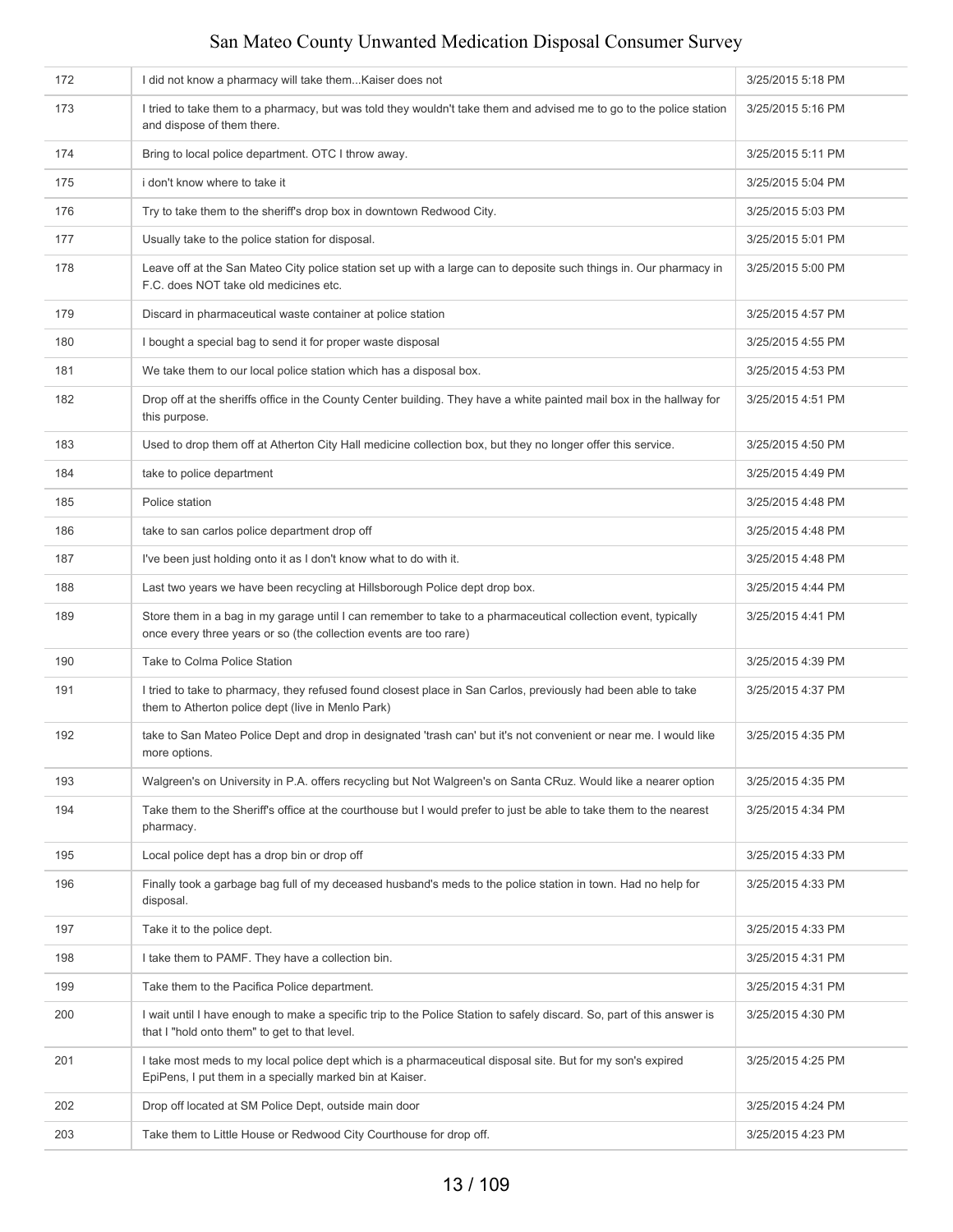| | | |
|---|---|---|
| 172 | I did not know a pharmacy will take them...Kaiser does not | 3/25/2015 5:18 PM |
| 173 | I tried to take them to a pharmacy, but was told they wouldn't take them and advised me to go to the police station and dispose of them there. | 3/25/2015 5:16 PM |
| 174 | Bring to local police department. OTC I throw away. | 3/25/2015 5:11 PM |
| 175 | i don't know where to take it | 3/25/2015 5:04 PM |
| 176 | Try to take them to the sheriff's drop box in downtown Redwood City. | 3/25/2015 5:03 PM |
| 177 | Usually take to the police station for disposal. | 3/25/2015 5:01 PM |
| 178 | Leave off at the San Mateo City police station set up with a large can to deposite such things in. Our pharmacy in F.C. does NOT take old medicines etc. | 3/25/2015 5:00 PM |
| 179 | Discard in pharmaceutical waste container at police station | 3/25/2015 4:57 PM |
| 180 | I bought a special bag to send it for proper waste disposal | 3/25/2015 4:55 PM |
| 181 | We take them to our local police station which has a disposal box. | 3/25/2015 4:53 PM |
| 182 | Drop off at the sheriffs office in the County Center building. They have a white painted mail box in the hallway for this purpose. | 3/25/2015 4:51 PM |
| 183 | Used to drop them off at Atherton City Hall medicine collection box, but they no longer offer this service. | 3/25/2015 4:50 PM |
| 184 | take to police department | 3/25/2015 4:49 PM |
| 185 | Police station | 3/25/2015 4:48 PM |
| 186 | take to san carlos police department drop off | 3/25/2015 4:48 PM |
| 187 | I've been just holding onto it as I don't know what to do with it. | 3/25/2015 4:48 PM |
| 188 | Last two years we have been recycling at Hillsborough Police dept drop box. | 3/25/2015 4:44 PM |
| 189 | Store them in a bag in my garage until I can remember to take to a pharmaceutical collection event, typically once every three years or so (the collection events are too rare) | 3/25/2015 4:41 PM |
| 190 | Take to Colma Police Station | 3/25/2015 4:39 PM |
| 191 | I tried to take to pharmacy, they refused found closest place in San Carlos, previously had been able to take them to Atherton police dept (live in Menlo Park) | 3/25/2015 4:37 PM |
| 192 | take to San Mateo Police Dept and drop in designated 'trash can' but it's not convenient or near me. I would like more options. | 3/25/2015 4:35 PM |
| 193 | Walgreen's on University in P.A. offers recycling but Not Walgreen's on Santa CRuz. Would like a nearer option | 3/25/2015 4:35 PM |
| 194 | Take them to the Sheriff's office at the courthouse but I would prefer to just be able to take them to the nearest pharmacy. | 3/25/2015 4:34 PM |
| 195 | Local police dept has a drop bin or drop off | 3/25/2015 4:33 PM |
| 196 | Finally took a garbage bag full of my deceased husband's meds to the police station in town. Had no help for disposal. | 3/25/2015 4:33 PM |
| 197 | Take it to the police dept. | 3/25/2015 4:33 PM |
| 198 | I take them to PAMF. They have a collection bin. | 3/25/2015 4:31 PM |
| 199 | Take them to the Pacifica Police department. | 3/25/2015 4:31 PM |
| 200 | I wait until I have enough to make a specific trip to the Police Station to safely discard. So, part of this answer is that I "hold onto them" to get to that level. | 3/25/2015 4:30 PM |
| 201 | I take most meds to my local police dept which is a pharmaceutical disposal site. But for my son's expired EpiPens, I put them in a specially marked bin at Kaiser. | 3/25/2015 4:25 PM |
| 202 | Drop off located at SM Police Dept, outside main door | 3/25/2015 4:24 PM |
| 203 | Take them to Little House or Redwood City Courthouse for drop off. | 3/25/2015 4:23 PM |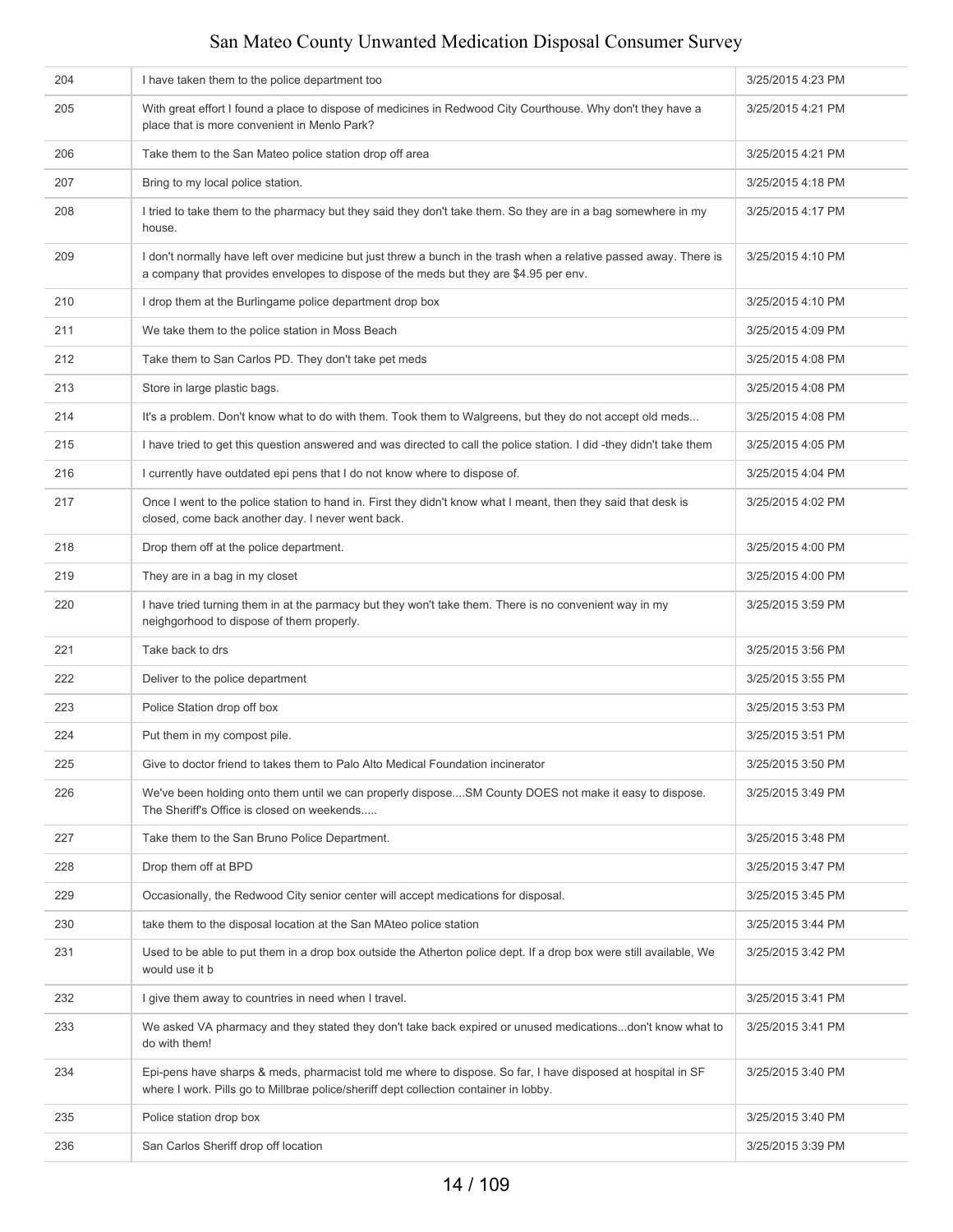| | | |
|---|---|---|
| 204 | I have taken them to the police department too | 3/25/2015 4:23 PM |
| 205 | With great effort I found a place to dispose of medicines in Redwood City Courthouse. Why don't they have a place that is more convenient in Menlo Park? | 3/25/2015 4:21 PM |
| 206 | Take them to the San Mateo police station drop off area | 3/25/2015 4:21 PM |
| 207 | Bring to my local police station. | 3/25/2015 4:18 PM |
| 208 | I tried to take them to the pharmacy but they said they don't take them. So they are in a bag somewhere in my house. | 3/25/2015 4:17 PM |
| 209 | I don't normally have left over medicine but just threw a bunch in the trash when a relative passed away. There is a company that provides envelopes to dispose of the meds but they are $4.95 per env. | 3/25/2015 4:10 PM |
| 210 | I drop them at the Burlingame police department drop box | 3/25/2015 4:10 PM |
| 211 | We take them to the police station in Moss Beach | 3/25/2015 4:09 PM |
| 212 | Take them to San Carlos PD. They don't take pet meds | 3/25/2015 4:08 PM |
| 213 | Store in large plastic bags. | 3/25/2015 4:08 PM |
| 214 | It's a problem. Don't know what to do with them. Took them to Walgreens, but they do not accept old meds... | 3/25/2015 4:08 PM |
| 215 | I have tried to get this question answered and was directed to call the police station. I did -they didn't take them | 3/25/2015 4:05 PM |
| 216 | I currently have outdated epi pens that I do not know where to dispose of. | 3/25/2015 4:04 PM |
| 217 | Once I went to the police station to hand in. First they didn't know what I meant, then they said that desk is closed, come back another day. I never went back. | 3/25/2015 4:02 PM |
| 218 | Drop them off at the police department. | 3/25/2015 4:00 PM |
| 219 | They are in a bag in my closet | 3/25/2015 4:00 PM |
| 220 | I have tried turning them in at the parmacy but they won't take them. There is no convenient way in my neighgorhood to dispose of them properly. | 3/25/2015 3:59 PM |
| 221 | Take back to drs | 3/25/2015 3:56 PM |
| 222 | Deliver to the police department | 3/25/2015 3:55 PM |
| 223 | Police Station drop off box | 3/25/2015 3:53 PM |
| 224 | Put them in my compost pile. | 3/25/2015 3:51 PM |
| 225 | Give to doctor friend to takes them to Palo Alto Medical Foundation incinerator | 3/25/2015 3:50 PM |
| 226 | We've been holding onto them until we can properly dispose....SM County DOES not make it easy to dispose. The Sheriff's Office is closed on weekends..... | 3/25/2015 3:49 PM |
| 227 | Take them to the San Bruno Police Department. | 3/25/2015 3:48 PM |
| 228 | Drop them off at BPD | 3/25/2015 3:47 PM |
| 229 | Occasionally, the Redwood City senior center will accept medications for disposal. | 3/25/2015 3:45 PM |
| 230 | take them to the disposal location at the San MAteo police station | 3/25/2015 3:44 PM |
| 231 | Used to be able to put them in a drop box outside the Atherton police dept. If a drop box were still available, We would use it b | 3/25/2015 3:42 PM |
| 232 | I give them away to countries in need when I travel. | 3/25/2015 3:41 PM |
| 233 | We asked VA pharmacy and they stated they don't take back expired or unused medications...don't know what to do with them! | 3/25/2015 3:41 PM |
| 234 | Epi-pens have sharps & meds, pharmacist told me where to dispose. So far, I have disposed at hospital in SF where I work. Pills go to Millbrae police/sheriff dept collection container in lobby. | 3/25/2015 3:40 PM |
| 235 | Police station drop box | 3/25/2015 3:40 PM |
| 236 | San Carlos Sheriff drop off location | 3/25/2015 3:39 PM |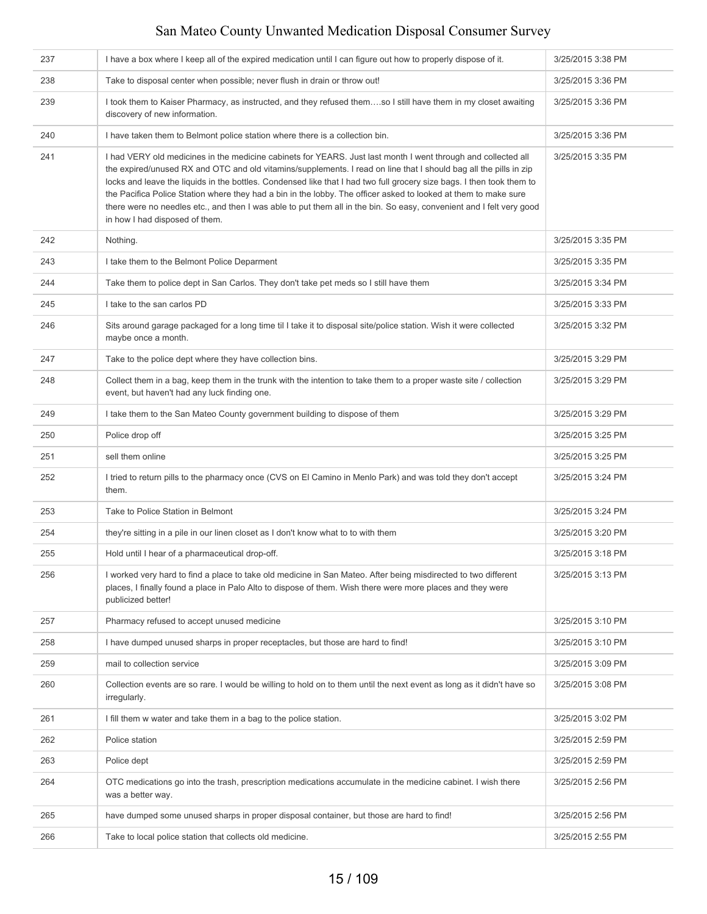| | | |
|---|---|---|
| 237 | I have a box where I keep all of the expired medication until I can figure out how to properly dispose of it. | 3/25/2015 3:38 PM |
| 238 | Take to disposal center when possible; never flush in drain or throw out! | 3/25/2015 3:36 PM |
| 239 | I took them to Kaiser Pharmacy, as instructed, and they refused them….so I still have them in my closet awaiting discovery of new information. | 3/25/2015 3:36 PM |
| 240 | I have taken them to Belmont police station where there is a collection bin. | 3/25/2015 3:36 PM |
| 241 | I had VERY old medicines in the medicine cabinets for YEARS. Just last month I went through and collected all the expired/unused RX and OTC and old vitamins/supplements. I read on line that I should bag all the pills in zip locks and leave the liquids in the bottles. Condensed like that I had two full grocery size bags. I then took them to the Pacifica Police Station where they had a bin in the lobby. The officer asked to looked at them to make sure there were no needles etc., and then I was able to put them all in the bin. So easy, convenient and I felt very good in how I had disposed of them. | 3/25/2015 3:35 PM |
| 242 | Nothing. | 3/25/2015 3:35 PM |
| 243 | I take them to the Belmont Police Deparment | 3/25/2015 3:35 PM |
| 244 | Take them to police dept in San Carlos. They don't take pet meds so I still have them | 3/25/2015 3:34 PM |
| 245 | I take to the san carlos PD | 3/25/2015 3:33 PM |
| 246 | Sits around garage packaged for a long time til I take it to disposal site/police station. Wish it were collected maybe once a month. | 3/25/2015 3:32 PM |
| 247 | Take to the police dept where they have collection bins. | 3/25/2015 3:29 PM |
| 248 | Collect them in a bag, keep them in the trunk with the intention to take them to a proper waste site / collection event, but haven't had any luck finding one. | 3/25/2015 3:29 PM |
| 249 | I take them to the San Mateo County government building to dispose of them | 3/25/2015 3:29 PM |
| 250 | Police drop off | 3/25/2015 3:25 PM |
| 251 | sell them online | 3/25/2015 3:25 PM |
| 252 | I tried to return pills to the pharmacy once (CVS on El Camino in Menlo Park) and was told they don't accept them. | 3/25/2015 3:24 PM |
| 253 | Take to Police Station in Belmont | 3/25/2015 3:24 PM |
| 254 | they're sitting in a pile in our linen closet as I don't know what to to with them | 3/25/2015 3:20 PM |
| 255 | Hold until I hear of a pharmaceutical drop-off. | 3/25/2015 3:18 PM |
| 256 | I worked very hard to find a place to take old medicine in San Mateo. After being misdirected to two different places, I finally found a place in Palo Alto to dispose of them. Wish there were more places and they were publicized better! | 3/25/2015 3:13 PM |
| 257 | Pharmacy refused to accept unused medicine | 3/25/2015 3:10 PM |
| 258 | I have dumped unused sharps in proper receptacles, but those are hard to find! | 3/25/2015 3:10 PM |
| 259 | mail to collection service | 3/25/2015 3:09 PM |
| 260 | Collection events are so rare. I would be willing to hold on to them until the next event as long as it didn't have so irregularly. | 3/25/2015 3:08 PM |
| 261 | I fill them w water and take them in a bag to the police station. | 3/25/2015 3:02 PM |
| 262 | Police station | 3/25/2015 2:59 PM |
| 263 | Police dept | 3/25/2015 2:59 PM |
| 264 | OTC medications go into the trash, prescription medications accumulate in the medicine cabinet. I wish there was a better way. | 3/25/2015 2:56 PM |
| 265 | have dumped some unused sharps in proper disposal container, but those are hard to find! | 3/25/2015 2:56 PM |
| 266 | Take to local police station that collects old medicine. | 3/25/2015 2:55 PM |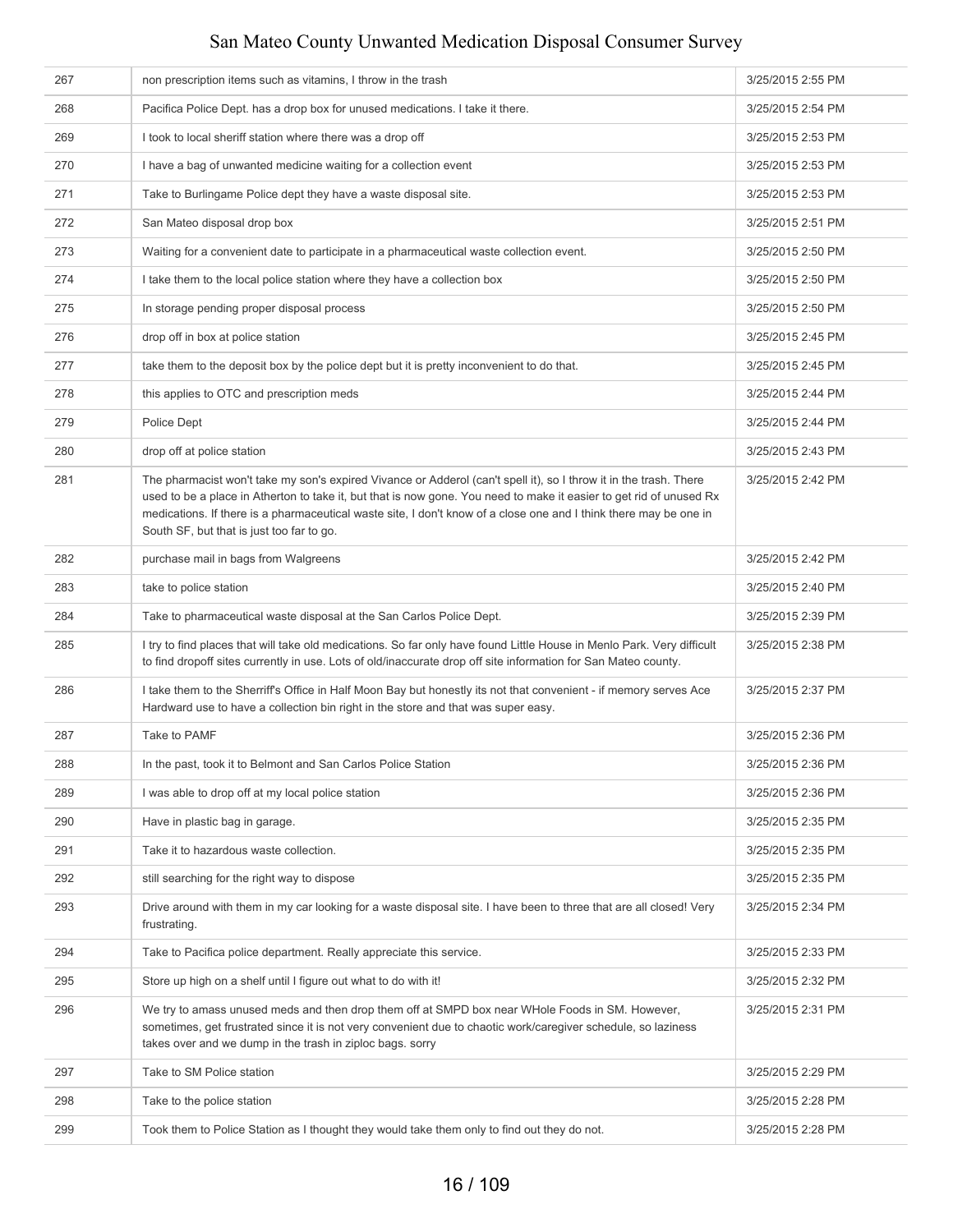| | | |
|---|---|---|
| 267 | non prescription items such as vitamins, I throw in the trash | 3/25/2015 2:55 PM |
| 268 | Pacifica Police Dept. has a drop box for unused medications. I take it there. | 3/25/2015 2:54 PM |
| 269 | I took to local sheriff station where there was a drop off | 3/25/2015 2:53 PM |
| 270 | I have a bag of unwanted medicine waiting for a collection event | 3/25/2015 2:53 PM |
| 271 | Take to Burlingame Police dept they have a waste disposal site. | 3/25/2015 2:53 PM |
| 272 | San Mateo disposal drop box | 3/25/2015 2:51 PM |
| 273 | Waiting for a convenient date to participate in a pharmaceutical waste collection event. | 3/25/2015 2:50 PM |
| 274 | I take them to the local police station where they have a collection box | 3/25/2015 2:50 PM |
| 275 | In storage pending proper disposal process | 3/25/2015 2:50 PM |
| 276 | drop off in box at police station | 3/25/2015 2:45 PM |
| 277 | take them to the deposit box by the police dept but it is pretty inconvenient to do that. | 3/25/2015 2:45 PM |
| 278 | this applies to OTC and prescription meds | 3/25/2015 2:44 PM |
| 279 | Police Dept | 3/25/2015 2:44 PM |
| 280 | drop off at police station | 3/25/2015 2:43 PM |
| 281 | The pharmacist won't take my son's expired Vivance or Adderol (can't spell it), so I throw it in the trash. There used to be a place in Atherton to take it, but that is now gone. You need to make it easier to get rid of unused Rx medications. If there is a pharmaceutical waste site, I don't know of a close one and I think there may be one in South SF, but that is just too far to go. | 3/25/2015 2:42 PM |
| 282 | purchase mail in bags from Walgreens | 3/25/2015 2:42 PM |
| 283 | take to police station | 3/25/2015 2:40 PM |
| 284 | Take to pharmaceutical waste disposal at the San Carlos Police Dept. | 3/25/2015 2:39 PM |
| 285 | I try to find places that will take old medications. So far only have found Little House in Menlo Park. Very difficult to find dropoff sites currently in use. Lots of old/inaccurate drop off site information for San Mateo county. | 3/25/2015 2:38 PM |
| 286 | I take them to the Sherriff's Office in Half Moon Bay but honestly its not that convenient - if memory serves Ace Hardward use to have a collection bin right in the store and that was super easy. | 3/25/2015 2:37 PM |
| 287 | Take to PAMF | 3/25/2015 2:36 PM |
| 288 | In the past, took it to Belmont and San Carlos Police Station | 3/25/2015 2:36 PM |
| 289 | I was able to drop off at my local police station | 3/25/2015 2:36 PM |
| 290 | Have in plastic bag in garage. | 3/25/2015 2:35 PM |
| 291 | Take it to hazardous waste collection. | 3/25/2015 2:35 PM |
| 292 | still searching for the right way to dispose | 3/25/2015 2:35 PM |
| 293 | Drive around with them in my car looking for a waste disposal site. I have been to three that are all closed! Very frustrating. | 3/25/2015 2:34 PM |
| 294 | Take to Pacifica police department. Really appreciate this service. | 3/25/2015 2:33 PM |
| 295 | Store up high on a shelf until I figure out what to do with it! | 3/25/2015 2:32 PM |
| 296 | We try to amass unused meds and then drop them off at SMPD box near WHole Foods in SM. However, sometimes, get frustrated since it is not very convenient due to chaotic work/caregiver schedule, so laziness takes over and we dump in the trash in ziploc bags. sorry | 3/25/2015 2:31 PM |
| 297 | Take to SM Police station | 3/25/2015 2:29 PM |
| 298 | Take to the police station | 3/25/2015 2:28 PM |
| 299 | Took them to Police Station as I thought they would take them only to find out they do not. | 3/25/2015 2:28 PM |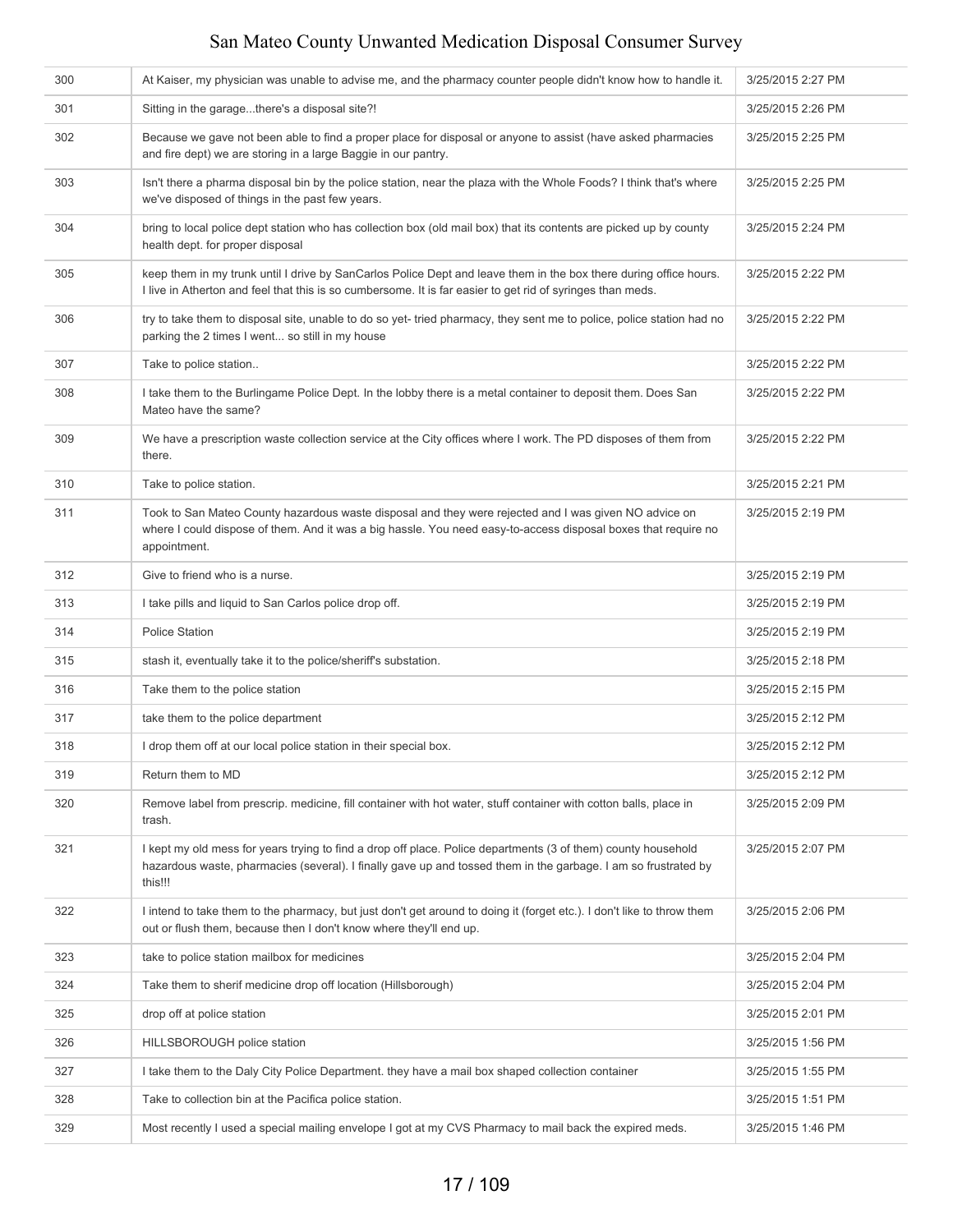| | | |
|---|---|---|
| 300 | At Kaiser, my physician was unable to advise me, and the pharmacy counter people didn't know how to handle it. | 3/25/2015 2:27 PM |
| 301 | Sitting in the garage...there's a disposal site?! | 3/25/2015 2:26 PM |
| 302 | Because we gave not been able to find a proper place for disposal or anyone to assist (have asked pharmacies and fire dept) we are storing in a large Baggie in our pantry. | 3/25/2015 2:25 PM |
| 303 | Isn't there a pharma disposal bin by the police station, near the plaza with the Whole Foods? I think that's where we've disposed of things in the past few years. | 3/25/2015 2:25 PM |
| 304 | bring to local police dept station who has collection box (old mail box) that its contents are picked up by county health dept. for proper disposal | 3/25/2015 2:24 PM |
| 305 | keep them in my trunk until I drive by SanCarlos Police Dept and leave them in the box there during office hours. I live in Atherton and feel that this is so cumbersome. It is far easier to get rid of syringes than meds. | 3/25/2015 2:22 PM |
| 306 | try to take them to disposal site, unable to do so yet- tried pharmacy, they sent me to police, police station had no parking the 2 times I went... so still in my house | 3/25/2015 2:22 PM |
| 307 | Take to police station.. | 3/25/2015 2:22 PM |
| 308 | I take them to the Burlingame Police Dept. In the lobby there is a metal container to deposit them. Does San Mateo have the same? | 3/25/2015 2:22 PM |
| 309 | We have a prescription waste collection service at the City offices where I work. The PD disposes of them from there. | 3/25/2015 2:22 PM |
| 310 | Take to police station. | 3/25/2015 2:21 PM |
| 311 | Took to San Mateo County hazardous waste disposal and they were rejected and I was given NO advice on where I could dispose of them. And it was a big hassle. You need easy-to-access disposal boxes that require no appointment. | 3/25/2015 2:19 PM |
| 312 | Give to friend who is a nurse. | 3/25/2015 2:19 PM |
| 313 | I take pills and liquid to San Carlos police drop off. | 3/25/2015 2:19 PM |
| 314 | Police Station | 3/25/2015 2:19 PM |
| 315 | stash it, eventually take it to the police/sheriff's substation. | 3/25/2015 2:18 PM |
| 316 | Take them to the police station | 3/25/2015 2:15 PM |
| 317 | take them to the police department | 3/25/2015 2:12 PM |
| 318 | I drop them off at our local police station in their special box. | 3/25/2015 2:12 PM |
| 319 | Return them to MD | 3/25/2015 2:12 PM |
| 320 | Remove label from prescrip. medicine, fill container with hot water, stuff container with cotton balls, place in trash. | 3/25/2015 2:09 PM |
| 321 | I kept my old mess for years trying to find a drop off place. Police departments (3 of them) county household hazardous waste, pharmacies (several). I finally gave up and tossed them in the garbage. I am so frustrated by this!!! | 3/25/2015 2:07 PM |
| 322 | I intend to take them to the pharmacy, but just don't get around to doing it (forget etc.). I don't like to throw them out or flush them, because then I don't know where they'll end up. | 3/25/2015 2:06 PM |
| 323 | take to police station mailbox for medicines | 3/25/2015 2:04 PM |
| 324 | Take them to sherif medicine drop off location (Hillsborough) | 3/25/2015 2:04 PM |
| 325 | drop off at police station | 3/25/2015 2:01 PM |
| 326 | HILLSBOROUGH police station | 3/25/2015 1:56 PM |
| 327 | I take them to the Daly City Police Department. they have a mail box shaped collection container | 3/25/2015 1:55 PM |
| 328 | Take to collection bin at the Pacifica police station. | 3/25/2015 1:51 PM |
| 329 | Most recently I used a special mailing envelope I got at my CVS Pharmacy to mail back the expired meds. | 3/25/2015 1:46 PM |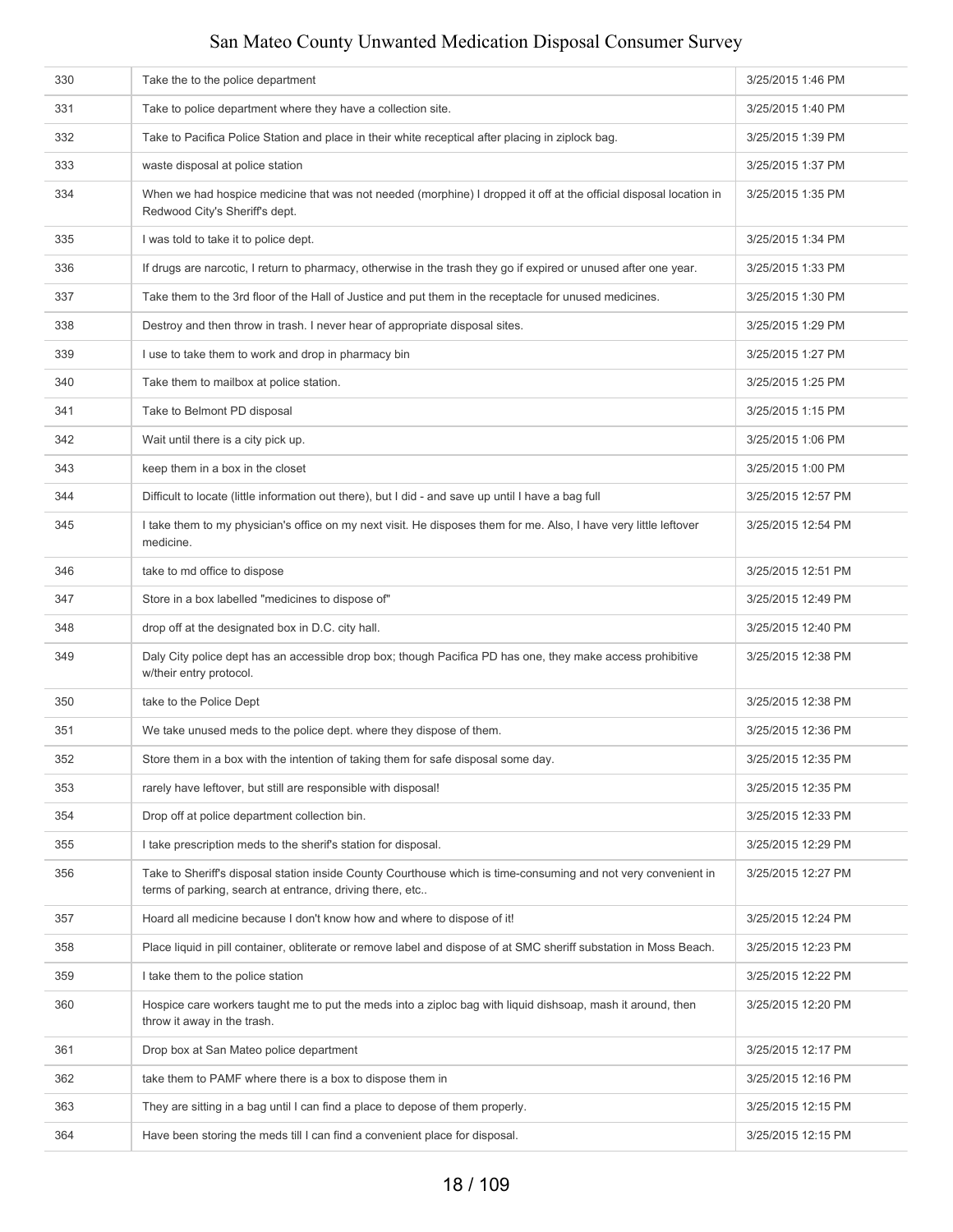| | | |
|---|---|---|
| 330 | Take the to the police department | 3/25/2015 1:46 PM |
| 331 | Take to police department where they have a collection site. | 3/25/2015 1:40 PM |
| 332 | Take to Pacifica Police Station and place in their white receptical after placing in ziplock bag. | 3/25/2015 1:39 PM |
| 333 | waste disposal at police station | 3/25/2015 1:37 PM |
| 334 | When we had hospice medicine that was not needed (morphine) I dropped it off at the official disposal location in Redwood City's Sheriff's dept. | 3/25/2015 1:35 PM |
| 335 | I was told to take it to police dept. | 3/25/2015 1:34 PM |
| 336 | If drugs are narcotic, I return to pharmacy, otherwise in the trash they go if expired or unused after one year. | 3/25/2015 1:33 PM |
| 337 | Take them to the 3rd floor of the Hall of Justice and put them in the receptacle for unused medicines. | 3/25/2015 1:30 PM |
| 338 | Destroy and then throw in trash. I never hear of appropriate disposal sites. | 3/25/2015 1:29 PM |
| 339 | I use to take them to work and drop in pharmacy bin | 3/25/2015 1:27 PM |
| 340 | Take them to mailbox at police station. | 3/25/2015 1:25 PM |
| 341 | Take to Belmont PD disposal | 3/25/2015 1:15 PM |
| 342 | Wait until there is a city pick up. | 3/25/2015 1:06 PM |
| 343 | keep them in a box in the closet | 3/25/2015 1:00 PM |
| 344 | Difficult to locate (little information out there), but I did - and save up until I have a bag full | 3/25/2015 12:57 PM |
| 345 | I take them to my physician's office on my next visit. He disposes them for me. Also, I have very little leftover medicine. | 3/25/2015 12:54 PM |
| 346 | take to md office to dispose | 3/25/2015 12:51 PM |
| 347 | Store in a box labelled "medicines to dispose of" | 3/25/2015 12:49 PM |
| 348 | drop off at the designated box in D.C. city hall. | 3/25/2015 12:40 PM |
| 349 | Daly City police dept has an accessible drop box; though Pacifica PD has one, they make access prohibitive w/their entry protocol. | 3/25/2015 12:38 PM |
| 350 | take to the Police Dept | 3/25/2015 12:38 PM |
| 351 | We take unused meds to the police dept. where they dispose of them. | 3/25/2015 12:36 PM |
| 352 | Store them in a box with the intention of taking them for safe disposal some day. | 3/25/2015 12:35 PM |
| 353 | rarely have leftover, but still are responsible with disposal! | 3/25/2015 12:35 PM |
| 354 | Drop off at police department collection bin. | 3/25/2015 12:33 PM |
| 355 | I take prescription meds to the sherif's station for disposal. | 3/25/2015 12:29 PM |
| 356 | Take to Sheriff's disposal station inside County Courthouse which is time-consuming and not very convenient in terms of parking, search at entrance, driving there, etc.. | 3/25/2015 12:27 PM |
| 357 | Hoard all medicine because I don't know how and where to dispose of it! | 3/25/2015 12:24 PM |
| 358 | Place liquid in pill container, obliterate or remove label and dispose of at SMC sheriff substation in Moss Beach. | 3/25/2015 12:23 PM |
| 359 | I take them to the police station | 3/25/2015 12:22 PM |
| 360 | Hospice care workers taught me to put the meds into a ziploc bag with liquid dishsoap, mash it around, then throw it away in the trash. | 3/25/2015 12:20 PM |
| 361 | Drop box at San Mateo police department | 3/25/2015 12:17 PM |
| 362 | take them to PAMF where there is a box to dispose them in | 3/25/2015 12:16 PM |
| 363 | They are sitting in a bag until I can find a place to depose of them properly. | 3/25/2015 12:15 PM |
| 364 | Have been storing the meds till I can find a convenient place for disposal. | 3/25/2015 12:15 PM |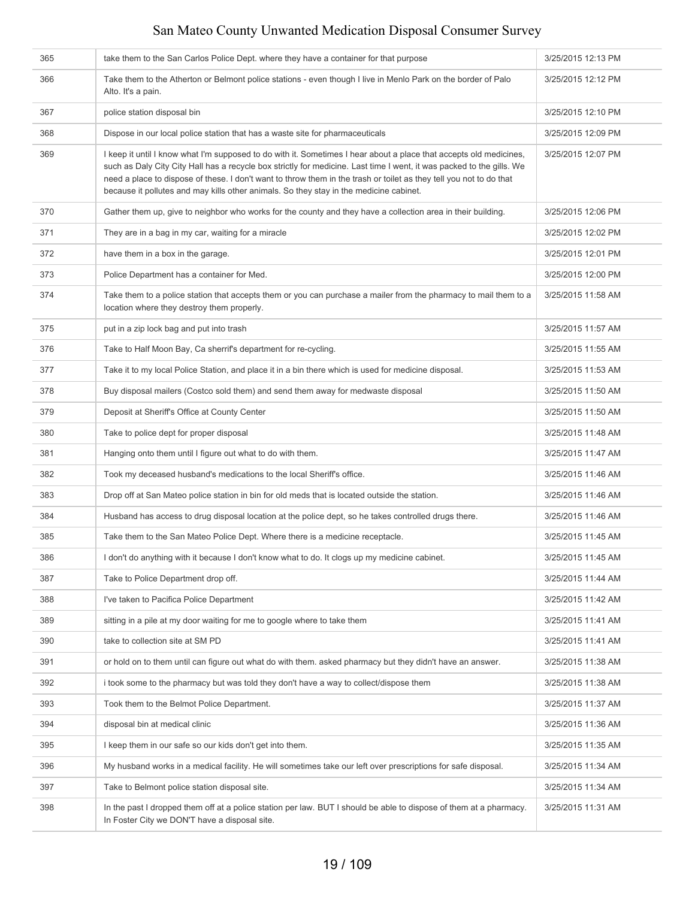| | | |
|---|---|---|
| 365 | take them to the San Carlos Police Dept. where they have a container for that purpose | 3/25/2015 12:13 PM |
| 366 | Take them to the Atherton or Belmont police stations - even though I live in Menlo Park on the border of Palo Alto. It's a pain. | 3/25/2015 12:12 PM |
| 367 | police station disposal bin | 3/25/2015 12:10 PM |
| 368 | Dispose in our local police station that has a waste site for pharmaceuticals | 3/25/2015 12:09 PM |
| 369 | I keep it until I know what I'm supposed to do with it. Sometimes I hear about a place that accepts old medicines, such as Daly City City Hall has a recycle box strictly for medicine. Last time I went, it was packed to the gills. We need a place to dispose of these. I don't want to throw them in the trash or toilet as they tell you not to do that because it pollutes and may kills other animals. So they stay in the medicine cabinet. | 3/25/2015 12:07 PM |
| 370 | Gather them up, give to neighbor who works for the county and they have a collection area in their building. | 3/25/2015 12:06 PM |
| 371 | They are in a bag in my car, waiting for a miracle | 3/25/2015 12:02 PM |
| 372 | have them in a box in the garage. | 3/25/2015 12:01 PM |
| 373 | Police Department has a container for Med. | 3/25/2015 12:00 PM |
| 374 | Take them to a police station that accepts them or you can purchase a mailer from the pharmacy to mail them to a location where they destroy them properly. | 3/25/2015 11:58 AM |
| 375 | put in a zip lock bag and put into trash | 3/25/2015 11:57 AM |
| 376 | Take to Half Moon Bay, Ca sherrif's department for re-cycling. | 3/25/2015 11:55 AM |
| 377 | Take it to my local Police Station, and place it in a bin there which is used for medicine disposal. | 3/25/2015 11:53 AM |
| 378 | Buy disposal mailers (Costco sold them) and send them away for medwaste disposal | 3/25/2015 11:50 AM |
| 379 | Deposit at Sheriff's Office at County Center | 3/25/2015 11:50 AM |
| 380 | Take to police dept for proper disposal | 3/25/2015 11:48 AM |
| 381 | Hanging onto them until I figure out what to do with them. | 3/25/2015 11:47 AM |
| 382 | Took my deceased husband's medications to the local Sheriff's office. | 3/25/2015 11:46 AM |
| 383 | Drop off at San Mateo police station in bin for old meds that is located outside the station. | 3/25/2015 11:46 AM |
| 384 | Husband has access to drug disposal location at the police dept, so he takes controlled drugs there. | 3/25/2015 11:46 AM |
| 385 | Take them to the San Mateo Police Dept. Where there is a medicine receptacle. | 3/25/2015 11:45 AM |
| 386 | I don't do anything with it because I don't know what to do. It clogs up my medicine cabinet. | 3/25/2015 11:45 AM |
| 387 | Take to Police Department drop off. | 3/25/2015 11:44 AM |
| 388 | I've taken to Pacifica Police Department | 3/25/2015 11:42 AM |
| 389 | sitting in a pile at my door waiting for me to google where to take them | 3/25/2015 11:41 AM |
| 390 | take to collection site at SM PD | 3/25/2015 11:41 AM |
| 391 | or hold on to them until can figure out what do with them. asked pharmacy but they didn't have an answer. | 3/25/2015 11:38 AM |
| 392 | i took some to the pharmacy but was told they don't have a way to collect/dispose them | 3/25/2015 11:38 AM |
| 393 | Took them to the Belmot Police Department. | 3/25/2015 11:37 AM |
| 394 | disposal bin at medical clinic | 3/25/2015 11:36 AM |
| 395 | I keep them in our safe so our kids don't get into them. | 3/25/2015 11:35 AM |
| 396 | My husband works in a medical facility. He will sometimes take our left over prescriptions for safe disposal. | 3/25/2015 11:34 AM |
| 397 | Take to Belmont police station disposal site. | 3/25/2015 11:34 AM |
| 398 | In the past I dropped them off at a police station per law. BUT I should be able to dispose of them at a pharmacy. In Foster City we DON'T have a disposal site. | 3/25/2015 11:31 AM |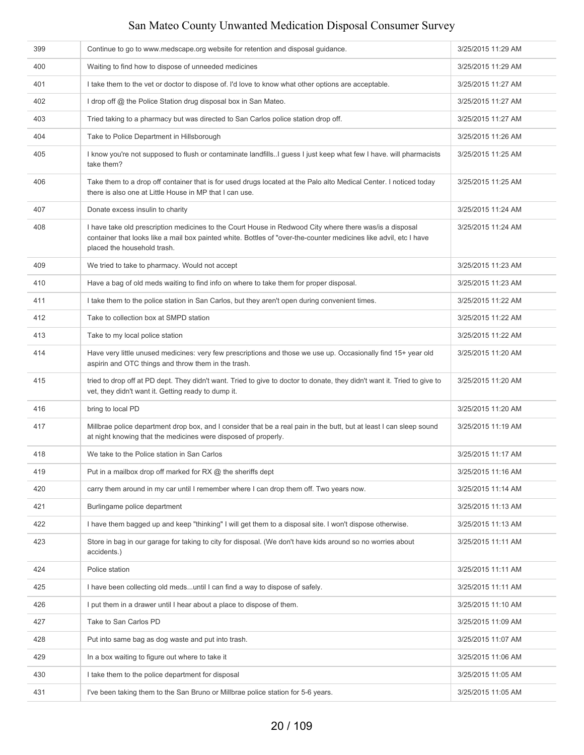| | | |
|---|---|---|
| 399 | Continue to go to www.medscape.org website for retention and disposal guidance. | 3/25/2015 11:29 AM |
| 400 | Waiting to find how to dispose of unneeded medicines | 3/25/2015 11:29 AM |
| 401 | I take them to the vet or doctor to dispose of. I'd love to know what other options are acceptable. | 3/25/2015 11:27 AM |
| 402 | I drop off @ the Police Station drug disposal box in San Mateo. | 3/25/2015 11:27 AM |
| 403 | Tried taking to a pharmacy but was directed to San Carlos police station drop off. | 3/25/2015 11:27 AM |
| 404 | Take to Police Department in Hillsborough | 3/25/2015 11:26 AM |
| 405 | I know you're not supposed to flush or contaminate landfills..I guess I just keep what few I have. will pharmacists take them? | 3/25/2015 11:25 AM |
| 406 | Take them to a drop off container that is for used drugs located at the Palo alto Medical Center. I noticed today there is also one at Little House in MP that I can use. | 3/25/2015 11:25 AM |
| 407 | Donate excess insulin to charity | 3/25/2015 11:24 AM |
| 408 | I have take old prescription medicines to the Court House in Redwood City where there was/is a disposal container that looks like a mail box painted white. Bottles of "over-the-counter medicines like advil, etc I have placed the household trash. | 3/25/2015 11:24 AM |
| 409 | We tried to take to pharmacy. Would not accept | 3/25/2015 11:23 AM |
| 410 | Have a bag of old meds waiting to find info on where to take them for proper disposal. | 3/25/2015 11:23 AM |
| 411 | I take them to the police station in San Carlos, but they aren't open during convenient times. | 3/25/2015 11:22 AM |
| 412 | Take to collection box at SMPD station | 3/25/2015 11:22 AM |
| 413 | Take to my local police station | 3/25/2015 11:22 AM |
| 414 | Have very little unused medicines: very few prescriptions and those we use up. Occasionally find 15+ year old aspirin and OTC things and throw them in the trash. | 3/25/2015 11:20 AM |
| 415 | tried to drop off at PD dept. They didn't want. Tried to give to doctor to donate, they didn't want it. Tried to give to vet, they didn't want it. Getting ready to dump it. | 3/25/2015 11:20 AM |
| 416 | bring to local PD | 3/25/2015 11:20 AM |
| 417 | Millbrae police department drop box, and I consider that be a real pain in the butt, but at least I can sleep sound at night knowing that the medicines were disposed of properly. | 3/25/2015 11:19 AM |
| 418 | We take to the Police station in San Carlos | 3/25/2015 11:17 AM |
| 419 | Put in a mailbox drop off marked for RX @ the sheriffs dept | 3/25/2015 11:16 AM |
| 420 | carry them around in my car until I remember where I can drop them off. Two years now. | 3/25/2015 11:14 AM |
| 421 | Burlingame police department | 3/25/2015 11:13 AM |
| 422 | I have them bagged up and keep "thinking" I will get them to a disposal site. I won't dispose otherwise. | 3/25/2015 11:13 AM |
| 423 | Store in bag in our garage for taking to city for disposal. (We don't have kids around so no worries about accidents.) | 3/25/2015 11:11 AM |
| 424 | Police station | 3/25/2015 11:11 AM |
| 425 | I have been collecting old meds...until I can find a way to dispose of safely. | 3/25/2015 11:11 AM |
| 426 | I put them in a drawer until I hear about a place to dispose of them. | 3/25/2015 11:10 AM |
| 427 | Take to San Carlos PD | 3/25/2015 11:09 AM |
| 428 | Put into same bag as dog waste and put into trash. | 3/25/2015 11:07 AM |
| 429 | In a box waiting to figure out where to take it | 3/25/2015 11:06 AM |
| 430 | I take them to the police department for disposal | 3/25/2015 11:05 AM |
| 431 | I've been taking them to the San Bruno or Millbrae police station for 5-6 years. | 3/25/2015 11:05 AM |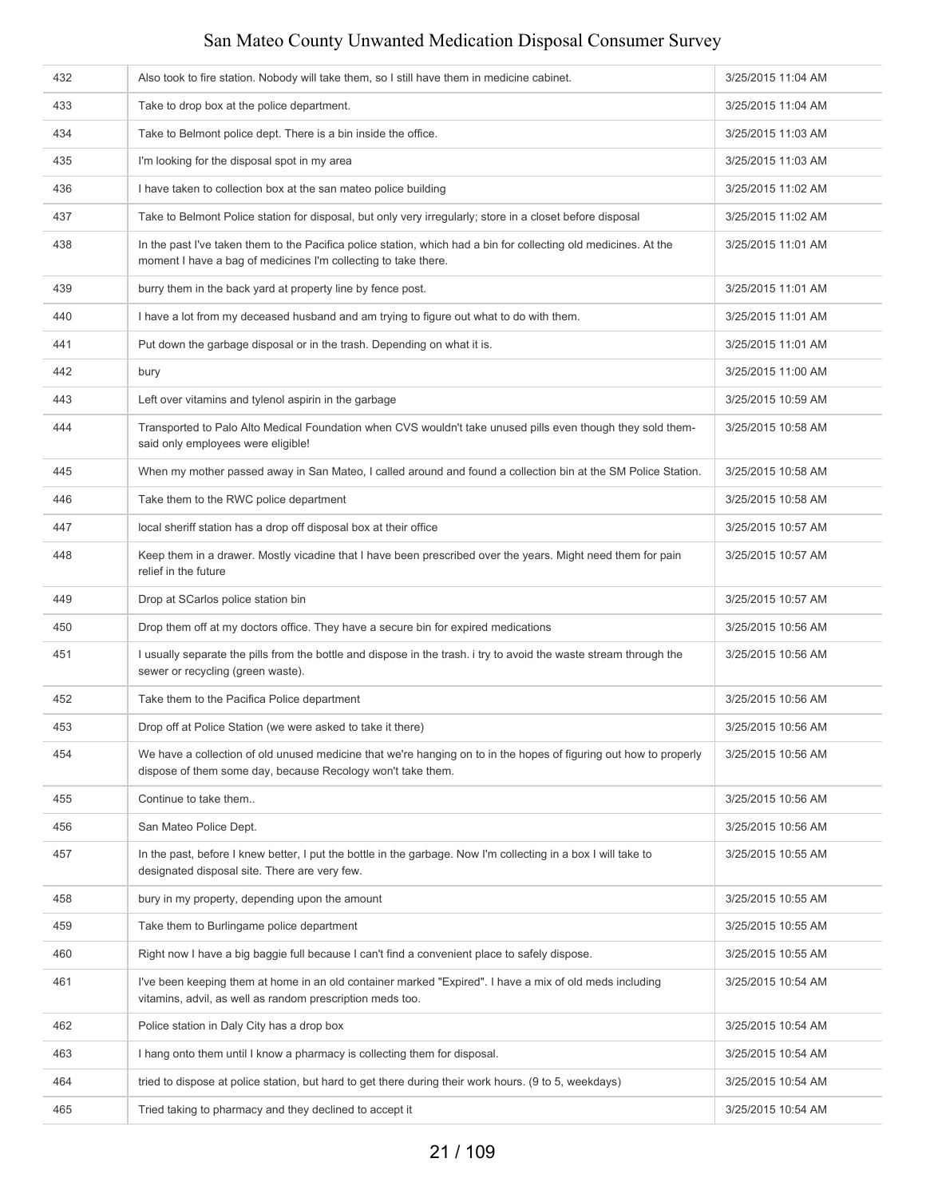| | | |
|---|---|---|
| 432 | Also took to fire station. Nobody will take them, so I still have them in medicine cabinet. | 3/25/2015 11:04 AM |
| 433 | Take to drop box at the police department. | 3/25/2015 11:04 AM |
| 434 | Take to Belmont police dept. There is a bin inside the office. | 3/25/2015 11:03 AM |
| 435 | I'm looking for the disposal spot in my area | 3/25/2015 11:03 AM |
| 436 | I have taken to collection box at the san mateo police building | 3/25/2015 11:02 AM |
| 437 | Take to Belmont Police station for disposal, but only very irregularly; store in a closet before disposal | 3/25/2015 11:02 AM |
| 438 | In the past I've taken them to the Pacifica police station, which had a bin for collecting old medicines. At the moment I have a bag of medicines I'm collecting to take there. | 3/25/2015 11:01 AM |
| 439 | burry them in the back yard at property line by fence post. | 3/25/2015 11:01 AM |
| 440 | I have a lot from my deceased husband and am trying to figure out what to do with them. | 3/25/2015 11:01 AM |
| 441 | Put down the garbage disposal or in the trash. Depending on what it is. | 3/25/2015 11:01 AM |
| 442 | bury | 3/25/2015 11:00 AM |
| 443 | Left over vitamins and tylenol aspirin in the garbage | 3/25/2015 10:59 AM |
| 444 | Transported to Palo Alto Medical Foundation when CVS wouldn't take unused pills even though they sold them- said only employees were eligible! | 3/25/2015 10:58 AM |
| 445 | When my mother passed away in San Mateo, I called around and found a collection bin at the SM Police Station. | 3/25/2015 10:58 AM |
| 446 | Take them to the RWC police department | 3/25/2015 10:58 AM |
| 447 | local sheriff station has a drop off disposal box at their office | 3/25/2015 10:57 AM |
| 448 | Keep them in a drawer. Mostly vicadine that I have been prescribed over the years. Might need them for pain relief in the future | 3/25/2015 10:57 AM |
| 449 | Drop at SCarlos police station bin | 3/25/2015 10:57 AM |
| 450 | Drop them off at my doctors office. They have a secure bin for expired medications | 3/25/2015 10:56 AM |
| 451 | I usually separate the pills from the bottle and dispose in the trash. i try to avoid the waste stream through the sewer or recycling (green waste). | 3/25/2015 10:56 AM |
| 452 | Take them to the Pacifica Police department | 3/25/2015 10:56 AM |
| 453 | Drop off at Police Station (we were asked to take it there) | 3/25/2015 10:56 AM |
| 454 | We have a collection of old unused medicine that we're hanging on to in the hopes of figuring out how to properly dispose of them some day, because Recology won't take them. | 3/25/2015 10:56 AM |
| 455 | Continue to take them.. | 3/25/2015 10:56 AM |
| 456 | San Mateo Police Dept. | 3/25/2015 10:56 AM |
| 457 | In the past, before I knew better, I put the bottle in the garbage. Now I'm collecting in a box I will take to designated disposal site. There are very few. | 3/25/2015 10:55 AM |
| 458 | bury in my property, depending upon the amount | 3/25/2015 10:55 AM |
| 459 | Take them to Burlingame police department | 3/25/2015 10:55 AM |
| 460 | Right now I have a big baggie full because I can't find a convenient place to safely dispose. | 3/25/2015 10:55 AM |
| 461 | I've been keeping them at home in an old container marked "Expired". I have a mix of old meds including vitamins, advil, as well as random prescription meds too. | 3/25/2015 10:54 AM |
| 462 | Police station in Daly City has a drop box | 3/25/2015 10:54 AM |
| 463 | I hang onto them until I know a pharmacy is collecting them for disposal. | 3/25/2015 10:54 AM |
| 464 | tried to dispose at police station, but hard to get there during their work hours. (9 to 5, weekdays) | 3/25/2015 10:54 AM |
| 465 | Tried taking to pharmacy and they declined to accept it | 3/25/2015 10:54 AM |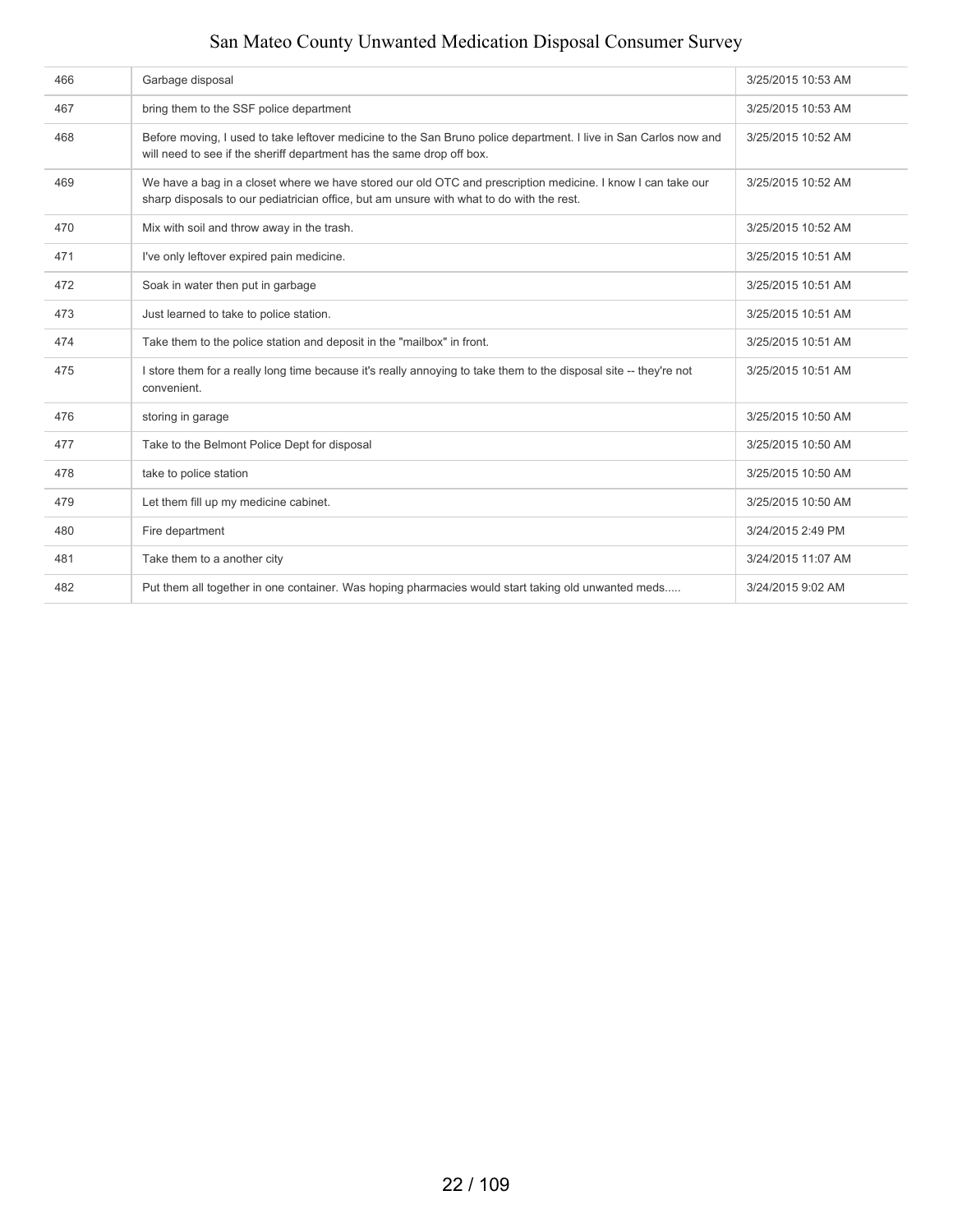| | | |
|---|---|---|
| 466 | Garbage disposal | 3/25/2015 10:53 AM |
| 467 | bring them to the SSF police department | 3/25/2015 10:53 AM |
| 468 | Before moving, I used to take leftover medicine to the San Bruno police department. I live in San Carlos now and will need to see if the sheriff department has the same drop off box. | 3/25/2015 10:52 AM |
| 469 | We have a bag in a closet where we have stored our old OTC and prescription medicine. I know I can take our sharp disposals to our pediatrician office, but am unsure with what to do with the rest. | 3/25/2015 10:52 AM |
| 470 | Mix with soil and throw away in the trash. | 3/25/2015 10:52 AM |
| 471 | I've only leftover expired pain medicine. | 3/25/2015 10:51 AM |
| 472 | Soak in water then put in garbage | 3/25/2015 10:51 AM |
| 473 | Just learned to take to police station. | 3/25/2015 10:51 AM |
| 474 | Take them to the police station and deposit in the "mailbox" in front. | 3/25/2015 10:51 AM |
| 475 | I store them for a really long time because it's really annoying to take them to the disposal site -- they're not convenient. | 3/25/2015 10:51 AM |
| 476 | storing in garage | 3/25/2015 10:50 AM |
| 477 | Take to the Belmont Police Dept for disposal | 3/25/2015 10:50 AM |
| 478 | take to police station | 3/25/2015 10:50 AM |
| 479 | Let them fill up my medicine cabinet. | 3/25/2015 10:50 AM |
| 480 | Fire department | 3/24/2015 2:49 PM |
| 481 | Take them to a another city | 3/24/2015 11:07 AM |
| 482 | Put them all together in one container. Was hoping pharmacies would start taking old unwanted meds..... | 3/24/2015 9:02 AM |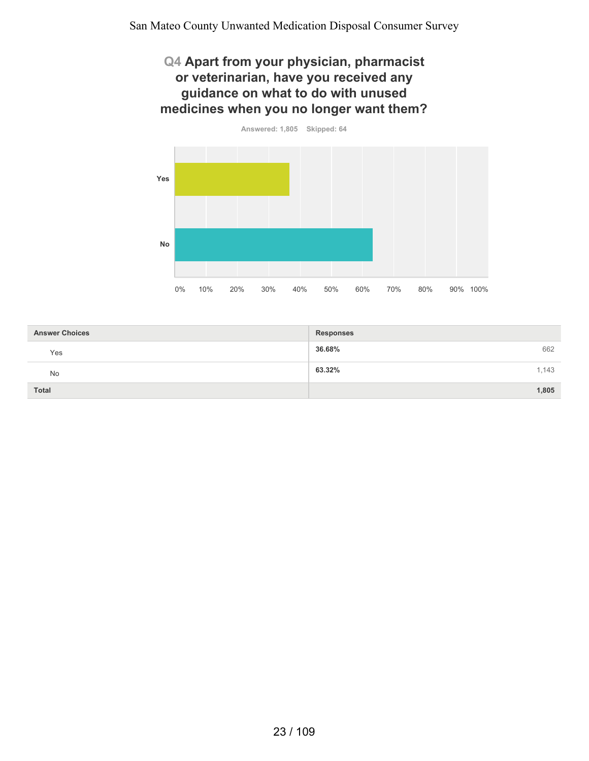## Q4 Apart from your physician, pharmacist or veterinarian, have you received any guidance on what to do with unused medicines when you no longer want them?

Answered: 1,805 Skipped: 64

| Answer Choices | Responses | |
|---|---|---|
| Yes | 36.68% | 662 |
| No | 63.32% | 1,143 |
| Total | | 1,805 |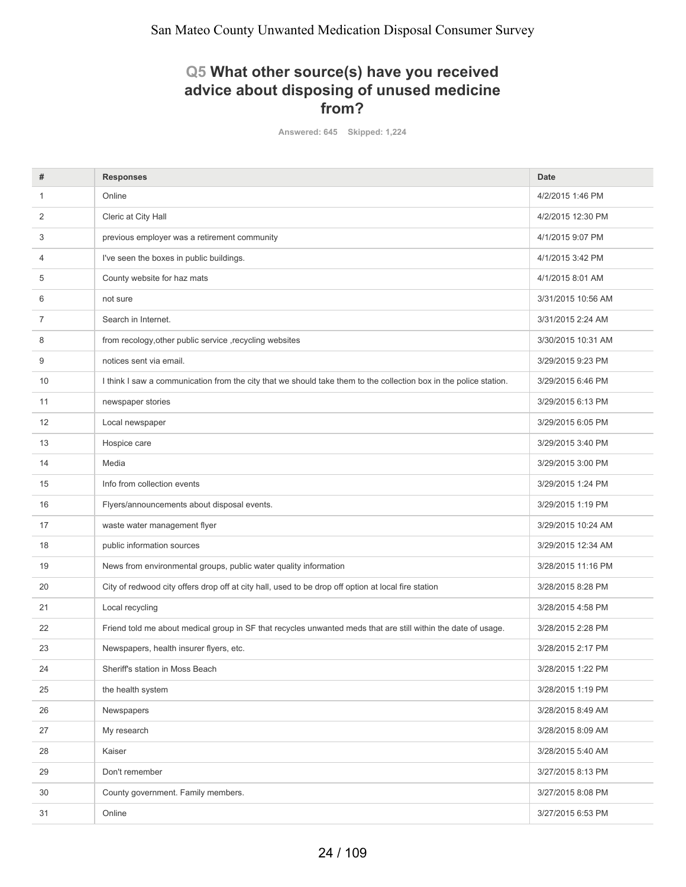## Q5 What other source(s) have you received advice about disposing of unused medicine from?

Answered: 645 Skipped: 1,224

| # | Responses | Date |
|---|---|---|
| 1 | Online | 4/2/2015 1:46 PM |
| 2 | Cleric at City Hall | 4/2/2015 12:30 PM |
| 3 | previous employer was a retirement community | 4/1/2015 9:07 PM |
| 4 | I've seen the boxes in public buildings. | 4/1/2015 3:42 PM |
| 5 | County website for haz mats | 4/1/2015 8:01 AM |
| 6 | not sure | 3/31/2015 10:56 AM |
| 7 | Search in Internet. | 3/31/2015 2:24 AM |
| 8 | from recology,other public service ,recycling websites | 3/30/2015 10:31 AM |
| 9 | notices sent via email. | 3/29/2015 9:23 PM |
| 10 | I think I saw a communication from the city that we should take them to the collection box in the police station. | 3/29/2015 6:46 PM |
| 11 | newspaper stories | 3/29/2015 6:13 PM |
| 12 | Local newspaper | 3/29/2015 6:05 PM |
| 13 | Hospice care | 3/29/2015 3:40 PM |
| 14 | Media | 3/29/2015 3:00 PM |
| 15 | Info from collection events | 3/29/2015 1:24 PM |
| 16 | Flyers/announcements about disposal events. | 3/29/2015 1:19 PM |
| 17 | waste water management flyer | 3/29/2015 10:24 AM |
| 18 | public information sources | 3/29/2015 12:34 AM |
| 19 | News from environmental groups, public water quality information | 3/28/2015 11:16 PM |
| 20 | City of redwood city offers drop off at city hall, used to be drop off option at local fire station | 3/28/2015 8:28 PM |
| 21 | Local recycling | 3/28/2015 4:58 PM |
| 22 | Friend told me about medical group in SF that recycles unwanted meds that are still within the date of usage. | 3/28/2015 2:28 PM |
| 23 | Newspapers, health insurer flyers, etc. | 3/28/2015 2:17 PM |
| 24 | Sheriff's station in Moss Beach | 3/28/2015 1:22 PM |
| 25 | the health system | 3/28/2015 1:19 PM |
| 26 | Newspapers | 3/28/2015 8:49 AM |
| 27 | My research | 3/28/2015 8:09 AM |
| 28 | Kaiser | 3/28/2015 5:40 AM |
| 29 | Don't remember | 3/27/2015 8:13 PM |
| 30 | County government. Family members. | 3/27/2015 8:08 PM |
| 31 | Online | 3/27/2015 6:53 PM |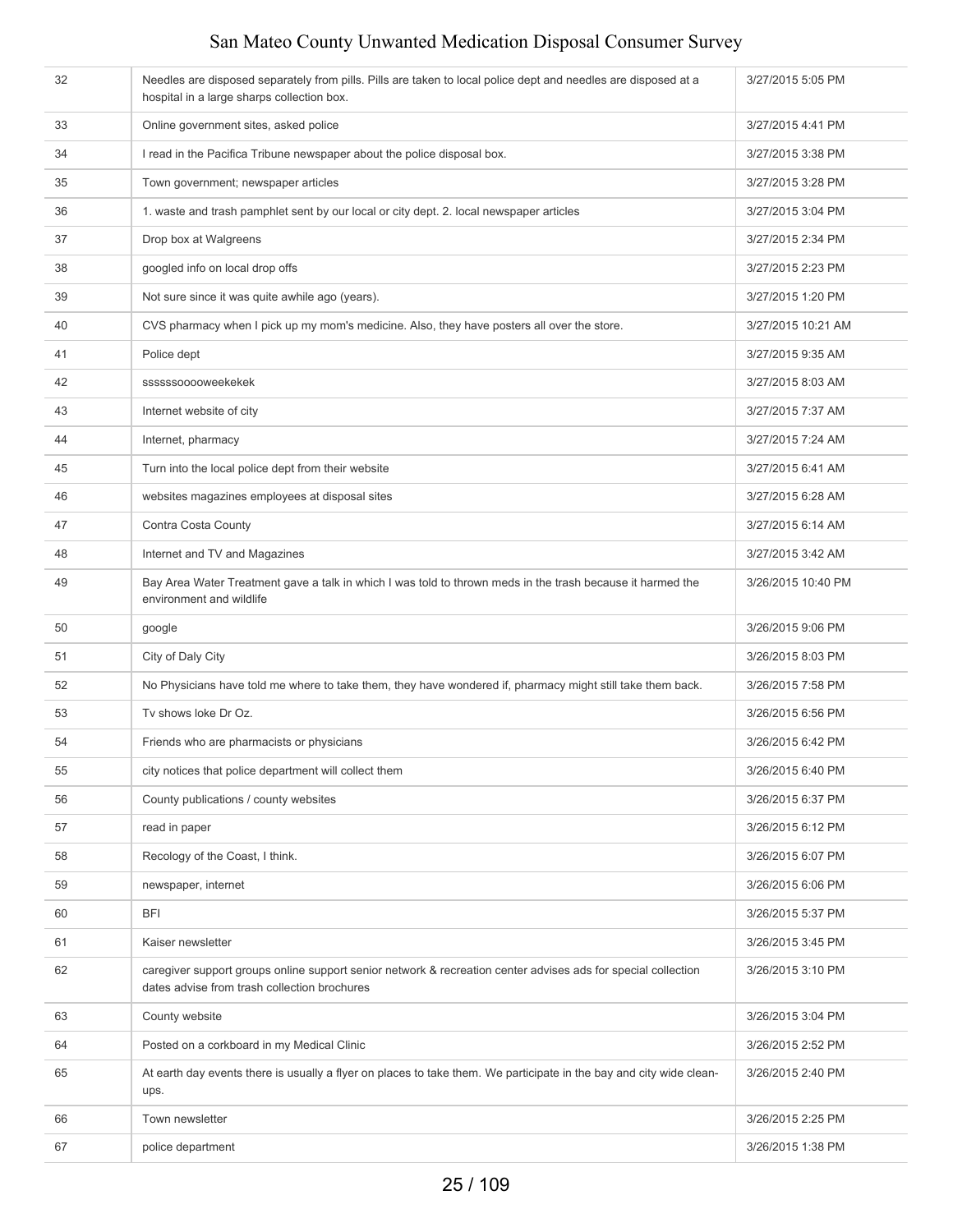| | | |
|---|---|---|
| 32 | Needles are disposed separately from pills. Pills are taken to local police dept and needles are disposed at a hospital in a large sharps collection box. | 3/27/2015 5:05 PM |
| 33 | Online government sites, asked police | 3/27/2015 4:41 PM |
| 34 | I read in the Pacifica Tribune newspaper about the police disposal box. | 3/27/2015 3:38 PM |
| 35 | Town government; newspaper articles | 3/27/2015 3:28 PM |
| 36 | 1. waste and trash pamphlet sent by our local or city dept. 2. local newspaper articles | 3/27/2015 3:04 PM |
| 37 | Drop box at Walgreens | 3/27/2015 2:34 PM |
| 38 | googled info on local drop offs | 3/27/2015 2:23 PM |
| 39 | Not sure since it was quite awhile ago (years). | 3/27/2015 1:20 PM |
| 40 | CVS pharmacy when I pick up my mom's medicine. Also, they have posters all over the store. | 3/27/2015 10:21 AM |
| 41 | Police dept | 3/27/2015 9:35 AM |
| 42 | ssssssooooweekekek | 3/27/2015 8:03 AM |
| 43 | Internet website of city | 3/27/2015 7:37 AM |
| 44 | Internet, pharmacy | 3/27/2015 7:24 AM |
| 45 | Turn into the local police dept from their website | 3/27/2015 6:41 AM |
| 46 | websites magazines employees at disposal sites | 3/27/2015 6:28 AM |
| 47 | Contra Costa County | 3/27/2015 6:14 AM |
| 48 | Internet and TV and Magazines | 3/27/2015 3:42 AM |
| 49 | Bay Area Water Treatment gave a talk in which I was told to thrown meds in the trash because it harmed the environment and wildlife | 3/26/2015 10:40 PM |
| 50 | google | 3/26/2015 9:06 PM |
| 51 | City of Daly City | 3/26/2015 8:03 PM |
| 52 | No Physicians have told me where to take them, they have wondered if, pharmacy might still take them back. | 3/26/2015 7:58 PM |
| 53 | Tv shows loke Dr Oz. | 3/26/2015 6:56 PM |
| 54 | Friends who are pharmacists or physicians | 3/26/2015 6:42 PM |
| 55 | city notices that police department will collect them | 3/26/2015 6:40 PM |
| 56 | County publications / county websites | 3/26/2015 6:37 PM |
| 57 | read in paper | 3/26/2015 6:12 PM |
| 58 | Recology of the Coast, I think. | 3/26/2015 6:07 PM |
| 59 | newspaper, internet | 3/26/2015 6:06 PM |
| 60 | BFI | 3/26/2015 5:37 PM |
| 61 | Kaiser newsletter | 3/26/2015 3:45 PM |
| 62 | caregiver support groups online support senior network & recreation center advises ads for special collection dates advise from trash collection brochures | 3/26/2015 3:10 PM |
| 63 | County website | 3/26/2015 3:04 PM |
| 64 | Posted on a corkboard in my Medical Clinic | 3/26/2015 2:52 PM |
| 65 | At earth day events there is usually a flyer on places to take them. We participate in the bay and city wide clean-ups. | 3/26/2015 2:40 PM |
| 66 | Town newsletter | 3/26/2015 2:25 PM |
| 67 | police department | 3/26/2015 1:38 PM |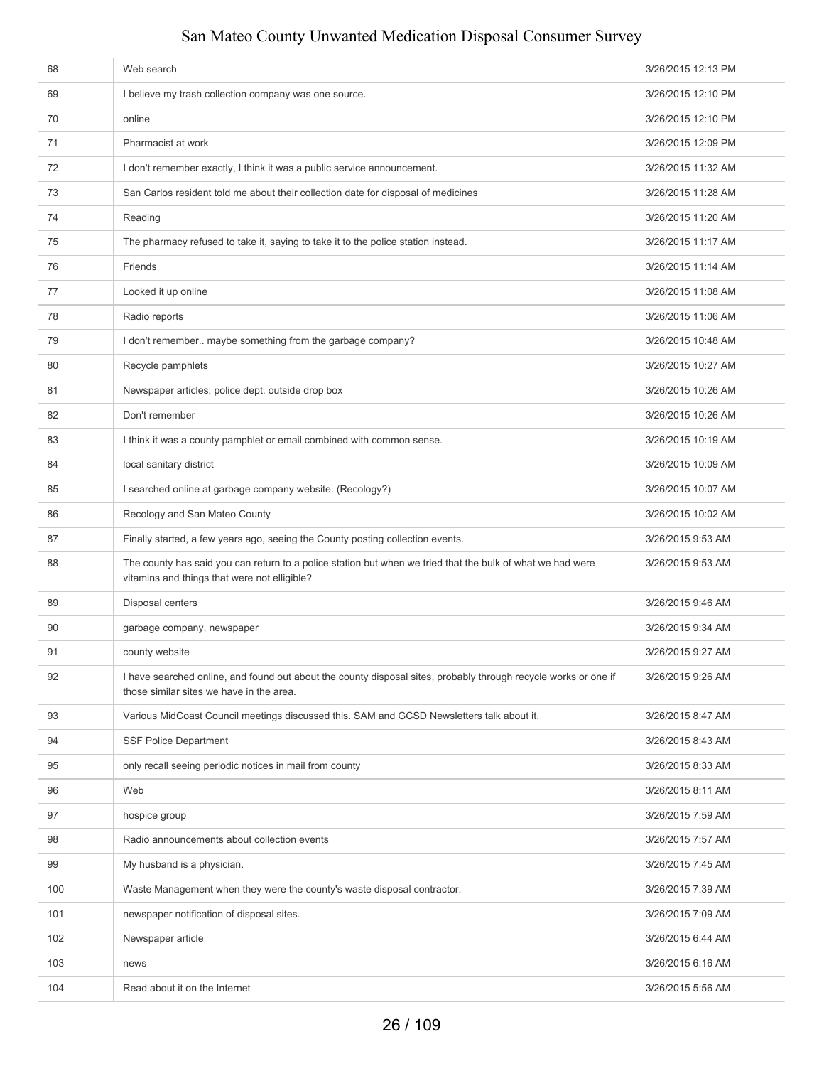| | | |
|---|---|---|
| 68 | Web search | 3/26/2015 12:13 PM |
| 69 | I believe my trash collection company was one source. | 3/26/2015 12:10 PM |
| 70 | online | 3/26/2015 12:10 PM |
| 71 | Pharmacist at work | 3/26/2015 12:09 PM |
| 72 | I don't remember exactly, I think it was a public service announcement. | 3/26/2015 11:32 AM |
| 73 | San Carlos resident told me about their collection date for disposal of medicines | 3/26/2015 11:28 AM |
| 74 | Reading | 3/26/2015 11:20 AM |
| 75 | The pharmacy refused to take it, saying to take it to the police station instead. | 3/26/2015 11:17 AM |
| 76 | Friends | 3/26/2015 11:14 AM |
| 77 | Looked it up online | 3/26/2015 11:08 AM |
| 78 | Radio reports | 3/26/2015 11:06 AM |
| 79 | I don't remember.. maybe something from the garbage company? | 3/26/2015 10:48 AM |
| 80 | Recycle pamphlets | 3/26/2015 10:27 AM |
| 81 | Newspaper articles; police dept. outside drop box | 3/26/2015 10:26 AM |
| 82 | Don't remember | 3/26/2015 10:26 AM |
| 83 | I think it was a county pamphlet or email combined with common sense. | 3/26/2015 10:19 AM |
| 84 | local sanitary district | 3/26/2015 10:09 AM |
| 85 | I searched online at garbage company website. (Recology?) | 3/26/2015 10:07 AM |
| 86 | Recology and San Mateo County | 3/26/2015 10:02 AM |
| 87 | Finally started, a few years ago, seeing the County posting collection events. | 3/26/2015 9:53 AM |
| 88 | The county has said you can return to a police station but when we tried that the bulk of what we had were vitamins and things that were not elligible? | 3/26/2015 9:53 AM |
| 89 | Disposal centers | 3/26/2015 9:46 AM |
| 90 | garbage company, newspaper | 3/26/2015 9:34 AM |
| 91 | county website | 3/26/2015 9:27 AM |
| 92 | I have searched online, and found out about the county disposal sites, probably through recycle works or one if those similar sites we have in the area. | 3/26/2015 9:26 AM |
| 93 | Various MidCoast Council meetings discussed this. SAM and GCSD Newsletters talk about it. | 3/26/2015 8:47 AM |
| 94 | SSF Police Department | 3/26/2015 8:43 AM |
| 95 | only recall seeing periodic notices in mail from county | 3/26/2015 8:33 AM |
| 96 | Web | 3/26/2015 8:11 AM |
| 97 | hospice group | 3/26/2015 7:59 AM |
| 98 | Radio announcements about collection events | 3/26/2015 7:57 AM |
| 99 | My husband is a physician. | 3/26/2015 7:45 AM |
| 100 | Waste Management when they were the county's waste disposal contractor. | 3/26/2015 7:39 AM |
| 101 | newspaper notification of disposal sites. | 3/26/2015 7:09 AM |
| 102 | Newspaper article | 3/26/2015 6:44 AM |
| 103 | news | 3/26/2015 6:16 AM |
| 104 | Read about it on the Internet | 3/26/2015 5:56 AM |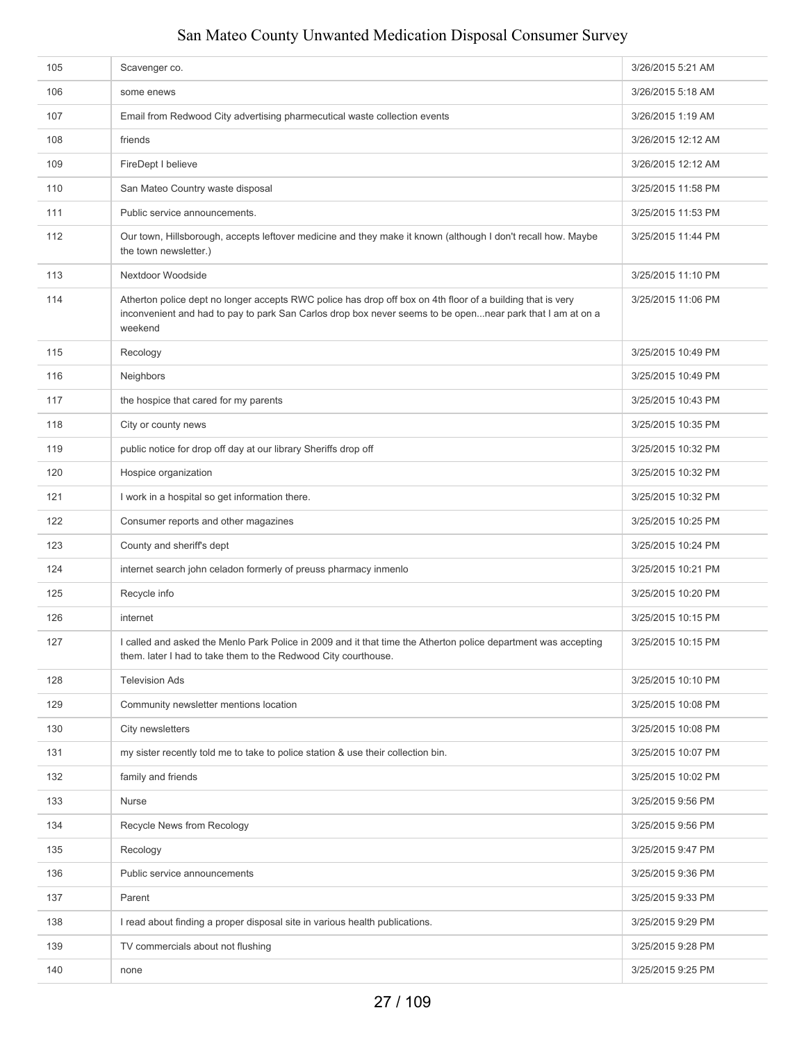| | | |
|---|---|---|
| 105 | Scavenger co. | 3/26/2015 5:21 AM |
| 106 | some enews | 3/26/2015 5:18 AM |
| 107 | Email from Redwood City advertising pharmecutical waste collection events | 3/26/2015 1:19 AM |
| 108 | friends | 3/26/2015 12:12 AM |
| 109 | FireDept I believe | 3/26/2015 12:12 AM |
| 110 | San Mateo Country waste disposal | 3/25/2015 11:58 PM |
| 111 | Public service announcements. | 3/25/2015 11:53 PM |
| 112 | Our town, Hillsborough, accepts leftover medicine and they make it known (although I don't recall how. Maybe the town newsletter.) | 3/25/2015 11:44 PM |
| 113 | Nextdoor Woodside | 3/25/2015 11:10 PM |
| 114 | Atherton police dept no longer accepts RWC police has drop off box on 4th floor of a building that is very inconvenient and had to pay to park San Carlos drop box never seems to be open...near park that I am at on a weekend | 3/25/2015 11:06 PM |
| 115 | Recology | 3/25/2015 10:49 PM |
| 116 | Neighbors | 3/25/2015 10:49 PM |
| 117 | the hospice that cared for my parents | 3/25/2015 10:43 PM |
| 118 | City or county news | 3/25/2015 10:35 PM |
| 119 | public notice for drop off day at our library Sheriffs drop off | 3/25/2015 10:32 PM |
| 120 | Hospice organization | 3/25/2015 10:32 PM |
| 121 | I work in a hospital so get information there. | 3/25/2015 10:32 PM |
| 122 | Consumer reports and other magazines | 3/25/2015 10:25 PM |
| 123 | County and sheriff's dept | 3/25/2015 10:24 PM |
| 124 | internet search john celadon formerly of preuss pharmacy inmenlo | 3/25/2015 10:21 PM |
| 125 | Recycle info | 3/25/2015 10:20 PM |
| 126 | internet | 3/25/2015 10:15 PM |
| 127 | I called and asked the Menlo Park Police in 2009 and it that time the Atherton police department was accepting them. later I had to take them to the Redwood City courthouse. | 3/25/2015 10:15 PM |
| 128 | Television Ads | 3/25/2015 10:10 PM |
| 129 | Community newsletter mentions location | 3/25/2015 10:08 PM |
| 130 | City newsletters | 3/25/2015 10:08 PM |
| 131 | my sister recently told me to take to police station & use their collection bin. | 3/25/2015 10:07 PM |
| 132 | family and friends | 3/25/2015 10:02 PM |
| 133 | Nurse | 3/25/2015 9:56 PM |
| 134 | Recycle News from Recology | 3/25/2015 9:56 PM |
| 135 | Recology | 3/25/2015 9:47 PM |
| 136 | Public service announcements | 3/25/2015 9:36 PM |
| 137 | Parent | 3/25/2015 9:33 PM |
| 138 | I read about finding a proper disposal site in various health publications. | 3/25/2015 9:29 PM |
| 139 | TV commercials about not flushing | 3/25/2015 9:28 PM |
| 140 | none | 3/25/2015 9:25 PM |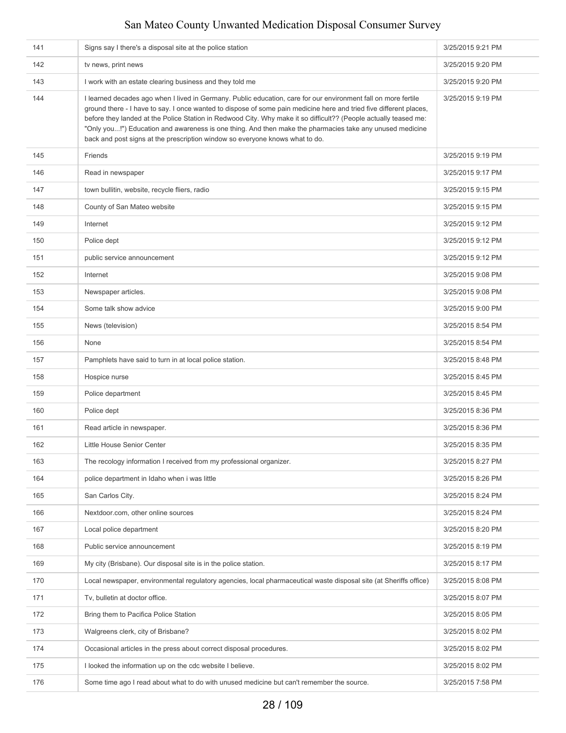| | | |
|---|---|---|
| 141 | Signs say I there's a disposal site at the police station | 3/25/2015 9:21 PM |
| 142 | tv news, print news | 3/25/2015 9:20 PM |
| 143 | I work with an estate clearing business and they told me | 3/25/2015 9:20 PM |
| 144 | I learned decades ago when I lived in Germany. Public education, care for our environment fall on more fertile ground there - I have to say. I once wanted to dispose of some pain medicine here and tried five different places, before they landed at the Police Station in Redwood City. Why make it so difficult?? (People actually teased me: "Only you...!") Education and awareness is one thing. And then make the pharmacies take any unused medicine back and post signs at the prescription window so everyone knows what to do. | 3/25/2015 9:19 PM |
| 145 | Friends | 3/25/2015 9:19 PM |
| 146 | Read in newspaper | 3/25/2015 9:17 PM |
| 147 | town bullitin, website, recycle fliers, radio | 3/25/2015 9:15 PM |
| 148 | County of San Mateo website | 3/25/2015 9:15 PM |
| 149 | Internet | 3/25/2015 9:12 PM |
| 150 | Police dept | 3/25/2015 9:12 PM |
| 151 | public service announcement | 3/25/2015 9:12 PM |
| 152 | Internet | 3/25/2015 9:08 PM |
| 153 | Newspaper articles. | 3/25/2015 9:08 PM |
| 154 | Some talk show advice | 3/25/2015 9:00 PM |
| 155 | News (television) | 3/25/2015 8:54 PM |
| 156 | None | 3/25/2015 8:54 PM |
| 157 | Pamphlets have said to turn in at local police station. | 3/25/2015 8:48 PM |
| 158 | Hospice nurse | 3/25/2015 8:45 PM |
| 159 | Police department | 3/25/2015 8:45 PM |
| 160 | Police dept | 3/25/2015 8:36 PM |
| 161 | Read article in newspaper. | 3/25/2015 8:36 PM |
| 162 | Little House Senior Center | 3/25/2015 8:35 PM |
| 163 | The recology information I received from my professional organizer. | 3/25/2015 8:27 PM |
| 164 | police department in Idaho when i was little | 3/25/2015 8:26 PM |
| 165 | San Carlos City. | 3/25/2015 8:24 PM |
| 166 | Nextdoor.com, other online sources | 3/25/2015 8:24 PM |
| 167 | Local police department | 3/25/2015 8:20 PM |
| 168 | Public service announcement | 3/25/2015 8:19 PM |
| 169 | My city (Brisbane). Our disposal site is in the police station. | 3/25/2015 8:17 PM |
| 170 | Local newspaper, environmental regulatory agencies, local pharmaceutical waste disposal site (at Sheriffs office) | 3/25/2015 8:08 PM |
| 171 | Tv, bulletin at doctor office. | 3/25/2015 8:07 PM |
| 172 | Bring them to Pacifica Police Station | 3/25/2015 8:05 PM |
| 173 | Walgreens clerk, city of Brisbane? | 3/25/2015 8:02 PM |
| 174 | Occasional articles in the press about correct disposal procedures. | 3/25/2015 8:02 PM |
| 175 | I looked the information up on the cdc website I believe. | 3/25/2015 8:02 PM |
| 176 | Some time ago I read about what to do with unused medicine but can't remember the source. | 3/25/2015 7:58 PM |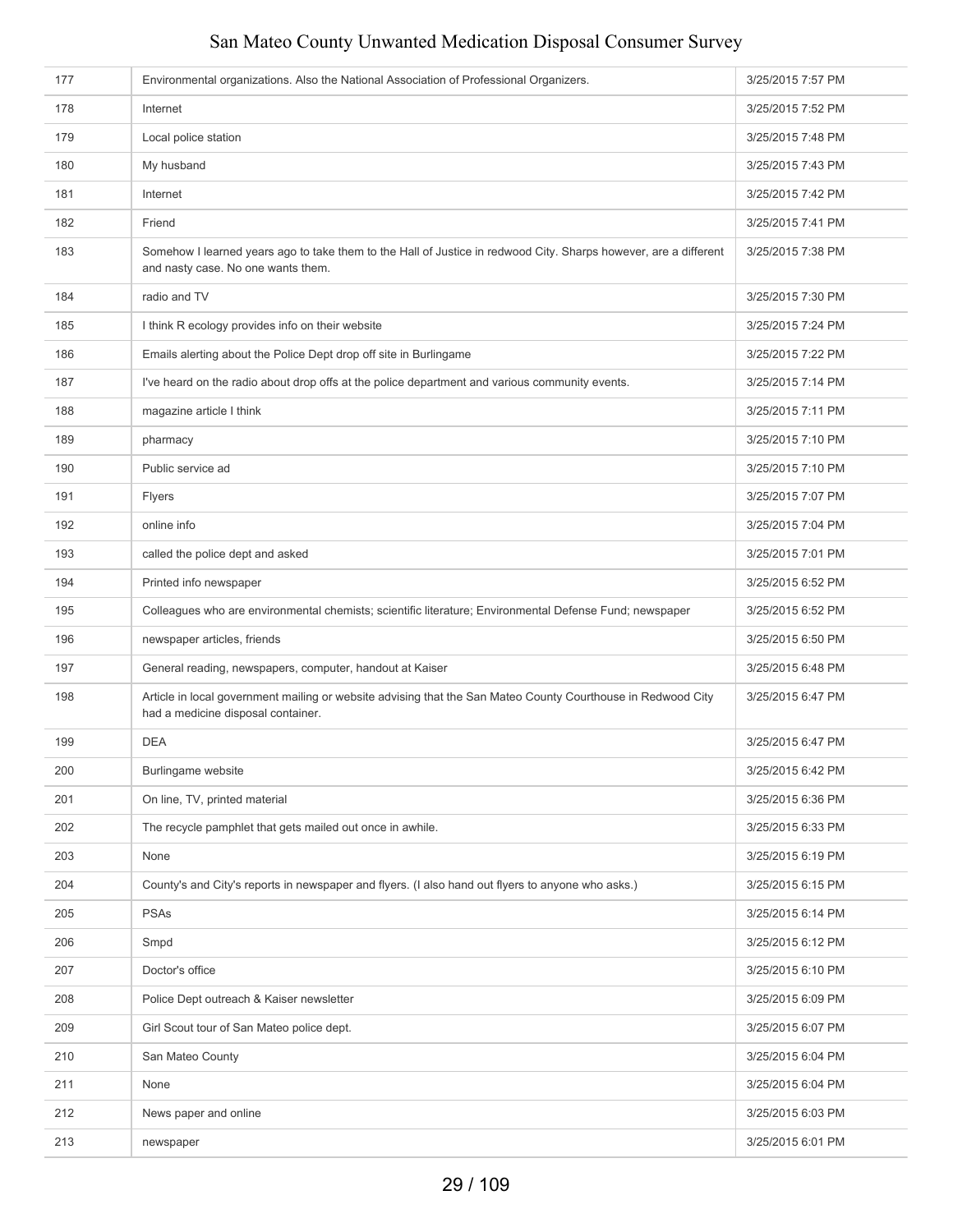| | | |
|---|---|---|
| 177 | Environmental organizations. Also the National Association of Professional Organizers. | 3/25/2015 7:57 PM |
| 178 | Internet | 3/25/2015 7:52 PM |
| 179 | Local police station | 3/25/2015 7:48 PM |
| 180 | My husband | 3/25/2015 7:43 PM |
| 181 | Internet | 3/25/2015 7:42 PM |
| 182 | Friend | 3/25/2015 7:41 PM |
| 183 | Somehow I learned years ago to take them to the Hall of Justice in redwood City. Sharps however, are a different and nasty case. No one wants them. | 3/25/2015 7:38 PM |
| 184 | radio and TV | 3/25/2015 7:30 PM |
| 185 | I think R ecology provides info on their website | 3/25/2015 7:24 PM |
| 186 | Emails alerting about the Police Dept drop off site in Burlingame | 3/25/2015 7:22 PM |
| 187 | I've heard on the radio about drop offs at the police department and various community events. | 3/25/2015 7:14 PM |
| 188 | magazine article I think | 3/25/2015 7:11 PM |
| 189 | pharmacy | 3/25/2015 7:10 PM |
| 190 | Public service ad | 3/25/2015 7:10 PM |
| 191 | Flyers | 3/25/2015 7:07 PM |
| 192 | online info | 3/25/2015 7:04 PM |
| 193 | called the police dept and asked | 3/25/2015 7:01 PM |
| 194 | Printed info newspaper | 3/25/2015 6:52 PM |
| 195 | Colleagues who are environmental chemists; scientific literature; Environmental Defense Fund; newspaper | 3/25/2015 6:52 PM |
| 196 | newspaper articles, friends | 3/25/2015 6:50 PM |
| 197 | General reading, newspapers, computer, handout at Kaiser | 3/25/2015 6:48 PM |
| 198 | Article in local government mailing or website advising that the San Mateo County Courthouse in Redwood City had a medicine disposal container. | 3/25/2015 6:47 PM |
| 199 | DEA | 3/25/2015 6:47 PM |
| 200 | Burlingame website | 3/25/2015 6:42 PM |
| 201 | On line, TV, printed material | 3/25/2015 6:36 PM |
| 202 | The recycle pamphlet that gets mailed out once in awhile. | 3/25/2015 6:33 PM |
| 203 | None | 3/25/2015 6:19 PM |
| 204 | County's and City's reports in newspaper and flyers. (I also hand out flyers to anyone who asks.) | 3/25/2015 6:15 PM |
| 205 | PSAs | 3/25/2015 6:14 PM |
| 206 | Smpd | 3/25/2015 6:12 PM |
| 207 | Doctor's office | 3/25/2015 6:10 PM |
| 208 | Police Dept outreach & Kaiser newsletter | 3/25/2015 6:09 PM |
| 209 | Girl Scout tour of San Mateo police dept. | 3/25/2015 6:07 PM |
| 210 | San Mateo County | 3/25/2015 6:04 PM |
| 211 | None | 3/25/2015 6:04 PM |
| 212 | News paper and online | 3/25/2015 6:03 PM |
| 213 | newspaper | 3/25/2015 6:01 PM |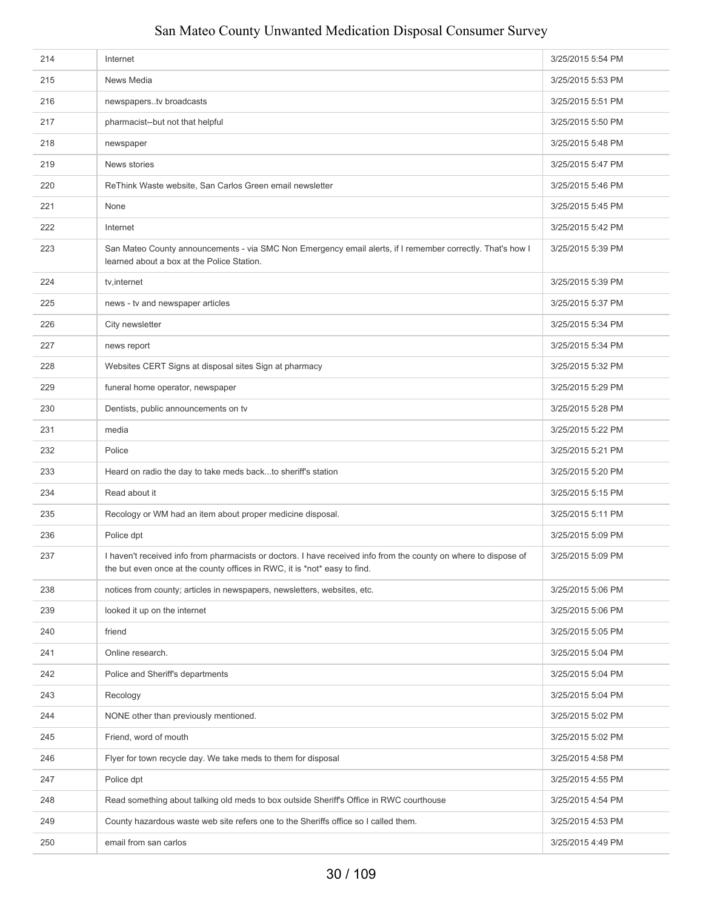| | | |
|---|---|---|
| 214 | Internet | 3/25/2015 5:54 PM |
| 215 | News Media | 3/25/2015 5:53 PM |
| 216 | newspapers..tv broadcasts | 3/25/2015 5:51 PM |
| 217 | pharmacist--but not that helpful | 3/25/2015 5:50 PM |
| 218 | newspaper | 3/25/2015 5:48 PM |
| 219 | News stories | 3/25/2015 5:47 PM |
| 220 | ReThink Waste website, San Carlos Green email newsletter | 3/25/2015 5:46 PM |
| 221 | None | 3/25/2015 5:45 PM |
| 222 | Internet | 3/25/2015 5:42 PM |
| 223 | San Mateo County announcements - via SMC Non Emergency email alerts, if I remember correctly. That's how I learned about a box at the Police Station. | 3/25/2015 5:39 PM |
| 224 | tv,internet | 3/25/2015 5:39 PM |
| 225 | news - tv and newspaper articles | 3/25/2015 5:37 PM |
| 226 | City newsletter | 3/25/2015 5:34 PM |
| 227 | news report | 3/25/2015 5:34 PM |
| 228 | Websites CERT Signs at disposal sites Sign at pharmacy | 3/25/2015 5:32 PM |
| 229 | funeral home operator, newspaper | 3/25/2015 5:29 PM |
| 230 | Dentists, public announcements on tv | 3/25/2015 5:28 PM |
| 231 | media | 3/25/2015 5:22 PM |
| 232 | Police | 3/25/2015 5:21 PM |
| 233 | Heard on radio the day to take meds back...to sheriff's station | 3/25/2015 5:20 PM |
| 234 | Read about it | 3/25/2015 5:15 PM |
| 235 | Recology or WM had an item about proper medicine disposal. | 3/25/2015 5:11 PM |
| 236 | Police dpt | 3/25/2015 5:09 PM |
| 237 | I haven't received info from pharmacists or doctors. I have received info from the county on where to dispose of the but even once at the county offices in RWC, it is *not* easy to find. | 3/25/2015 5:09 PM |
| 238 | notices from county; articles in newspapers, newsletters, websites, etc. | 3/25/2015 5:06 PM |
| 239 | looked it up on the internet | 3/25/2015 5:06 PM |
| 240 | friend | 3/25/2015 5:05 PM |
| 241 | Online research. | 3/25/2015 5:04 PM |
| 242 | Police and Sheriff's departments | 3/25/2015 5:04 PM |
| 243 | Recology | 3/25/2015 5:04 PM |
| 244 | NONE other than previously mentioned. | 3/25/2015 5:02 PM |
| 245 | Friend, word of mouth | 3/25/2015 5:02 PM |
| 246 | Flyer for town recycle day. We take meds to them for disposal | 3/25/2015 4:58 PM |
| 247 | Police dpt | 3/25/2015 4:55 PM |
| 248 | Read something about talking old meds to box outside Sheriff's Office in RWC courthouse | 3/25/2015 4:54 PM |
| 249 | County hazardous waste web site refers one to the Sheriffs office so I called them. | 3/25/2015 4:53 PM |
| 250 | email from san carlos | 3/25/2015 4:49 PM |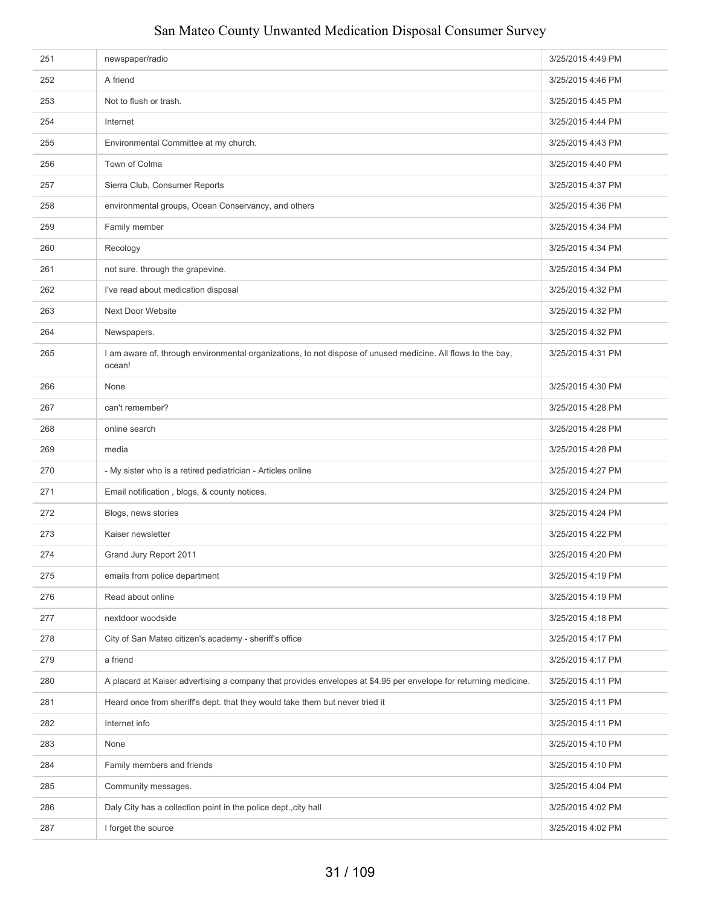| | | |
|---|---|---|
| 251 | newspaper/radio | 3/25/2015 4:49 PM |
| 252 | A friend | 3/25/2015 4:46 PM |
| 253 | Not to flush or trash. | 3/25/2015 4:45 PM |
| 254 | Internet | 3/25/2015 4:44 PM |
| 255 | Environmental Committee at my church. | 3/25/2015 4:43 PM |
| 256 | Town of Colma | 3/25/2015 4:40 PM |
| 257 | Sierra Club, Consumer Reports | 3/25/2015 4:37 PM |
| 258 | environmental groups, Ocean Conservancy, and others | 3/25/2015 4:36 PM |
| 259 | Family member | 3/25/2015 4:34 PM |
| 260 | Recology | 3/25/2015 4:34 PM |
| 261 | not sure. through the grapevine. | 3/25/2015 4:34 PM |
| 262 | I've read about medication disposal | 3/25/2015 4:32 PM |
| 263 | Next Door Website | 3/25/2015 4:32 PM |
| 264 | Newspapers. | 3/25/2015 4:32 PM |
| 265 | I am aware of, through environmental organizations, to not dispose of unused medicine. All flows to the bay, ocean! | 3/25/2015 4:31 PM |
| 266 | None | 3/25/2015 4:30 PM |
| 267 | can't remember? | 3/25/2015 4:28 PM |
| 268 | online search | 3/25/2015 4:28 PM |
| 269 | media | 3/25/2015 4:28 PM |
| 270 | - My sister who is a retired pediatrician - Articles online | 3/25/2015 4:27 PM |
| 271 | Email notification , blogs, & county notices. | 3/25/2015 4:24 PM |
| 272 | Blogs, news stories | 3/25/2015 4:24 PM |
| 273 | Kaiser newsletter | 3/25/2015 4:22 PM |
| 274 | Grand Jury Report 2011 | 3/25/2015 4:20 PM |
| 275 | emails from police department | 3/25/2015 4:19 PM |
| 276 | Read about online | 3/25/2015 4:19 PM |
| 277 | nextdoor woodside | 3/25/2015 4:18 PM |
| 278 | City of San Mateo citizen's academy - sheriff's office | 3/25/2015 4:17 PM |
| 279 | a friend | 3/25/2015 4:17 PM |
| 280 | A placard at Kaiser advertising a company that provides envelopes at $4.95 per envelope for returning medicine. | 3/25/2015 4:11 PM |
| 281 | Heard once from sheriff's dept. that they would take them but never tried it | 3/25/2015 4:11 PM |
| 282 | Internet info | 3/25/2015 4:11 PM |
| 283 | None | 3/25/2015 4:10 PM |
| 284 | Family members and friends | 3/25/2015 4:10 PM |
| 285 | Community messages. | 3/25/2015 4:04 PM |
| 286 | Daly City has a collection point in the police dept.,city hall | 3/25/2015 4:02 PM |
| 287 | I forget the source | 3/25/2015 4:02 PM |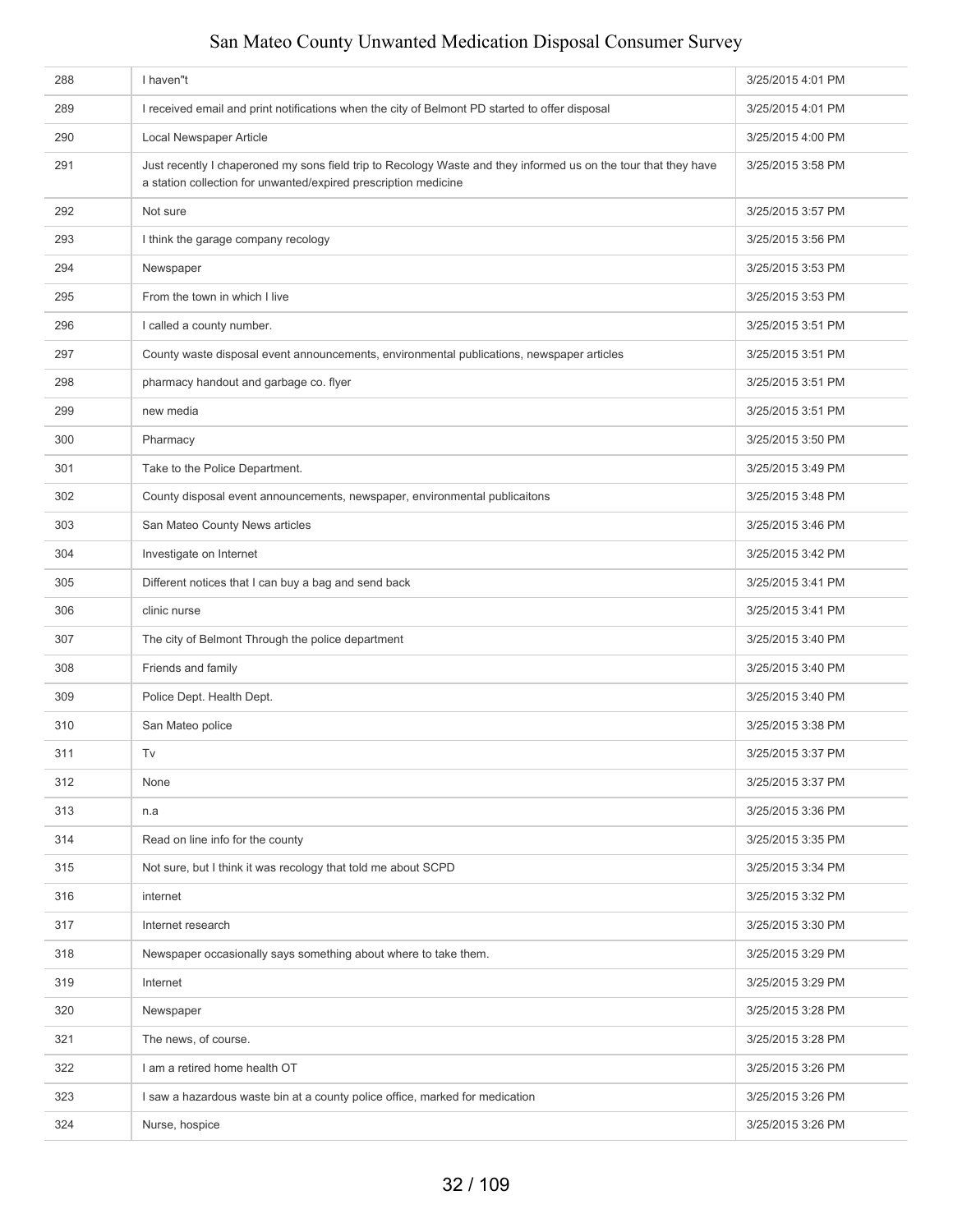| | | |
|---|---|---|
| 288 | I haven"t | 3/25/2015 4:01 PM |
| 289 | I received email and print notifications when the city of Belmont PD started to offer disposal | 3/25/2015 4:01 PM |
| 290 | Local Newspaper Article | 3/25/2015 4:00 PM |
| 291 | Just recently I chaperoned my sons field trip to Recology Waste and they informed us on the tour that they have a station collection for unwanted/expired prescription medicine | 3/25/2015 3:58 PM |
| 292 | Not sure | 3/25/2015 3:57 PM |
| 293 | I think the garage company recology | 3/25/2015 3:56 PM |
| 294 | Newspaper | 3/25/2015 3:53 PM |
| 295 | From the town in which I live | 3/25/2015 3:53 PM |
| 296 | I called a county number. | 3/25/2015 3:51 PM |
| 297 | County waste disposal event announcements, environmental publications, newspaper articles | 3/25/2015 3:51 PM |
| 298 | pharmacy handout and garbage co. flyer | 3/25/2015 3:51 PM |
| 299 | new media | 3/25/2015 3:51 PM |
| 300 | Pharmacy | 3/25/2015 3:50 PM |
| 301 | Take to the Police Department. | 3/25/2015 3:49 PM |
| 302 | County disposal event announcements, newspaper, environmental publicaitons | 3/25/2015 3:48 PM |
| 303 | San Mateo County News articles | 3/25/2015 3:46 PM |
| 304 | Investigate on Internet | 3/25/2015 3:42 PM |
| 305 | Different notices that I can buy a bag and send back | 3/25/2015 3:41 PM |
| 306 | clinic nurse | 3/25/2015 3:41 PM |
| 307 | The city of Belmont Through the police department | 3/25/2015 3:40 PM |
| 308 | Friends and family | 3/25/2015 3:40 PM |
| 309 | Police Dept. Health Dept. | 3/25/2015 3:40 PM |
| 310 | San Mateo police | 3/25/2015 3:38 PM |
| 311 | Tv | 3/25/2015 3:37 PM |
| 312 | None | 3/25/2015 3:37 PM |
| 313 | n.a | 3/25/2015 3:36 PM |
| 314 | Read on line info for the county | 3/25/2015 3:35 PM |
| 315 | Not sure, but I think it was recology that told me about SCPD | 3/25/2015 3:34 PM |
| 316 | internet | 3/25/2015 3:32 PM |
| 317 | Internet research | 3/25/2015 3:30 PM |
| 318 | Newspaper occasionally says something about where to take them. | 3/25/2015 3:29 PM |
| 319 | Internet | 3/25/2015 3:29 PM |
| 320 | Newspaper | 3/25/2015 3:28 PM |
| 321 | The news, of course. | 3/25/2015 3:28 PM |
| 322 | I am a retired home health OT | 3/25/2015 3:26 PM |
| 323 | I saw a hazardous waste bin at a county police office, marked for medication | 3/25/2015 3:26 PM |
| 324 | Nurse, hospice | 3/25/2015 3:26 PM |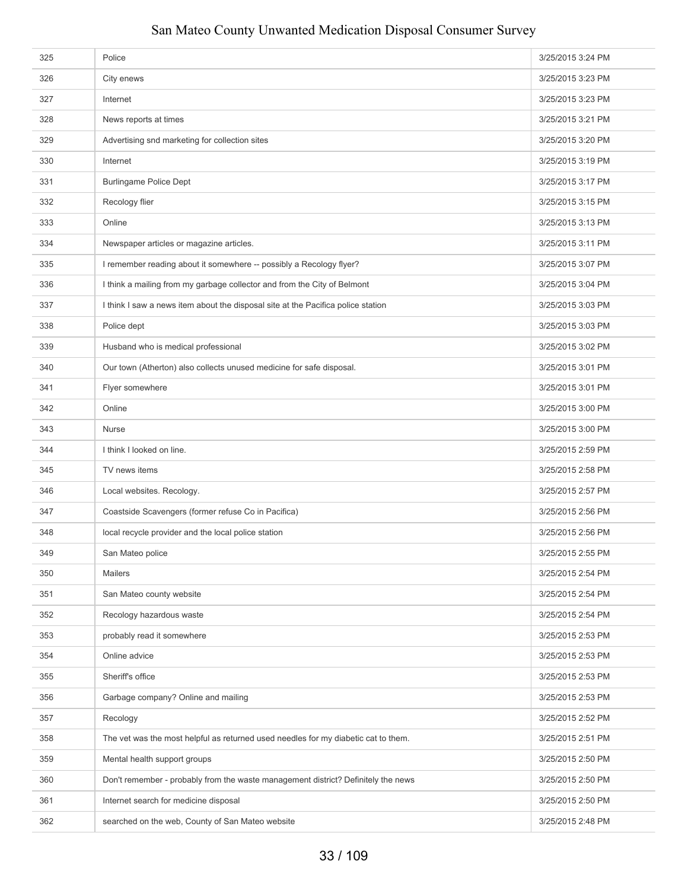| | | |
|---|---|---|
| 325 | Police | 3/25/2015 3:24 PM |
| 326 | City enews | 3/25/2015 3:23 PM |
| 327 | Internet | 3/25/2015 3:23 PM |
| 328 | News reports at times | 3/25/2015 3:21 PM |
| 329 | Advertising snd marketing for collection sites | 3/25/2015 3:20 PM |
| 330 | Internet | 3/25/2015 3:19 PM |
| 331 | Burlingame Police Dept | 3/25/2015 3:17 PM |
| 332 | Recology flier | 3/25/2015 3:15 PM |
| 333 | Online | 3/25/2015 3:13 PM |
| 334 | Newspaper articles or magazine articles. | 3/25/2015 3:11 PM |
| 335 | I remember reading about it somewhere -- possibly a Recology flyer? | 3/25/2015 3:07 PM |
| 336 | I think a mailing from my garbage collector and from the City of Belmont | 3/25/2015 3:04 PM |
| 337 | I think I saw a news item about the disposal site at the Pacifica police station | 3/25/2015 3:03 PM |
| 338 | Police dept | 3/25/2015 3:03 PM |
| 339 | Husband who is medical professional | 3/25/2015 3:02 PM |
| 340 | Our town (Atherton) also collects unused medicine for safe disposal. | 3/25/2015 3:01 PM |
| 341 | Flyer somewhere | 3/25/2015 3:01 PM |
| 342 | Online | 3/25/2015 3:00 PM |
| 343 | Nurse | 3/25/2015 3:00 PM |
| 344 | I think I looked on line. | 3/25/2015 2:59 PM |
| 345 | TV news items | 3/25/2015 2:58 PM |
| 346 | Local websites. Recology. | 3/25/2015 2:57 PM |
| 347 | Coastside Scavengers (former refuse Co in Pacifica) | 3/25/2015 2:56 PM |
| 348 | local recycle provider and the local police station | 3/25/2015 2:56 PM |
| 349 | San Mateo police | 3/25/2015 2:55 PM |
| 350 | Mailers | 3/25/2015 2:54 PM |
| 351 | San Mateo county website | 3/25/2015 2:54 PM |
| 352 | Recology hazardous waste | 3/25/2015 2:54 PM |
| 353 | probably read it somewhere | 3/25/2015 2:53 PM |
| 354 | Online advice | 3/25/2015 2:53 PM |
| 355 | Sheriff's office | 3/25/2015 2:53 PM |
| 356 | Garbage company? Online and mailing | 3/25/2015 2:53 PM |
| 357 | Recology | 3/25/2015 2:52 PM |
| 358 | The vet was the most helpful as returned used needles for my diabetic cat to them. | 3/25/2015 2:51 PM |
| 359 | Mental health support groups | 3/25/2015 2:50 PM |
| 360 | Don't remember - probably from the waste management district? Definitely the news | 3/25/2015 2:50 PM |
| 361 | Internet search for medicine disposal | 3/25/2015 2:50 PM |
| 362 | searched on the web, County of San Mateo website | 3/25/2015 2:48 PM |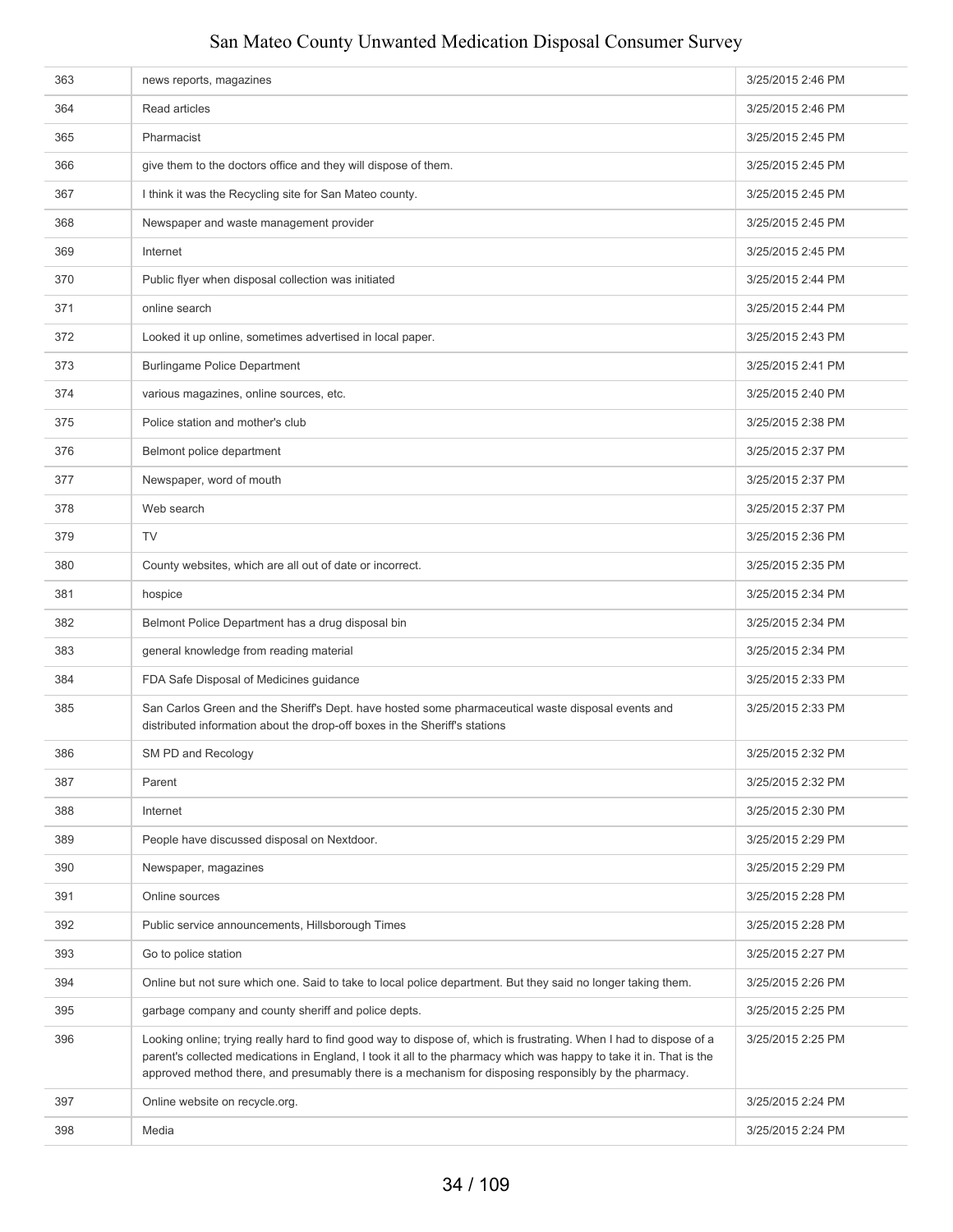| | | |
|---|---|---|
| 363 | news reports, magazines | 3/25/2015 2:46 PM |
| 364 | Read articles | 3/25/2015 2:46 PM |
| 365 | Pharmacist | 3/25/2015 2:45 PM |
| 366 | give them to the doctors office and they will dispose of them. | 3/25/2015 2:45 PM |
| 367 | I think it was the Recycling site for San Mateo county. | 3/25/2015 2:45 PM |
| 368 | Newspaper and waste management provider | 3/25/2015 2:45 PM |
| 369 | Internet | 3/25/2015 2:45 PM |
| 370 | Public flyer when disposal collection was initiated | 3/25/2015 2:44 PM |
| 371 | online search | 3/25/2015 2:44 PM |
| 372 | Looked it up online, sometimes advertised in local paper. | 3/25/2015 2:43 PM |
| 373 | Burlingame Police Department | 3/25/2015 2:41 PM |
| 374 | various magazines, online sources, etc. | 3/25/2015 2:40 PM |
| 375 | Police station and mother's club | 3/25/2015 2:38 PM |
| 376 | Belmont police department | 3/25/2015 2:37 PM |
| 377 | Newspaper, word of mouth | 3/25/2015 2:37 PM |
| 378 | Web search | 3/25/2015 2:37 PM |
| 379 | TV | 3/25/2015 2:36 PM |
| 380 | County websites, which are all out of date or incorrect. | 3/25/2015 2:35 PM |
| 381 | hospice | 3/25/2015 2:34 PM |
| 382 | Belmont Police Department has a drug disposal bin | 3/25/2015 2:34 PM |
| 383 | general knowledge from reading material | 3/25/2015 2:34 PM |
| 384 | FDA Safe Disposal of Medicines guidance | 3/25/2015 2:33 PM |
| 385 | San Carlos Green and the Sheriff's Dept. have hosted some pharmaceutical waste disposal events and distributed information about the drop-off boxes in the Sheriff's stations | 3/25/2015 2:33 PM |
| 386 | SM PD and Recology | 3/25/2015 2:32 PM |
| 387 | Parent | 3/25/2015 2:32 PM |
| 388 | Internet | 3/25/2015 2:30 PM |
| 389 | People have discussed disposal on Nextdoor. | 3/25/2015 2:29 PM |
| 390 | Newspaper, magazines | 3/25/2015 2:29 PM |
| 391 | Online sources | 3/25/2015 2:28 PM |
| 392 | Public service announcements, Hillsborough Times | 3/25/2015 2:28 PM |
| 393 | Go to police station | 3/25/2015 2:27 PM |
| 394 | Online but not sure which one. Said to take to local police department. But they said no longer taking them. | 3/25/2015 2:26 PM |
| 395 | garbage company and county sheriff and police depts. | 3/25/2015 2:25 PM |
| 396 | Looking online; trying really hard to find good way to dispose of, which is frustrating. When I had to dispose of a parent's collected medications in England, I took it all to the pharmacy which was happy to take it in. That is the approved method there, and presumably there is a mechanism for disposing responsibly by the pharmacy. | 3/25/2015 2:25 PM |
| 397 | Online website on recycle.org. | 3/25/2015 2:24 PM |
| 398 | Media | 3/25/2015 2:24 PM |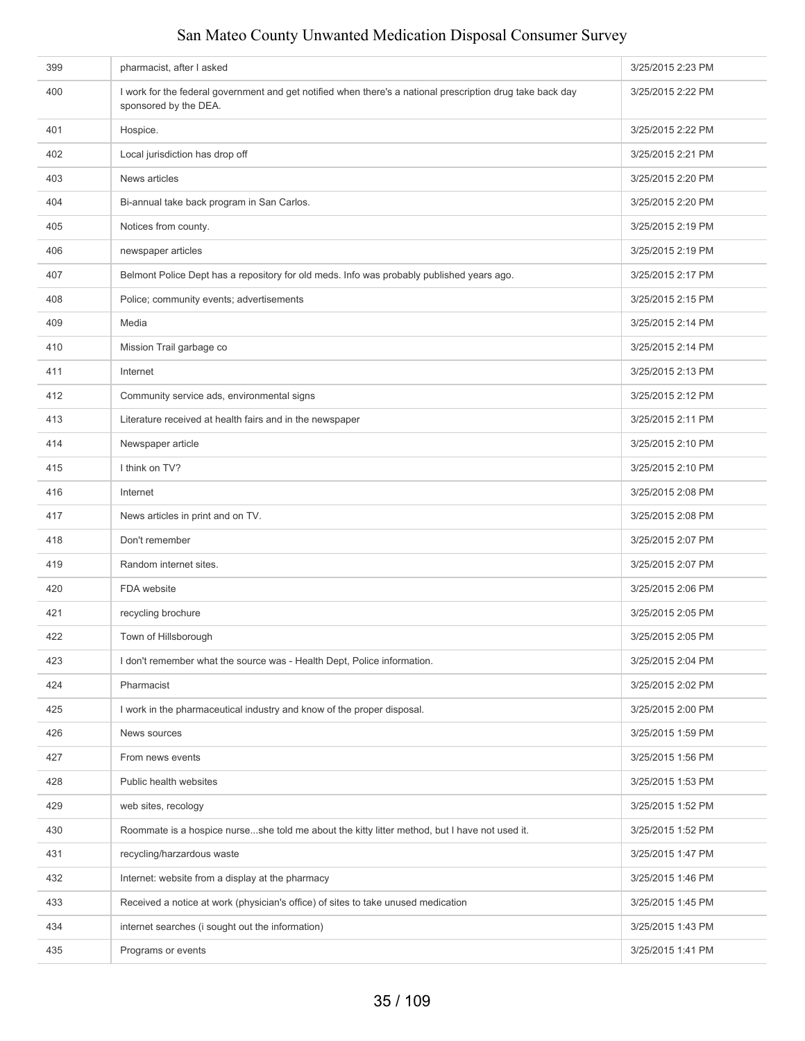| | | |
|---|---|---|
| 399 | pharmacist, after I asked | 3/25/2015 2:23 PM |
| 400 | I work for the federal government and get notified when there's a national prescription drug take back day sponsored by the DEA. | 3/25/2015 2:22 PM |
| 401 | Hospice. | 3/25/2015 2:22 PM |
| 402 | Local jurisdiction has drop off | 3/25/2015 2:21 PM |
| 403 | News articles | 3/25/2015 2:20 PM |
| 404 | Bi-annual take back program in San Carlos. | 3/25/2015 2:20 PM |
| 405 | Notices from county. | 3/25/2015 2:19 PM |
| 406 | newspaper articles | 3/25/2015 2:19 PM |
| 407 | Belmont Police Dept has a repository for old meds. Info was probably published years ago. | 3/25/2015 2:17 PM |
| 408 | Police; community events; advertisements | 3/25/2015 2:15 PM |
| 409 | Media | 3/25/2015 2:14 PM |
| 410 | Mission Trail garbage co | 3/25/2015 2:14 PM |
| 411 | Internet | 3/25/2015 2:13 PM |
| 412 | Community service ads, environmental signs | 3/25/2015 2:12 PM |
| 413 | Literature received at health fairs and in the newspaper | 3/25/2015 2:11 PM |
| 414 | Newspaper article | 3/25/2015 2:10 PM |
| 415 | I think on TV? | 3/25/2015 2:10 PM |
| 416 | Internet | 3/25/2015 2:08 PM |
| 417 | News articles in print and on TV. | 3/25/2015 2:08 PM |
| 418 | Don't remember | 3/25/2015 2:07 PM |
| 419 | Random internet sites. | 3/25/2015 2:07 PM |
| 420 | FDA website | 3/25/2015 2:06 PM |
| 421 | recycling brochure | 3/25/2015 2:05 PM |
| 422 | Town of Hillsborough | 3/25/2015 2:05 PM |
| 423 | I don't remember what the source was - Health Dept, Police information. | 3/25/2015 2:04 PM |
| 424 | Pharmacist | 3/25/2015 2:02 PM |
| 425 | I work in the pharmaceutical industry and know of the proper disposal. | 3/25/2015 2:00 PM |
| 426 | News sources | 3/25/2015 1:59 PM |
| 427 | From news events | 3/25/2015 1:56 PM |
| 428 | Public health websites | 3/25/2015 1:53 PM |
| 429 | web sites, recology | 3/25/2015 1:52 PM |
| 430 | Roommate is a hospice nurse...she told me about the kitty litter method, but I have not used it. | 3/25/2015 1:52 PM |
| 431 | recycling/harzardous waste | 3/25/2015 1:47 PM |
| 432 | Internet: website from a display at the pharmacy | 3/25/2015 1:46 PM |
| 433 | Received a notice at work (physician's office) of sites to take unused medication | 3/25/2015 1:45 PM |
| 434 | internet searches (i sought out the information) | 3/25/2015 1:43 PM |
| 435 | Programs or events | 3/25/2015 1:41 PM |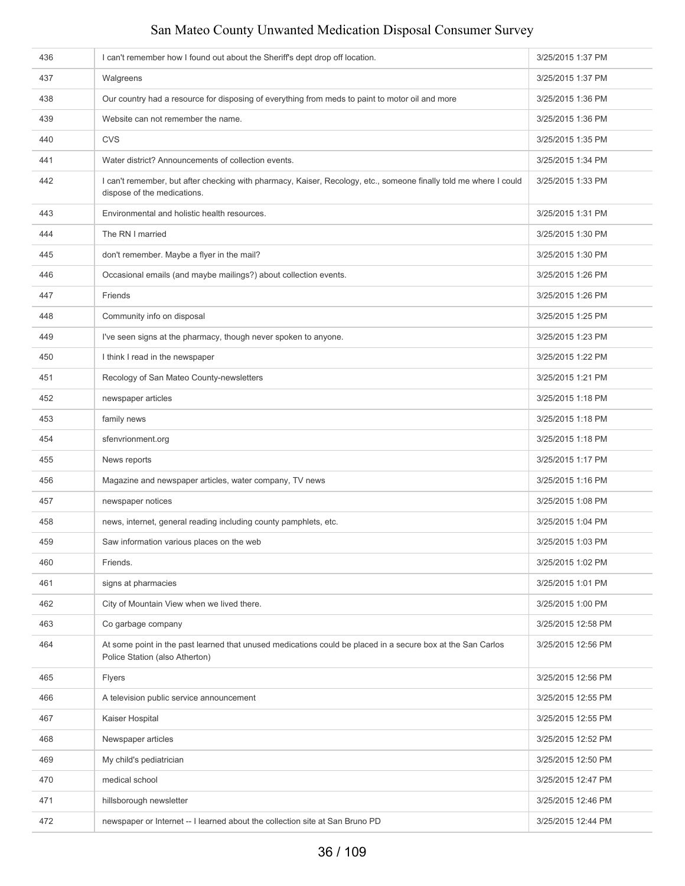| | | |
|---|---|---|
| 436 | I can't remember how I found out about the Sheriff's dept drop off location. | 3/25/2015 1:37 PM |
| 437 | Walgreens | 3/25/2015 1:37 PM |
| 438 | Our country had a resource for disposing of everything from meds to paint to motor oil and more | 3/25/2015 1:36 PM |
| 439 | Website can not remember the name. | 3/25/2015 1:36 PM |
| 440 | CVS | 3/25/2015 1:35 PM |
| 441 | Water district? Announcements of collection events. | 3/25/2015 1:34 PM |
| 442 | I can't remember, but after checking with pharmacy, Kaiser, Recology, etc., someone finally told me where I could dispose of the medications. | 3/25/2015 1:33 PM |
| 443 | Environmental and holistic health resources. | 3/25/2015 1:31 PM |
| 444 | The RN I married | 3/25/2015 1:30 PM |
| 445 | don't remember. Maybe a flyer in the mail? | 3/25/2015 1:30 PM |
| 446 | Occasional emails (and maybe mailings?) about collection events. | 3/25/2015 1:26 PM |
| 447 | Friends | 3/25/2015 1:26 PM |
| 448 | Community info on disposal | 3/25/2015 1:25 PM |
| 449 | I've seen signs at the pharmacy, though never spoken to anyone. | 3/25/2015 1:23 PM |
| 450 | I think I read in the newspaper | 3/25/2015 1:22 PM |
| 451 | Recology of San Mateo County-newsletters | 3/25/2015 1:21 PM |
| 452 | newspaper articles | 3/25/2015 1:18 PM |
| 453 | family news | 3/25/2015 1:18 PM |
| 454 | sfenvrionment.org | 3/25/2015 1:18 PM |
| 455 | News reports | 3/25/2015 1:17 PM |
| 456 | Magazine and newspaper articles, water company, TV news | 3/25/2015 1:16 PM |
| 457 | newspaper notices | 3/25/2015 1:08 PM |
| 458 | news, internet, general reading including county pamphlets, etc. | 3/25/2015 1:04 PM |
| 459 | Saw information various places on the web | 3/25/2015 1:03 PM |
| 460 | Friends. | 3/25/2015 1:02 PM |
| 461 | signs at pharmacies | 3/25/2015 1:01 PM |
| 462 | City of Mountain View when we lived there. | 3/25/2015 1:00 PM |
| 463 | Co garbage company | 3/25/2015 12:58 PM |
| 464 | At some point in the past learned that unused medications could be placed in a secure box at the San Carlos Police Station (also Atherton) | 3/25/2015 12:56 PM |
| 465 | Flyers | 3/25/2015 12:56 PM |
| 466 | A television public service announcement | 3/25/2015 12:55 PM |
| 467 | Kaiser Hospital | 3/25/2015 12:55 PM |
| 468 | Newspaper articles | 3/25/2015 12:52 PM |
| 469 | My child's pediatrician | 3/25/2015 12:50 PM |
| 470 | medical school | 3/25/2015 12:47 PM |
| 471 | hillsborough newsletter | 3/25/2015 12:46 PM |
| 472 | newspaper or Internet -- I learned about the collection site at San Bruno PD | 3/25/2015 12:44 PM |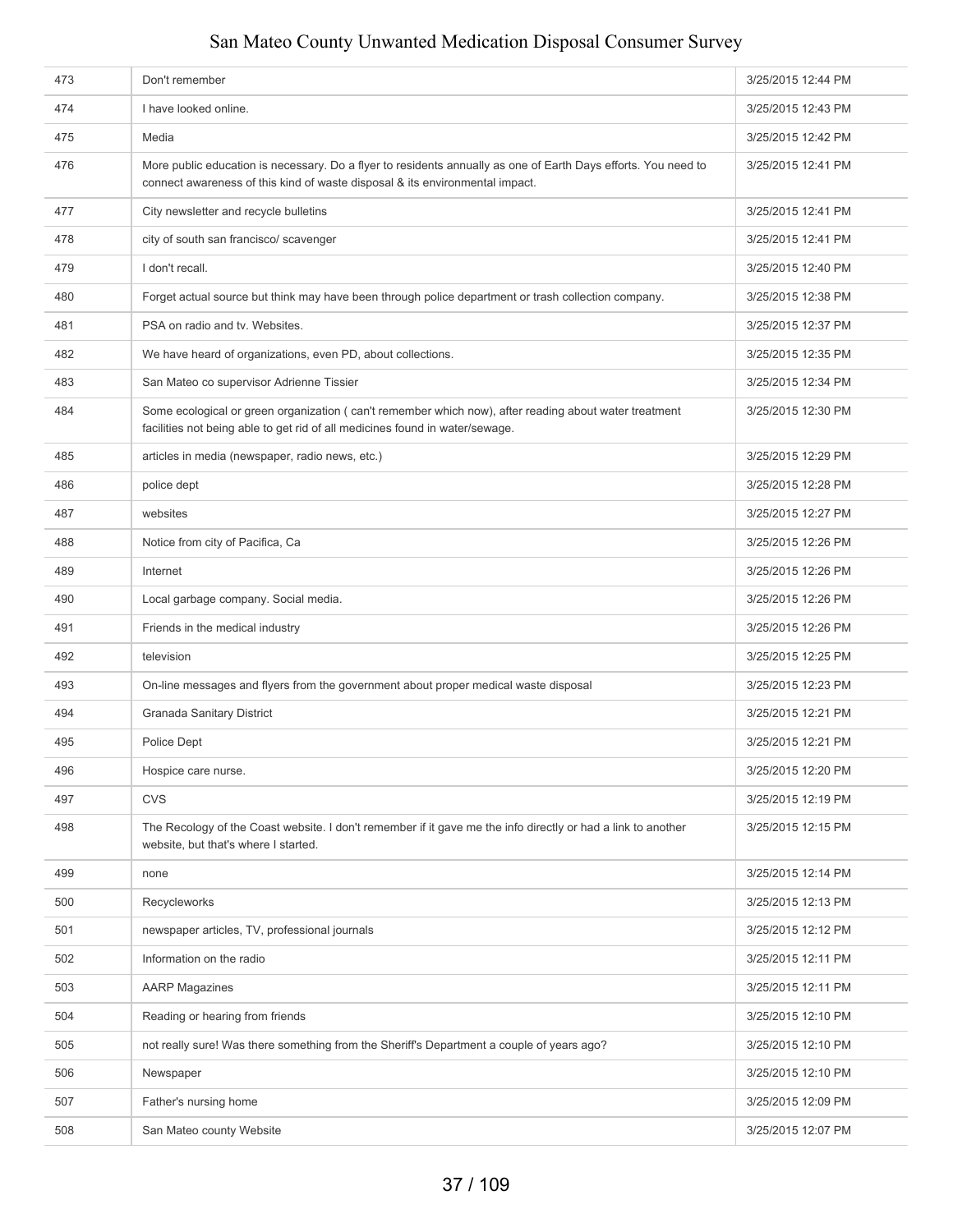| | | |
|---|---|---|
| 473 | Don't remember | 3/25/2015 12:44 PM |
| 474 | I have looked online. | 3/25/2015 12:43 PM |
| 475 | Media | 3/25/2015 12:42 PM |
| 476 | More public education is necessary. Do a flyer to residents annually as one of Earth Days efforts. You need to connect awareness of this kind of waste disposal & its environmental impact. | 3/25/2015 12:41 PM |
| 477 | City newsletter and recycle bulletins | 3/25/2015 12:41 PM |
| 478 | city of south san francisco/ scavenger | 3/25/2015 12:41 PM |
| 479 | I don't recall. | 3/25/2015 12:40 PM |
| 480 | Forget actual source but think may have been through police department or trash collection company. | 3/25/2015 12:38 PM |
| 481 | PSA on radio and tv. Websites. | 3/25/2015 12:37 PM |
| 482 | We have heard of organizations, even PD, about collections. | 3/25/2015 12:35 PM |
| 483 | San Mateo co supervisor Adrienne Tissier | 3/25/2015 12:34 PM |
| 484 | Some ecological or green organization ( can't remember which now), after reading about water treatment facilities not being able to get rid of all medicines found in water/sewage. | 3/25/2015 12:30 PM |
| 485 | articles in media (newspaper, radio news, etc.) | 3/25/2015 12:29 PM |
| 486 | police dept | 3/25/2015 12:28 PM |
| 487 | websites | 3/25/2015 12:27 PM |
| 488 | Notice from city of Pacifica, Ca | 3/25/2015 12:26 PM |
| 489 | Internet | 3/25/2015 12:26 PM |
| 490 | Local garbage company. Social media. | 3/25/2015 12:26 PM |
| 491 | Friends in the medical industry | 3/25/2015 12:26 PM |
| 492 | television | 3/25/2015 12:25 PM |
| 493 | On-line messages and flyers from the government about proper medical waste disposal | 3/25/2015 12:23 PM |
| 494 | Granada Sanitary District | 3/25/2015 12:21 PM |
| 495 | Police Dept | 3/25/2015 12:21 PM |
| 496 | Hospice care nurse. | 3/25/2015 12:20 PM |
| 497 | CVS | 3/25/2015 12:19 PM |
| 498 | The Recology of the Coast website. I don't remember if it gave me the info directly or had a link to another website, but that's where I started. | 3/25/2015 12:15 PM |
| 499 | none | 3/25/2015 12:14 PM |
| 500 | Recycleworks | 3/25/2015 12:13 PM |
| 501 | newspaper articles, TV, professional journals | 3/25/2015 12:12 PM |
| 502 | Information on the radio | 3/25/2015 12:11 PM |
| 503 | AARP Magazines | 3/25/2015 12:11 PM |
| 504 | Reading or hearing from friends | 3/25/2015 12:10 PM |
| 505 | not really sure! Was there something from the Sheriff's Department a couple of years ago? | 3/25/2015 12:10 PM |
| 506 | Newspaper | 3/25/2015 12:10 PM |
| 507 | Father's nursing home | 3/25/2015 12:09 PM |
| 508 | San Mateo county Website | 3/25/2015 12:07 PM |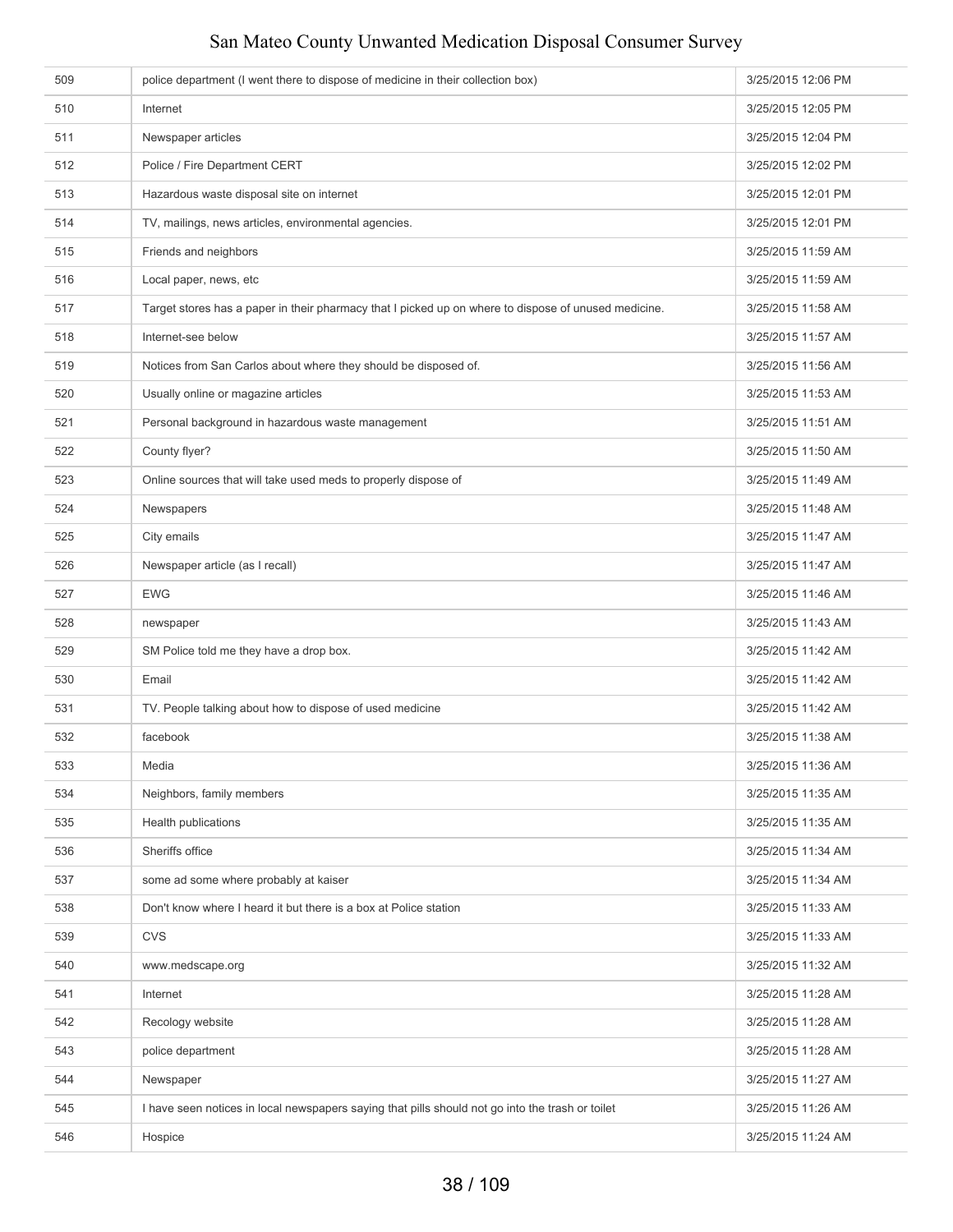| | | |
|---|---|---|
| 509 | police department (I went there to dispose of medicine in their collection box) | 3/25/2015 12:06 PM |
| 510 | Internet | 3/25/2015 12:05 PM |
| 511 | Newspaper articles | 3/25/2015 12:04 PM |
| 512 | Police / Fire Department CERT | 3/25/2015 12:02 PM |
| 513 | Hazardous waste disposal site on internet | 3/25/2015 12:01 PM |
| 514 | TV, mailings, news articles, environmental agencies. | 3/25/2015 12:01 PM |
| 515 | Friends and neighbors | 3/25/2015 11:59 AM |
| 516 | Local paper, news, etc | 3/25/2015 11:59 AM |
| 517 | Target stores has a paper in their pharmacy that I picked up on where to dispose of unused medicine. | 3/25/2015 11:58 AM |
| 518 | Internet-see below | 3/25/2015 11:57 AM |
| 519 | Notices from San Carlos about where they should be disposed of. | 3/25/2015 11:56 AM |
| 520 | Usually online or magazine articles | 3/25/2015 11:53 AM |
| 521 | Personal background in hazardous waste management | 3/25/2015 11:51 AM |
| 522 | County flyer? | 3/25/2015 11:50 AM |
| 523 | Online sources that will take used meds to properly dispose of | 3/25/2015 11:49 AM |
| 524 | Newspapers | 3/25/2015 11:48 AM |
| 525 | City emails | 3/25/2015 11:47 AM |
| 526 | Newspaper article (as I recall) | 3/25/2015 11:47 AM |
| 527 | EWG | 3/25/2015 11:46 AM |
| 528 | newspaper | 3/25/2015 11:43 AM |
| 529 | SM Police told me they have a drop box. | 3/25/2015 11:42 AM |
| 530 | Email | 3/25/2015 11:42 AM |
| 531 | TV. People talking about how to dispose of used medicine | 3/25/2015 11:42 AM |
| 532 | facebook | 3/25/2015 11:38 AM |
| 533 | Media | 3/25/2015 11:36 AM |
| 534 | Neighbors, family members | 3/25/2015 11:35 AM |
| 535 | Health publications | 3/25/2015 11:35 AM |
| 536 | Sheriffs office | 3/25/2015 11:34 AM |
| 537 | some ad some where probably at kaiser | 3/25/2015 11:34 AM |
| 538 | Don't know where I heard it but there is a box at Police station | 3/25/2015 11:33 AM |
| 539 | CVS | 3/25/2015 11:33 AM |
| 540 | www.medscape.org | 3/25/2015 11:32 AM |
| 541 | Internet | 3/25/2015 11:28 AM |
| 542 | Recology website | 3/25/2015 11:28 AM |
| 543 | police department | 3/25/2015 11:28 AM |
| 544 | Newspaper | 3/25/2015 11:27 AM |
| 545 | I have seen notices in local newspapers saying that pills should not go into the trash or toilet | 3/25/2015 11:26 AM |
| 546 | Hospice | 3/25/2015 11:24 AM |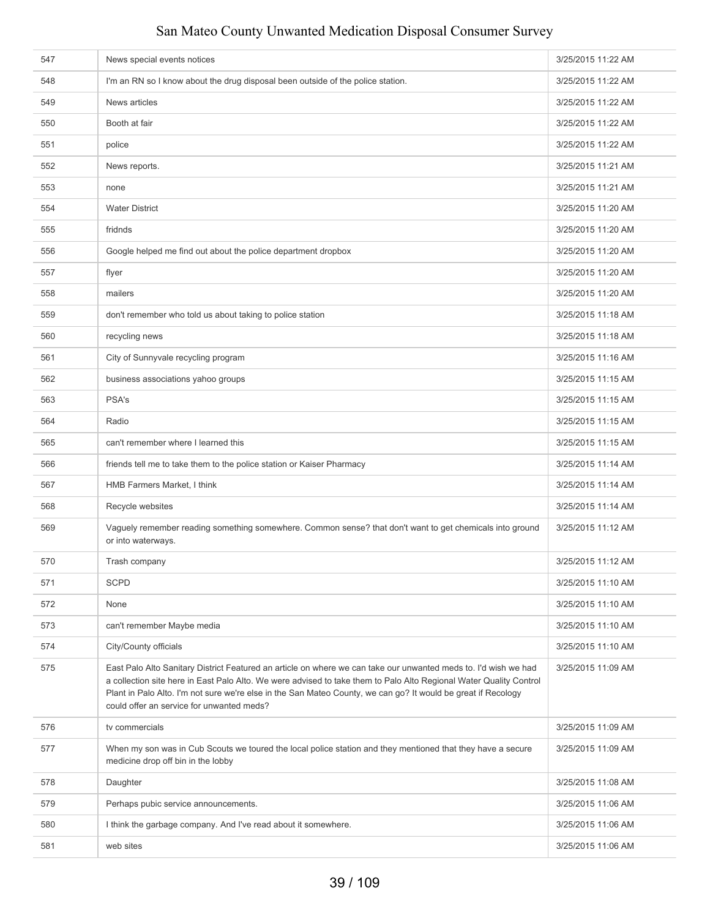| | | |
|---|---|---|
| 547 | News special events notices | 3/25/2015 11:22 AM |
| 548 | I'm an RN so I know about the drug disposal been outside of the police station. | 3/25/2015 11:22 AM |
| 549 | News articles | 3/25/2015 11:22 AM |
| 550 | Booth at fair | 3/25/2015 11:22 AM |
| 551 | police | 3/25/2015 11:22 AM |
| 552 | News reports. | 3/25/2015 11:21 AM |
| 553 | none | 3/25/2015 11:21 AM |
| 554 | Water District | 3/25/2015 11:20 AM |
| 555 | fridnds | 3/25/2015 11:20 AM |
| 556 | Google helped me find out about the police department dropbox | 3/25/2015 11:20 AM |
| 557 | flyer | 3/25/2015 11:20 AM |
| 558 | mailers | 3/25/2015 11:20 AM |
| 559 | don't remember who told us about taking to police station | 3/25/2015 11:18 AM |
| 560 | recycling news | 3/25/2015 11:18 AM |
| 561 | City of Sunnyvale recycling program | 3/25/2015 11:16 AM |
| 562 | business associations yahoo groups | 3/25/2015 11:15 AM |
| 563 | PSA's | 3/25/2015 11:15 AM |
| 564 | Radio | 3/25/2015 11:15 AM |
| 565 | can't remember where I learned this | 3/25/2015 11:15 AM |
| 566 | friends tell me to take them to the police station or Kaiser Pharmacy | 3/25/2015 11:14 AM |
| 567 | HMB Farmers Market, I think | 3/25/2015 11:14 AM |
| 568 | Recycle websites | 3/25/2015 11:14 AM |
| 569 | Vaguely remember reading something somewhere. Common sense? that don't want to get chemicals into ground or into waterways. | 3/25/2015 11:12 AM |
| 570 | Trash company | 3/25/2015 11:12 AM |
| 571 | SCPD | 3/25/2015 11:10 AM |
| 572 | None | 3/25/2015 11:10 AM |
| 573 | can't remember Maybe media | 3/25/2015 11:10 AM |
| 574 | City/County officials | 3/25/2015 11:10 AM |
| 575 | East Palo Alto Sanitary District Featured an article on where we can take our unwanted meds to. I'd wish we had a collection site here in East Palo Alto. We were advised to take them to Palo Alto Regional Water Quality Control Plant in Palo Alto. I'm not sure we're else in the San Mateo County, we can go? It would be great if Recology could offer an service for unwanted meds? | 3/25/2015 11:09 AM |
| 576 | tv commercials | 3/25/2015 11:09 AM |
| 577 | When my son was in Cub Scouts we toured the local police station and they mentioned that they have a secure medicine drop off bin in the lobby | 3/25/2015 11:09 AM |
| 578 | Daughter | 3/25/2015 11:08 AM |
| 579 | Perhaps pubic service announcements. | 3/25/2015 11:06 AM |
| 580 | I think the garbage company. And I've read about it somewhere. | 3/25/2015 11:06 AM |
| 581 | web sites | 3/25/2015 11:06 AM |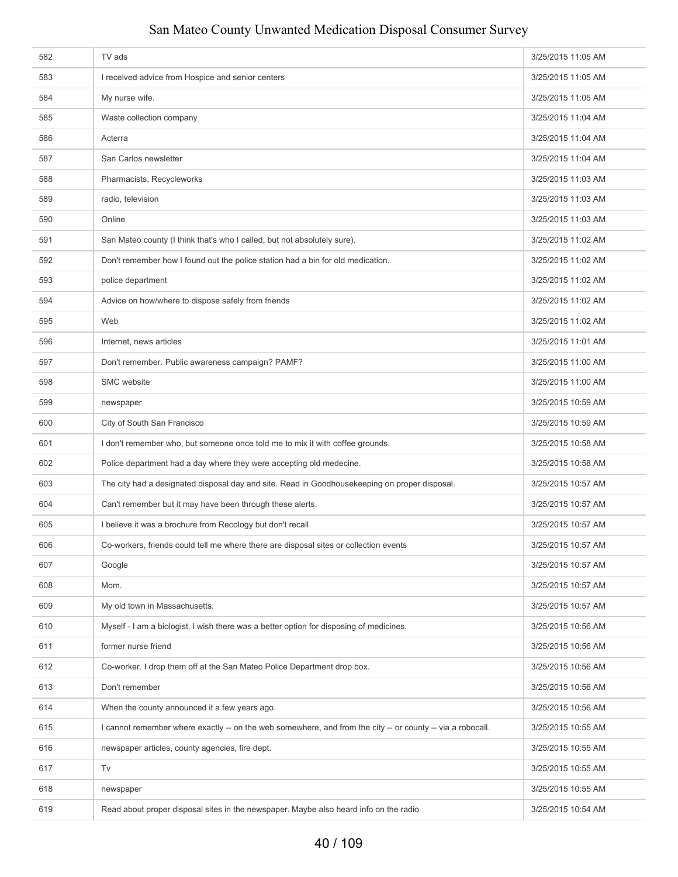| | | |
|---|---|---|
| 582 | TV ads | 3/25/2015 11:05 AM |
| 583 | I received advice from Hospice and senior centers | 3/25/2015 11:05 AM |
| 584 | My nurse wife. | 3/25/2015 11:05 AM |
| 585 | Waste collection company | 3/25/2015 11:04 AM |
| 586 | Acterra | 3/25/2015 11:04 AM |
| 587 | San Carlos newsletter | 3/25/2015 11:04 AM |
| 588 | Pharmacists, Recycleworks | 3/25/2015 11:03 AM |
| 589 | radio, television | 3/25/2015 11:03 AM |
| 590 | Online | 3/25/2015 11:03 AM |
| 591 | San Mateo county (I think that's who I called, but not absolutely sure). | 3/25/2015 11:02 AM |
| 592 | Don't remember how I found out the police station had a bin for old medication. | 3/25/2015 11:02 AM |
| 593 | police department | 3/25/2015 11:02 AM |
| 594 | Advice on how/where to dispose safely from friends | 3/25/2015 11:02 AM |
| 595 | Web | 3/25/2015 11:02 AM |
| 596 | Internet, news articles | 3/25/2015 11:01 AM |
| 597 | Don't remember. Public awareness campaign? PAMF? | 3/25/2015 11:00 AM |
| 598 | SMC website | 3/25/2015 11:00 AM |
| 599 | newspaper | 3/25/2015 10:59 AM |
| 600 | City of South San Francisco | 3/25/2015 10:59 AM |
| 601 | I don't remember who, but someone once told me to mix it with coffee grounds. | 3/25/2015 10:58 AM |
| 602 | Police department had a day where they were accepting old medecine. | 3/25/2015 10:58 AM |
| 603 | The city had a designated disposal day and site. Read in Goodhousekeeping on proper disposal. | 3/25/2015 10:57 AM |
| 604 | Can't remember but it may have been through these alerts. | 3/25/2015 10:57 AM |
| 605 | I believe it was a brochure from Recology but don't recall | 3/25/2015 10:57 AM |
| 606 | Co-workers, friends could tell me where there are disposal sites or collection events | 3/25/2015 10:57 AM |
| 607 | Google | 3/25/2015 10:57 AM |
| 608 | Mom. | 3/25/2015 10:57 AM |
| 609 | My old town in Massachusetts. | 3/25/2015 10:57 AM |
| 610 | Myself - I am a biologist. I wish there was a better option for disposing of medicines. | 3/25/2015 10:56 AM |
| 611 | former nurse friend | 3/25/2015 10:56 AM |
| 612 | Co-worker. I drop them off at the San Mateo Police Department drop box. | 3/25/2015 10:56 AM |
| 613 | Don't remember | 3/25/2015 10:56 AM |
| 614 | When the county announced it a few years ago. | 3/25/2015 10:56 AM |
| 615 | I cannot remember where exactly -- on the web somewhere, and from the city -- or county -- via a robocall. | 3/25/2015 10:55 AM |
| 616 | newspaper articles, county agencies, fire dept. | 3/25/2015 10:55 AM |
| 617 | Tv | 3/25/2015 10:55 AM |
| 618 | newspaper | 3/25/2015 10:55 AM |
| 619 | Read about proper disposal sites in the newspaper. Maybe also heard info on the radio | 3/25/2015 10:54 AM |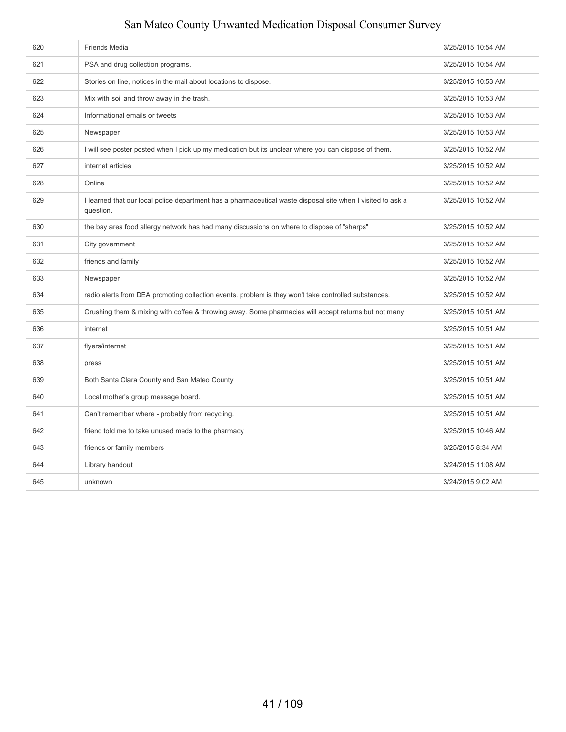| | | |
|---|---|---|
| 620 | Friends Media | 3/25/2015 10:54 AM |
| 621 | PSA and drug collection programs. | 3/25/2015 10:54 AM |
| 622 | Stories on line, notices in the mail about locations to dispose. | 3/25/2015 10:53 AM |
| 623 | Mix with soil and throw away in the trash. | 3/25/2015 10:53 AM |
| 624 | Informational emails or tweets | 3/25/2015 10:53 AM |
| 625 | Newspaper | 3/25/2015 10:53 AM |
| 626 | I will see poster posted when I pick up my medication but its unclear where you can dispose of them. | 3/25/2015 10:52 AM |
| 627 | internet articles | 3/25/2015 10:52 AM |
| 628 | Online | 3/25/2015 10:52 AM |
| 629 | I learned that our local police department has a pharmaceutical waste disposal site when I visited to ask a question. | 3/25/2015 10:52 AM |
| 630 | the bay area food allergy network has had many discussions on where to dispose of "sharps" | 3/25/2015 10:52 AM |
| 631 | City government | 3/25/2015 10:52 AM |
| 632 | friends and family | 3/25/2015 10:52 AM |
| 633 | Newspaper | 3/25/2015 10:52 AM |
| 634 | radio alerts from DEA promoting collection events. problem is they won't take controlled substances. | 3/25/2015 10:52 AM |
| 635 | Crushing them & mixing with coffee & throwing away. Some pharmacies will accept returns but not many | 3/25/2015 10:51 AM |
| 636 | internet | 3/25/2015 10:51 AM |
| 637 | flyers/internet | 3/25/2015 10:51 AM |
| 638 | press | 3/25/2015 10:51 AM |
| 639 | Both Santa Clara County and San Mateo County | 3/25/2015 10:51 AM |
| 640 | Local mother's group message board. | 3/25/2015 10:51 AM |
| 641 | Can't remember where - probably from recycling. | 3/25/2015 10:51 AM |
| 642 | friend told me to take unused meds to the pharmacy | 3/25/2015 10:46 AM |
| 643 | friends or family members | 3/25/2015 8:34 AM |
| 644 | Library handout | 3/24/2015 11:08 AM |
| 645 | unknown | 3/24/2015 9:02 AM |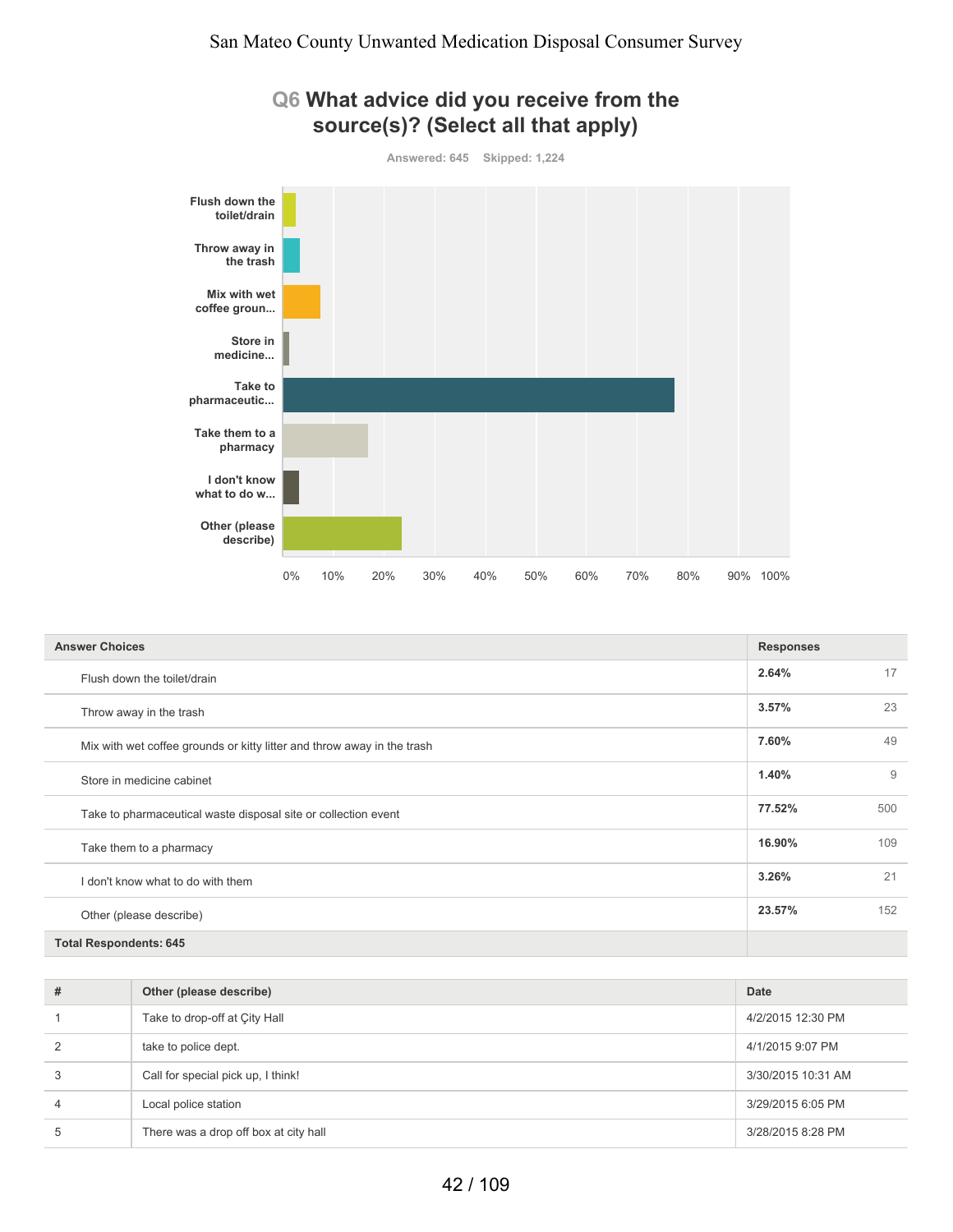## Q6 What advice did you receive from the source(s)? (Select all that apply)

Answered: 645 Skipped: 1,224

| Answer Choices | Responses | |
|---|---|---|
| Flush down the toilet/drain | 2.64% | 17 |
| Throw away in the trash | 3.57% | 23 |
| Mix with wet coffee grounds or kitty litter and throw away in the trash | 7.60% | 49 |
| Store in medicine cabinet | 1.40% | 9 |
| Take to pharmaceutical waste disposal site or collection event | 77.52% | 500 |
| Take them to a pharmacy | 16.90% | 109 |
| I don't know what to do with them | 3.26% | 21 |
| Other (please describe) | 23.57% | 152 |
| **Total Respondents: 645** | | |

| # | Other (please describe) | Date |
|---|---|---|
| 1 | Take to drop-off at Çity Hall | 4/2/2015 12:30 PM |
| 2 | take to police dept. | 4/1/2015 9:07 PM |
| 3 | Call for special pick up, I think! | 3/30/2015 10:31 AM |
| 4 | Local police station | 3/29/2015 6:05 PM |
| 5 | There was a drop off box at city hall | 3/28/2015 8:28 PM |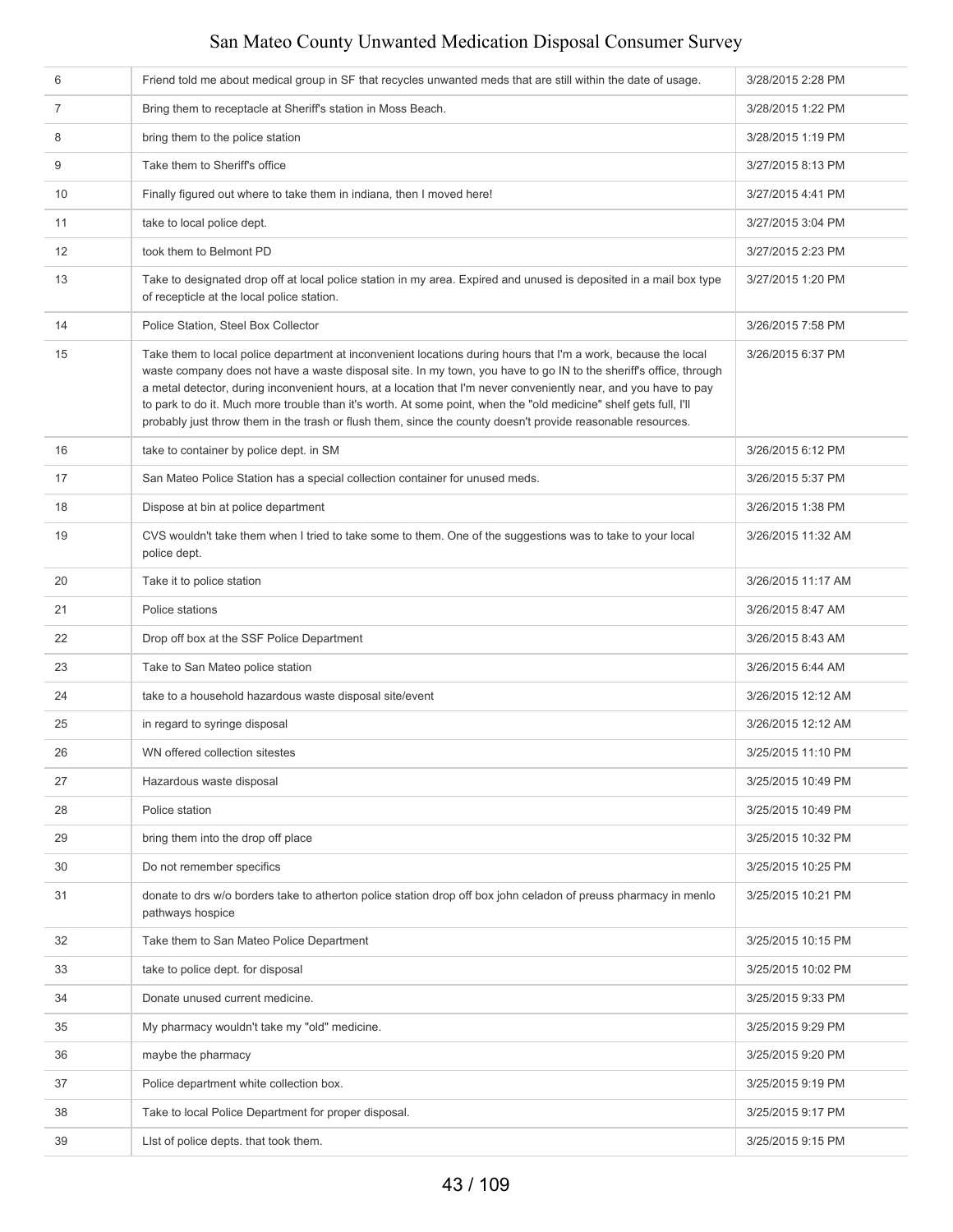| | | |
|---|---|---|
| 6 | Friend told me about medical group in SF that recycles unwanted meds that are still within the date of usage. | 3/28/2015 2:28 PM |
| 7 | Bring them to receptacle at Sheriff's station in Moss Beach. | 3/28/2015 1:22 PM |
| 8 | bring them to the police station | 3/28/2015 1:19 PM |
| 9 | Take them to Sheriff's office | 3/27/2015 8:13 PM |
| 10 | Finally figured out where to take them in indiana, then I moved here! | 3/27/2015 4:41 PM |
| 11 | take to local police dept. | 3/27/2015 3:04 PM |
| 12 | took them to Belmont PD | 3/27/2015 2:23 PM |
| 13 | Take to designated drop off at local police station in my area. Expired and unused is deposited in a mail box type of recepticle at the local police station. | 3/27/2015 1:20 PM |
| 14 | Police Station, Steel Box Collector | 3/26/2015 7:58 PM |
| 15 | Take them to local police department at inconvenient locations during hours that I'm a work, because the local waste company does not have a waste disposal site. In my town, you have to go IN to the sheriff's office, through a metal detector, during inconvenient hours, at a location that I'm never conveniently near, and you have to pay to park to do it. Much more trouble than it's worth. At some point, when the "old medicine" shelf gets full, I'll probably just throw them in the trash or flush them, since the county doesn't provide reasonable resources. | 3/26/2015 6:37 PM |
| 16 | take to container by police dept. in SM | 3/26/2015 6:12 PM |
| 17 | San Mateo Police Station has a special collection container for unused meds. | 3/26/2015 5:37 PM |
| 18 | Dispose at bin at police department | 3/26/2015 1:38 PM |
| 19 | CVS wouldn't take them when I tried to take some to them. One of the suggestions was to take to your local police dept. | 3/26/2015 11:32 AM |
| 20 | Take it to police station | 3/26/2015 11:17 AM |
| 21 | Police stations | 3/26/2015 8:47 AM |
| 22 | Drop off box at the SSF Police Department | 3/26/2015 8:43 AM |
| 23 | Take to San Mateo police station | 3/26/2015 6:44 AM |
| 24 | take to a household hazardous waste disposal site/event | 3/26/2015 12:12 AM |
| 25 | in regard to syringe disposal | 3/26/2015 12:12 AM |
| 26 | WN offered collection sitestes | 3/25/2015 11:10 PM |
| 27 | Hazardous waste disposal | 3/25/2015 10:49 PM |
| 28 | Police station | 3/25/2015 10:49 PM |
| 29 | bring them into the drop off place | 3/25/2015 10:32 PM |
| 30 | Do not remember specifics | 3/25/2015 10:25 PM |
| 31 | donate to drs w/o borders take to atherton police station drop off box john celadon of preuss pharmacy in menlo pathways hospice | 3/25/2015 10:21 PM |
| 32 | Take them to San Mateo Police Department | 3/25/2015 10:15 PM |
| 33 | take to police dept. for disposal | 3/25/2015 10:02 PM |
| 34 | Donate unused current medicine. | 3/25/2015 9:33 PM |
| 35 | My pharmacy wouldn't take my "old" medicine. | 3/25/2015 9:29 PM |
| 36 | maybe the pharmacy | 3/25/2015 9:20 PM |
| 37 | Police department white collection box. | 3/25/2015 9:19 PM |
| 38 | Take to local Police Department for proper disposal. | 3/25/2015 9:17 PM |
| 39 | LIst of police depts. that took them. | 3/25/2015 9:15 PM |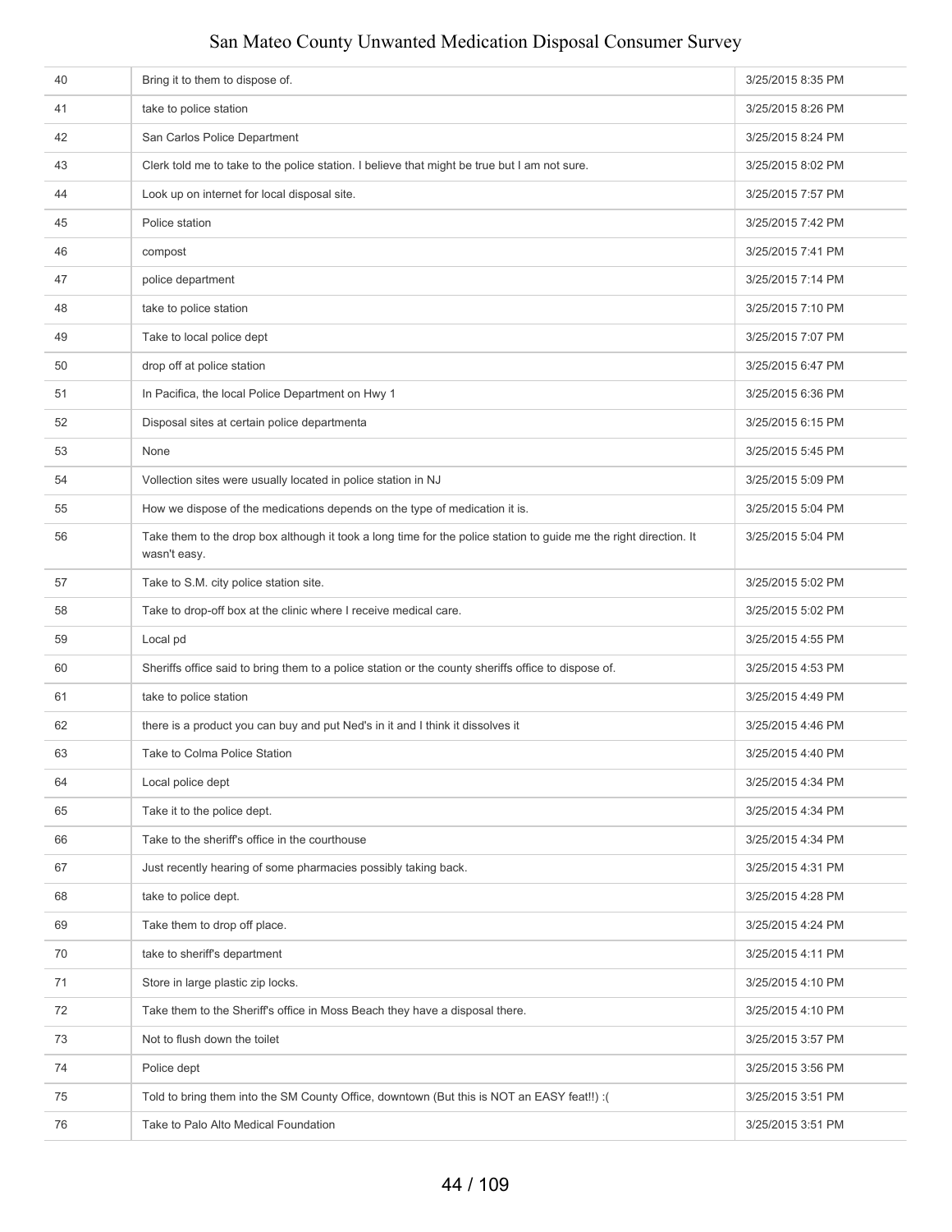| | | |
|---|---|---|
| 40 | Bring it to them to dispose of. | 3/25/2015 8:35 PM |
| 41 | take to police station | 3/25/2015 8:26 PM |
| 42 | San Carlos Police Department | 3/25/2015 8:24 PM |
| 43 | Clerk told me to take to the police station. I believe that might be true but I am not sure. | 3/25/2015 8:02 PM |
| 44 | Look up on internet for local disposal site. | 3/25/2015 7:57 PM |
| 45 | Police station | 3/25/2015 7:42 PM |
| 46 | compost | 3/25/2015 7:41 PM |
| 47 | police department | 3/25/2015 7:14 PM |
| 48 | take to police station | 3/25/2015 7:10 PM |
| 49 | Take to local police dept | 3/25/2015 7:07 PM |
| 50 | drop off at police station | 3/25/2015 6:47 PM |
| 51 | In Pacifica, the local Police Department on Hwy 1 | 3/25/2015 6:36 PM |
| 52 | Disposal sites at certain police departmenta | 3/25/2015 6:15 PM |
| 53 | None | 3/25/2015 5:45 PM |
| 54 | Vollection sites were usually located in police station in NJ | 3/25/2015 5:09 PM |
| 55 | How we dispose of the medications depends on the type of medication it is. | 3/25/2015 5:04 PM |
| 56 | Take them to the drop box although it took a long time for the police station to guide me the right direction. It wasn't easy. | 3/25/2015 5:04 PM |
| 57 | Take to S.M. city police station site. | 3/25/2015 5:02 PM |
| 58 | Take to drop-off box at the clinic where I receive medical care. | 3/25/2015 5:02 PM |
| 59 | Local pd | 3/25/2015 4:55 PM |
| 60 | Sheriffs office said to bring them to a police station or the county sheriffs office to dispose of. | 3/25/2015 4:53 PM |
| 61 | take to police station | 3/25/2015 4:49 PM |
| 62 | there is a product you can buy and put Ned's in it and I think it dissolves it | 3/25/2015 4:46 PM |
| 63 | Take to Colma Police Station | 3/25/2015 4:40 PM |
| 64 | Local police dept | 3/25/2015 4:34 PM |
| 65 | Take it to the police dept. | 3/25/2015 4:34 PM |
| 66 | Take to the sheriff's office in the courthouse | 3/25/2015 4:34 PM |
| 67 | Just recently hearing of some pharmacies possibly taking back. | 3/25/2015 4:31 PM |
| 68 | take to police dept. | 3/25/2015 4:28 PM |
| 69 | Take them to drop off place. | 3/25/2015 4:24 PM |
| 70 | take to sheriff's department | 3/25/2015 4:11 PM |
| 71 | Store in large plastic zip locks. | 3/25/2015 4:10 PM |
| 72 | Take them to the Sheriff's office in Moss Beach they have a disposal there. | 3/25/2015 4:10 PM |
| 73 | Not to flush down the toilet | 3/25/2015 3:57 PM |
| 74 | Police dept | 3/25/2015 3:56 PM |
| 75 | Told to bring them into the SM County Office, downtown (But this is NOT an EASY feat!!) :( | 3/25/2015 3:51 PM |
| 76 | Take to Palo Alto Medical Foundation | 3/25/2015 3:51 PM |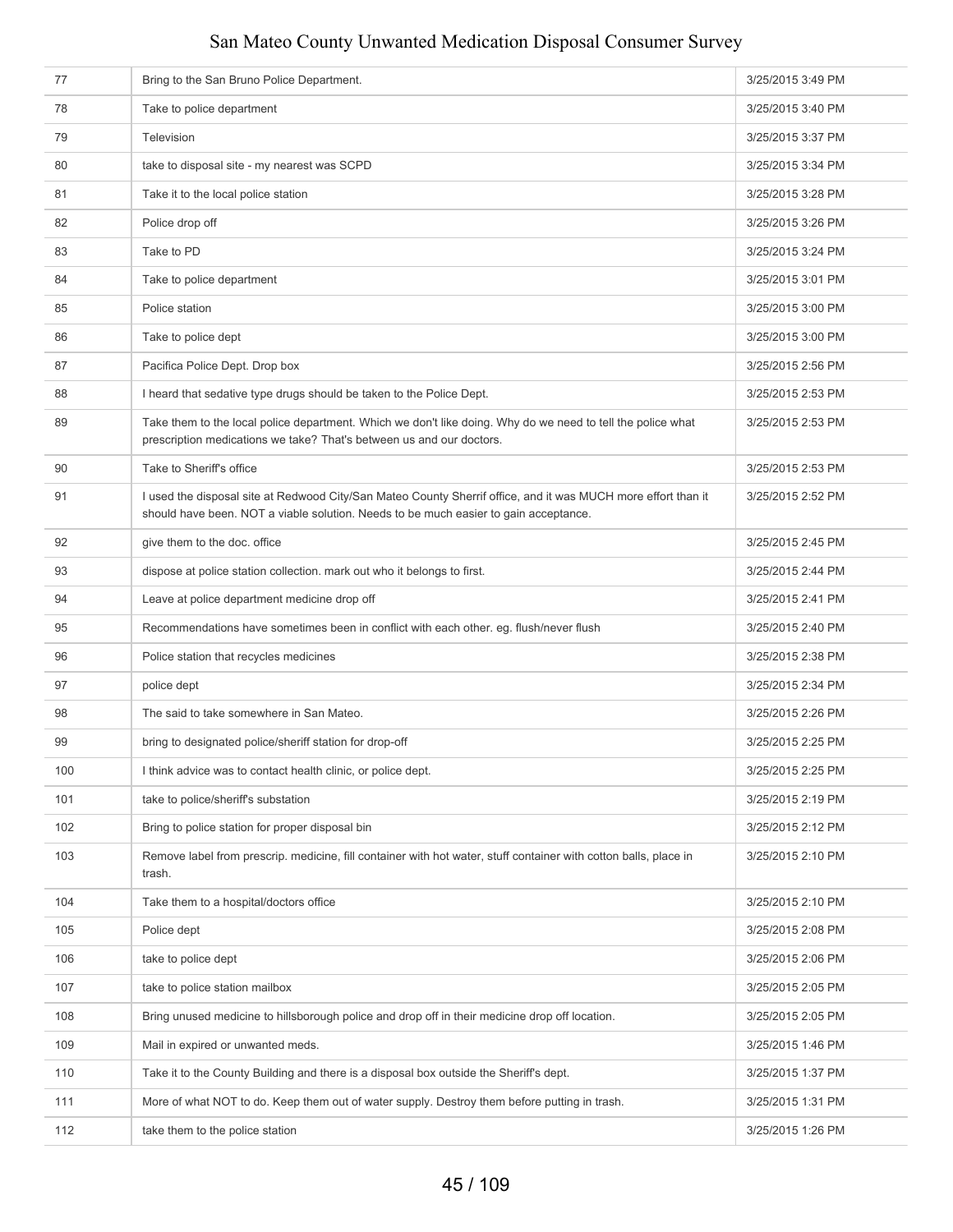| | | |
|---|---|---|
| 77 | Bring to the San Bruno Police Department. | 3/25/2015 3:49 PM |
| 78 | Take to police department | 3/25/2015 3:40 PM |
| 79 | Television | 3/25/2015 3:37 PM |
| 80 | take to disposal site - my nearest was SCPD | 3/25/2015 3:34 PM |
| 81 | Take it to the local police station | 3/25/2015 3:28 PM |
| 82 | Police drop off | 3/25/2015 3:26 PM |
| 83 | Take to PD | 3/25/2015 3:24 PM |
| 84 | Take to police department | 3/25/2015 3:01 PM |
| 85 | Police station | 3/25/2015 3:00 PM |
| 86 | Take to police dept | 3/25/2015 3:00 PM |
| 87 | Pacifica Police Dept. Drop box | 3/25/2015 2:56 PM |
| 88 | I heard that sedative type drugs should be taken to the Police Dept. | 3/25/2015 2:53 PM |
| 89 | Take them to the local police department. Which we don't like doing. Why do we need to tell the police what prescription medications we take? That's between us and our doctors. | 3/25/2015 2:53 PM |
| 90 | Take to Sheriff's office | 3/25/2015 2:53 PM |
| 91 | I used the disposal site at Redwood City/San Mateo County Sherrif office, and it was MUCH more effort than it should have been. NOT a viable solution. Needs to be much easier to gain acceptance. | 3/25/2015 2:52 PM |
| 92 | give them to the doc. office | 3/25/2015 2:45 PM |
| 93 | dispose at police station collection. mark out who it belongs to first. | 3/25/2015 2:44 PM |
| 94 | Leave at police department medicine drop off | 3/25/2015 2:41 PM |
| 95 | Recommendations have sometimes been in conflict with each other. eg. flush/never flush | 3/25/2015 2:40 PM |
| 96 | Police station that recycles medicines | 3/25/2015 2:38 PM |
| 97 | police dept | 3/25/2015 2:34 PM |
| 98 | The said to take somewhere in San Mateo. | 3/25/2015 2:26 PM |
| 99 | bring to designated police/sheriff station for drop-off | 3/25/2015 2:25 PM |
| 100 | I think advice was to contact health clinic, or police dept. | 3/25/2015 2:25 PM |
| 101 | take to police/sheriff's substation | 3/25/2015 2:19 PM |
| 102 | Bring to police station for proper disposal bin | 3/25/2015 2:12 PM |
| 103 | Remove label from prescrip. medicine, fill container with hot water, stuff container with cotton balls, place in trash. | 3/25/2015 2:10 PM |
| 104 | Take them to a hospital/doctors office | 3/25/2015 2:10 PM |
| 105 | Police dept | 3/25/2015 2:08 PM |
| 106 | take to police dept | 3/25/2015 2:06 PM |
| 107 | take to police station mailbox | 3/25/2015 2:05 PM |
| 108 | Bring unused medicine to hillsborough police and drop off in their medicine drop off location. | 3/25/2015 2:05 PM |
| 109 | Mail in expired or unwanted meds. | 3/25/2015 1:46 PM |
| 110 | Take it to the County Building and there is a disposal box outside the Sheriff's dept. | 3/25/2015 1:37 PM |
| 111 | More of what NOT to do. Keep them out of water supply. Destroy them before putting in trash. | 3/25/2015 1:31 PM |
| 112 | take them to the police station | 3/25/2015 1:26 PM |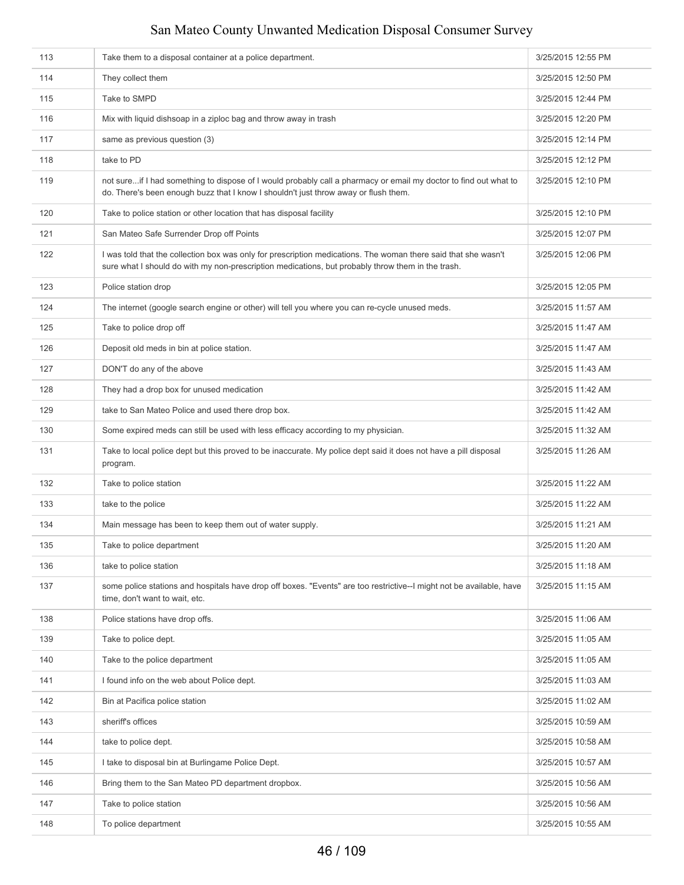| | | |
|---|---|---|
| 113 | Take them to a disposal container at a police department. | 3/25/2015 12:55 PM |
| 114 | They collect them | 3/25/2015 12:50 PM |
| 115 | Take to SMPD | 3/25/2015 12:44 PM |
| 116 | Mix with liquid dishsoap in a ziploc bag and throw away in trash | 3/25/2015 12:20 PM |
| 117 | same as previous question (3) | 3/25/2015 12:14 PM |
| 118 | take to PD | 3/25/2015 12:12 PM |
| 119 | not sure...if I had something to dispose of I would probably call a pharmacy or email my doctor to find out what to do. There's been enough buzz that I know I shouldn't just throw away or flush them. | 3/25/2015 12:10 PM |
| 120 | Take to police station or other location that has disposal facility | 3/25/2015 12:10 PM |
| 121 | San Mateo Safe Surrender Drop off Points | 3/25/2015 12:07 PM |
| 122 | I was told that the collection box was only for prescription medications. The woman there said that she wasn't sure what I should do with my non-prescription medications, but probably throw them in the trash. | 3/25/2015 12:06 PM |
| 123 | Police station drop | 3/25/2015 12:05 PM |
| 124 | The internet (google search engine or other) will tell you where you can re-cycle unused meds. | 3/25/2015 11:57 AM |
| 125 | Take to police drop off | 3/25/2015 11:47 AM |
| 126 | Deposit old meds in bin at police station. | 3/25/2015 11:47 AM |
| 127 | DON'T do any of the above | 3/25/2015 11:43 AM |
| 128 | They had a drop box for unused medication | 3/25/2015 11:42 AM |
| 129 | take to San Mateo Police and used there drop box. | 3/25/2015 11:42 AM |
| 130 | Some expired meds can still be used with less efficacy according to my physician. | 3/25/2015 11:32 AM |
| 131 | Take to local police dept but this proved to be inaccurate. My police dept said it does not have a pill disposal program. | 3/25/2015 11:26 AM |
| 132 | Take to police station | 3/25/2015 11:22 AM |
| 133 | take to the police | 3/25/2015 11:22 AM |
| 134 | Main message has been to keep them out of water supply. | 3/25/2015 11:21 AM |
| 135 | Take to police department | 3/25/2015 11:20 AM |
| 136 | take to police station | 3/25/2015 11:18 AM |
| 137 | some police stations and hospitals have drop off boxes. "Events" are too restrictive--I might not be available, have time, don't want to wait, etc. | 3/25/2015 11:15 AM |
| 138 | Police stations have drop offs. | 3/25/2015 11:06 AM |
| 139 | Take to police dept. | 3/25/2015 11:05 AM |
| 140 | Take to the police department | 3/25/2015 11:05 AM |
| 141 | I found info on the web about Police dept. | 3/25/2015 11:03 AM |
| 142 | Bin at Pacifica police station | 3/25/2015 11:02 AM |
| 143 | sheriff's offices | 3/25/2015 10:59 AM |
| 144 | take to police dept. | 3/25/2015 10:58 AM |
| 145 | I take to disposal bin at Burlingame Police Dept. | 3/25/2015 10:57 AM |
| 146 | Bring them to the San Mateo PD department dropbox. | 3/25/2015 10:56 AM |
| 147 | Take to police station | 3/25/2015 10:56 AM |
| 148 | To police department | 3/25/2015 10:55 AM |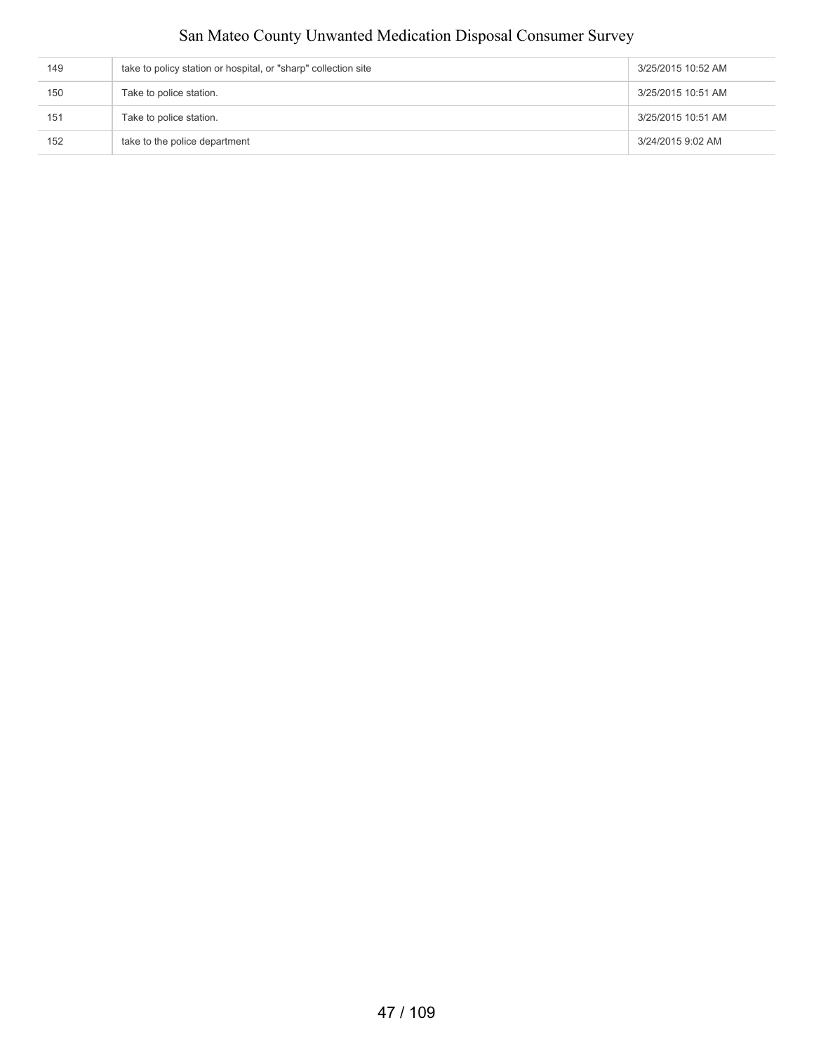| | | |
|---|---|---|
| 149 | take to policy station or hospital, or "sharp" collection site | 3/25/2015 10:52 AM |
| 150 | Take to police station. | 3/25/2015 10:51 AM |
| 151 | Take to police station. | 3/25/2015 10:51 AM |
| 152 | take to the police department | 3/24/2015 9:02 AM |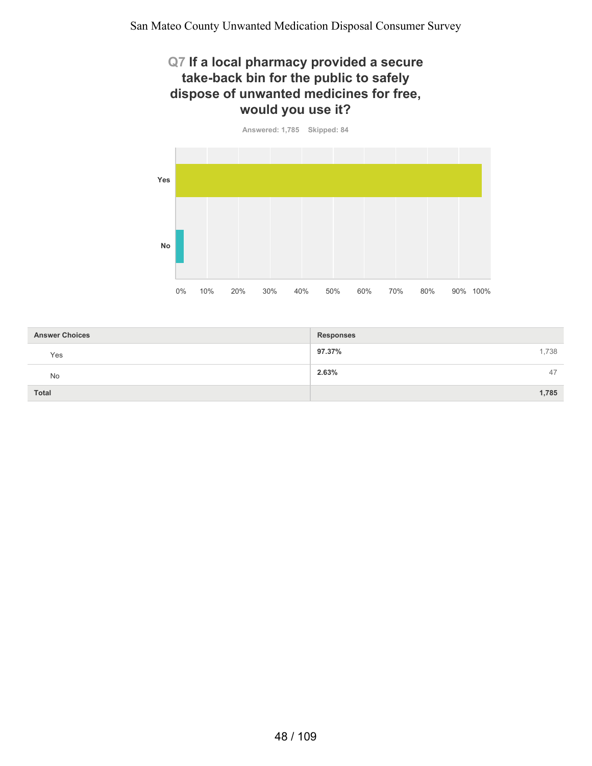## Q7 If a local pharmacy provided a secure take-back bin for the public to safely dispose of unwanted medicines for free, would you use it?

Answered: 1,785 Skipped: 84

| Answer Choices | Responses | |
|---|---|---|
| Yes | 97.37% | 1,738 |
| No | 2.63% | 47 |
| **Total** | | **1,785** |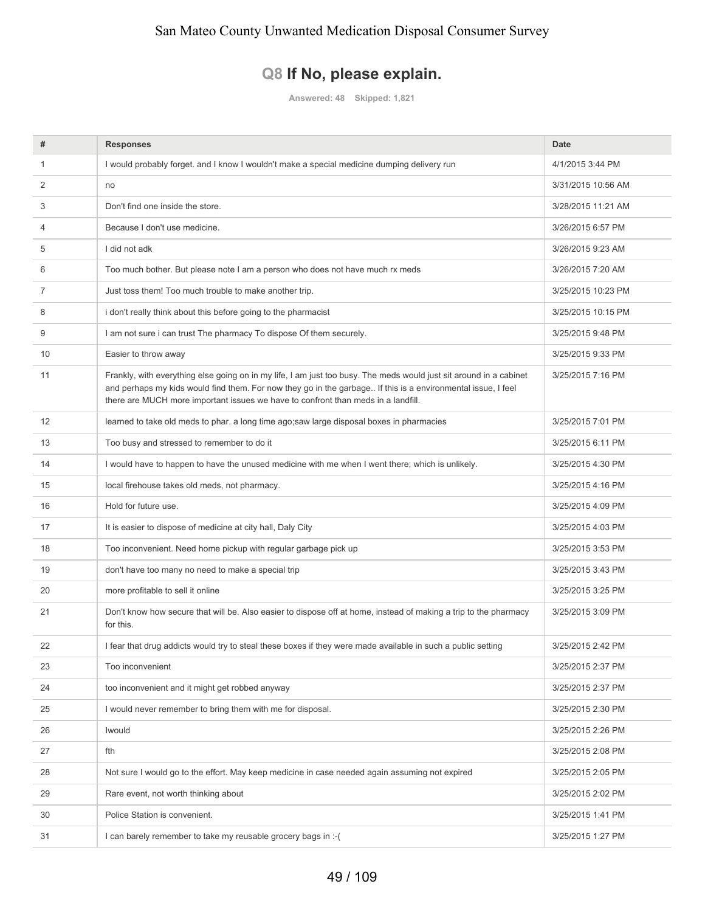San Mateo County Unwanted Medication Disposal Consumer Survey

## Q8 If No, please explain.

Answered: 48 Skipped: 1,821

| # | Responses | Date |
|---|---|---|
| 1 | I would probably forget. and I know I wouldn't make a special medicine dumping delivery run | 4/1/2015 3:44 PM |
| 2 | no | 3/31/2015 10:56 AM |
| 3 | Don't find one inside the store. | 3/28/2015 11:21 AM |
| 4 | Because I don't use medicine. | 3/26/2015 6:57 PM |
| 5 | I did not adk | 3/26/2015 9:23 AM |
| 6 | Too much bother. But please note I am a person who does not have much rx meds | 3/26/2015 7:20 AM |
| 7 | Just toss them! Too much trouble to make another trip. | 3/25/2015 10:23 PM |
| 8 | i don't really think about this before going to the pharmacist | 3/25/2015 10:15 PM |
| 9 | I am not sure i can trust The pharmacy To dispose Of them securely. | 3/25/2015 9:48 PM |
| 10 | Easier to throw away | 3/25/2015 9:33 PM |
| 11 | Frankly, with everything else going on in my life, I am just too busy. The meds would just sit around in a cabinet and perhaps my kids would find them. For now they go in the garbage.. If this is a environmental issue, I feel there are MUCH more important issues we have to confront than meds in a landfill. | 3/25/2015 7:16 PM |
| 12 | learned to take old meds to phar. a long time ago;saw large disposal boxes in pharmacies | 3/25/2015 7:01 PM |
| 13 | Too busy and stressed to remember to do it | 3/25/2015 6:11 PM |
| 14 | I would have to happen to have the unused medicine with me when I went there; which is unlikely. | 3/25/2015 4:30 PM |
| 15 | local firehouse takes old meds, not pharmacy. | 3/25/2015 4:16 PM |
| 16 | Hold for future use. | 3/25/2015 4:09 PM |
| 17 | It is easier to dispose of medicine at city hall, Daly City | 3/25/2015 4:03 PM |
| 18 | Too inconvenient. Need home pickup with regular garbage pick up | 3/25/2015 3:53 PM |
| 19 | don't have too many no need to make a special trip | 3/25/2015 3:43 PM |
| 20 | more profitable to sell it online | 3/25/2015 3:25 PM |
| 21 | Don't know how secure that will be. Also easier to dispose off at home, instead of making a trip to the pharmacy for this. | 3/25/2015 3:09 PM |
| 22 | I fear that drug addicts would try to steal these boxes if they were made available in such a public setting | 3/25/2015 2:42 PM |
| 23 | Too inconvenient | 3/25/2015 2:37 PM |
| 24 | too inconvenient and it might get robbed anyway | 3/25/2015 2:37 PM |
| 25 | I would never remember to bring them with me for disposal. | 3/25/2015 2:30 PM |
| 26 | Iwould | 3/25/2015 2:26 PM |
| 27 | fth | 3/25/2015 2:08 PM |
| 28 | Not sure I would go to the effort. May keep medicine in case needed again assuming not expired | 3/25/2015 2:05 PM |
| 29 | Rare event, not worth thinking about | 3/25/2015 2:02 PM |
| 30 | Police Station is convenient. | 3/25/2015 1:41 PM |
| 31 | I can barely remember to take my reusable grocery bags in :-( | 3/25/2015 1:27 PM |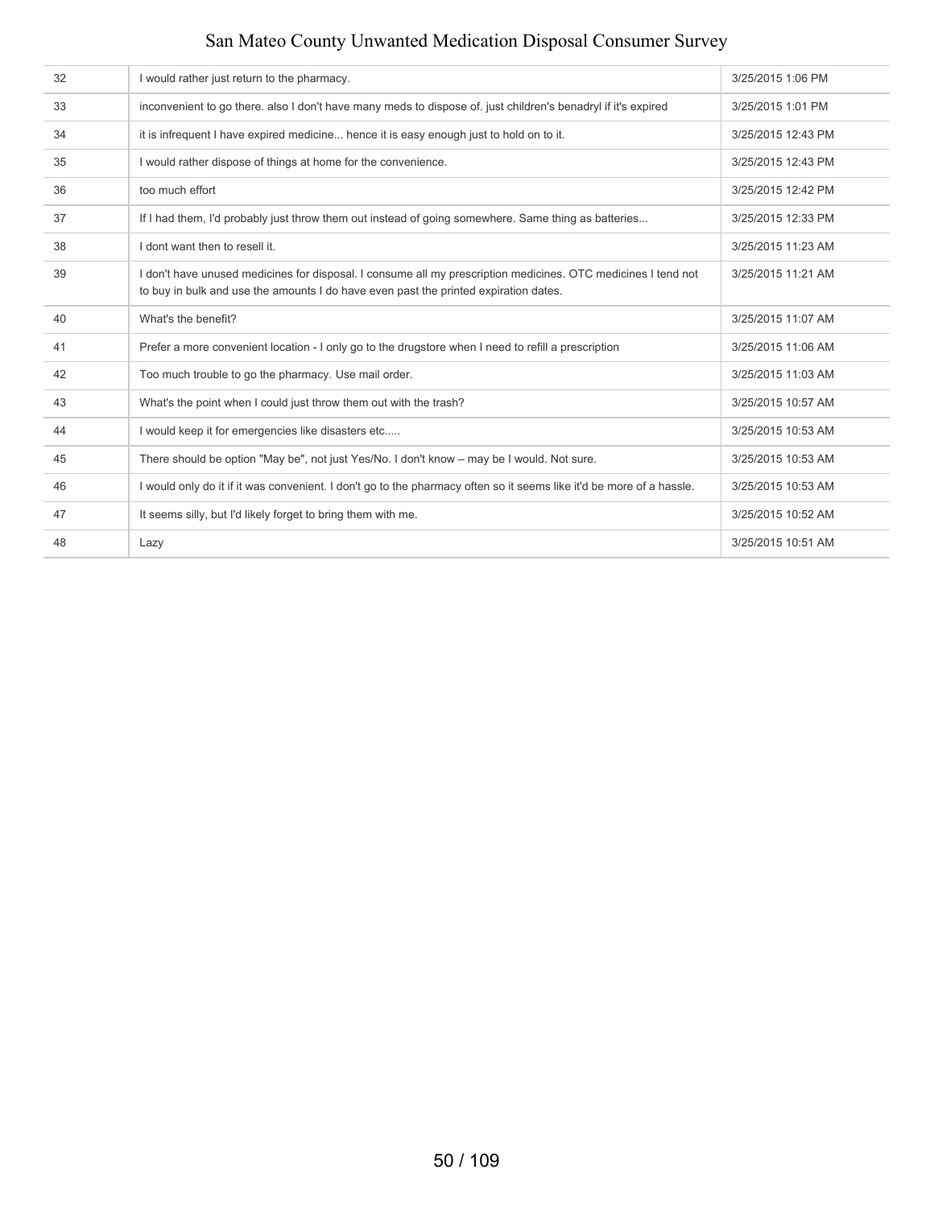| | | |
|---|---|---|
| 32 | I would rather just return to the pharmacy. | 3/25/2015 1:06 PM |
| 33 | inconvenient to go there. also I don't have many meds to dispose of. just children's benadryl if it's expired | 3/25/2015 1:01 PM |
| 34 | it is infrequent I have expired medicine... hence it is easy enough just to hold on to it. | 3/25/2015 12:43 PM |
| 35 | I would rather dispose of things at home for the convenience. | 3/25/2015 12:43 PM |
| 36 | too much effort | 3/25/2015 12:42 PM |
| 37 | If I had them, I'd probably just throw them out instead of going somewhere. Same thing as batteries... | 3/25/2015 12:33 PM |
| 38 | I dont want then to resell it. | 3/25/2015 11:23 AM |
| 39 | I don't have unused medicines for disposal. I consume all my prescription medicines. OTC medicines I tend not to buy in bulk and use the amounts I do have even past the printed expiration dates. | 3/25/2015 11:21 AM |
| 40 | What's the benefit? | 3/25/2015 11:07 AM |
| 41 | Prefer a more convenient location - I only go to the drugstore when I need to refill a prescription | 3/25/2015 11:06 AM |
| 42 | Too much trouble to go the pharmacy. Use mail order. | 3/25/2015 11:03 AM |
| 43 | What's the point when I could just throw them out with the trash? | 3/25/2015 10:57 AM |
| 44 | I would keep it for emergencies like disasters etc..... | 3/25/2015 10:53 AM |
| 45 | There should be option "May be", not just Yes/No. I don't know – may be I would. Not sure. | 3/25/2015 10:53 AM |
| 46 | I would only do it if it was convenient. I don't go to the pharmacy often so it seems like it'd be more of a hassle. | 3/25/2015 10:53 AM |
| 47 | It seems silly, but I'd likely forget to bring them with me. | 3/25/2015 10:52 AM |
| 48 | Lazy | 3/25/2015 10:51 AM |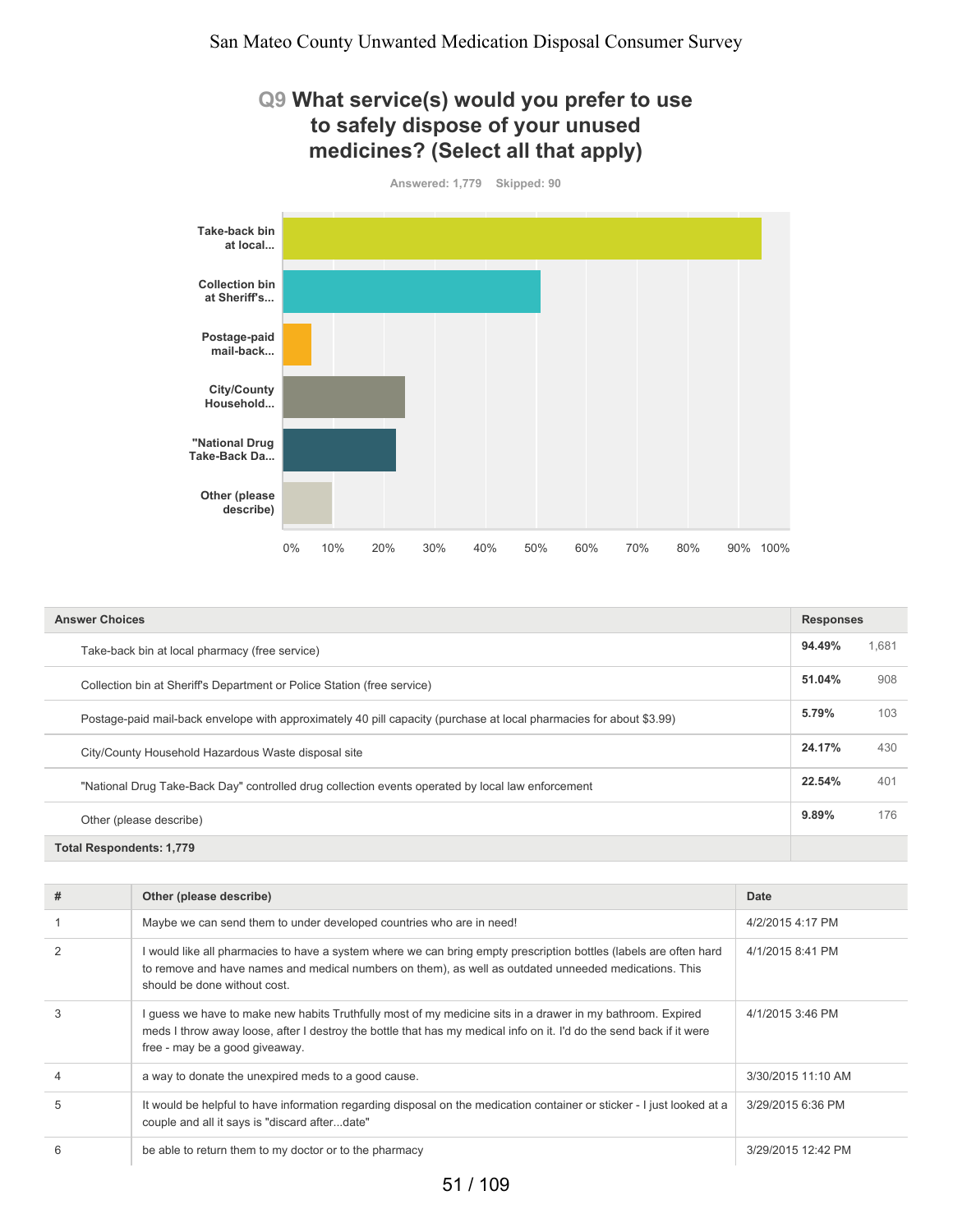## Q9 What service(s) would you prefer to use to safely dispose of your unused medicines? (Select all that apply)

Answered: 1,779    Skipped: 90

| Answer Choices | Responses | |
|---|---|---|
| Take-back bin at local pharmacy (free service) | **94.49%** | 1,681 |
| Collection bin at Sheriff's Department or Police Station (free service) | **51.04%** | 908 |
| Postage-paid mail-back envelope with approximately 40 pill capacity (purchase at local pharmacies for about $3.99) | **5.79%** | 103 |
| City/County Household Hazardous Waste disposal site | **24.17%** | 430 |
| "National Drug Take-Back Day" controlled drug collection events operated by local law enforcement | **22.54%** | 401 |
| Other (please describe) | **9.89%** | 176 |
| **Total Respondents: 1,779** | | |

| # | Other (please describe) | Date |
|---|---|---|
| 1 | Maybe we can send them to under developed countries who are in need! | 4/2/2015 4:17 PM |
| 2 | I would like all pharmacies to have a system where we can bring empty prescription bottles (labels are often hard to remove and have names and medical numbers on them), as well as outdated unneeded medications. This should be done without cost. | 4/1/2015 8:41 PM |
| 3 | I guess we have to make new habits Truthfully most of my medicine sits in a drawer in my bathroom. Expired meds I throw away loose, after I destroy the bottle that has my medical info on it. I'd do the send back if it were free - may be a good giveaway. | 4/1/2015 3:46 PM |
| 4 | a way to donate the unexpired meds to a good cause. | 3/30/2015 11:10 AM |
| 5 | It would be helpful to have information regarding disposal on the medication container or sticker - I just looked at a couple and all it says is "discard after...date" | 3/29/2015 6:36 PM |
| 6 | be able to return them to my doctor or to the pharmacy | 3/29/2015 12:42 PM |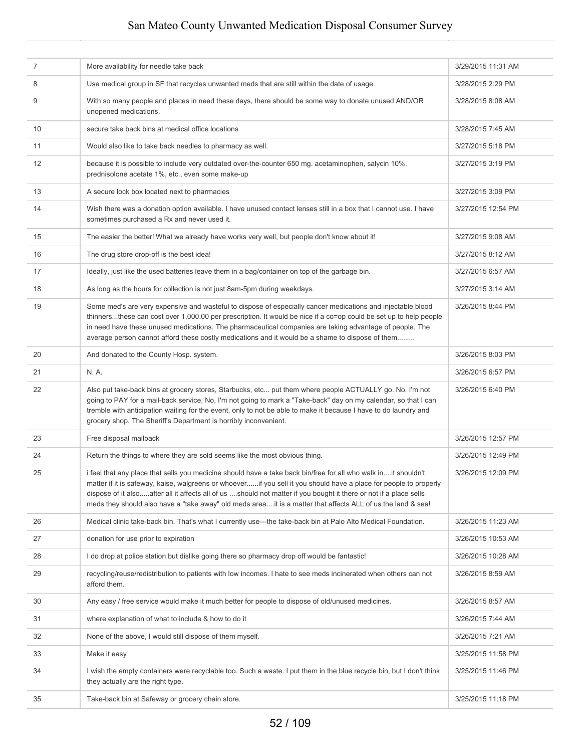| | | |
|---|---|---|
| 7 | More availability for needle take back | 3/29/2015 11:31 AM |
| 8 | Use medical group in SF that recycles unwanted meds that are still within the date of usage. | 3/28/2015 2:29 PM |
| 9 | With so many people and places in need these days, there should be some way to donate unused AND/OR unopened medications. | 3/28/2015 8:08 AM |
| 10 | secure take back bins at medical office locations | 3/28/2015 7:45 AM |
| 11 | Would also like to take back needles to pharmacy as well. | 3/27/2015 5:18 PM |
| 12 | because it is possible to include very outdated over-the-counter 650 mg. acetaminophen, salycin 10%, prednisolone acetate 1%, etc., even some make-up | 3/27/2015 3:19 PM |
| 13 | A secure lock box located next to pharmacies | 3/27/2015 3:09 PM |
| 14 | Wish there was a donation option available. I have unused contact lenses still in a box that I cannot use. I have sometimes purchased a Rx and never used it. | 3/27/2015 12:54 PM |
| 15 | The easier the better! What we already have works very well, but people don't know about it! | 3/27/2015 9:08 AM |
| 16 | The drug store drop-off is the best idea! | 3/27/2015 8:12 AM |
| 17 | Ideally, just like the used batteries leave them in a bag/container on top of the garbage bin. | 3/27/2015 6:57 AM |
| 18 | As long as the hours for collection is not just 8am-5pm during weekdays. | 3/27/2015 3:14 AM |
| 19 | Some med's are very expensive and wasteful to dispose of especially cancer medications and injectable blood thinners...these can cost over 1,000.00 per prescription. It would be nice if a co=op could be set up to help people in need have these unused medications. The pharmaceutical companies are taking advantage of people. The average person cannot afford these costly medications and it would be a shame to dispose of them......... | 3/26/2015 8:44 PM |
| 20 | And donated to the County Hosp. system. | 3/26/2015 8:03 PM |
| 21 | N. A. | 3/26/2015 6:57 PM |
| 22 | Also put take-back bins at grocery stores, Starbucks, etc... put them where people ACTUALLY go. No, I'm not going to PAY for a mail-back service, No, I'm not going to mark a "Take-back" day on my calendar, so that I can tremble with anticipation waiting for the event, only to not be able to make it because I have to do laundry and grocery shop. The Sheriff's Department is horribly inconvenient. | 3/26/2015 6:40 PM |
| 23 | Free disposal mailback | 3/26/2015 12:57 PM |
| 24 | Return the things to where they are sold seems like the most obvious thing. | 3/26/2015 12:49 PM |
| 25 | i feel that any place that sells you medicine should have a take back bin/free for all who walk in....it shouldn't matter if it is safeway, kaise, walgreens or whoever......if you sell it you should have a place for people to properly dispose of it also.....after all it affects all of us ....should not matter if you bought it there or not if a place sells meds they should also have a "take away" old meds area....it is a matter that affects ALL of us the land & sea! | 3/26/2015 12:09 PM |
| 26 | Medical clinic take-back bin. That's what I currently use---the take-back bin at Palo Alto Medical Foundation. | 3/26/2015 11:23 AM |
| 27 | donation for use prior to expiration | 3/26/2015 10:53 AM |
| 28 | I do drop at police station but dislike going there so pharmacy drop off would be fantastic! | 3/26/2015 10:28 AM |
| 29 | recycling/reuse/redistribution to patients with low incomes. I hate to see meds incinerated when others can not afford them. | 3/26/2015 8:59 AM |
| 30 | Any easy / free service would make it much better for people to dispose of old/unused medicines. | 3/26/2015 8:57 AM |
| 31 | where explanation of what to include & how to do it | 3/26/2015 7:44 AM |
| 32 | None of the above, I would still dispose of them myself. | 3/26/2015 7:21 AM |
| 33 | Make it easy | 3/25/2015 11:58 PM |
| 34 | I wish the empty containers were recyclable too. Such a waste. I put them in the blue recycle bin, but I don't think they actually are the right type. | 3/25/2015 11:46 PM |
| 35 | Take-back bin at Safeway or grocery chain store. | 3/25/2015 11:18 PM |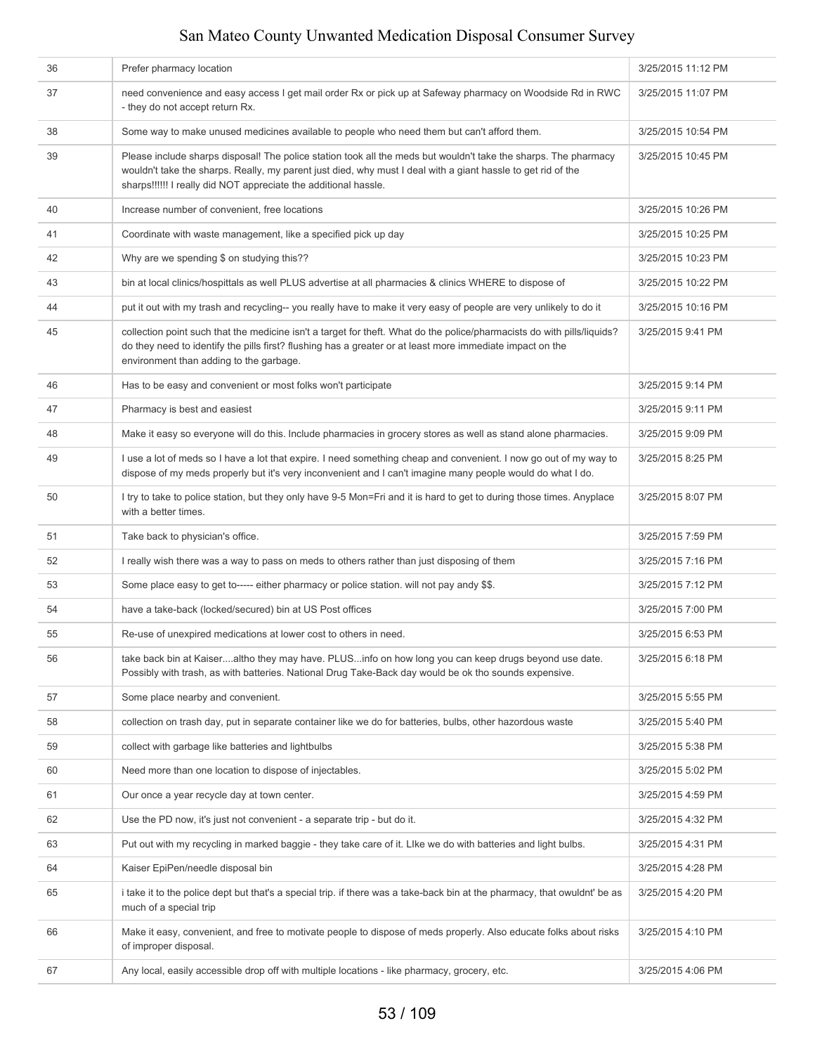| | | |
|---|---|---|
| 36 | Prefer pharmacy location | 3/25/2015 11:12 PM |
| 37 | need convenience and easy access I get mail order Rx or pick up at Safeway pharmacy on Woodside Rd in RWC - they do not accept return Rx. | 3/25/2015 11:07 PM |
| 38 | Some way to make unused medicines available to people who need them but can't afford them. | 3/25/2015 10:54 PM |
| 39 | Please include sharps disposal! The police station took all the meds but wouldn't take the sharps. The pharmacy wouldn't take the sharps. Really, my parent just died, why must I deal with a giant hassle to get rid of the sharps!!!!!! I really did NOT appreciate the additional hassle. | 3/25/2015 10:45 PM |
| 40 | Increase number of convenient, free locations | 3/25/2015 10:26 PM |
| 41 | Coordinate with waste management, like a specified pick up day | 3/25/2015 10:25 PM |
| 42 | Why are we spending $ on studying this?? | 3/25/2015 10:23 PM |
| 43 | bin at local clinics/hospittals as well PLUS advertise at all pharmacies & clinics WHERE to dispose of | 3/25/2015 10:22 PM |
| 44 | put it out with my trash and recycling-- you really have to make it very easy of people are very unlikely to do it | 3/25/2015 10:16 PM |
| 45 | collection point such that the medicine isn't a target for theft. What do the police/pharmacists do with pills/liquids? do they need to identify the pills first? flushing has a greater or at least more immediate impact on the environment than adding to the garbage. | 3/25/2015 9:41 PM |
| 46 | Has to be easy and convenient or most folks won't participate | 3/25/2015 9:14 PM |
| 47 | Pharmacy is best and easiest | 3/25/2015 9:11 PM |
| 48 | Make it easy so everyone will do this. Include pharmacies in grocery stores as well as stand alone pharmacies. | 3/25/2015 9:09 PM |
| 49 | I use a lot of meds so I have a lot that expire. I need something cheap and convenient. I now go out of my way to dispose of my meds properly but it's very inconvenient and I can't imagine many people would do what I do. | 3/25/2015 8:25 PM |
| 50 | I try to take to police station, but they only have 9-5 Mon=Fri and it is hard to get to during those times. Anyplace with a better times. | 3/25/2015 8:07 PM |
| 51 | Take back to physician's office. | 3/25/2015 7:59 PM |
| 52 | I really wish there was a way to pass on meds to others rather than just disposing of them | 3/25/2015 7:16 PM |
| 53 | Some place easy to get to----- either pharmacy or police station. will not pay andy $$. | 3/25/2015 7:12 PM |
| 54 | have a take-back (locked/secured) bin at US Post offices | 3/25/2015 7:00 PM |
| 55 | Re-use of unexpired medications at lower cost to others in need. | 3/25/2015 6:53 PM |
| 56 | take back bin at Kaiser....altho they may have. PLUS...info on how long you can keep drugs beyond use date. Possibly with trash, as with batteries. National Drug Take-Back day would be ok tho sounds expensive. | 3/25/2015 6:18 PM |
| 57 | Some place nearby and convenient. | 3/25/2015 5:55 PM |
| 58 | collection on trash day, put in separate container like we do for batteries, bulbs, other hazordous waste | 3/25/2015 5:40 PM |
| 59 | collect with garbage like batteries and lightbulbs | 3/25/2015 5:38 PM |
| 60 | Need more than one location to dispose of injectables. | 3/25/2015 5:02 PM |
| 61 | Our once a year recycle day at town center. | 3/25/2015 4:59 PM |
| 62 | Use the PD now, it's just not convenient - a separate trip - but do it. | 3/25/2015 4:32 PM |
| 63 | Put out with my recycling in marked baggie - they take care of it. LIke we do with batteries and light bulbs. | 3/25/2015 4:31 PM |
| 64 | Kaiser EpiPen/needle disposal bin | 3/25/2015 4:28 PM |
| 65 | i take it to the police dept but that's a special trip. if there was a take-back bin at the pharmacy, that owuldnt' be as much of a special trip | 3/25/2015 4:20 PM |
| 66 | Make it easy, convenient, and free to motivate people to dispose of meds properly. Also educate folks about risks of improper disposal. | 3/25/2015 4:10 PM |
| 67 | Any local, easily accessible drop off with multiple locations - like pharmacy, grocery, etc. | 3/25/2015 4:06 PM |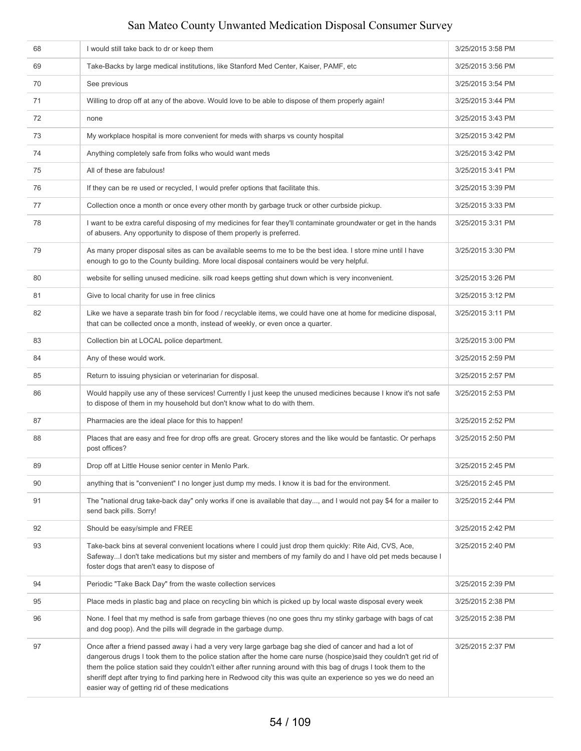| | | |
|---|---|---|
| 68 | I would still take back to dr or keep them | 3/25/2015 3:58 PM |
| 69 | Take-Backs by large medical institutions, like Stanford Med Center, Kaiser, PAMF, etc | 3/25/2015 3:56 PM |
| 70 | See previous | 3/25/2015 3:54 PM |
| 71 | Willing to drop off at any of the above. Would love to be able to dispose of them properly again! | 3/25/2015 3:44 PM |
| 72 | none | 3/25/2015 3:43 PM |
| 73 | My workplace hospital is more convenient for meds with sharps vs county hospital | 3/25/2015 3:42 PM |
| 74 | Anything completely safe from folks who would want meds | 3/25/2015 3:42 PM |
| 75 | All of these are fabulous! | 3/25/2015 3:41 PM |
| 76 | If they can be re used or recycled, I would prefer options that facilitate this. | 3/25/2015 3:39 PM |
| 77 | Collection once a month or once every other month by garbage truck or other curbside pickup. | 3/25/2015 3:33 PM |
| 78 | I want to be extra careful disposing of my medicines for fear they'll contaminate groundwater or get in the hands of abusers. Any opportunity to dispose of them properly is preferred. | 3/25/2015 3:31 PM |
| 79 | As many proper disposal sites as can be available seems to me to be the best idea. I store mine until I have enough to go to the County building. More local disposal containers would be very helpful. | 3/25/2015 3:30 PM |
| 80 | website for selling unused medicine. silk road keeps getting shut down which is very inconvenient. | 3/25/2015 3:26 PM |
| 81 | Give to local charity for use in free clinics | 3/25/2015 3:12 PM |
| 82 | Like we have a separate trash bin for food / recyclable items, we could have one at home for medicine disposal, that can be collected once a month, instead of weekly, or even once a quarter. | 3/25/2015 3:11 PM |
| 83 | Collection bin at LOCAL police department. | 3/25/2015 3:00 PM |
| 84 | Any of these would work. | 3/25/2015 2:59 PM |
| 85 | Return to issuing physician or veterinarian for disposal. | 3/25/2015 2:57 PM |
| 86 | Would happily use any of these services! Currently I just keep the unused medicines because I know it's not safe to dispose of them in my household but don't know what to do with them. | 3/25/2015 2:53 PM |
| 87 | Pharmacies are the ideal place for this to happen! | 3/25/2015 2:52 PM |
| 88 | Places that are easy and free for drop offs are great. Grocery stores and the like would be fantastic. Or perhaps post offices? | 3/25/2015 2:50 PM |
| 89 | Drop off at Little House senior center in Menlo Park. | 3/25/2015 2:45 PM |
| 90 | anything that is "convenient" I no longer just dump my meds. I know it is bad for the environment. | 3/25/2015 2:45 PM |
| 91 | The "national drug take-back day" only works if one is available that day..., and I would not pay $4 for a mailer to send back pills. Sorry! | 3/25/2015 2:44 PM |
| 92 | Should be easy/simple and FREE | 3/25/2015 2:42 PM |
| 93 | Take-back bins at several convenient locations where I could just drop them quickly: Rite Aid, CVS, Ace, Safeway...I don't take medications but my sister and members of my family do and I have old pet meds because I foster dogs that aren't easy to dispose of | 3/25/2015 2:40 PM |
| 94 | Periodic "Take Back Day" from the waste collection services | 3/25/2015 2:39 PM |
| 95 | Place meds in plastic bag and place on recycling bin which is picked up by local waste disposal every week | 3/25/2015 2:38 PM |
| 96 | None. I feel that my method is safe from garbage thieves (no one goes thru my stinky garbage with bags of cat and dog poop). And the pills will degrade in the garbage dump. | 3/25/2015 2:38 PM |
| 97 | Once after a friend passed away i had a very very large garbage bag she died of cancer and had a lot of dangerous drugs I took them to the police station after the home care nurse (hospice)said they couldn't get rid of them the police station said they couldn't either after running around with this bag of drugs I took them to the sheriff dept after trying to find parking here in Redwood city this was quite an experience so yes we do need an easier way of getting rid of these medications | 3/25/2015 2:37 PM |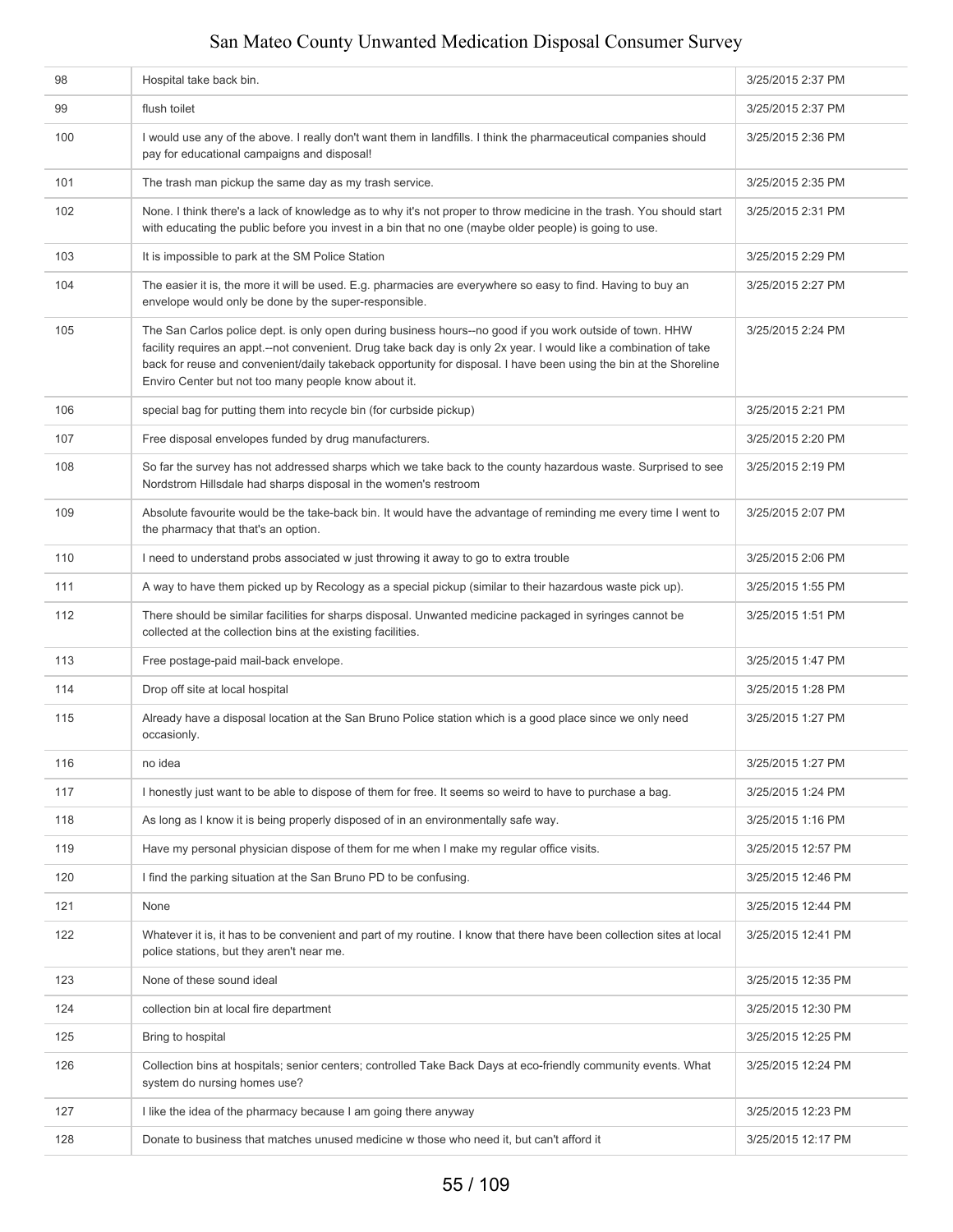| 98 | Hospital take back bin. | 3/25/2015 2:37 PM |
|---|---|---|
| 99 | flush toilet | 3/25/2015 2:37 PM |
| 100 | I would use any of the above. I really don't want them in landfills. I think the pharmaceutical companies should pay for educational campaigns and disposal! | 3/25/2015 2:36 PM |
| 101 | The trash man pickup the same day as my trash service. | 3/25/2015 2:35 PM |
| 102 | None. I think there's a lack of knowledge as to why it's not proper to throw medicine in the trash. You should start with educating the public before you invest in a bin that no one (maybe older people) is going to use. | 3/25/2015 2:31 PM |
| 103 | It is impossible to park at the SM Police Station | 3/25/2015 2:29 PM |
| 104 | The easier it is, the more it will be used. E.g. pharmacies are everywhere so easy to find. Having to buy an envelope would only be done by the super-responsible. | 3/25/2015 2:27 PM |
| 105 | The San Carlos police dept. is only open during business hours--no good if you work outside of town. HHW facility requires an appt.--not convenient. Drug take back day is only 2x year. I would like a combination of take back for reuse and convenient/daily takeback opportunity for disposal. I have been using the bin at the Shoreline Enviro Center but not too many people know about it. | 3/25/2015 2:24 PM |
| 106 | special bag for putting them into recycle bin (for curbside pickup) | 3/25/2015 2:21 PM |
| 107 | Free disposal envelopes funded by drug manufacturers. | 3/25/2015 2:20 PM |
| 108 | So far the survey has not addressed sharps which we take back to the county hazardous waste. Surprised to see Nordstrom Hillsdale had sharps disposal in the women's restroom | 3/25/2015 2:19 PM |
| 109 | Absolute favourite would be the take-back bin. It would have the advantage of reminding me every time I went to the pharmacy that that's an option. | 3/25/2015 2:07 PM |
| 110 | I need to understand probs associated w just throwing it away to go to extra trouble | 3/25/2015 2:06 PM |
| 111 | A way to have them picked up by Recology as a special pickup (similar to their hazardous waste pick up). | 3/25/2015 1:55 PM |
| 112 | There should be similar facilities for sharps disposal. Unwanted medicine packaged in syringes cannot be collected at the collection bins at the existing facilities. | 3/25/2015 1:51 PM |
| 113 | Free postage-paid mail-back envelope. | 3/25/2015 1:47 PM |
| 114 | Drop off site at local hospital | 3/25/2015 1:28 PM |
| 115 | Already have a disposal location at the San Bruno Police station which is a good place since we only need occasionly. | 3/25/2015 1:27 PM |
| 116 | no idea | 3/25/2015 1:27 PM |
| 117 | I honestly just want to be able to dispose of them for free. It seems so weird to have to purchase a bag. | 3/25/2015 1:24 PM |
| 118 | As long as I know it is being properly disposed of in an environmentally safe way. | 3/25/2015 1:16 PM |
| 119 | Have my personal physician dispose of them for me when I make my regular office visits. | 3/25/2015 12:57 PM |
| 120 | I find the parking situation at the San Bruno PD to be confusing. | 3/25/2015 12:46 PM |
| 121 | None | 3/25/2015 12:44 PM |
| 122 | Whatever it is, it has to be convenient and part of my routine. I know that there have been collection sites at local police stations, but they aren't near me. | 3/25/2015 12:41 PM |
| 123 | None of these sound ideal | 3/25/2015 12:35 PM |
| 124 | collection bin at local fire department | 3/25/2015 12:30 PM |
| 125 | Bring to hospital | 3/25/2015 12:25 PM |
| 126 | Collection bins at hospitals; senior centers; controlled Take Back Days at eco-friendly community events. What system do nursing homes use? | 3/25/2015 12:24 PM |
| 127 | I like the idea of the pharmacy because I am going there anyway | 3/25/2015 12:23 PM |
| 128 | Donate to business that matches unused medicine w those who need it, but can't afford it | 3/25/2015 12:17 PM |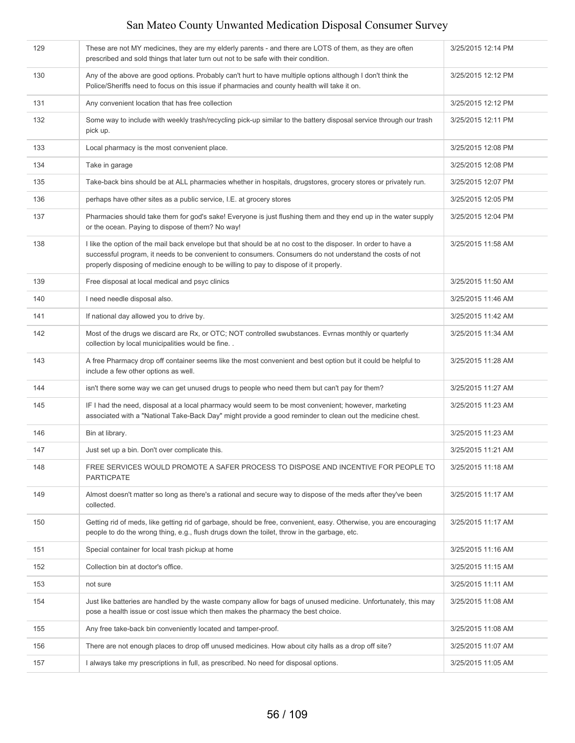| | | |
|---|---|---|
| 129 | These are not MY medicines, they are my elderly parents - and there are LOTS of them, as they are often prescribed and sold things that later turn out not to be safe with their condition. | 3/25/2015 12:14 PM |
| 130 | Any of the above are good options. Probably can't hurt to have multiple options although I don't think the Police/Sheriffs need to focus on this issue if pharmacies and county health will take it on. | 3/25/2015 12:12 PM |
| 131 | Any convenient location that has free collection | 3/25/2015 12:12 PM |
| 132 | Some way to include with weekly trash/recycling pick-up similar to the battery disposal service through our trash pick up. | 3/25/2015 12:11 PM |
| 133 | Local pharmacy is the most convenient place. | 3/25/2015 12:08 PM |
| 134 | Take in garage | 3/25/2015 12:08 PM |
| 135 | Take-back bins should be at ALL pharmacies whether in hospitals, drugstores, grocery stores or privately run. | 3/25/2015 12:07 PM |
| 136 | perhaps have other sites as a public service, I.E. at grocery stores | 3/25/2015 12:05 PM |
| 137 | Pharmacies should take them for god's sake! Everyone is just flushing them and they end up in the water supply or the ocean. Paying to dispose of them? No way! | 3/25/2015 12:04 PM |
| 138 | I like the option of the mail back envelope but that should be at no cost to the disposer. In order to have a successful program, it needs to be convenient to consumers. Consumers do not understand the costs of not properly disposing of medicine enough to be willing to pay to dispose of it properly. | 3/25/2015 11:58 AM |
| 139 | Free disposal at local medical and psyc clinics | 3/25/2015 11:50 AM |
| 140 | I need needle disposal also. | 3/25/2015 11:46 AM |
| 141 | If national day allowed you to drive by. | 3/25/2015 11:42 AM |
| 142 | Most of the drugs we discard are Rx, or OTC; NOT controlled swubstances. Evrnas monthly or quarterly collection by local municipalities would be fine. . | 3/25/2015 11:34 AM |
| 143 | A free Pharmacy drop off container seems like the most convenient and best option but it could be helpful to include a few other options as well. | 3/25/2015 11:28 AM |
| 144 | isn't there some way we can get unused drugs to people who need them but can't pay for them? | 3/25/2015 11:27 AM |
| 145 | IF I had the need, disposal at a local pharmacy would seem to be most convenient; however, marketing associated with a "National Take-Back Day" might provide a good reminder to clean out the medicine chest. | 3/25/2015 11:23 AM |
| 146 | Bin at library. | 3/25/2015 11:23 AM |
| 147 | Just set up a bin. Don't over complicate this. | 3/25/2015 11:21 AM |
| 148 | FREE SERVICES WOULD PROMOTE A SAFER PROCESS TO DISPOSE AND INCENTIVE FOR PEOPLE TO PARTICPATE | 3/25/2015 11:18 AM |
| 149 | Almost doesn't matter so long as there's a rational and secure way to dispose of the meds after they've been collected. | 3/25/2015 11:17 AM |
| 150 | Getting rid of meds, like getting rid of garbage, should be free, convenient, easy. Otherwise, you are encouraging people to do the wrong thing, e.g., flush drugs down the toilet, throw in the garbage, etc. | 3/25/2015 11:17 AM |
| 151 | Special container for local trash pickup at home | 3/25/2015 11:16 AM |
| 152 | Collection bin at doctor's office. | 3/25/2015 11:15 AM |
| 153 | not sure | 3/25/2015 11:11 AM |
| 154 | Just like batteries are handled by the waste company allow for bags of unused medicine. Unfortunately, this may pose a health issue or cost issue which then makes the pharmacy the best choice. | 3/25/2015 11:08 AM |
| 155 | Any free take-back bin conveniently located and tamper-proof. | 3/25/2015 11:08 AM |
| 156 | There are not enough places to drop off unused medicines. How about city halls as a drop off site? | 3/25/2015 11:07 AM |
| 157 | I always take my prescriptions in full, as prescribed. No need for disposal options. | 3/25/2015 11:05 AM |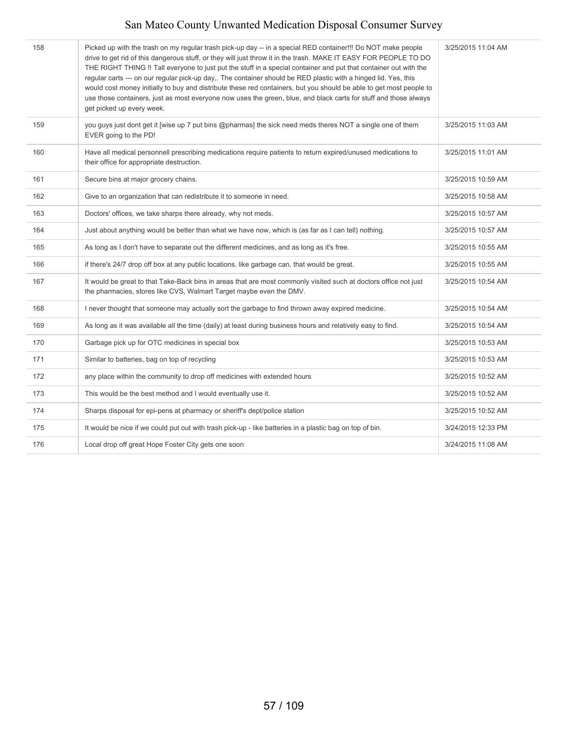| | | |
|---|---|---|
| 158 | Picked up with the trash on my regular trash pick-up day -- in a special RED container!!! Do NOT make people drive to get rid of this dangerous stuff, or they will just throw it in the trash. MAKE IT EASY FOR PEOPLE TO DO THE RIGHT THING !! Tall everyone to just put the stuff in a special container and put that container out with the regular carts --- on our regular pick-up day,. The container should be RED plastic with a hinged lid. Yes, this would cost money initially to buy and distribute these red containers, but you should be able to get most people to use those containers, just as most everyone now uses the green, blue, and black carts for stuff and those always get picked up every week. | 3/25/2015 11:04 AM |
| 159 | you guys just dont get it [wise up 7 put bins @pharmas] the sick need meds theres NOT a single one of them EVER going to the PD! | 3/25/2015 11:03 AM |
| 160 | Have all medical personnell prescribing medications require patients to return expired/unused medications to their office for appropriate destruction. | 3/25/2015 11:01 AM |
| 161 | Secure bins at major grocery chains. | 3/25/2015 10:59 AM |
| 162 | Give to an organization that can redistribute it to someone in need. | 3/25/2015 10:58 AM |
| 163 | Doctors' offices, we take sharps there already, why not meds. | 3/25/2015 10:57 AM |
| 164 | Just about anything would be better than what we have now, which is (as far as I can tell) nothing. | 3/25/2015 10:57 AM |
| 165 | As long as I don't have to separate out the different medicines, and as long as it's free. | 3/25/2015 10:55 AM |
| 166 | if there's 24/7 drop off box at any public locations, like garbage can, that would be great. | 3/25/2015 10:55 AM |
| 167 | It would be great to that Take-Back bins in areas that are most commonly visited such at doctors office not just the pharmacies, stores like CVS, Walmart Target maybe even the DMV. | 3/25/2015 10:54 AM |
| 168 | I never thought that someone may actually sort the garbage to find thrown away expired medicine. | 3/25/2015 10:54 AM |
| 169 | As long as it was available all the time (daily) at least during business hours and relatively easy to find. | 3/25/2015 10:54 AM |
| 170 | Garbage pick up for OTC medicines in special box | 3/25/2015 10:53 AM |
| 171 | Similar to batteries, bag on top of recycling | 3/25/2015 10:53 AM |
| 172 | any place within the community to drop off medicines with extended hours | 3/25/2015 10:52 AM |
| 173 | This would be the best method and I would eventually use it. | 3/25/2015 10:52 AM |
| 174 | Sharps disposal for epi-pens at pharmacy or sheriff's dept/police station | 3/25/2015 10:52 AM |
| 175 | It would be nice if we could put out with trash pick-up - like batteries in a plastic bag on top of bin. | 3/24/2015 12:33 PM |
| 176 | Local drop off great Hope Foster City gets one soon | 3/24/2015 11:08 AM |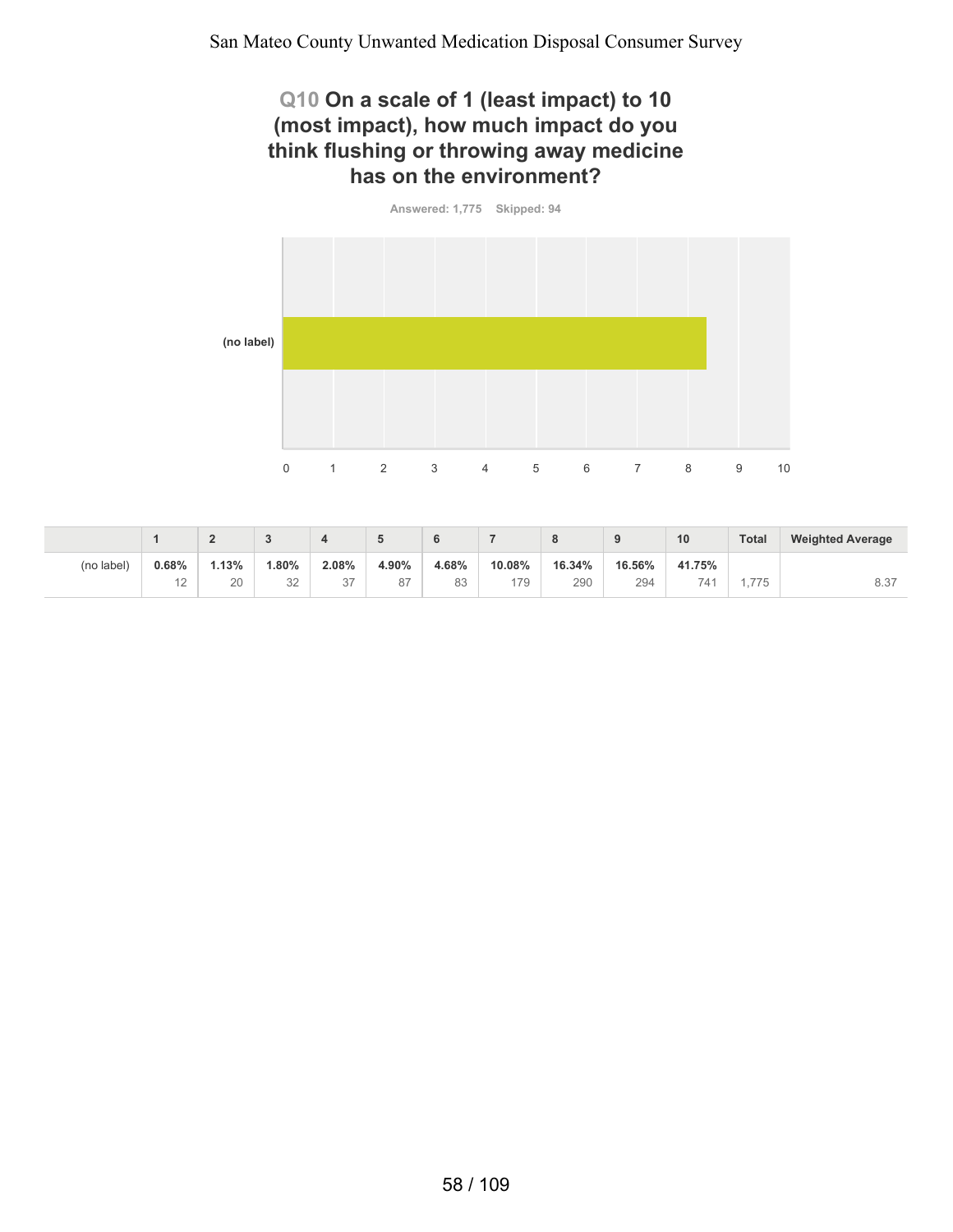## Q10 On a scale of 1 (least impact) to 10 (most impact), how much impact do you think flushing or throwing away medicine has on the environment?

Answered: 1,775 Skipped: 94

|  | 1 | 2 | 3 | 4 | 5 | 6 | 7 | 8 | 9 | 10 | Total | Weighted Average |
|---|---|---|---|---|---|---|---|---|---|---|---|---|
| (no label) | **0.68%** 12 | **1.13%** 20 | **1.80%** 32 | **2.08%** 37 | **4.90%** 87 | **4.68%** 83 | **10.08%** 179 | **16.34%** 290 | **16.56%** 294 | **41.75%** 741 | 1,775 | 8.37 |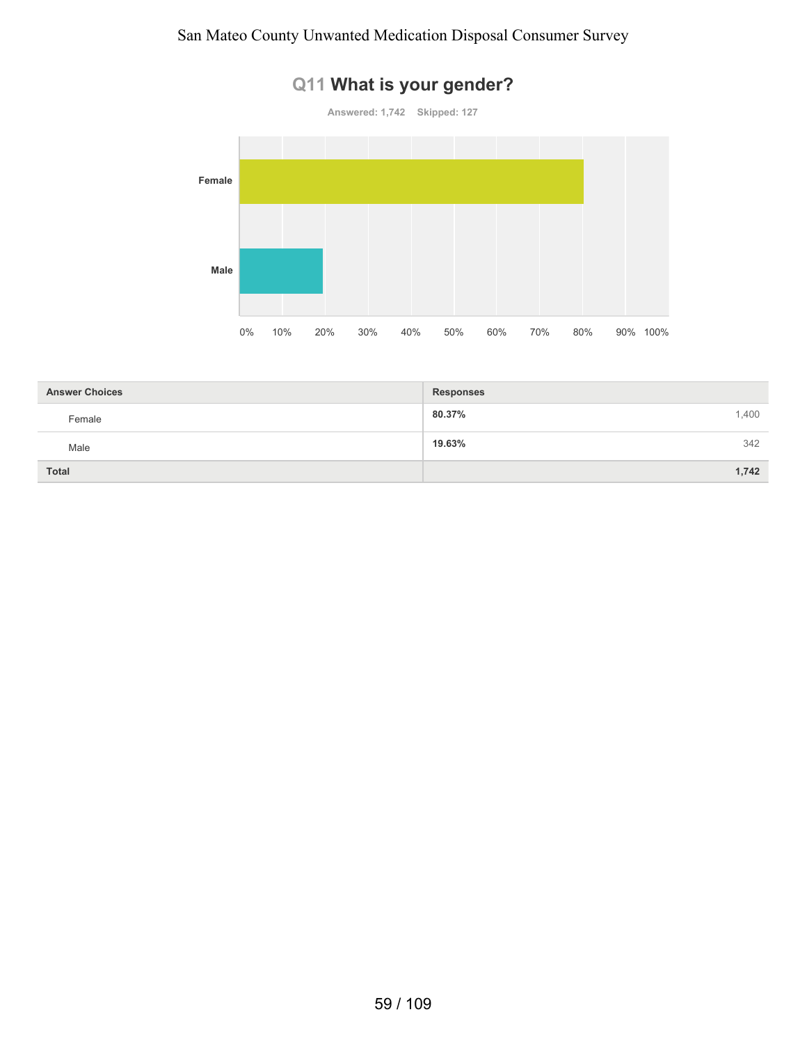# Q11 What is your gender?

Answered: 1,742 Skipped: 127

| Answer Choices | Responses | |
|---|---|---|
| Female | 80.37% | 1,400 |
| Male | 19.63% | 342 |
| **Total** | | **1,742** |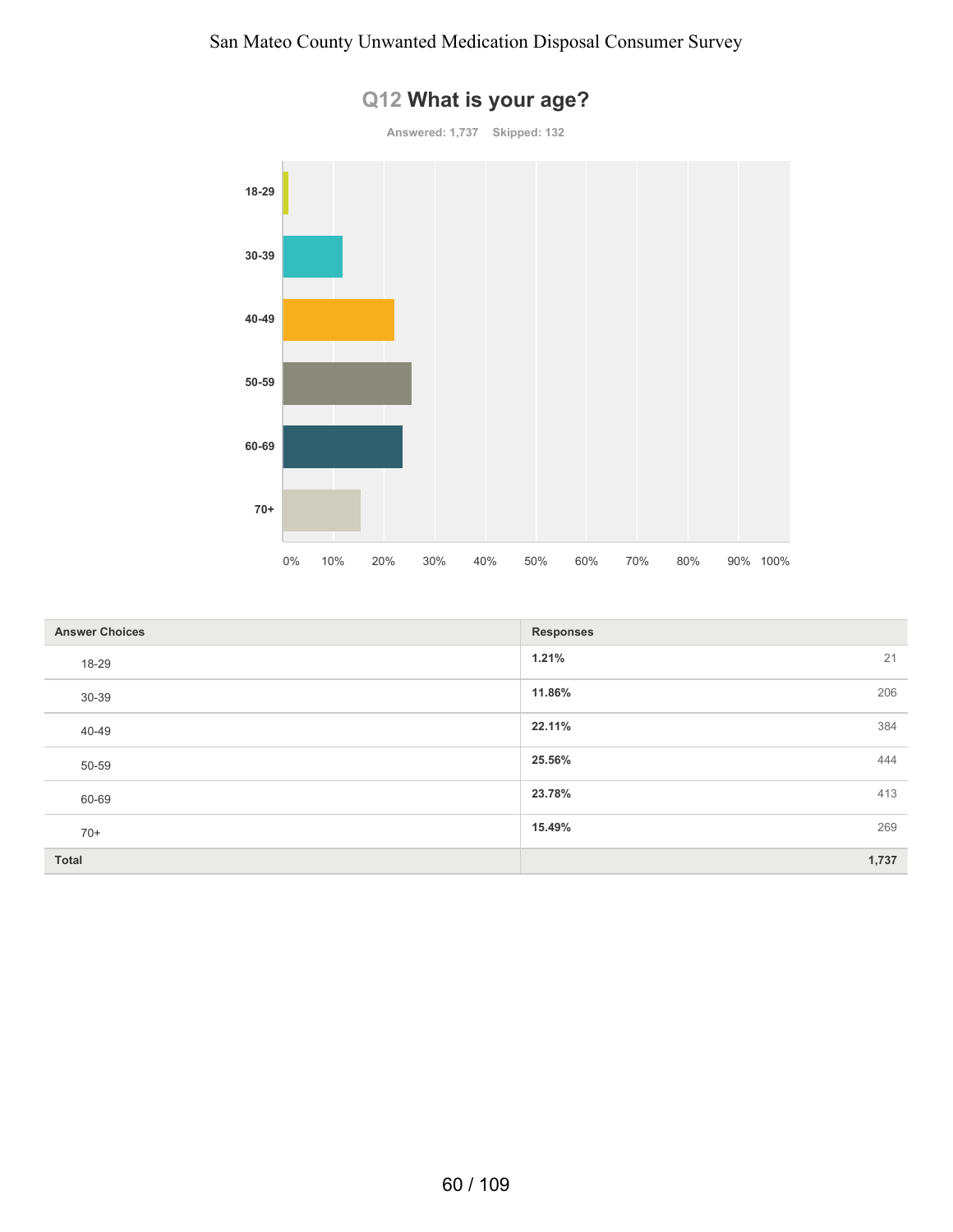## Q12 What is your age?

Answered: 1,737 Skipped: 132

| Answer Choices | Responses | |
|---|---|---|
| 18-29 | 1.21% | 21 |
| 30-39 | 11.86% | 206 |
| 40-49 | 22.11% | 384 |
| 50-59 | 25.56% | 444 |
| 60-69 | 23.78% | 413 |
| 70+ | 15.49% | 269 |
| Total | | 1,737 |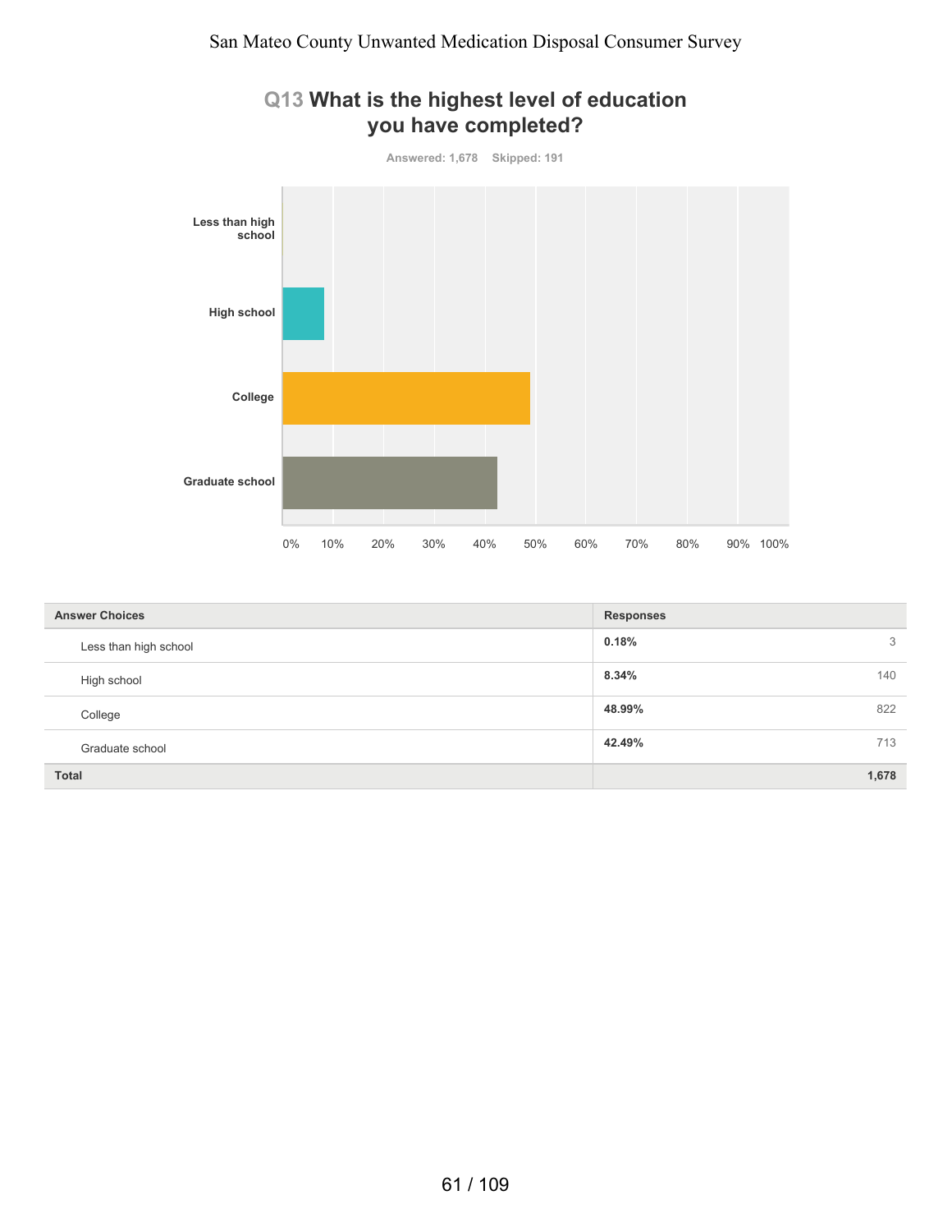## Q13 What is the highest level of education you have completed?

Answered: 1,678 Skipped: 191

| Answer Choices | Responses | |
|---|---|---|
| Less than high school | 0.18% | 3 |
| High school | 8.34% | 140 |
| College | 48.99% | 822 |
| Graduate school | 42.49% | 713 |
| Total | | 1,678 |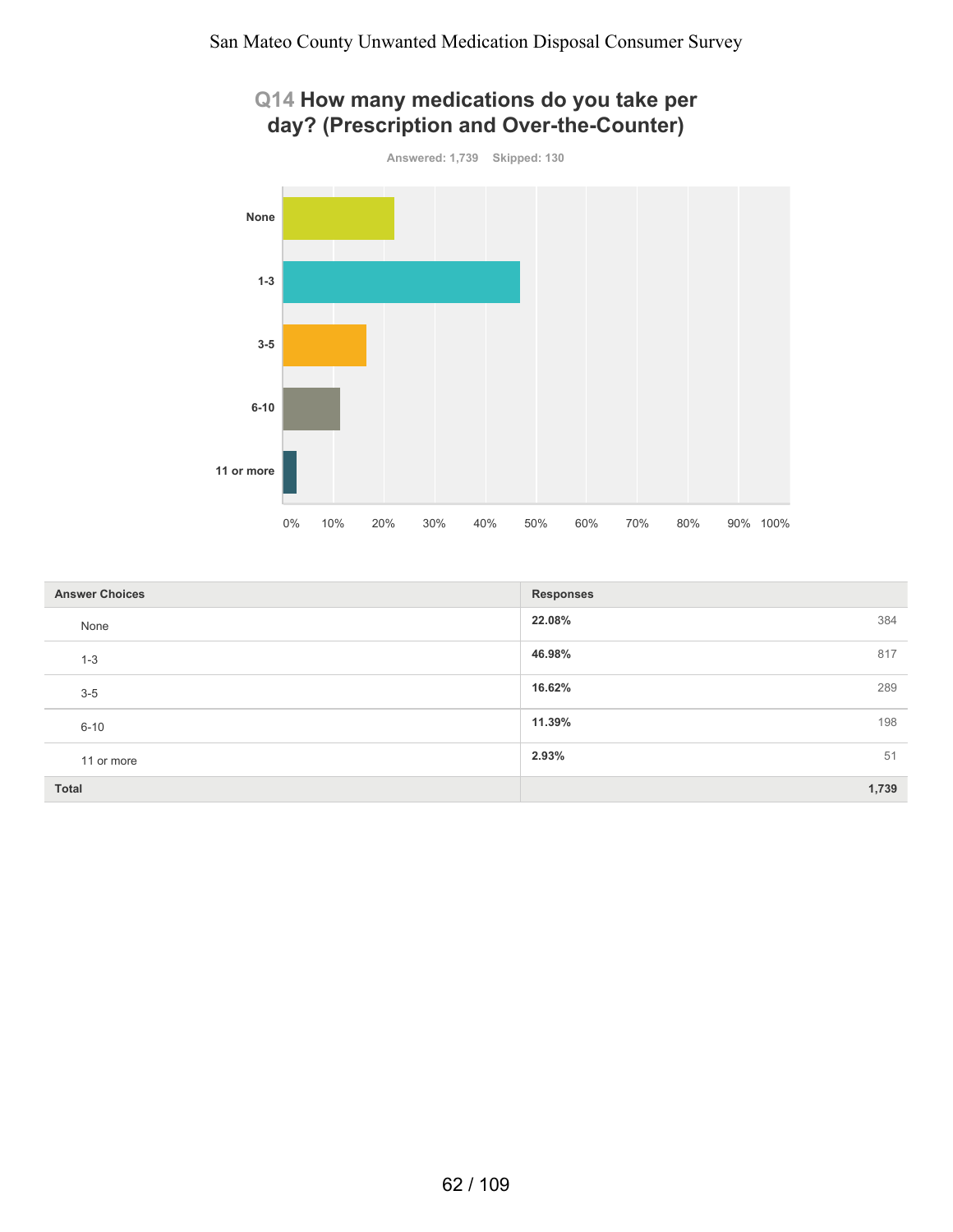## Q14 How many medications do you take per day? (Prescription and Over-the-Counter)

Answered: 1,739 Skipped: 130

| Answer Choices | Responses | |
|---|---|---|
| None | 22.08% | 384 |
| 1-3 | 46.98% | 817 |
| 3-5 | 16.62% | 289 |
| 6-10 | 11.39% | 198 |
| 11 or more | 2.93% | 51 |
| **Total** | | **1,739** |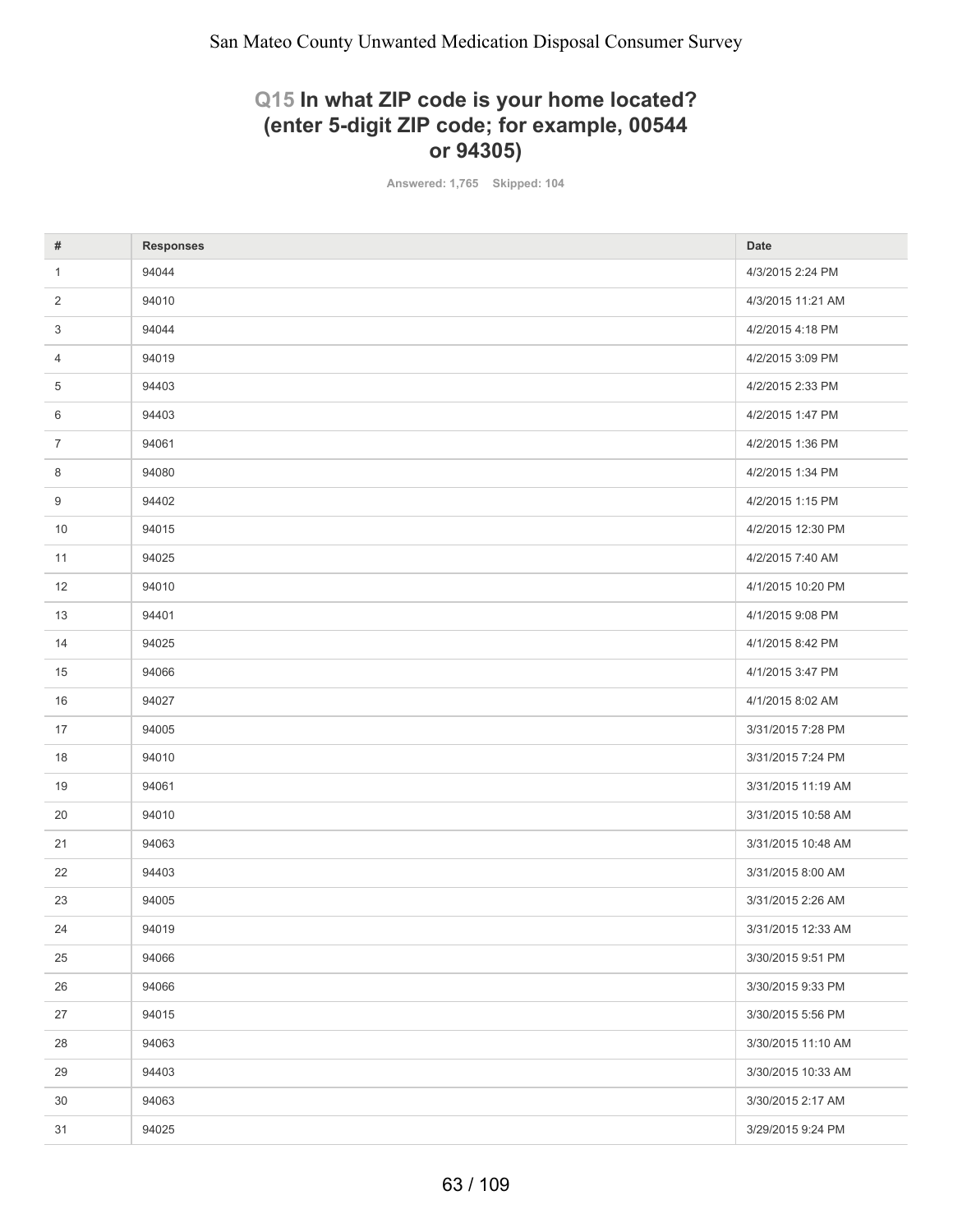## Q15 In what ZIP code is your home located? (enter 5-digit ZIP code; for example, 00544 or 94305)

Answered: 1,765 Skipped: 104

| # | Responses | Date |
|---|---|---|
| 1 | 94044 | 4/3/2015 2:24 PM |
| 2 | 94010 | 4/3/2015 11:21 AM |
| 3 | 94044 | 4/2/2015 4:18 PM |
| 4 | 94019 | 4/2/2015 3:09 PM |
| 5 | 94403 | 4/2/2015 2:33 PM |
| 6 | 94403 | 4/2/2015 1:47 PM |
| 7 | 94061 | 4/2/2015 1:36 PM |
| 8 | 94080 | 4/2/2015 1:34 PM |
| 9 | 94402 | 4/2/2015 1:15 PM |
| 10 | 94015 | 4/2/2015 12:30 PM |
| 11 | 94025 | 4/2/2015 7:40 AM |
| 12 | 94010 | 4/1/2015 10:20 PM |
| 13 | 94401 | 4/1/2015 9:08 PM |
| 14 | 94025 | 4/1/2015 8:42 PM |
| 15 | 94066 | 4/1/2015 3:47 PM |
| 16 | 94027 | 4/1/2015 8:02 AM |
| 17 | 94005 | 3/31/2015 7:28 PM |
| 18 | 94010 | 3/31/2015 7:24 PM |
| 19 | 94061 | 3/31/2015 11:19 AM |
| 20 | 94010 | 3/31/2015 10:58 AM |
| 21 | 94063 | 3/31/2015 10:48 AM |
| 22 | 94403 | 3/31/2015 8:00 AM |
| 23 | 94005 | 3/31/2015 2:26 AM |
| 24 | 94019 | 3/31/2015 12:33 AM |
| 25 | 94066 | 3/30/2015 9:51 PM |
| 26 | 94066 | 3/30/2015 9:33 PM |
| 27 | 94015 | 3/30/2015 5:56 PM |
| 28 | 94063 | 3/30/2015 11:10 AM |
| 29 | 94403 | 3/30/2015 10:33 AM |
| 30 | 94063 | 3/30/2015 2:17 AM |
| 31 | 94025 | 3/29/2015 9:24 PM |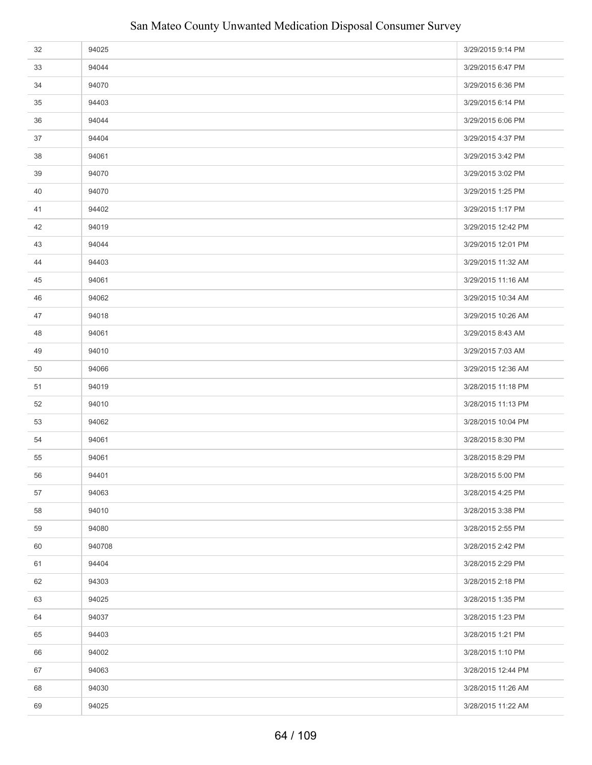| | | |
|---|---|---|
| 32 | 94025 | 3/29/2015 9:14 PM |
| 33 | 94044 | 3/29/2015 6:47 PM |
| 34 | 94070 | 3/29/2015 6:36 PM |
| 35 | 94403 | 3/29/2015 6:14 PM |
| 36 | 94044 | 3/29/2015 6:06 PM |
| 37 | 94404 | 3/29/2015 4:37 PM |
| 38 | 94061 | 3/29/2015 3:42 PM |
| 39 | 94070 | 3/29/2015 3:02 PM |
| 40 | 94070 | 3/29/2015 1:25 PM |
| 41 | 94402 | 3/29/2015 1:17 PM |
| 42 | 94019 | 3/29/2015 12:42 PM |
| 43 | 94044 | 3/29/2015 12:01 PM |
| 44 | 94403 | 3/29/2015 11:32 AM |
| 45 | 94061 | 3/29/2015 11:16 AM |
| 46 | 94062 | 3/29/2015 10:34 AM |
| 47 | 94018 | 3/29/2015 10:26 AM |
| 48 | 94061 | 3/29/2015 8:43 AM |
| 49 | 94010 | 3/29/2015 7:03 AM |
| 50 | 94066 | 3/29/2015 12:36 AM |
| 51 | 94019 | 3/28/2015 11:18 PM |
| 52 | 94010 | 3/28/2015 11:13 PM |
| 53 | 94062 | 3/28/2015 10:04 PM |
| 54 | 94061 | 3/28/2015 8:30 PM |
| 55 | 94061 | 3/28/2015 8:29 PM |
| 56 | 94401 | 3/28/2015 5:00 PM |
| 57 | 94063 | 3/28/2015 4:25 PM |
| 58 | 94010 | 3/28/2015 3:38 PM |
| 59 | 94080 | 3/28/2015 2:55 PM |
| 60 | 940708 | 3/28/2015 2:42 PM |
| 61 | 94404 | 3/28/2015 2:29 PM |
| 62 | 94303 | 3/28/2015 2:18 PM |
| 63 | 94025 | 3/28/2015 1:35 PM |
| 64 | 94037 | 3/28/2015 1:23 PM |
| 65 | 94403 | 3/28/2015 1:21 PM |
| 66 | 94002 | 3/28/2015 1:10 PM |
| 67 | 94063 | 3/28/2015 12:44 PM |
| 68 | 94030 | 3/28/2015 11:26 AM |
| 69 | 94025 | 3/28/2015 11:22 AM |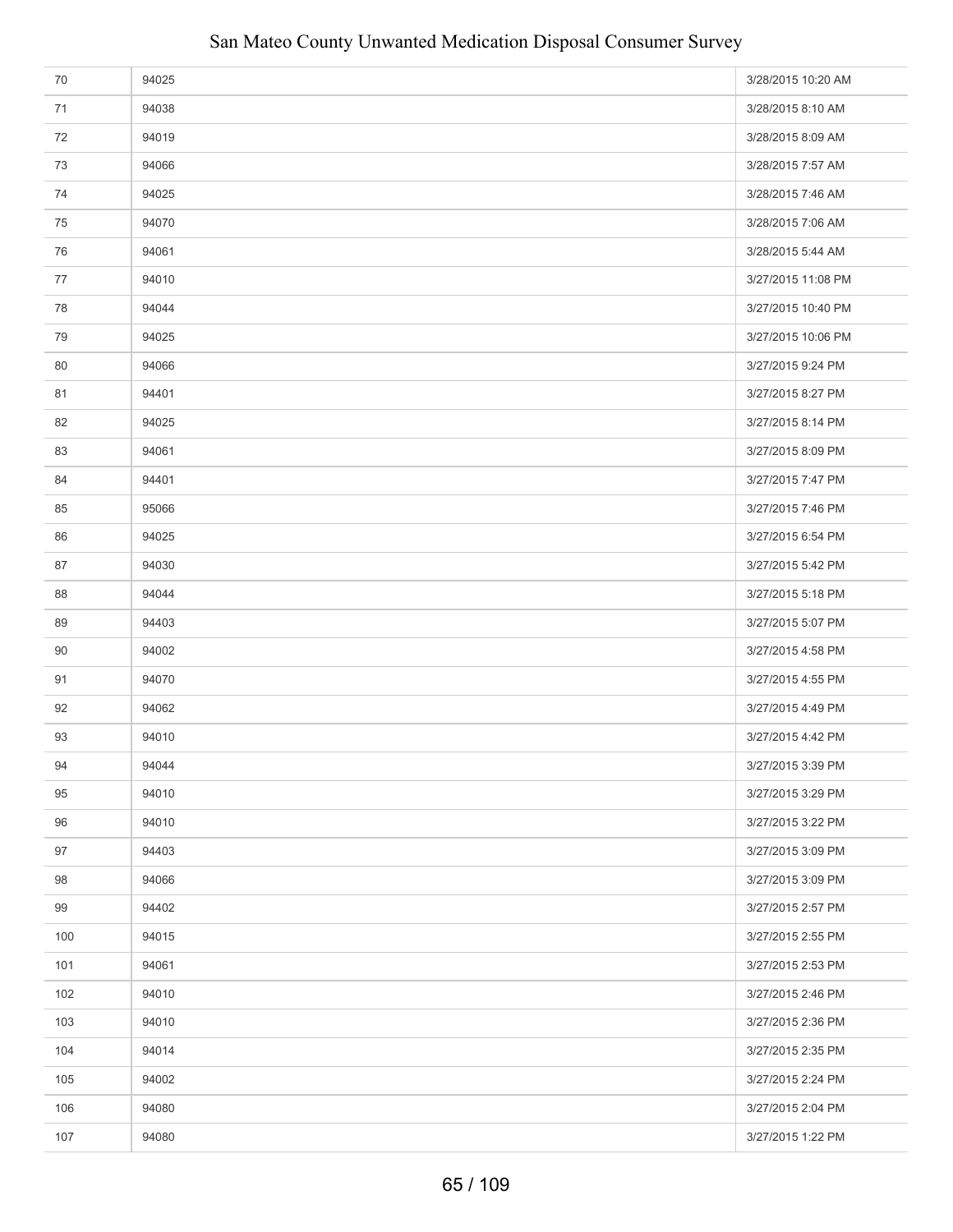| | | |
|---|---|---|
| 70 | 94025 | 3/28/2015 10:20 AM |
| 71 | 94038 | 3/28/2015 8:10 AM |
| 72 | 94019 | 3/28/2015 8:09 AM |
| 73 | 94066 | 3/28/2015 7:57 AM |
| 74 | 94025 | 3/28/2015 7:46 AM |
| 75 | 94070 | 3/28/2015 7:06 AM |
| 76 | 94061 | 3/28/2015 5:44 AM |
| 77 | 94010 | 3/27/2015 11:08 PM |
| 78 | 94044 | 3/27/2015 10:40 PM |
| 79 | 94025 | 3/27/2015 10:06 PM |
| 80 | 94066 | 3/27/2015 9:24 PM |
| 81 | 94401 | 3/27/2015 8:27 PM |
| 82 | 94025 | 3/27/2015 8:14 PM |
| 83 | 94061 | 3/27/2015 8:09 PM |
| 84 | 94401 | 3/27/2015 7:47 PM |
| 85 | 95066 | 3/27/2015 7:46 PM |
| 86 | 94025 | 3/27/2015 6:54 PM |
| 87 | 94030 | 3/27/2015 5:42 PM |
| 88 | 94044 | 3/27/2015 5:18 PM |
| 89 | 94403 | 3/27/2015 5:07 PM |
| 90 | 94002 | 3/27/2015 4:58 PM |
| 91 | 94070 | 3/27/2015 4:55 PM |
| 92 | 94062 | 3/27/2015 4:49 PM |
| 93 | 94010 | 3/27/2015 4:42 PM |
| 94 | 94044 | 3/27/2015 3:39 PM |
| 95 | 94010 | 3/27/2015 3:29 PM |
| 96 | 94010 | 3/27/2015 3:22 PM |
| 97 | 94403 | 3/27/2015 3:09 PM |
| 98 | 94066 | 3/27/2015 3:09 PM |
| 99 | 94402 | 3/27/2015 2:57 PM |
| 100 | 94015 | 3/27/2015 2:55 PM |
| 101 | 94061 | 3/27/2015 2:53 PM |
| 102 | 94010 | 3/27/2015 2:46 PM |
| 103 | 94010 | 3/27/2015 2:36 PM |
| 104 | 94014 | 3/27/2015 2:35 PM |
| 105 | 94002 | 3/27/2015 2:24 PM |
| 106 | 94080 | 3/27/2015 2:04 PM |
| 107 | 94080 | 3/27/2015 1:22 PM |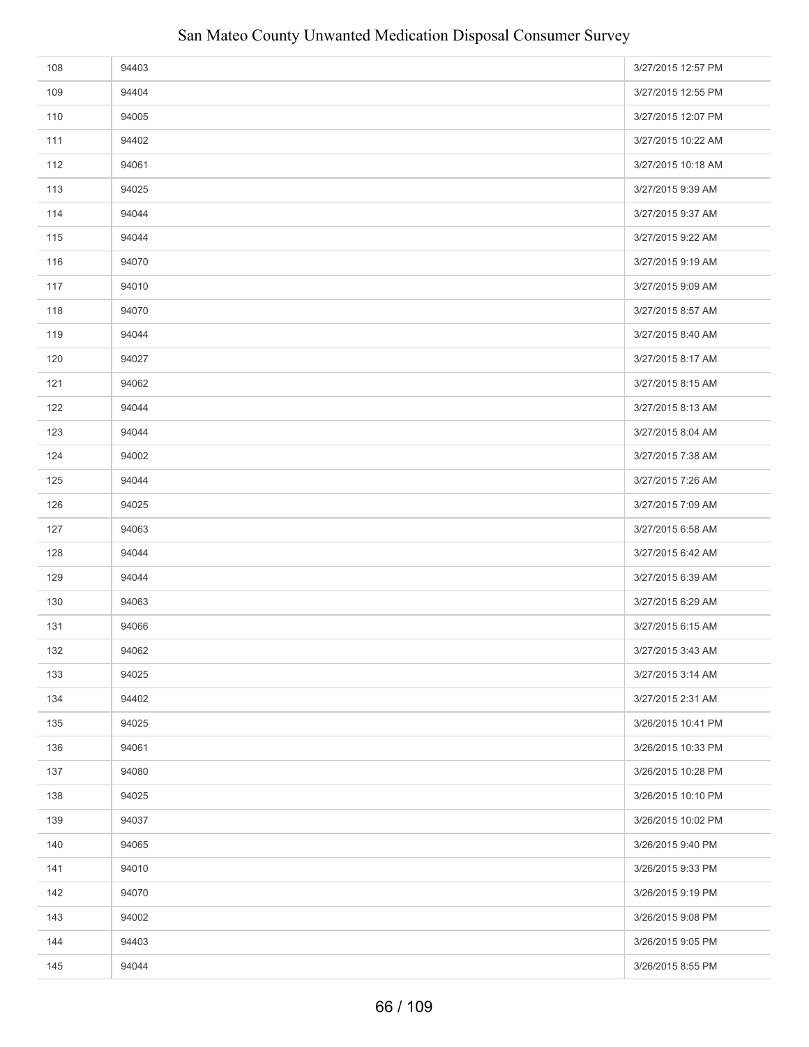| | | |
|---|---|---|
| 108 | 94403 | 3/27/2015 12:57 PM |
| 109 | 94404 | 3/27/2015 12:55 PM |
| 110 | 94005 | 3/27/2015 12:07 PM |
| 111 | 94402 | 3/27/2015 10:22 AM |
| 112 | 94061 | 3/27/2015 10:18 AM |
| 113 | 94025 | 3/27/2015 9:39 AM |
| 114 | 94044 | 3/27/2015 9:37 AM |
| 115 | 94044 | 3/27/2015 9:22 AM |
| 116 | 94070 | 3/27/2015 9:19 AM |
| 117 | 94010 | 3/27/2015 9:09 AM |
| 118 | 94070 | 3/27/2015 8:57 AM |
| 119 | 94044 | 3/27/2015 8:40 AM |
| 120 | 94027 | 3/27/2015 8:17 AM |
| 121 | 94062 | 3/27/2015 8:15 AM |
| 122 | 94044 | 3/27/2015 8:13 AM |
| 123 | 94044 | 3/27/2015 8:04 AM |
| 124 | 94002 | 3/27/2015 7:38 AM |
| 125 | 94044 | 3/27/2015 7:26 AM |
| 126 | 94025 | 3/27/2015 7:09 AM |
| 127 | 94063 | 3/27/2015 6:58 AM |
| 128 | 94044 | 3/27/2015 6:42 AM |
| 129 | 94044 | 3/27/2015 6:39 AM |
| 130 | 94063 | 3/27/2015 6:29 AM |
| 131 | 94066 | 3/27/2015 6:15 AM |
| 132 | 94062 | 3/27/2015 3:43 AM |
| 133 | 94025 | 3/27/2015 3:14 AM |
| 134 | 94402 | 3/27/2015 2:31 AM |
| 135 | 94025 | 3/26/2015 10:41 PM |
| 136 | 94061 | 3/26/2015 10:33 PM |
| 137 | 94080 | 3/26/2015 10:28 PM |
| 138 | 94025 | 3/26/2015 10:10 PM |
| 139 | 94037 | 3/26/2015 10:02 PM |
| 140 | 94065 | 3/26/2015 9:40 PM |
| 141 | 94010 | 3/26/2015 9:33 PM |
| 142 | 94070 | 3/26/2015 9:19 PM |
| 143 | 94002 | 3/26/2015 9:08 PM |
| 144 | 94403 | 3/26/2015 9:05 PM |
| 145 | 94044 | 3/26/2015 8:55 PM |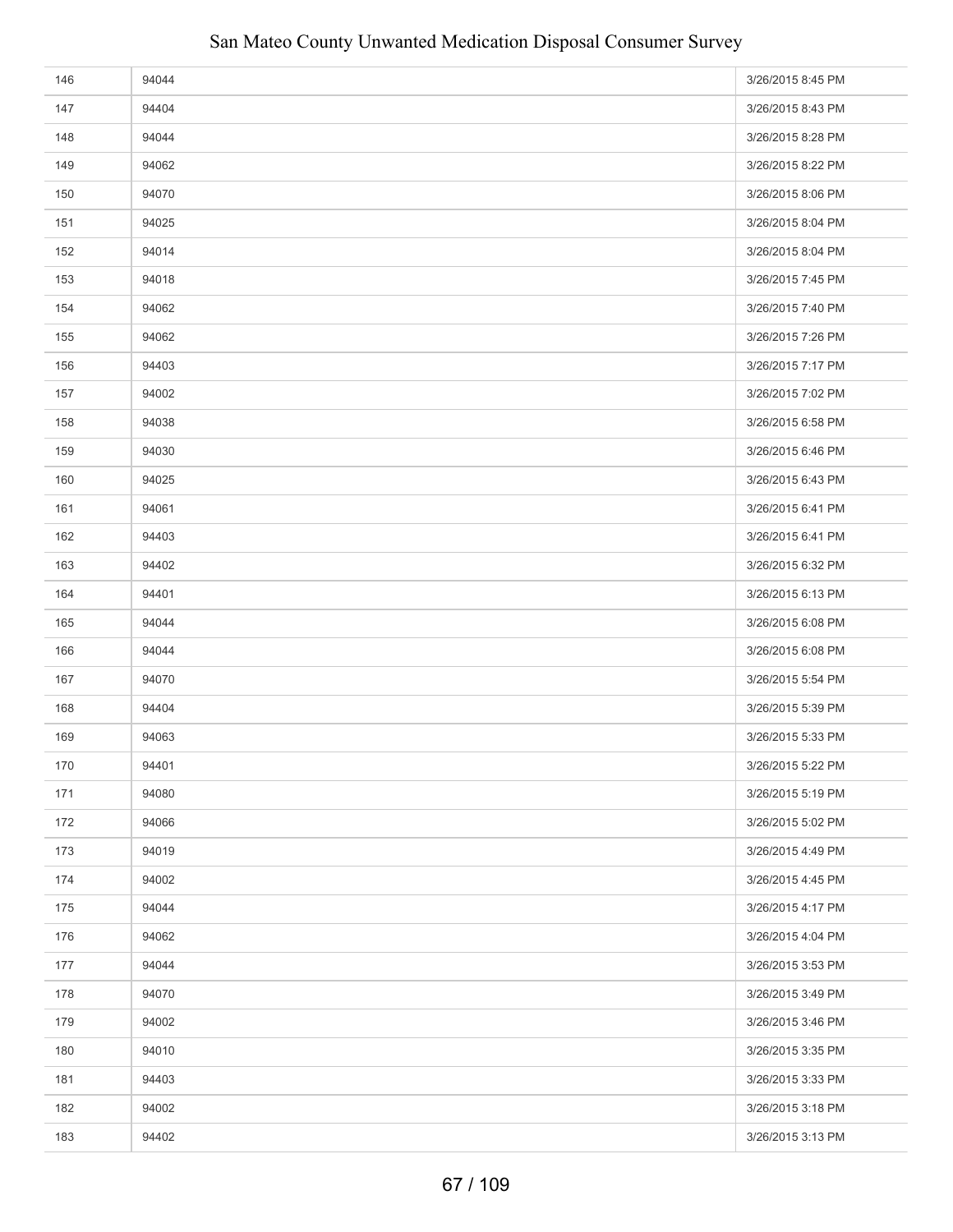| | | |
|---|---|---|
| 146 | 94044 | 3/26/2015 8:45 PM |
| 147 | 94404 | 3/26/2015 8:43 PM |
| 148 | 94044 | 3/26/2015 8:28 PM |
| 149 | 94062 | 3/26/2015 8:22 PM |
| 150 | 94070 | 3/26/2015 8:06 PM |
| 151 | 94025 | 3/26/2015 8:04 PM |
| 152 | 94014 | 3/26/2015 8:04 PM |
| 153 | 94018 | 3/26/2015 7:45 PM |
| 154 | 94062 | 3/26/2015 7:40 PM |
| 155 | 94062 | 3/26/2015 7:26 PM |
| 156 | 94403 | 3/26/2015 7:17 PM |
| 157 | 94002 | 3/26/2015 7:02 PM |
| 158 | 94038 | 3/26/2015 6:58 PM |
| 159 | 94030 | 3/26/2015 6:46 PM |
| 160 | 94025 | 3/26/2015 6:43 PM |
| 161 | 94061 | 3/26/2015 6:41 PM |
| 162 | 94403 | 3/26/2015 6:41 PM |
| 163 | 94402 | 3/26/2015 6:32 PM |
| 164 | 94401 | 3/26/2015 6:13 PM |
| 165 | 94044 | 3/26/2015 6:08 PM |
| 166 | 94044 | 3/26/2015 6:08 PM |
| 167 | 94070 | 3/26/2015 5:54 PM |
| 168 | 94404 | 3/26/2015 5:39 PM |
| 169 | 94063 | 3/26/2015 5:33 PM |
| 170 | 94401 | 3/26/2015 5:22 PM |
| 171 | 94080 | 3/26/2015 5:19 PM |
| 172 | 94066 | 3/26/2015 5:02 PM |
| 173 | 94019 | 3/26/2015 4:49 PM |
| 174 | 94002 | 3/26/2015 4:45 PM |
| 175 | 94044 | 3/26/2015 4:17 PM |
| 176 | 94062 | 3/26/2015 4:04 PM |
| 177 | 94044 | 3/26/2015 3:53 PM |
| 178 | 94070 | 3/26/2015 3:49 PM |
| 179 | 94002 | 3/26/2015 3:46 PM |
| 180 | 94010 | 3/26/2015 3:35 PM |
| 181 | 94403 | 3/26/2015 3:33 PM |
| 182 | 94002 | 3/26/2015 3:18 PM |
| 183 | 94402 | 3/26/2015 3:13 PM |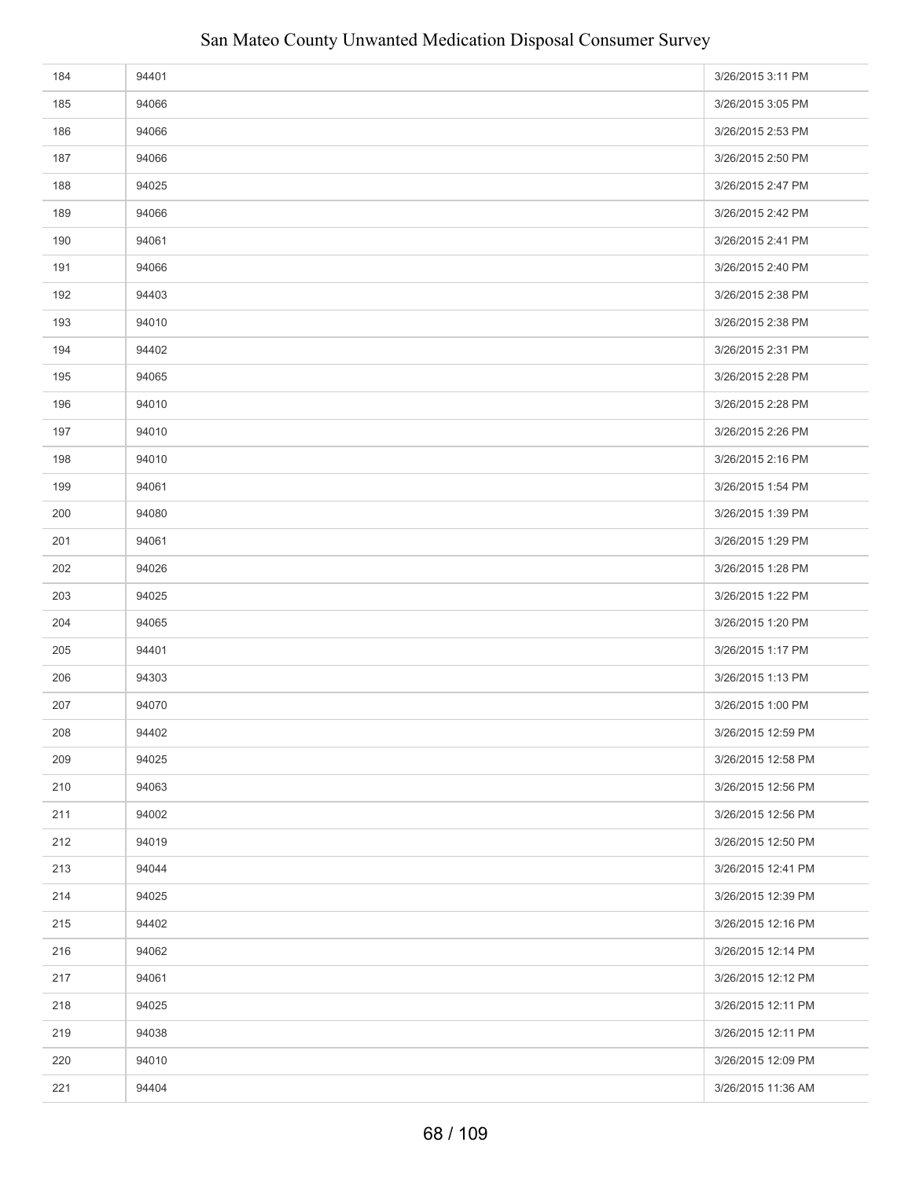| | | |
|---|---|---|
| 184 | 94401 | 3/26/2015 3:11 PM |
| 185 | 94066 | 3/26/2015 3:05 PM |
| 186 | 94066 | 3/26/2015 2:53 PM |
| 187 | 94066 | 3/26/2015 2:50 PM |
| 188 | 94025 | 3/26/2015 2:47 PM |
| 189 | 94066 | 3/26/2015 2:42 PM |
| 190 | 94061 | 3/26/2015 2:41 PM |
| 191 | 94066 | 3/26/2015 2:40 PM |
| 192 | 94403 | 3/26/2015 2:38 PM |
| 193 | 94010 | 3/26/2015 2:38 PM |
| 194 | 94402 | 3/26/2015 2:31 PM |
| 195 | 94065 | 3/26/2015 2:28 PM |
| 196 | 94010 | 3/26/2015 2:28 PM |
| 197 | 94010 | 3/26/2015 2:26 PM |
| 198 | 94010 | 3/26/2015 2:16 PM |
| 199 | 94061 | 3/26/2015 1:54 PM |
| 200 | 94080 | 3/26/2015 1:39 PM |
| 201 | 94061 | 3/26/2015 1:29 PM |
| 202 | 94026 | 3/26/2015 1:28 PM |
| 203 | 94025 | 3/26/2015 1:22 PM |
| 204 | 94065 | 3/26/2015 1:20 PM |
| 205 | 94401 | 3/26/2015 1:17 PM |
| 206 | 94303 | 3/26/2015 1:13 PM |
| 207 | 94070 | 3/26/2015 1:00 PM |
| 208 | 94402 | 3/26/2015 12:59 PM |
| 209 | 94025 | 3/26/2015 12:58 PM |
| 210 | 94063 | 3/26/2015 12:56 PM |
| 211 | 94002 | 3/26/2015 12:56 PM |
| 212 | 94019 | 3/26/2015 12:50 PM |
| 213 | 94044 | 3/26/2015 12:41 PM |
| 214 | 94025 | 3/26/2015 12:39 PM |
| 215 | 94402 | 3/26/2015 12:16 PM |
| 216 | 94062 | 3/26/2015 12:14 PM |
| 217 | 94061 | 3/26/2015 12:12 PM |
| 218 | 94025 | 3/26/2015 12:11 PM |
| 219 | 94038 | 3/26/2015 12:11 PM |
| 220 | 94010 | 3/26/2015 12:09 PM |
| 221 | 94404 | 3/26/2015 11:36 AM |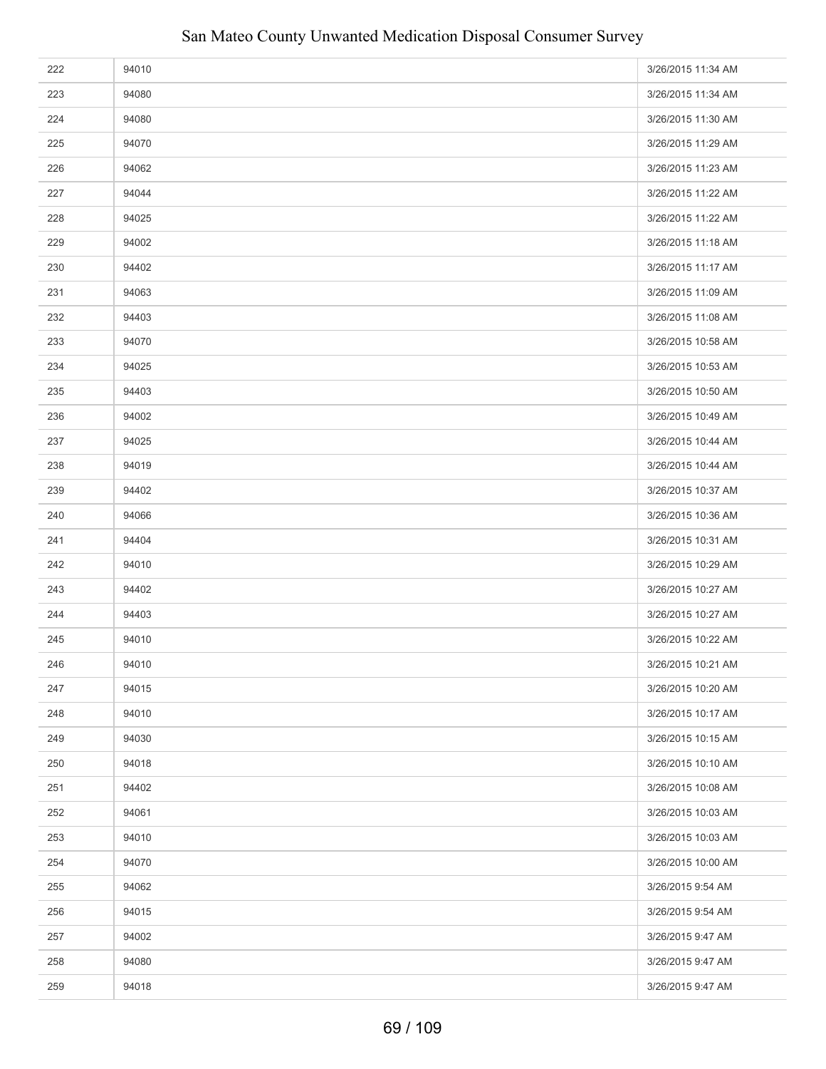| | | |
|---|---|---|
| 222 | 94010 | 3/26/2015 11:34 AM |
| 223 | 94080 | 3/26/2015 11:34 AM |
| 224 | 94080 | 3/26/2015 11:30 AM |
| 225 | 94070 | 3/26/2015 11:29 AM |
| 226 | 94062 | 3/26/2015 11:23 AM |
| 227 | 94044 | 3/26/2015 11:22 AM |
| 228 | 94025 | 3/26/2015 11:22 AM |
| 229 | 94002 | 3/26/2015 11:18 AM |
| 230 | 94402 | 3/26/2015 11:17 AM |
| 231 | 94063 | 3/26/2015 11:09 AM |
| 232 | 94403 | 3/26/2015 11:08 AM |
| 233 | 94070 | 3/26/2015 10:58 AM |
| 234 | 94025 | 3/26/2015 10:53 AM |
| 235 | 94403 | 3/26/2015 10:50 AM |
| 236 | 94002 | 3/26/2015 10:49 AM |
| 237 | 94025 | 3/26/2015 10:44 AM |
| 238 | 94019 | 3/26/2015 10:44 AM |
| 239 | 94402 | 3/26/2015 10:37 AM |
| 240 | 94066 | 3/26/2015 10:36 AM |
| 241 | 94404 | 3/26/2015 10:31 AM |
| 242 | 94010 | 3/26/2015 10:29 AM |
| 243 | 94402 | 3/26/2015 10:27 AM |
| 244 | 94403 | 3/26/2015 10:27 AM |
| 245 | 94010 | 3/26/2015 10:22 AM |
| 246 | 94010 | 3/26/2015 10:21 AM |
| 247 | 94015 | 3/26/2015 10:20 AM |
| 248 | 94010 | 3/26/2015 10:17 AM |
| 249 | 94030 | 3/26/2015 10:15 AM |
| 250 | 94018 | 3/26/2015 10:10 AM |
| 251 | 94402 | 3/26/2015 10:08 AM |
| 252 | 94061 | 3/26/2015 10:03 AM |
| 253 | 94010 | 3/26/2015 10:03 AM |
| 254 | 94070 | 3/26/2015 10:00 AM |
| 255 | 94062 | 3/26/2015 9:54 AM |
| 256 | 94015 | 3/26/2015 9:54 AM |
| 257 | 94002 | 3/26/2015 9:47 AM |
| 258 | 94080 | 3/26/2015 9:47 AM |
| 259 | 94018 | 3/26/2015 9:47 AM |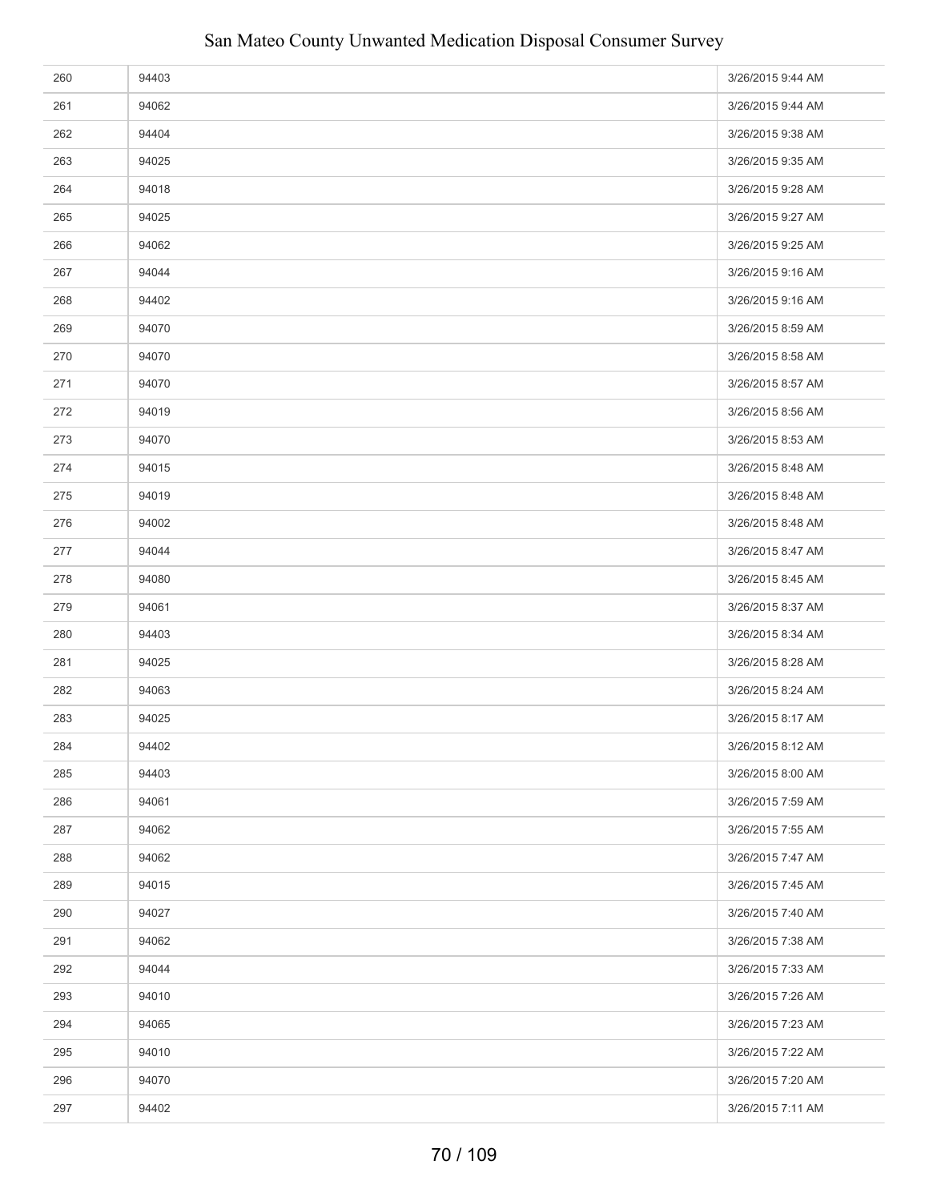| | | |
|---|---|---|
| 260 | 94403 | 3/26/2015 9:44 AM |
| 261 | 94062 | 3/26/2015 9:44 AM |
| 262 | 94404 | 3/26/2015 9:38 AM |
| 263 | 94025 | 3/26/2015 9:35 AM |
| 264 | 94018 | 3/26/2015 9:28 AM |
| 265 | 94025 | 3/26/2015 9:27 AM |
| 266 | 94062 | 3/26/2015 9:25 AM |
| 267 | 94044 | 3/26/2015 9:16 AM |
| 268 | 94402 | 3/26/2015 9:16 AM |
| 269 | 94070 | 3/26/2015 8:59 AM |
| 270 | 94070 | 3/26/2015 8:58 AM |
| 271 | 94070 | 3/26/2015 8:57 AM |
| 272 | 94019 | 3/26/2015 8:56 AM |
| 273 | 94070 | 3/26/2015 8:53 AM |
| 274 | 94015 | 3/26/2015 8:48 AM |
| 275 | 94019 | 3/26/2015 8:48 AM |
| 276 | 94002 | 3/26/2015 8:48 AM |
| 277 | 94044 | 3/26/2015 8:47 AM |
| 278 | 94080 | 3/26/2015 8:45 AM |
| 279 | 94061 | 3/26/2015 8:37 AM |
| 280 | 94403 | 3/26/2015 8:34 AM |
| 281 | 94025 | 3/26/2015 8:28 AM |
| 282 | 94063 | 3/26/2015 8:24 AM |
| 283 | 94025 | 3/26/2015 8:17 AM |
| 284 | 94402 | 3/26/2015 8:12 AM |
| 285 | 94403 | 3/26/2015 8:00 AM |
| 286 | 94061 | 3/26/2015 7:59 AM |
| 287 | 94062 | 3/26/2015 7:55 AM |
| 288 | 94062 | 3/26/2015 7:47 AM |
| 289 | 94015 | 3/26/2015 7:45 AM |
| 290 | 94027 | 3/26/2015 7:40 AM |
| 291 | 94062 | 3/26/2015 7:38 AM |
| 292 | 94044 | 3/26/2015 7:33 AM |
| 293 | 94010 | 3/26/2015 7:26 AM |
| 294 | 94065 | 3/26/2015 7:23 AM |
| 295 | 94010 | 3/26/2015 7:22 AM |
| 296 | 94070 | 3/26/2015 7:20 AM |
| 297 | 94402 | 3/26/2015 7:11 AM |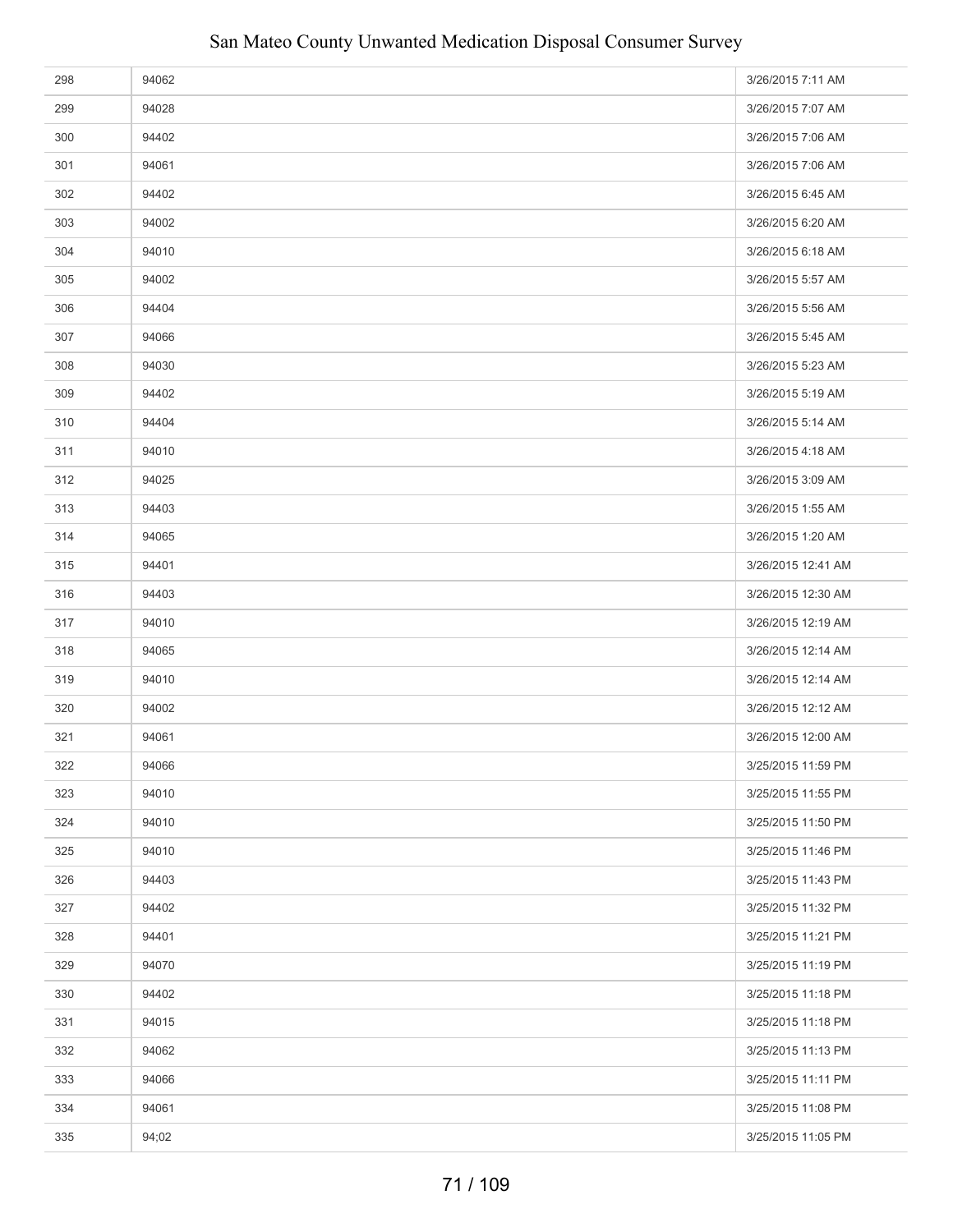| | | |
|---|---|---|
| 298 | 94062 | 3/26/2015 7:11 AM |
| 299 | 94028 | 3/26/2015 7:07 AM |
| 300 | 94402 | 3/26/2015 7:06 AM |
| 301 | 94061 | 3/26/2015 7:06 AM |
| 302 | 94402 | 3/26/2015 6:45 AM |
| 303 | 94002 | 3/26/2015 6:20 AM |
| 304 | 94010 | 3/26/2015 6:18 AM |
| 305 | 94002 | 3/26/2015 5:57 AM |
| 306 | 94404 | 3/26/2015 5:56 AM |
| 307 | 94066 | 3/26/2015 5:45 AM |
| 308 | 94030 | 3/26/2015 5:23 AM |
| 309 | 94402 | 3/26/2015 5:19 AM |
| 310 | 94404 | 3/26/2015 5:14 AM |
| 311 | 94010 | 3/26/2015 4:18 AM |
| 312 | 94025 | 3/26/2015 3:09 AM |
| 313 | 94403 | 3/26/2015 1:55 AM |
| 314 | 94065 | 3/26/2015 1:20 AM |
| 315 | 94401 | 3/26/2015 12:41 AM |
| 316 | 94403 | 3/26/2015 12:30 AM |
| 317 | 94010 | 3/26/2015 12:19 AM |
| 318 | 94065 | 3/26/2015 12:14 AM |
| 319 | 94010 | 3/26/2015 12:14 AM |
| 320 | 94002 | 3/26/2015 12:12 AM |
| 321 | 94061 | 3/26/2015 12:00 AM |
| 322 | 94066 | 3/25/2015 11:59 PM |
| 323 | 94010 | 3/25/2015 11:55 PM |
| 324 | 94010 | 3/25/2015 11:50 PM |
| 325 | 94010 | 3/25/2015 11:46 PM |
| 326 | 94403 | 3/25/2015 11:43 PM |
| 327 | 94402 | 3/25/2015 11:32 PM |
| 328 | 94401 | 3/25/2015 11:21 PM |
| 329 | 94070 | 3/25/2015 11:19 PM |
| 330 | 94402 | 3/25/2015 11:18 PM |
| 331 | 94015 | 3/25/2015 11:18 PM |
| 332 | 94062 | 3/25/2015 11:13 PM |
| 333 | 94066 | 3/25/2015 11:11 PM |
| 334 | 94061 | 3/25/2015 11:08 PM |
| 335 | 94;02 | 3/25/2015 11:05 PM |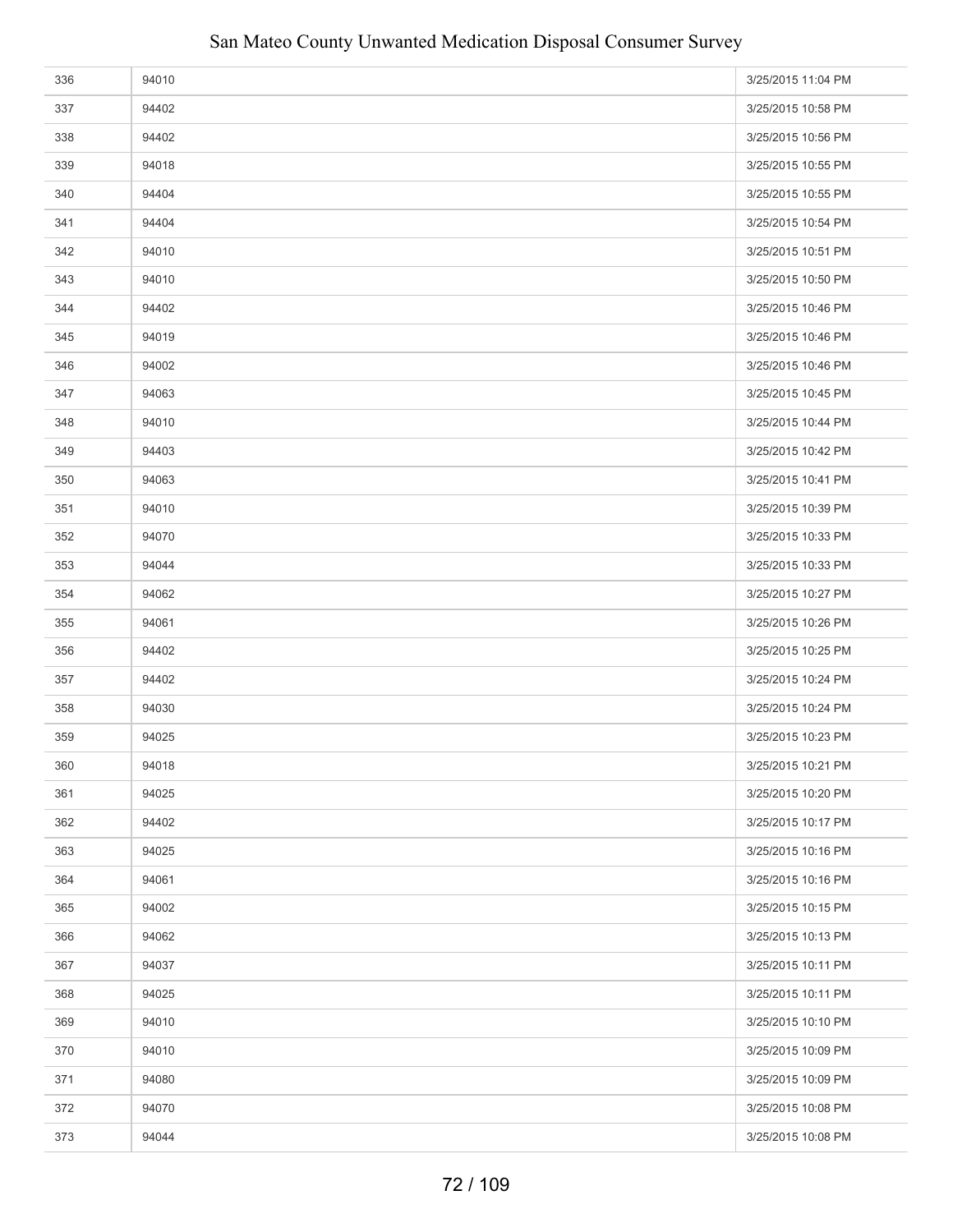| | | |
|---|---|---|
| 336 | 94010 | 3/25/2015 11:04 PM |
| 337 | 94402 | 3/25/2015 10:58 PM |
| 338 | 94402 | 3/25/2015 10:56 PM |
| 339 | 94018 | 3/25/2015 10:55 PM |
| 340 | 94404 | 3/25/2015 10:55 PM |
| 341 | 94404 | 3/25/2015 10:54 PM |
| 342 | 94010 | 3/25/2015 10:51 PM |
| 343 | 94010 | 3/25/2015 10:50 PM |
| 344 | 94402 | 3/25/2015 10:46 PM |
| 345 | 94019 | 3/25/2015 10:46 PM |
| 346 | 94002 | 3/25/2015 10:46 PM |
| 347 | 94063 | 3/25/2015 10:45 PM |
| 348 | 94010 | 3/25/2015 10:44 PM |
| 349 | 94403 | 3/25/2015 10:42 PM |
| 350 | 94063 | 3/25/2015 10:41 PM |
| 351 | 94010 | 3/25/2015 10:39 PM |
| 352 | 94070 | 3/25/2015 10:33 PM |
| 353 | 94044 | 3/25/2015 10:33 PM |
| 354 | 94062 | 3/25/2015 10:27 PM |
| 355 | 94061 | 3/25/2015 10:26 PM |
| 356 | 94402 | 3/25/2015 10:25 PM |
| 357 | 94402 | 3/25/2015 10:24 PM |
| 358 | 94030 | 3/25/2015 10:24 PM |
| 359 | 94025 | 3/25/2015 10:23 PM |
| 360 | 94018 | 3/25/2015 10:21 PM |
| 361 | 94025 | 3/25/2015 10:20 PM |
| 362 | 94402 | 3/25/2015 10:17 PM |
| 363 | 94025 | 3/25/2015 10:16 PM |
| 364 | 94061 | 3/25/2015 10:16 PM |
| 365 | 94002 | 3/25/2015 10:15 PM |
| 366 | 94062 | 3/25/2015 10:13 PM |
| 367 | 94037 | 3/25/2015 10:11 PM |
| 368 | 94025 | 3/25/2015 10:11 PM |
| 369 | 94010 | 3/25/2015 10:10 PM |
| 370 | 94010 | 3/25/2015 10:09 PM |
| 371 | 94080 | 3/25/2015 10:09 PM |
| 372 | 94070 | 3/25/2015 10:08 PM |
| 373 | 94044 | 3/25/2015 10:08 PM |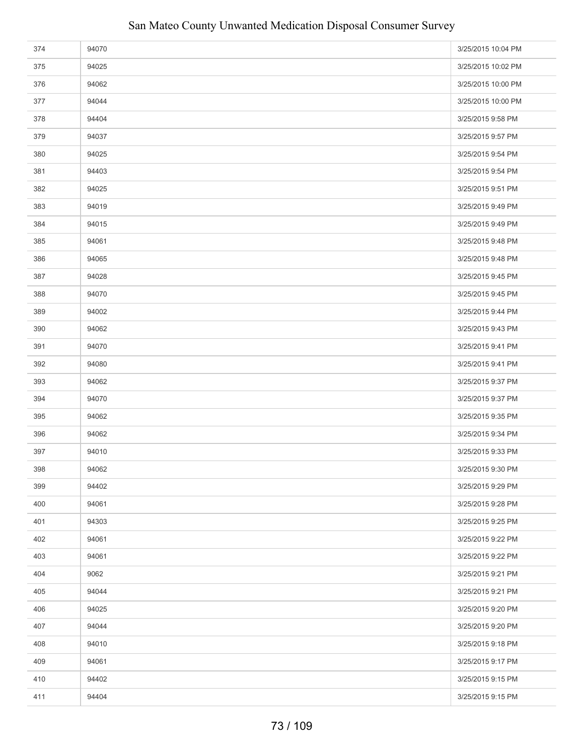| | | |
|---|---|---|
| 374 | 94070 | 3/25/2015 10:04 PM |
| 375 | 94025 | 3/25/2015 10:02 PM |
| 376 | 94062 | 3/25/2015 10:00 PM |
| 377 | 94044 | 3/25/2015 10:00 PM |
| 378 | 94404 | 3/25/2015 9:58 PM |
| 379 | 94037 | 3/25/2015 9:57 PM |
| 380 | 94025 | 3/25/2015 9:54 PM |
| 381 | 94403 | 3/25/2015 9:54 PM |
| 382 | 94025 | 3/25/2015 9:51 PM |
| 383 | 94019 | 3/25/2015 9:49 PM |
| 384 | 94015 | 3/25/2015 9:49 PM |
| 385 | 94061 | 3/25/2015 9:48 PM |
| 386 | 94065 | 3/25/2015 9:48 PM |
| 387 | 94028 | 3/25/2015 9:45 PM |
| 388 | 94070 | 3/25/2015 9:45 PM |
| 389 | 94002 | 3/25/2015 9:44 PM |
| 390 | 94062 | 3/25/2015 9:43 PM |
| 391 | 94070 | 3/25/2015 9:41 PM |
| 392 | 94080 | 3/25/2015 9:41 PM |
| 393 | 94062 | 3/25/2015 9:37 PM |
| 394 | 94070 | 3/25/2015 9:37 PM |
| 395 | 94062 | 3/25/2015 9:35 PM |
| 396 | 94062 | 3/25/2015 9:34 PM |
| 397 | 94010 | 3/25/2015 9:33 PM |
| 398 | 94062 | 3/25/2015 9:30 PM |
| 399 | 94402 | 3/25/2015 9:29 PM |
| 400 | 94061 | 3/25/2015 9:28 PM |
| 401 | 94303 | 3/25/2015 9:25 PM |
| 402 | 94061 | 3/25/2015 9:22 PM |
| 403 | 94061 | 3/25/2015 9:22 PM |
| 404 | 9062 | 3/25/2015 9:21 PM |
| 405 | 94044 | 3/25/2015 9:21 PM |
| 406 | 94025 | 3/25/2015 9:20 PM |
| 407 | 94044 | 3/25/2015 9:20 PM |
| 408 | 94010 | 3/25/2015 9:18 PM |
| 409 | 94061 | 3/25/2015 9:17 PM |
| 410 | 94402 | 3/25/2015 9:15 PM |
| 411 | 94404 | 3/25/2015 9:15 PM |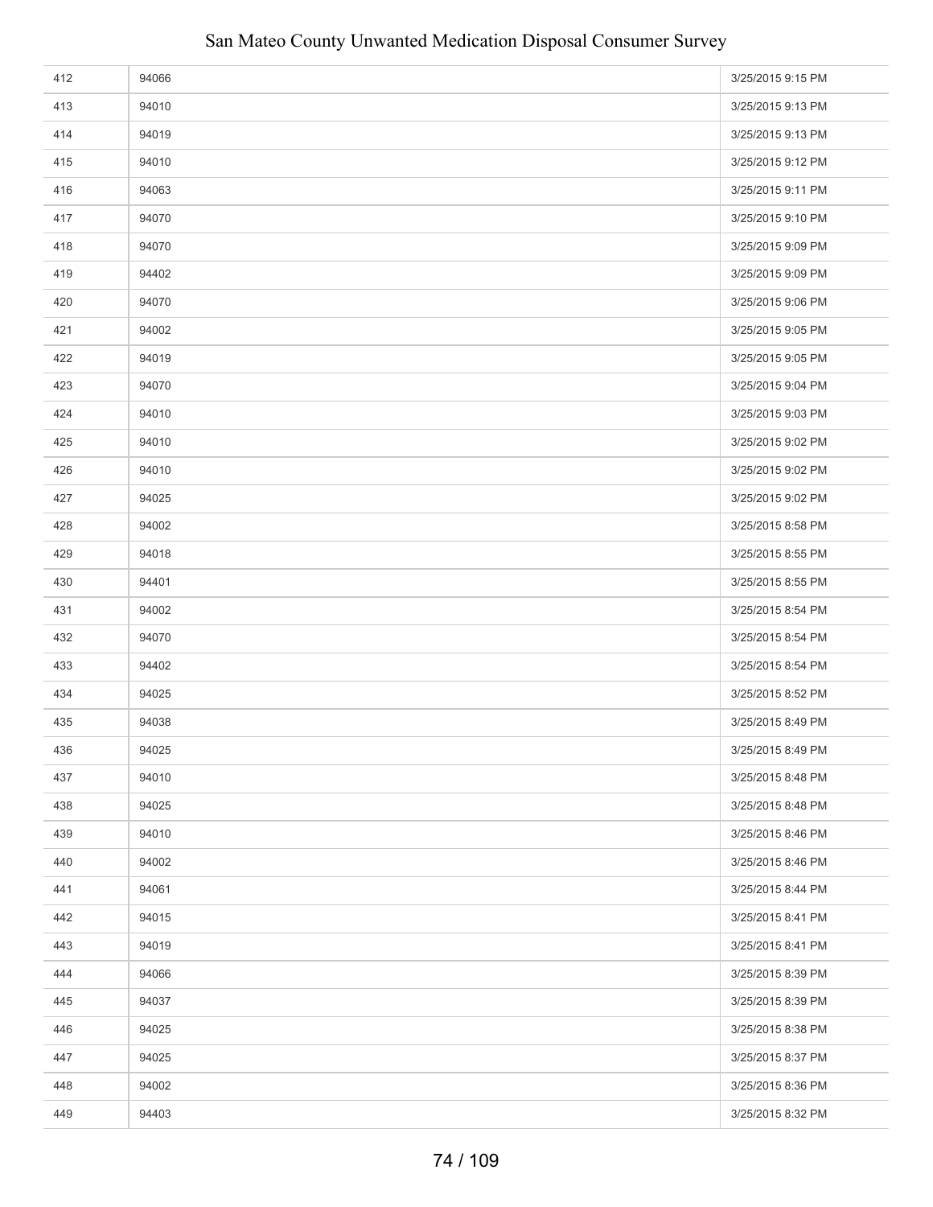| | | |
|---|---|---|
| 412 | 94066 | 3/25/2015 9:15 PM |
| 413 | 94010 | 3/25/2015 9:13 PM |
| 414 | 94019 | 3/25/2015 9:13 PM |
| 415 | 94010 | 3/25/2015 9:12 PM |
| 416 | 94063 | 3/25/2015 9:11 PM |
| 417 | 94070 | 3/25/2015 9:10 PM |
| 418 | 94070 | 3/25/2015 9:09 PM |
| 419 | 94402 | 3/25/2015 9:09 PM |
| 420 | 94070 | 3/25/2015 9:06 PM |
| 421 | 94002 | 3/25/2015 9:05 PM |
| 422 | 94019 | 3/25/2015 9:05 PM |
| 423 | 94070 | 3/25/2015 9:04 PM |
| 424 | 94010 | 3/25/2015 9:03 PM |
| 425 | 94010 | 3/25/2015 9:02 PM |
| 426 | 94010 | 3/25/2015 9:02 PM |
| 427 | 94025 | 3/25/2015 9:02 PM |
| 428 | 94002 | 3/25/2015 8:58 PM |
| 429 | 94018 | 3/25/2015 8:55 PM |
| 430 | 94401 | 3/25/2015 8:55 PM |
| 431 | 94002 | 3/25/2015 8:54 PM |
| 432 | 94070 | 3/25/2015 8:54 PM |
| 433 | 94402 | 3/25/2015 8:54 PM |
| 434 | 94025 | 3/25/2015 8:52 PM |
| 435 | 94038 | 3/25/2015 8:49 PM |
| 436 | 94025 | 3/25/2015 8:49 PM |
| 437 | 94010 | 3/25/2015 8:48 PM |
| 438 | 94025 | 3/25/2015 8:48 PM |
| 439 | 94010 | 3/25/2015 8:46 PM |
| 440 | 94002 | 3/25/2015 8:46 PM |
| 441 | 94061 | 3/25/2015 8:44 PM |
| 442 | 94015 | 3/25/2015 8:41 PM |
| 443 | 94019 | 3/25/2015 8:41 PM |
| 444 | 94066 | 3/25/2015 8:39 PM |
| 445 | 94037 | 3/25/2015 8:39 PM |
| 446 | 94025 | 3/25/2015 8:38 PM |
| 447 | 94025 | 3/25/2015 8:37 PM |
| 448 | 94002 | 3/25/2015 8:36 PM |
| 449 | 94403 | 3/25/2015 8:32 PM |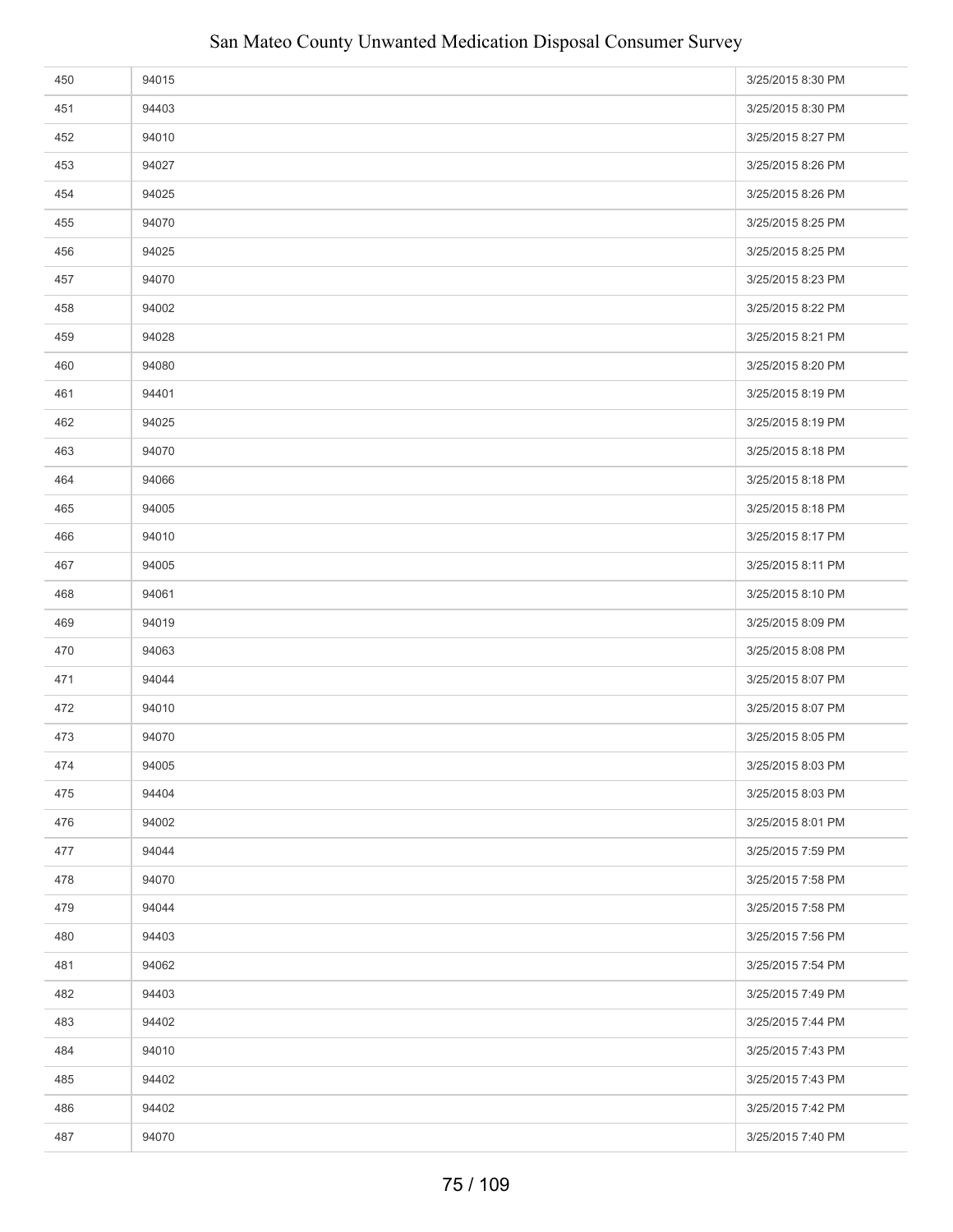| | | |
|---|---|---|
| 450 | 94015 | 3/25/2015 8:30 PM |
| 451 | 94403 | 3/25/2015 8:30 PM |
| 452 | 94010 | 3/25/2015 8:27 PM |
| 453 | 94027 | 3/25/2015 8:26 PM |
| 454 | 94025 | 3/25/2015 8:26 PM |
| 455 | 94070 | 3/25/2015 8:25 PM |
| 456 | 94025 | 3/25/2015 8:25 PM |
| 457 | 94070 | 3/25/2015 8:23 PM |
| 458 | 94002 | 3/25/2015 8:22 PM |
| 459 | 94028 | 3/25/2015 8:21 PM |
| 460 | 94080 | 3/25/2015 8:20 PM |
| 461 | 94401 | 3/25/2015 8:19 PM |
| 462 | 94025 | 3/25/2015 8:19 PM |
| 463 | 94070 | 3/25/2015 8:18 PM |
| 464 | 94066 | 3/25/2015 8:18 PM |
| 465 | 94005 | 3/25/2015 8:18 PM |
| 466 | 94010 | 3/25/2015 8:17 PM |
| 467 | 94005 | 3/25/2015 8:11 PM |
| 468 | 94061 | 3/25/2015 8:10 PM |
| 469 | 94019 | 3/25/2015 8:09 PM |
| 470 | 94063 | 3/25/2015 8:08 PM |
| 471 | 94044 | 3/25/2015 8:07 PM |
| 472 | 94010 | 3/25/2015 8:07 PM |
| 473 | 94070 | 3/25/2015 8:05 PM |
| 474 | 94005 | 3/25/2015 8:03 PM |
| 475 | 94404 | 3/25/2015 8:03 PM |
| 476 | 94002 | 3/25/2015 8:01 PM |
| 477 | 94044 | 3/25/2015 7:59 PM |
| 478 | 94070 | 3/25/2015 7:58 PM |
| 479 | 94044 | 3/25/2015 7:58 PM |
| 480 | 94403 | 3/25/2015 7:56 PM |
| 481 | 94062 | 3/25/2015 7:54 PM |
| 482 | 94403 | 3/25/2015 7:49 PM |
| 483 | 94402 | 3/25/2015 7:44 PM |
| 484 | 94010 | 3/25/2015 7:43 PM |
| 485 | 94402 | 3/25/2015 7:43 PM |
| 486 | 94402 | 3/25/2015 7:42 PM |
| 487 | 94070 | 3/25/2015 7:40 PM |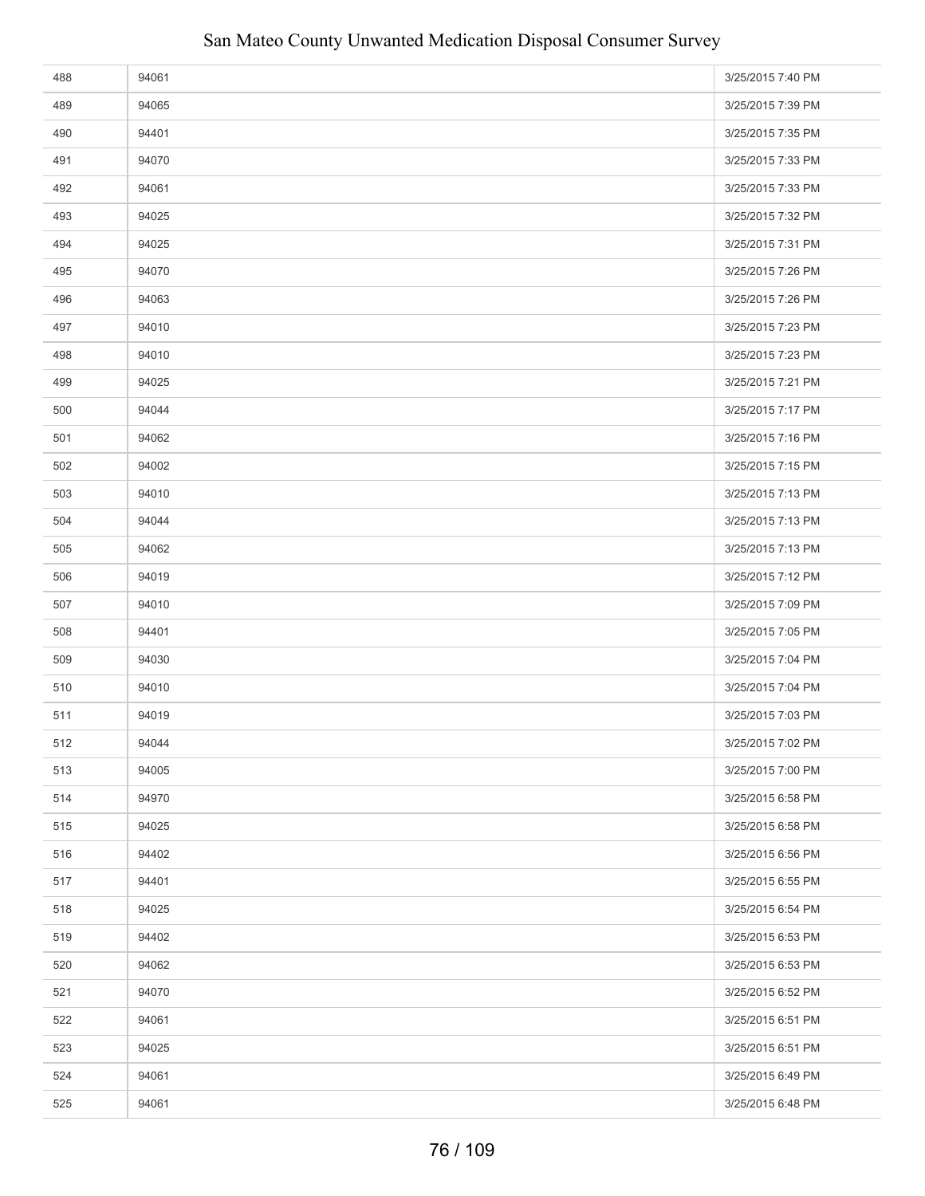| | | |
|---|---|---|
| 488 | 94061 | 3/25/2015 7:40 PM |
| 489 | 94065 | 3/25/2015 7:39 PM |
| 490 | 94401 | 3/25/2015 7:35 PM |
| 491 | 94070 | 3/25/2015 7:33 PM |
| 492 | 94061 | 3/25/2015 7:33 PM |
| 493 | 94025 | 3/25/2015 7:32 PM |
| 494 | 94025 | 3/25/2015 7:31 PM |
| 495 | 94070 | 3/25/2015 7:26 PM |
| 496 | 94063 | 3/25/2015 7:26 PM |
| 497 | 94010 | 3/25/2015 7:23 PM |
| 498 | 94010 | 3/25/2015 7:23 PM |
| 499 | 94025 | 3/25/2015 7:21 PM |
| 500 | 94044 | 3/25/2015 7:17 PM |
| 501 | 94062 | 3/25/2015 7:16 PM |
| 502 | 94002 | 3/25/2015 7:15 PM |
| 503 | 94010 | 3/25/2015 7:13 PM |
| 504 | 94044 | 3/25/2015 7:13 PM |
| 505 | 94062 | 3/25/2015 7:13 PM |
| 506 | 94019 | 3/25/2015 7:12 PM |
| 507 | 94010 | 3/25/2015 7:09 PM |
| 508 | 94401 | 3/25/2015 7:05 PM |
| 509 | 94030 | 3/25/2015 7:04 PM |
| 510 | 94010 | 3/25/2015 7:04 PM |
| 511 | 94019 | 3/25/2015 7:03 PM |
| 512 | 94044 | 3/25/2015 7:02 PM |
| 513 | 94005 | 3/25/2015 7:00 PM |
| 514 | 94970 | 3/25/2015 6:58 PM |
| 515 | 94025 | 3/25/2015 6:58 PM |
| 516 | 94402 | 3/25/2015 6:56 PM |
| 517 | 94401 | 3/25/2015 6:55 PM |
| 518 | 94025 | 3/25/2015 6:54 PM |
| 519 | 94402 | 3/25/2015 6:53 PM |
| 520 | 94062 | 3/25/2015 6:53 PM |
| 521 | 94070 | 3/25/2015 6:52 PM |
| 522 | 94061 | 3/25/2015 6:51 PM |
| 523 | 94025 | 3/25/2015 6:51 PM |
| 524 | 94061 | 3/25/2015 6:49 PM |
| 525 | 94061 | 3/25/2015 6:48 PM |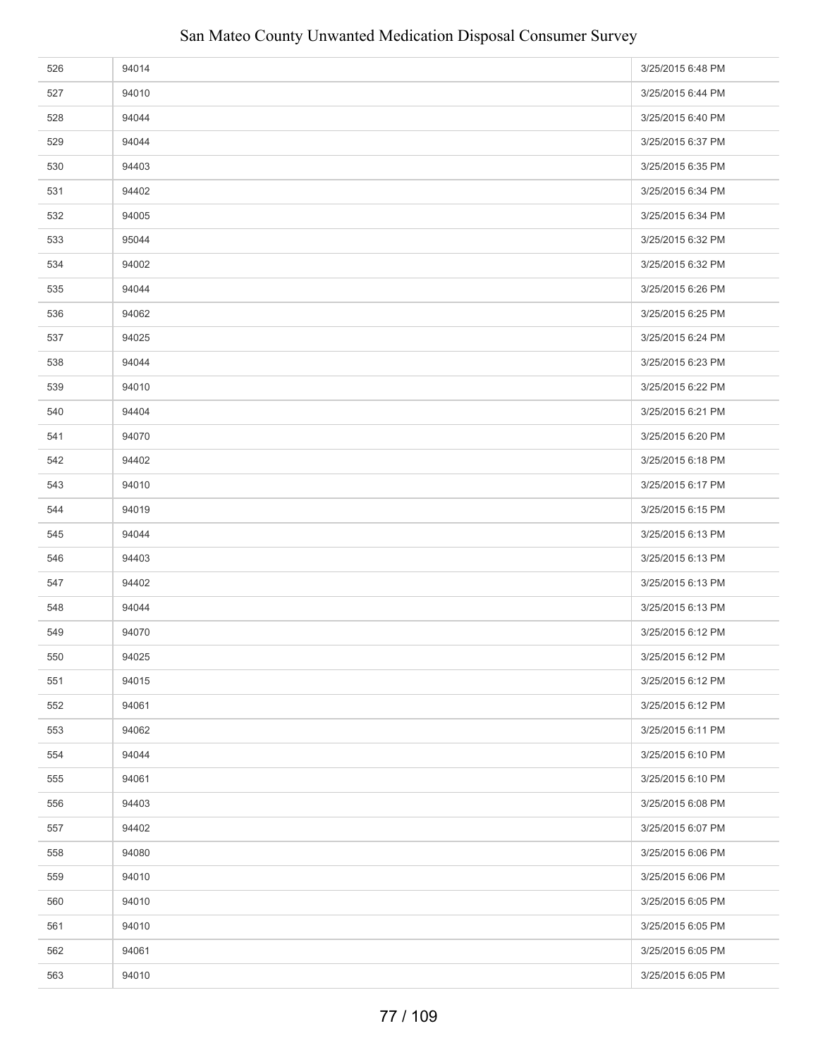| | | |
|---|---|---|
| 526 | 94014 | 3/25/2015 6:48 PM |
| 527 | 94010 | 3/25/2015 6:44 PM |
| 528 | 94044 | 3/25/2015 6:40 PM |
| 529 | 94044 | 3/25/2015 6:37 PM |
| 530 | 94403 | 3/25/2015 6:35 PM |
| 531 | 94402 | 3/25/2015 6:34 PM |
| 532 | 94005 | 3/25/2015 6:34 PM |
| 533 | 95044 | 3/25/2015 6:32 PM |
| 534 | 94002 | 3/25/2015 6:32 PM |
| 535 | 94044 | 3/25/2015 6:26 PM |
| 536 | 94062 | 3/25/2015 6:25 PM |
| 537 | 94025 | 3/25/2015 6:24 PM |
| 538 | 94044 | 3/25/2015 6:23 PM |
| 539 | 94010 | 3/25/2015 6:22 PM |
| 540 | 94404 | 3/25/2015 6:21 PM |
| 541 | 94070 | 3/25/2015 6:20 PM |
| 542 | 94402 | 3/25/2015 6:18 PM |
| 543 | 94010 | 3/25/2015 6:17 PM |
| 544 | 94019 | 3/25/2015 6:15 PM |
| 545 | 94044 | 3/25/2015 6:13 PM |
| 546 | 94403 | 3/25/2015 6:13 PM |
| 547 | 94402 | 3/25/2015 6:13 PM |
| 548 | 94044 | 3/25/2015 6:13 PM |
| 549 | 94070 | 3/25/2015 6:12 PM |
| 550 | 94025 | 3/25/2015 6:12 PM |
| 551 | 94015 | 3/25/2015 6:12 PM |
| 552 | 94061 | 3/25/2015 6:12 PM |
| 553 | 94062 | 3/25/2015 6:11 PM |
| 554 | 94044 | 3/25/2015 6:10 PM |
| 555 | 94061 | 3/25/2015 6:10 PM |
| 556 | 94403 | 3/25/2015 6:08 PM |
| 557 | 94402 | 3/25/2015 6:07 PM |
| 558 | 94080 | 3/25/2015 6:06 PM |
| 559 | 94010 | 3/25/2015 6:06 PM |
| 560 | 94010 | 3/25/2015 6:05 PM |
| 561 | 94010 | 3/25/2015 6:05 PM |
| 562 | 94061 | 3/25/2015 6:05 PM |
| 563 | 94010 | 3/25/2015 6:05 PM |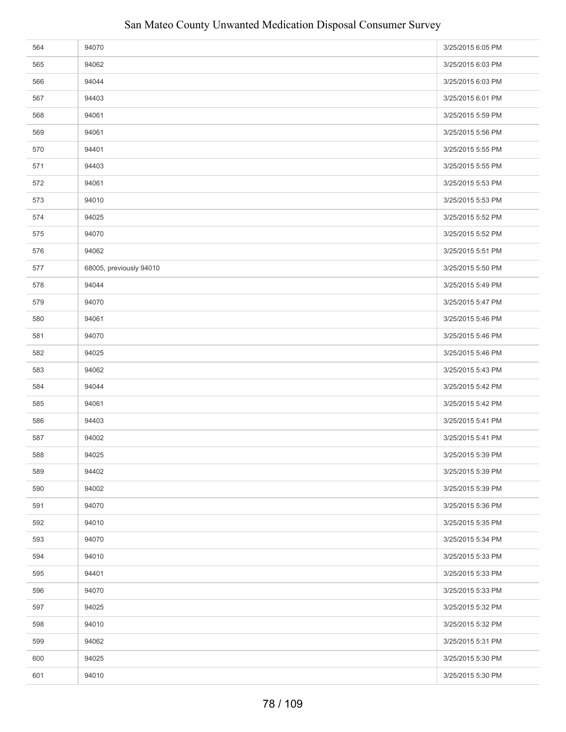| | | |
|---|---|---|
| 564 | 94070 | 3/25/2015 6:05 PM |
| 565 | 94062 | 3/25/2015 6:03 PM |
| 566 | 94044 | 3/25/2015 6:03 PM |
| 567 | 94403 | 3/25/2015 6:01 PM |
| 568 | 94061 | 3/25/2015 5:59 PM |
| 569 | 94061 | 3/25/2015 5:56 PM |
| 570 | 94401 | 3/25/2015 5:55 PM |
| 571 | 94403 | 3/25/2015 5:55 PM |
| 572 | 94061 | 3/25/2015 5:53 PM |
| 573 | 94010 | 3/25/2015 5:53 PM |
| 574 | 94025 | 3/25/2015 5:52 PM |
| 575 | 94070 | 3/25/2015 5:52 PM |
| 576 | 94062 | 3/25/2015 5:51 PM |
| 577 | 68005, previously 94010 | 3/25/2015 5:50 PM |
| 578 | 94044 | 3/25/2015 5:49 PM |
| 579 | 94070 | 3/25/2015 5:47 PM |
| 580 | 94061 | 3/25/2015 5:46 PM |
| 581 | 94070 | 3/25/2015 5:46 PM |
| 582 | 94025 | 3/25/2015 5:46 PM |
| 583 | 94062 | 3/25/2015 5:43 PM |
| 584 | 94044 | 3/25/2015 5:42 PM |
| 585 | 94061 | 3/25/2015 5:42 PM |
| 586 | 94403 | 3/25/2015 5:41 PM |
| 587 | 94002 | 3/25/2015 5:41 PM |
| 588 | 94025 | 3/25/2015 5:39 PM |
| 589 | 94402 | 3/25/2015 5:39 PM |
| 590 | 94002 | 3/25/2015 5:39 PM |
| 591 | 94070 | 3/25/2015 5:36 PM |
| 592 | 94010 | 3/25/2015 5:35 PM |
| 593 | 94070 | 3/25/2015 5:34 PM |
| 594 | 94010 | 3/25/2015 5:33 PM |
| 595 | 94401 | 3/25/2015 5:33 PM |
| 596 | 94070 | 3/25/2015 5:33 PM |
| 597 | 94025 | 3/25/2015 5:32 PM |
| 598 | 94010 | 3/25/2015 5:32 PM |
| 599 | 94062 | 3/25/2015 5:31 PM |
| 600 | 94025 | 3/25/2015 5:30 PM |
| 601 | 94010 | 3/25/2015 5:30 PM |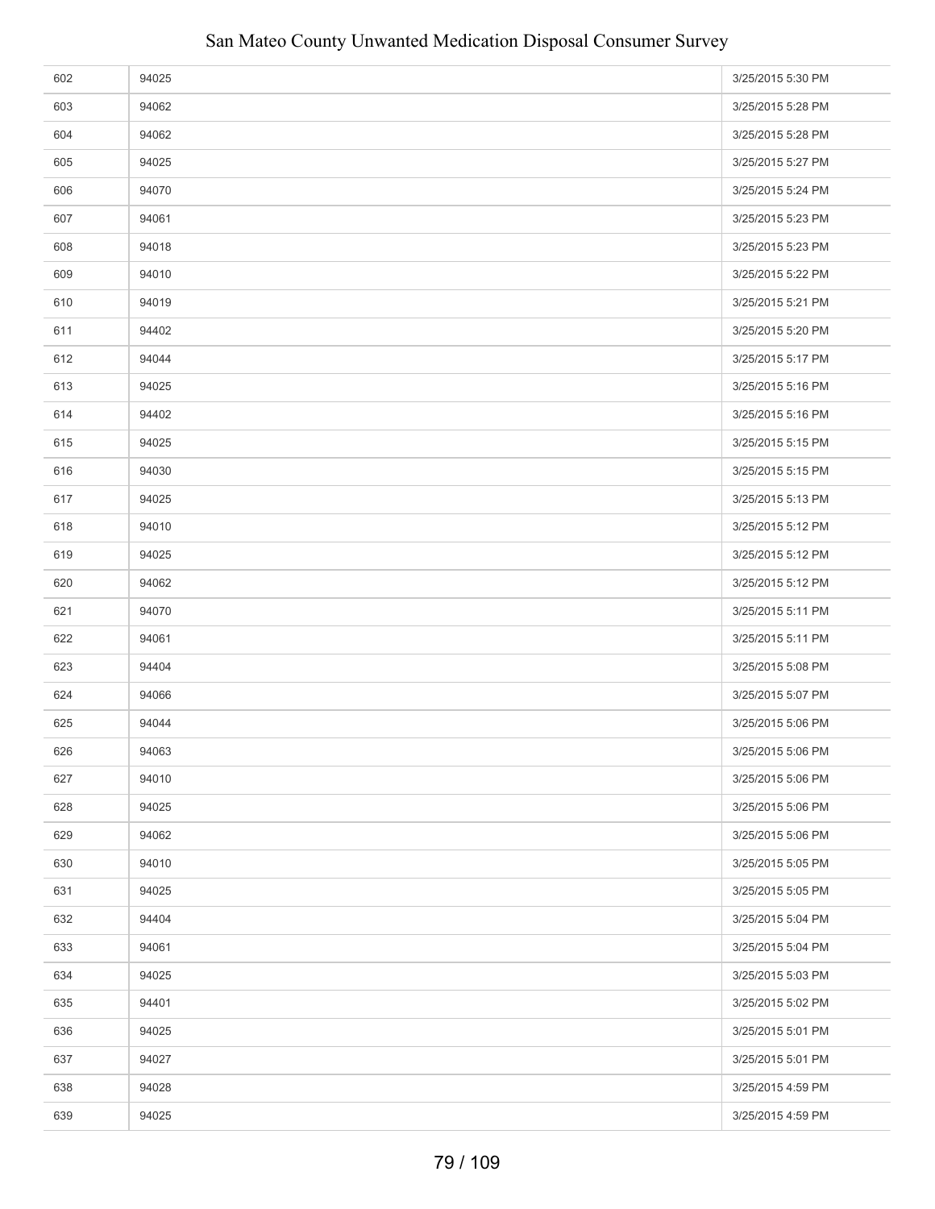| | | |
|---|---|---|
| 602 | 94025 | 3/25/2015 5:30 PM |
| 603 | 94062 | 3/25/2015 5:28 PM |
| 604 | 94062 | 3/25/2015 5:28 PM |
| 605 | 94025 | 3/25/2015 5:27 PM |
| 606 | 94070 | 3/25/2015 5:24 PM |
| 607 | 94061 | 3/25/2015 5:23 PM |
| 608 | 94018 | 3/25/2015 5:23 PM |
| 609 | 94010 | 3/25/2015 5:22 PM |
| 610 | 94019 | 3/25/2015 5:21 PM |
| 611 | 94402 | 3/25/2015 5:20 PM |
| 612 | 94044 | 3/25/2015 5:17 PM |
| 613 | 94025 | 3/25/2015 5:16 PM |
| 614 | 94402 | 3/25/2015 5:16 PM |
| 615 | 94025 | 3/25/2015 5:15 PM |
| 616 | 94030 | 3/25/2015 5:15 PM |
| 617 | 94025 | 3/25/2015 5:13 PM |
| 618 | 94010 | 3/25/2015 5:12 PM |
| 619 | 94025 | 3/25/2015 5:12 PM |
| 620 | 94062 | 3/25/2015 5:12 PM |
| 621 | 94070 | 3/25/2015 5:11 PM |
| 622 | 94061 | 3/25/2015 5:11 PM |
| 623 | 94404 | 3/25/2015 5:08 PM |
| 624 | 94066 | 3/25/2015 5:07 PM |
| 625 | 94044 | 3/25/2015 5:06 PM |
| 626 | 94063 | 3/25/2015 5:06 PM |
| 627 | 94010 | 3/25/2015 5:06 PM |
| 628 | 94025 | 3/25/2015 5:06 PM |
| 629 | 94062 | 3/25/2015 5:06 PM |
| 630 | 94010 | 3/25/2015 5:05 PM |
| 631 | 94025 | 3/25/2015 5:05 PM |
| 632 | 94404 | 3/25/2015 5:04 PM |
| 633 | 94061 | 3/25/2015 5:04 PM |
| 634 | 94025 | 3/25/2015 5:03 PM |
| 635 | 94401 | 3/25/2015 5:02 PM |
| 636 | 94025 | 3/25/2015 5:01 PM |
| 637 | 94027 | 3/25/2015 5:01 PM |
| 638 | 94028 | 3/25/2015 4:59 PM |
| 639 | 94025 | 3/25/2015 4:59 PM |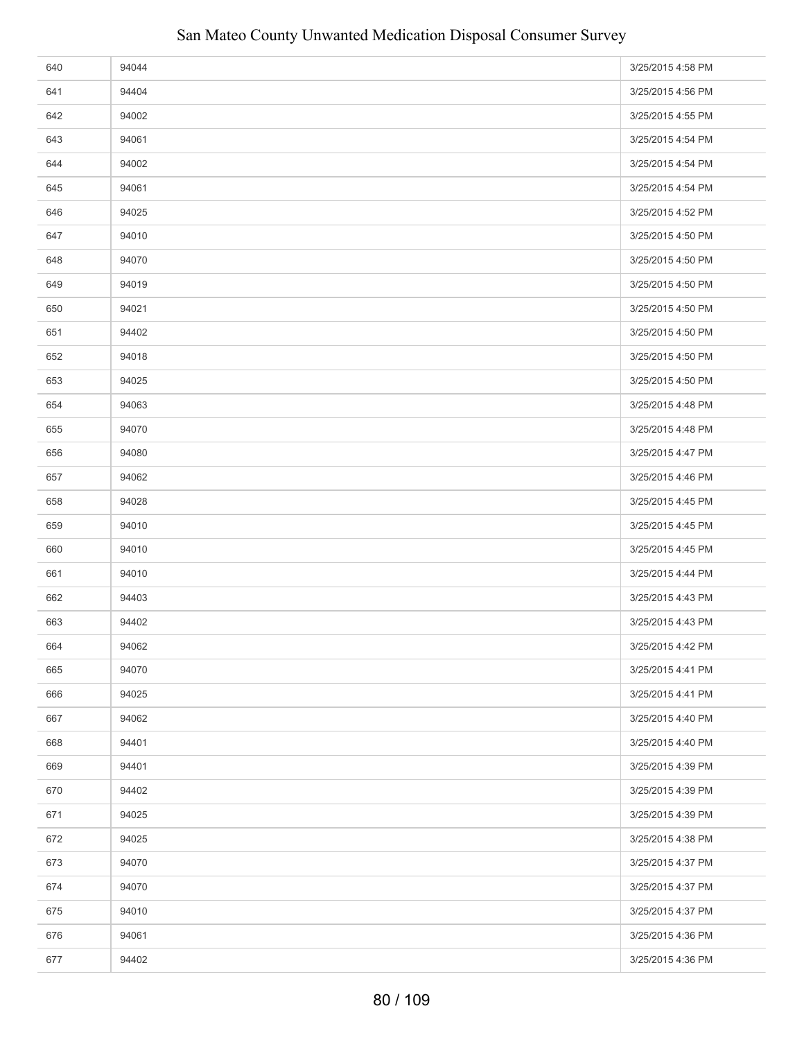| | | |
|---|---|---|
| 640 | 94044 | 3/25/2015 4:58 PM |
| 641 | 94404 | 3/25/2015 4:56 PM |
| 642 | 94002 | 3/25/2015 4:55 PM |
| 643 | 94061 | 3/25/2015 4:54 PM |
| 644 | 94002 | 3/25/2015 4:54 PM |
| 645 | 94061 | 3/25/2015 4:54 PM |
| 646 | 94025 | 3/25/2015 4:52 PM |
| 647 | 94010 | 3/25/2015 4:50 PM |
| 648 | 94070 | 3/25/2015 4:50 PM |
| 649 | 94019 | 3/25/2015 4:50 PM |
| 650 | 94021 | 3/25/2015 4:50 PM |
| 651 | 94402 | 3/25/2015 4:50 PM |
| 652 | 94018 | 3/25/2015 4:50 PM |
| 653 | 94025 | 3/25/2015 4:50 PM |
| 654 | 94063 | 3/25/2015 4:48 PM |
| 655 | 94070 | 3/25/2015 4:48 PM |
| 656 | 94080 | 3/25/2015 4:47 PM |
| 657 | 94062 | 3/25/2015 4:46 PM |
| 658 | 94028 | 3/25/2015 4:45 PM |
| 659 | 94010 | 3/25/2015 4:45 PM |
| 660 | 94010 | 3/25/2015 4:45 PM |
| 661 | 94010 | 3/25/2015 4:44 PM |
| 662 | 94403 | 3/25/2015 4:43 PM |
| 663 | 94402 | 3/25/2015 4:43 PM |
| 664 | 94062 | 3/25/2015 4:42 PM |
| 665 | 94070 | 3/25/2015 4:41 PM |
| 666 | 94025 | 3/25/2015 4:41 PM |
| 667 | 94062 | 3/25/2015 4:40 PM |
| 668 | 94401 | 3/25/2015 4:40 PM |
| 669 | 94401 | 3/25/2015 4:39 PM |
| 670 | 94402 | 3/25/2015 4:39 PM |
| 671 | 94025 | 3/25/2015 4:39 PM |
| 672 | 94025 | 3/25/2015 4:38 PM |
| 673 | 94070 | 3/25/2015 4:37 PM |
| 674 | 94070 | 3/25/2015 4:37 PM |
| 675 | 94010 | 3/25/2015 4:37 PM |
| 676 | 94061 | 3/25/2015 4:36 PM |
| 677 | 94402 | 3/25/2015 4:36 PM |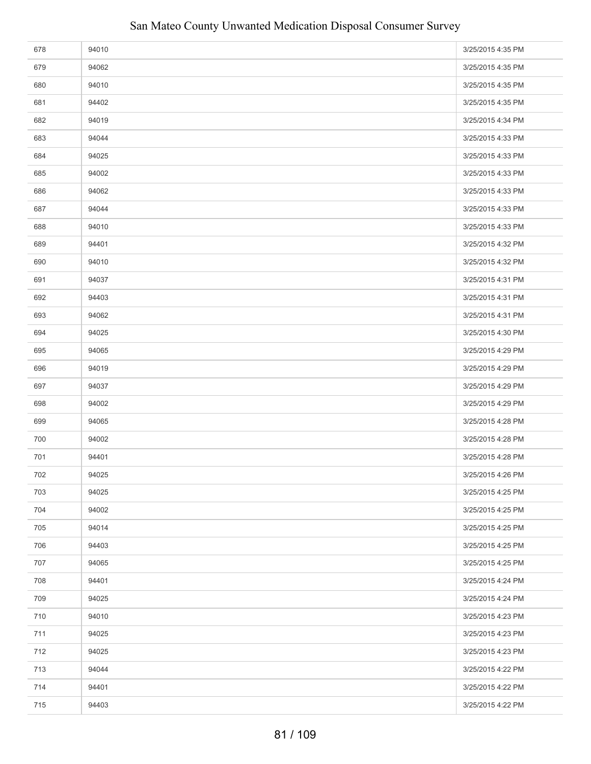| | | |
|---|---|---|
| 678 | 94010 | 3/25/2015 4:35 PM |
| 679 | 94062 | 3/25/2015 4:35 PM |
| 680 | 94010 | 3/25/2015 4:35 PM |
| 681 | 94402 | 3/25/2015 4:35 PM |
| 682 | 94019 | 3/25/2015 4:34 PM |
| 683 | 94044 | 3/25/2015 4:33 PM |
| 684 | 94025 | 3/25/2015 4:33 PM |
| 685 | 94002 | 3/25/2015 4:33 PM |
| 686 | 94062 | 3/25/2015 4:33 PM |
| 687 | 94044 | 3/25/2015 4:33 PM |
| 688 | 94010 | 3/25/2015 4:33 PM |
| 689 | 94401 | 3/25/2015 4:32 PM |
| 690 | 94010 | 3/25/2015 4:32 PM |
| 691 | 94037 | 3/25/2015 4:31 PM |
| 692 | 94403 | 3/25/2015 4:31 PM |
| 693 | 94062 | 3/25/2015 4:31 PM |
| 694 | 94025 | 3/25/2015 4:30 PM |
| 695 | 94065 | 3/25/2015 4:29 PM |
| 696 | 94019 | 3/25/2015 4:29 PM |
| 697 | 94037 | 3/25/2015 4:29 PM |
| 698 | 94002 | 3/25/2015 4:29 PM |
| 699 | 94065 | 3/25/2015 4:28 PM |
| 700 | 94002 | 3/25/2015 4:28 PM |
| 701 | 94401 | 3/25/2015 4:28 PM |
| 702 | 94025 | 3/25/2015 4:26 PM |
| 703 | 94025 | 3/25/2015 4:25 PM |
| 704 | 94002 | 3/25/2015 4:25 PM |
| 705 | 94014 | 3/25/2015 4:25 PM |
| 706 | 94403 | 3/25/2015 4:25 PM |
| 707 | 94065 | 3/25/2015 4:25 PM |
| 708 | 94401 | 3/25/2015 4:24 PM |
| 709 | 94025 | 3/25/2015 4:24 PM |
| 710 | 94010 | 3/25/2015 4:23 PM |
| 711 | 94025 | 3/25/2015 4:23 PM |
| 712 | 94025 | 3/25/2015 4:23 PM |
| 713 | 94044 | 3/25/2015 4:22 PM |
| 714 | 94401 | 3/25/2015 4:22 PM |
| 715 | 94403 | 3/25/2015 4:22 PM |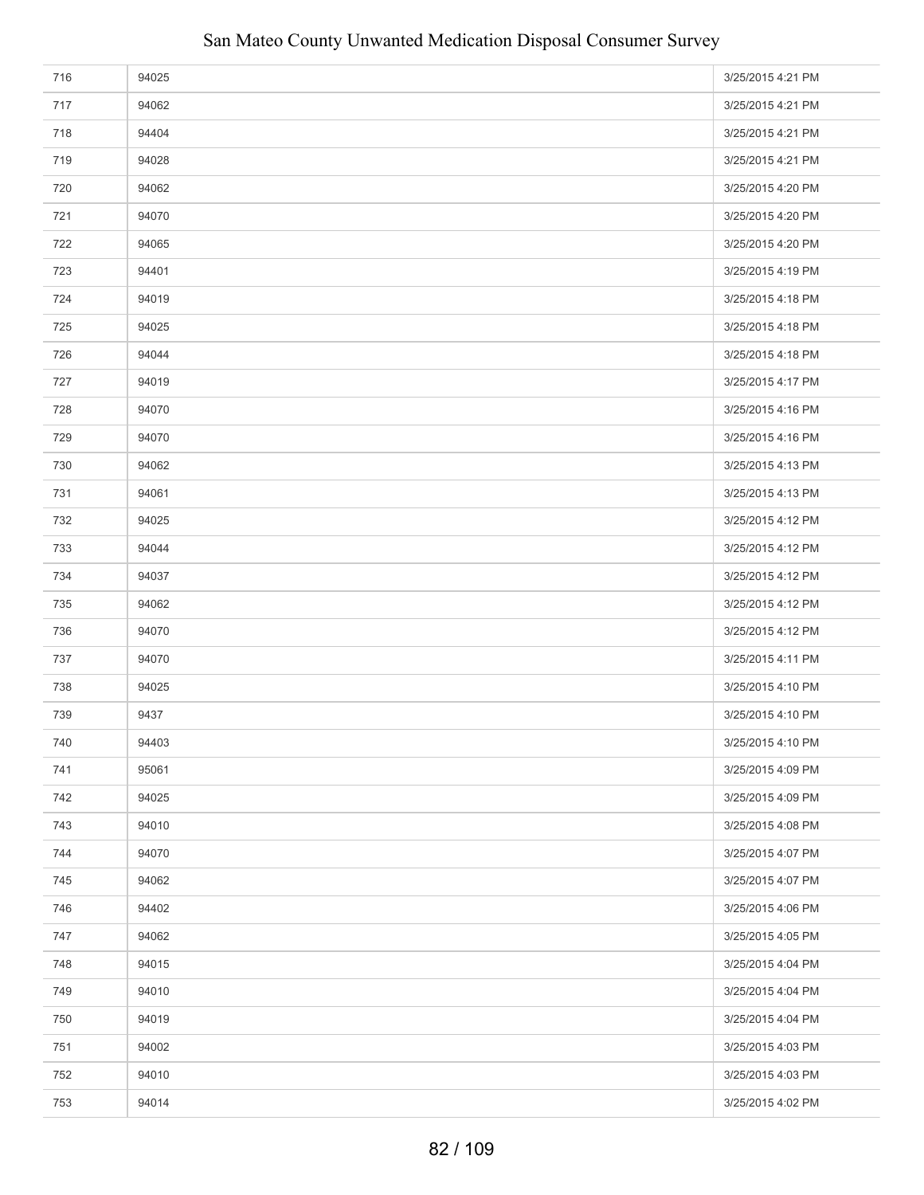| | | |
|---|---|---|
| 716 | 94025 | 3/25/2015 4:21 PM |
| 717 | 94062 | 3/25/2015 4:21 PM |
| 718 | 94404 | 3/25/2015 4:21 PM |
| 719 | 94028 | 3/25/2015 4:21 PM |
| 720 | 94062 | 3/25/2015 4:20 PM |
| 721 | 94070 | 3/25/2015 4:20 PM |
| 722 | 94065 | 3/25/2015 4:20 PM |
| 723 | 94401 | 3/25/2015 4:19 PM |
| 724 | 94019 | 3/25/2015 4:18 PM |
| 725 | 94025 | 3/25/2015 4:18 PM |
| 726 | 94044 | 3/25/2015 4:18 PM |
| 727 | 94019 | 3/25/2015 4:17 PM |
| 728 | 94070 | 3/25/2015 4:16 PM |
| 729 | 94070 | 3/25/2015 4:16 PM |
| 730 | 94062 | 3/25/2015 4:13 PM |
| 731 | 94061 | 3/25/2015 4:13 PM |
| 732 | 94025 | 3/25/2015 4:12 PM |
| 733 | 94044 | 3/25/2015 4:12 PM |
| 734 | 94037 | 3/25/2015 4:12 PM |
| 735 | 94062 | 3/25/2015 4:12 PM |
| 736 | 94070 | 3/25/2015 4:12 PM |
| 737 | 94070 | 3/25/2015 4:11 PM |
| 738 | 94025 | 3/25/2015 4:10 PM |
| 739 | 9437 | 3/25/2015 4:10 PM |
| 740 | 94403 | 3/25/2015 4:10 PM |
| 741 | 95061 | 3/25/2015 4:09 PM |
| 742 | 94025 | 3/25/2015 4:09 PM |
| 743 | 94010 | 3/25/2015 4:08 PM |
| 744 | 94070 | 3/25/2015 4:07 PM |
| 745 | 94062 | 3/25/2015 4:07 PM |
| 746 | 94402 | 3/25/2015 4:06 PM |
| 747 | 94062 | 3/25/2015 4:05 PM |
| 748 | 94015 | 3/25/2015 4:04 PM |
| 749 | 94010 | 3/25/2015 4:04 PM |
| 750 | 94019 | 3/25/2015 4:04 PM |
| 751 | 94002 | 3/25/2015 4:03 PM |
| 752 | 94010 | 3/25/2015 4:03 PM |
| 753 | 94014 | 3/25/2015 4:02 PM |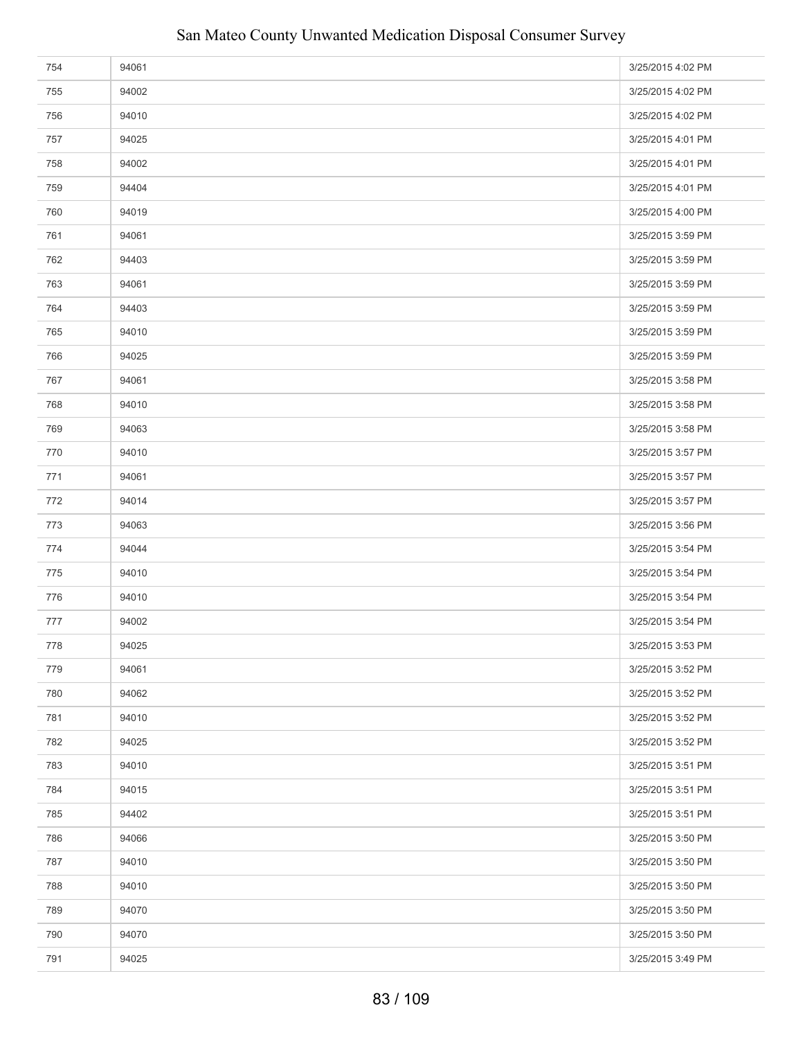| | | |
|---|---|---|
| 754 | 94061 | 3/25/2015 4:02 PM |
| 755 | 94002 | 3/25/2015 4:02 PM |
| 756 | 94010 | 3/25/2015 4:02 PM |
| 757 | 94025 | 3/25/2015 4:01 PM |
| 758 | 94002 | 3/25/2015 4:01 PM |
| 759 | 94404 | 3/25/2015 4:01 PM |
| 760 | 94019 | 3/25/2015 4:00 PM |
| 761 | 94061 | 3/25/2015 3:59 PM |
| 762 | 94403 | 3/25/2015 3:59 PM |
| 763 | 94061 | 3/25/2015 3:59 PM |
| 764 | 94403 | 3/25/2015 3:59 PM |
| 765 | 94010 | 3/25/2015 3:59 PM |
| 766 | 94025 | 3/25/2015 3:59 PM |
| 767 | 94061 | 3/25/2015 3:58 PM |
| 768 | 94010 | 3/25/2015 3:58 PM |
| 769 | 94063 | 3/25/2015 3:58 PM |
| 770 | 94010 | 3/25/2015 3:57 PM |
| 771 | 94061 | 3/25/2015 3:57 PM |
| 772 | 94014 | 3/25/2015 3:57 PM |
| 773 | 94063 | 3/25/2015 3:56 PM |
| 774 | 94044 | 3/25/2015 3:54 PM |
| 775 | 94010 | 3/25/2015 3:54 PM |
| 776 | 94010 | 3/25/2015 3:54 PM |
| 777 | 94002 | 3/25/2015 3:54 PM |
| 778 | 94025 | 3/25/2015 3:53 PM |
| 779 | 94061 | 3/25/2015 3:52 PM |
| 780 | 94062 | 3/25/2015 3:52 PM |
| 781 | 94010 | 3/25/2015 3:52 PM |
| 782 | 94025 | 3/25/2015 3:52 PM |
| 783 | 94010 | 3/25/2015 3:51 PM |
| 784 | 94015 | 3/25/2015 3:51 PM |
| 785 | 94402 | 3/25/2015 3:51 PM |
| 786 | 94066 | 3/25/2015 3:50 PM |
| 787 | 94010 | 3/25/2015 3:50 PM |
| 788 | 94010 | 3/25/2015 3:50 PM |
| 789 | 94070 | 3/25/2015 3:50 PM |
| 790 | 94070 | 3/25/2015 3:50 PM |
| 791 | 94025 | 3/25/2015 3:49 PM |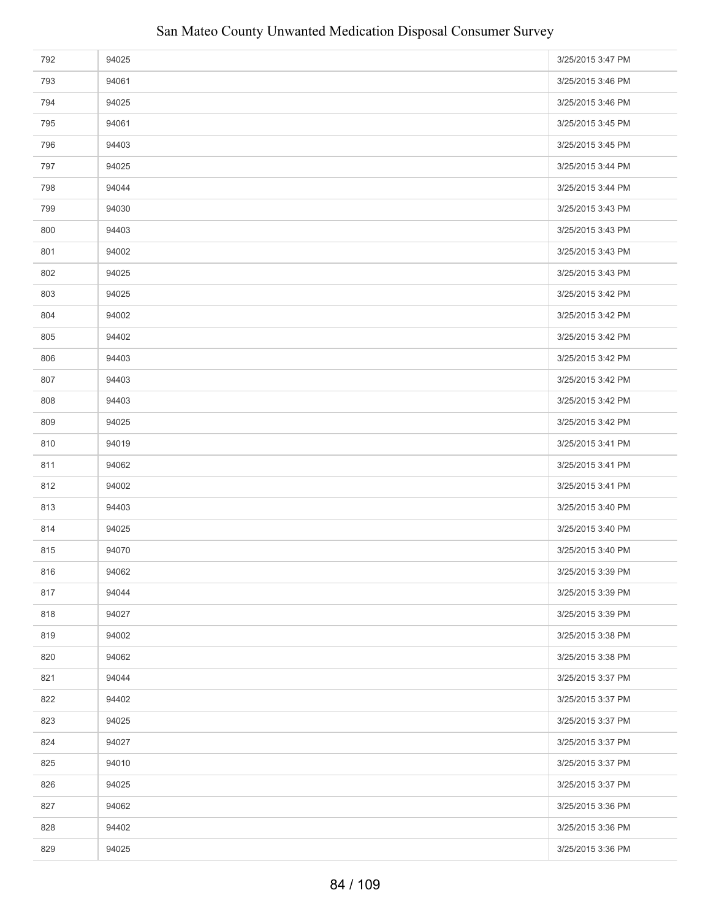| | | |
|---|---|---|
| 792 | 94025 | 3/25/2015 3:47 PM |
| 793 | 94061 | 3/25/2015 3:46 PM |
| 794 | 94025 | 3/25/2015 3:46 PM |
| 795 | 94061 | 3/25/2015 3:45 PM |
| 796 | 94403 | 3/25/2015 3:45 PM |
| 797 | 94025 | 3/25/2015 3:44 PM |
| 798 | 94044 | 3/25/2015 3:44 PM |
| 799 | 94030 | 3/25/2015 3:43 PM |
| 800 | 94403 | 3/25/2015 3:43 PM |
| 801 | 94002 | 3/25/2015 3:43 PM |
| 802 | 94025 | 3/25/2015 3:43 PM |
| 803 | 94025 | 3/25/2015 3:42 PM |
| 804 | 94002 | 3/25/2015 3:42 PM |
| 805 | 94402 | 3/25/2015 3:42 PM |
| 806 | 94403 | 3/25/2015 3:42 PM |
| 807 | 94403 | 3/25/2015 3:42 PM |
| 808 | 94403 | 3/25/2015 3:42 PM |
| 809 | 94025 | 3/25/2015 3:42 PM |
| 810 | 94019 | 3/25/2015 3:41 PM |
| 811 | 94062 | 3/25/2015 3:41 PM |
| 812 | 94002 | 3/25/2015 3:41 PM |
| 813 | 94403 | 3/25/2015 3:40 PM |
| 814 | 94025 | 3/25/2015 3:40 PM |
| 815 | 94070 | 3/25/2015 3:40 PM |
| 816 | 94062 | 3/25/2015 3:39 PM |
| 817 | 94044 | 3/25/2015 3:39 PM |
| 818 | 94027 | 3/25/2015 3:39 PM |
| 819 | 94002 | 3/25/2015 3:38 PM |
| 820 | 94062 | 3/25/2015 3:38 PM |
| 821 | 94044 | 3/25/2015 3:37 PM |
| 822 | 94402 | 3/25/2015 3:37 PM |
| 823 | 94025 | 3/25/2015 3:37 PM |
| 824 | 94027 | 3/25/2015 3:37 PM |
| 825 | 94010 | 3/25/2015 3:37 PM |
| 826 | 94025 | 3/25/2015 3:37 PM |
| 827 | 94062 | 3/25/2015 3:36 PM |
| 828 | 94402 | 3/25/2015 3:36 PM |
| 829 | 94025 | 3/25/2015 3:36 PM |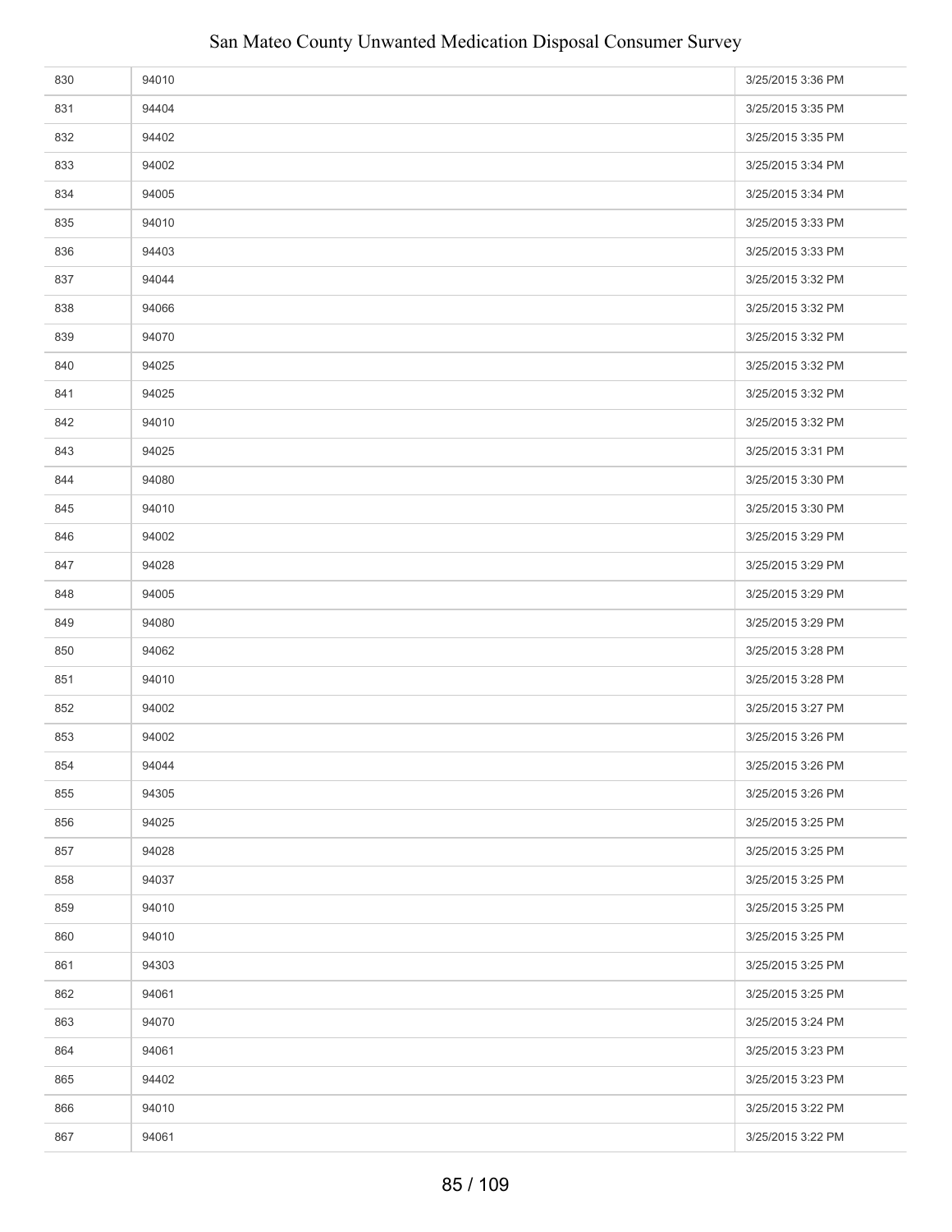| | | |
|---|---|---|
| 830 | 94010 | 3/25/2015 3:36 PM |
| 831 | 94404 | 3/25/2015 3:35 PM |
| 832 | 94402 | 3/25/2015 3:35 PM |
| 833 | 94002 | 3/25/2015 3:34 PM |
| 834 | 94005 | 3/25/2015 3:34 PM |
| 835 | 94010 | 3/25/2015 3:33 PM |
| 836 | 94403 | 3/25/2015 3:33 PM |
| 837 | 94044 | 3/25/2015 3:32 PM |
| 838 | 94066 | 3/25/2015 3:32 PM |
| 839 | 94070 | 3/25/2015 3:32 PM |
| 840 | 94025 | 3/25/2015 3:32 PM |
| 841 | 94025 | 3/25/2015 3:32 PM |
| 842 | 94010 | 3/25/2015 3:32 PM |
| 843 | 94025 | 3/25/2015 3:31 PM |
| 844 | 94080 | 3/25/2015 3:30 PM |
| 845 | 94010 | 3/25/2015 3:30 PM |
| 846 | 94002 | 3/25/2015 3:29 PM |
| 847 | 94028 | 3/25/2015 3:29 PM |
| 848 | 94005 | 3/25/2015 3:29 PM |
| 849 | 94080 | 3/25/2015 3:29 PM |
| 850 | 94062 | 3/25/2015 3:28 PM |
| 851 | 94010 | 3/25/2015 3:28 PM |
| 852 | 94002 | 3/25/2015 3:27 PM |
| 853 | 94002 | 3/25/2015 3:26 PM |
| 854 | 94044 | 3/25/2015 3:26 PM |
| 855 | 94305 | 3/25/2015 3:26 PM |
| 856 | 94025 | 3/25/2015 3:25 PM |
| 857 | 94028 | 3/25/2015 3:25 PM |
| 858 | 94037 | 3/25/2015 3:25 PM |
| 859 | 94010 | 3/25/2015 3:25 PM |
| 860 | 94010 | 3/25/2015 3:25 PM |
| 861 | 94303 | 3/25/2015 3:25 PM |
| 862 | 94061 | 3/25/2015 3:25 PM |
| 863 | 94070 | 3/25/2015 3:24 PM |
| 864 | 94061 | 3/25/2015 3:23 PM |
| 865 | 94402 | 3/25/2015 3:23 PM |
| 866 | 94010 | 3/25/2015 3:22 PM |
| 867 | 94061 | 3/25/2015 3:22 PM |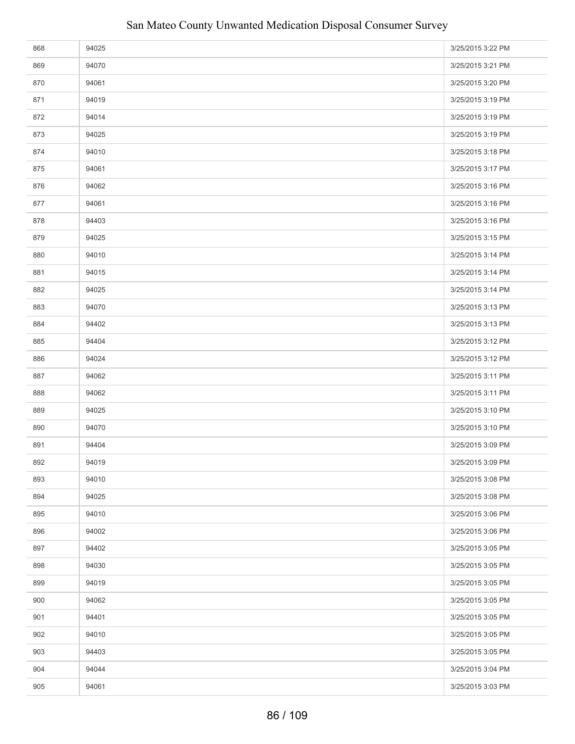| | | |
|---|---|---|
| 868 | 94025 | 3/25/2015 3:22 PM |
| 869 | 94070 | 3/25/2015 3:21 PM |
| 870 | 94061 | 3/25/2015 3:20 PM |
| 871 | 94019 | 3/25/2015 3:19 PM |
| 872 | 94014 | 3/25/2015 3:19 PM |
| 873 | 94025 | 3/25/2015 3:19 PM |
| 874 | 94010 | 3/25/2015 3:18 PM |
| 875 | 94061 | 3/25/2015 3:17 PM |
| 876 | 94062 | 3/25/2015 3:16 PM |
| 877 | 94061 | 3/25/2015 3:16 PM |
| 878 | 94403 | 3/25/2015 3:16 PM |
| 879 | 94025 | 3/25/2015 3:15 PM |
| 880 | 94010 | 3/25/2015 3:14 PM |
| 881 | 94015 | 3/25/2015 3:14 PM |
| 882 | 94025 | 3/25/2015 3:14 PM |
| 883 | 94070 | 3/25/2015 3:13 PM |
| 884 | 94402 | 3/25/2015 3:13 PM |
| 885 | 94404 | 3/25/2015 3:12 PM |
| 886 | 94024 | 3/25/2015 3:12 PM |
| 887 | 94062 | 3/25/2015 3:11 PM |
| 888 | 94062 | 3/25/2015 3:11 PM |
| 889 | 94025 | 3/25/2015 3:10 PM |
| 890 | 94070 | 3/25/2015 3:10 PM |
| 891 | 94404 | 3/25/2015 3:09 PM |
| 892 | 94019 | 3/25/2015 3:09 PM |
| 893 | 94010 | 3/25/2015 3:08 PM |
| 894 | 94025 | 3/25/2015 3:08 PM |
| 895 | 94010 | 3/25/2015 3:06 PM |
| 896 | 94002 | 3/25/2015 3:06 PM |
| 897 | 94402 | 3/25/2015 3:05 PM |
| 898 | 94030 | 3/25/2015 3:05 PM |
| 899 | 94019 | 3/25/2015 3:05 PM |
| 900 | 94062 | 3/25/2015 3:05 PM |
| 901 | 94401 | 3/25/2015 3:05 PM |
| 902 | 94010 | 3/25/2015 3:05 PM |
| 903 | 94403 | 3/25/2015 3:05 PM |
| 904 | 94044 | 3/25/2015 3:04 PM |
| 905 | 94061 | 3/25/2015 3:03 PM |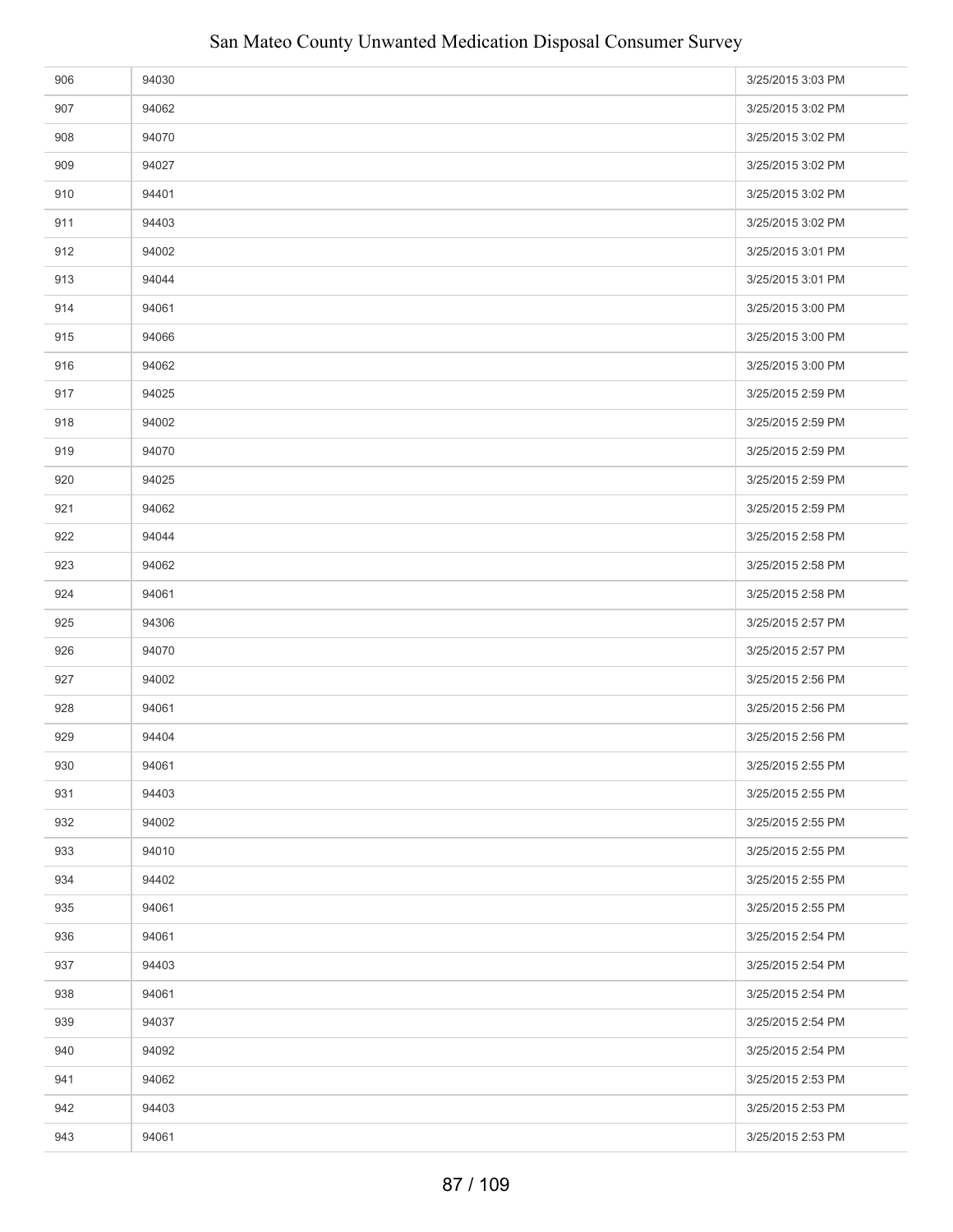| | | |
|---|---|---|
| 906 | 94030 | 3/25/2015 3:03 PM |
| 907 | 94062 | 3/25/2015 3:02 PM |
| 908 | 94070 | 3/25/2015 3:02 PM |
| 909 | 94027 | 3/25/2015 3:02 PM |
| 910 | 94401 | 3/25/2015 3:02 PM |
| 911 | 94403 | 3/25/2015 3:02 PM |
| 912 | 94002 | 3/25/2015 3:01 PM |
| 913 | 94044 | 3/25/2015 3:01 PM |
| 914 | 94061 | 3/25/2015 3:00 PM |
| 915 | 94066 | 3/25/2015 3:00 PM |
| 916 | 94062 | 3/25/2015 3:00 PM |
| 917 | 94025 | 3/25/2015 2:59 PM |
| 918 | 94002 | 3/25/2015 2:59 PM |
| 919 | 94070 | 3/25/2015 2:59 PM |
| 920 | 94025 | 3/25/2015 2:59 PM |
| 921 | 94062 | 3/25/2015 2:59 PM |
| 922 | 94044 | 3/25/2015 2:58 PM |
| 923 | 94062 | 3/25/2015 2:58 PM |
| 924 | 94061 | 3/25/2015 2:58 PM |
| 925 | 94306 | 3/25/2015 2:57 PM |
| 926 | 94070 | 3/25/2015 2:57 PM |
| 927 | 94002 | 3/25/2015 2:56 PM |
| 928 | 94061 | 3/25/2015 2:56 PM |
| 929 | 94404 | 3/25/2015 2:56 PM |
| 930 | 94061 | 3/25/2015 2:55 PM |
| 931 | 94403 | 3/25/2015 2:55 PM |
| 932 | 94002 | 3/25/2015 2:55 PM |
| 933 | 94010 | 3/25/2015 2:55 PM |
| 934 | 94402 | 3/25/2015 2:55 PM |
| 935 | 94061 | 3/25/2015 2:55 PM |
| 936 | 94061 | 3/25/2015 2:54 PM |
| 937 | 94403 | 3/25/2015 2:54 PM |
| 938 | 94061 | 3/25/2015 2:54 PM |
| 939 | 94037 | 3/25/2015 2:54 PM |
| 940 | 94092 | 3/25/2015 2:54 PM |
| 941 | 94062 | 3/25/2015 2:53 PM |
| 942 | 94403 | 3/25/2015 2:53 PM |
| 943 | 94061 | 3/25/2015 2:53 PM |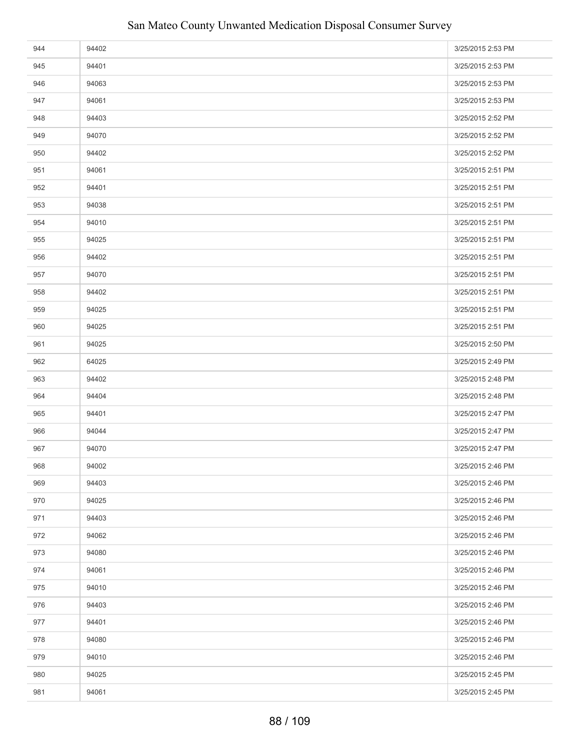| | | |
|---|---|---|
| 944 | 94402 | 3/25/2015 2:53 PM |
| 945 | 94401 | 3/25/2015 2:53 PM |
| 946 | 94063 | 3/25/2015 2:53 PM |
| 947 | 94061 | 3/25/2015 2:53 PM |
| 948 | 94403 | 3/25/2015 2:52 PM |
| 949 | 94070 | 3/25/2015 2:52 PM |
| 950 | 94402 | 3/25/2015 2:52 PM |
| 951 | 94061 | 3/25/2015 2:51 PM |
| 952 | 94401 | 3/25/2015 2:51 PM |
| 953 | 94038 | 3/25/2015 2:51 PM |
| 954 | 94010 | 3/25/2015 2:51 PM |
| 955 | 94025 | 3/25/2015 2:51 PM |
| 956 | 94402 | 3/25/2015 2:51 PM |
| 957 | 94070 | 3/25/2015 2:51 PM |
| 958 | 94402 | 3/25/2015 2:51 PM |
| 959 | 94025 | 3/25/2015 2:51 PM |
| 960 | 94025 | 3/25/2015 2:51 PM |
| 961 | 94025 | 3/25/2015 2:50 PM |
| 962 | 64025 | 3/25/2015 2:49 PM |
| 963 | 94402 | 3/25/2015 2:48 PM |
| 964 | 94404 | 3/25/2015 2:48 PM |
| 965 | 94401 | 3/25/2015 2:47 PM |
| 966 | 94044 | 3/25/2015 2:47 PM |
| 967 | 94070 | 3/25/2015 2:47 PM |
| 968 | 94002 | 3/25/2015 2:46 PM |
| 969 | 94403 | 3/25/2015 2:46 PM |
| 970 | 94025 | 3/25/2015 2:46 PM |
| 971 | 94403 | 3/25/2015 2:46 PM |
| 972 | 94062 | 3/25/2015 2:46 PM |
| 973 | 94080 | 3/25/2015 2:46 PM |
| 974 | 94061 | 3/25/2015 2:46 PM |
| 975 | 94010 | 3/25/2015 2:46 PM |
| 976 | 94403 | 3/25/2015 2:46 PM |
| 977 | 94401 | 3/25/2015 2:46 PM |
| 978 | 94080 | 3/25/2015 2:46 PM |
| 979 | 94010 | 3/25/2015 2:46 PM |
| 980 | 94025 | 3/25/2015 2:45 PM |
| 981 | 94061 | 3/25/2015 2:45 PM |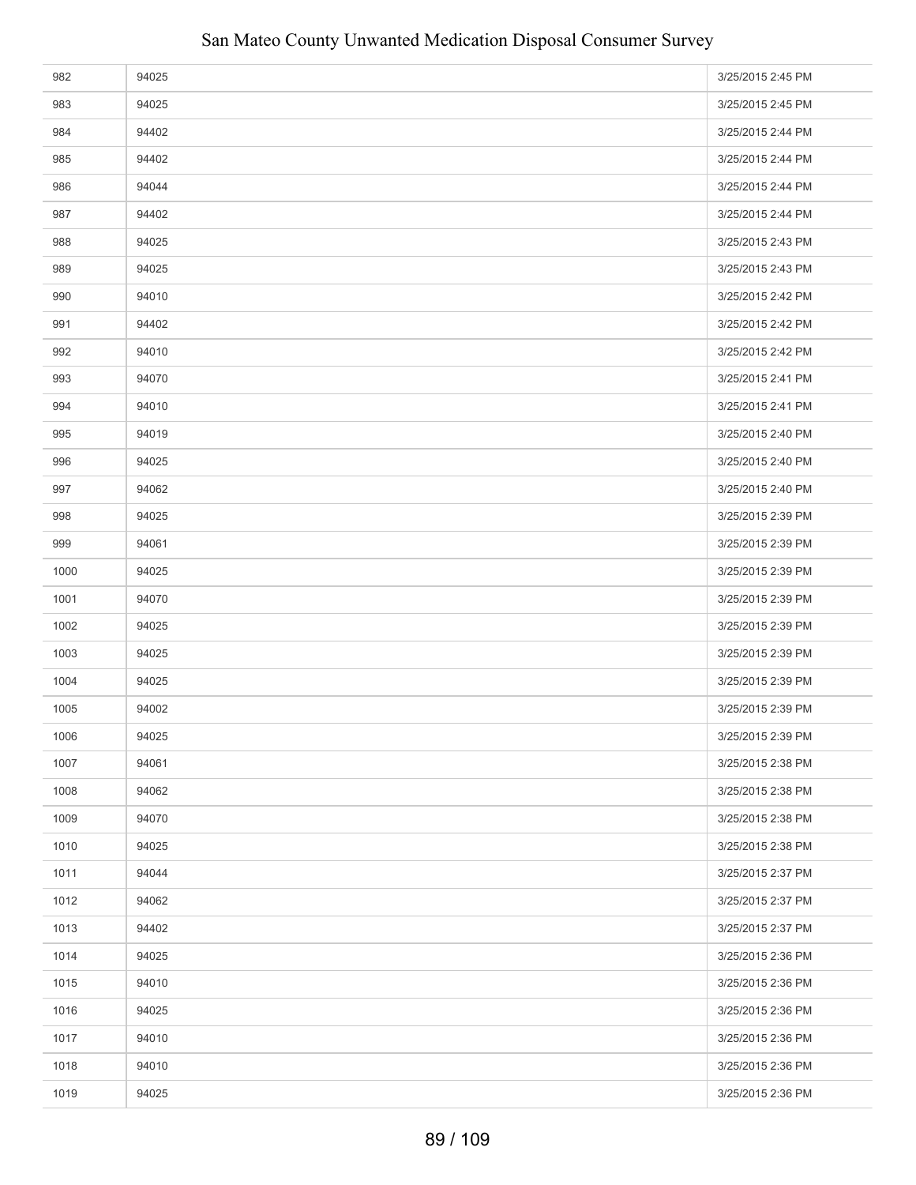| | | |
|---|---|---|
| 982 | 94025 | 3/25/2015 2:45 PM |
| 983 | 94025 | 3/25/2015 2:45 PM |
| 984 | 94402 | 3/25/2015 2:44 PM |
| 985 | 94402 | 3/25/2015 2:44 PM |
| 986 | 94044 | 3/25/2015 2:44 PM |
| 987 | 94402 | 3/25/2015 2:44 PM |
| 988 | 94025 | 3/25/2015 2:43 PM |
| 989 | 94025 | 3/25/2015 2:43 PM |
| 990 | 94010 | 3/25/2015 2:42 PM |
| 991 | 94402 | 3/25/2015 2:42 PM |
| 992 | 94010 | 3/25/2015 2:42 PM |
| 993 | 94070 | 3/25/2015 2:41 PM |
| 994 | 94010 | 3/25/2015 2:41 PM |
| 995 | 94019 | 3/25/2015 2:40 PM |
| 996 | 94025 | 3/25/2015 2:40 PM |
| 997 | 94062 | 3/25/2015 2:40 PM |
| 998 | 94025 | 3/25/2015 2:39 PM |
| 999 | 94061 | 3/25/2015 2:39 PM |
| 1000 | 94025 | 3/25/2015 2:39 PM |
| 1001 | 94070 | 3/25/2015 2:39 PM |
| 1002 | 94025 | 3/25/2015 2:39 PM |
| 1003 | 94025 | 3/25/2015 2:39 PM |
| 1004 | 94025 | 3/25/2015 2:39 PM |
| 1005 | 94002 | 3/25/2015 2:39 PM |
| 1006 | 94025 | 3/25/2015 2:39 PM |
| 1007 | 94061 | 3/25/2015 2:38 PM |
| 1008 | 94062 | 3/25/2015 2:38 PM |
| 1009 | 94070 | 3/25/2015 2:38 PM |
| 1010 | 94025 | 3/25/2015 2:38 PM |
| 1011 | 94044 | 3/25/2015 2:37 PM |
| 1012 | 94062 | 3/25/2015 2:37 PM |
| 1013 | 94402 | 3/25/2015 2:37 PM |
| 1014 | 94025 | 3/25/2015 2:36 PM |
| 1015 | 94010 | 3/25/2015 2:36 PM |
| 1016 | 94025 | 3/25/2015 2:36 PM |
| 1017 | 94010 | 3/25/2015 2:36 PM |
| 1018 | 94010 | 3/25/2015 2:36 PM |
| 1019 | 94025 | 3/25/2015 2:36 PM |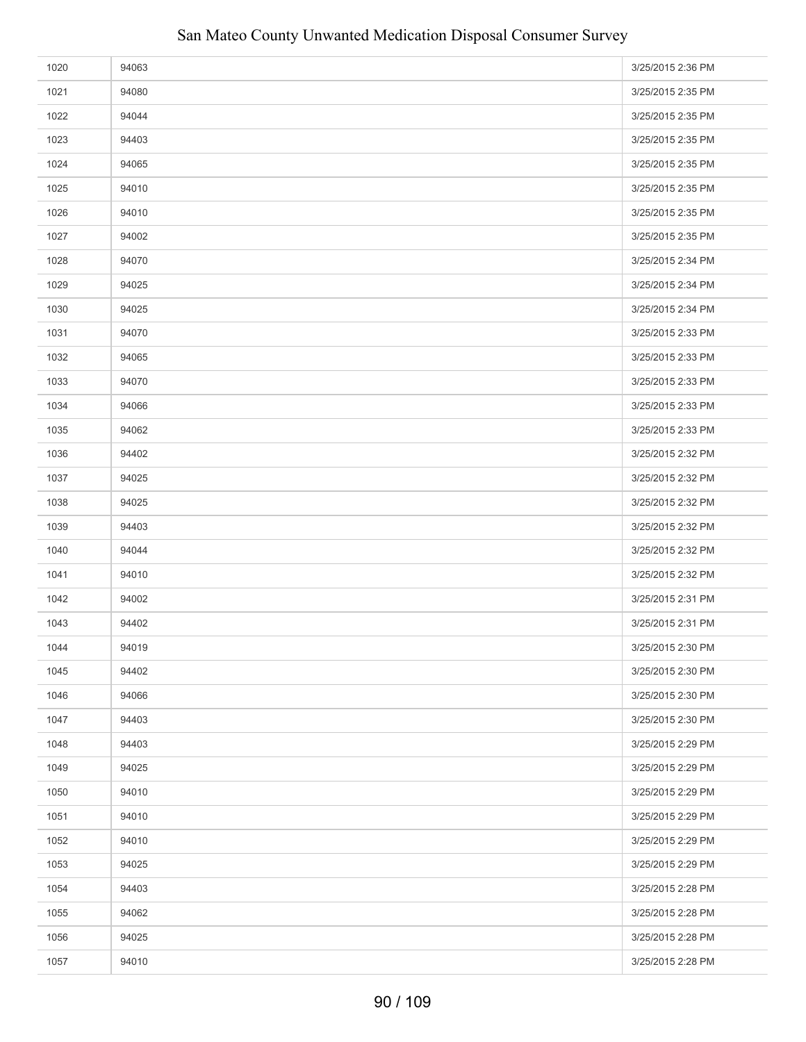| | | |
|---|---|---|
| 1020 | 94063 | 3/25/2015 2:36 PM |
| 1021 | 94080 | 3/25/2015 2:35 PM |
| 1022 | 94044 | 3/25/2015 2:35 PM |
| 1023 | 94403 | 3/25/2015 2:35 PM |
| 1024 | 94065 | 3/25/2015 2:35 PM |
| 1025 | 94010 | 3/25/2015 2:35 PM |
| 1026 | 94010 | 3/25/2015 2:35 PM |
| 1027 | 94002 | 3/25/2015 2:35 PM |
| 1028 | 94070 | 3/25/2015 2:34 PM |
| 1029 | 94025 | 3/25/2015 2:34 PM |
| 1030 | 94025 | 3/25/2015 2:34 PM |
| 1031 | 94070 | 3/25/2015 2:33 PM |
| 1032 | 94065 | 3/25/2015 2:33 PM |
| 1033 | 94070 | 3/25/2015 2:33 PM |
| 1034 | 94066 | 3/25/2015 2:33 PM |
| 1035 | 94062 | 3/25/2015 2:33 PM |
| 1036 | 94402 | 3/25/2015 2:32 PM |
| 1037 | 94025 | 3/25/2015 2:32 PM |
| 1038 | 94025 | 3/25/2015 2:32 PM |
| 1039 | 94403 | 3/25/2015 2:32 PM |
| 1040 | 94044 | 3/25/2015 2:32 PM |
| 1041 | 94010 | 3/25/2015 2:32 PM |
| 1042 | 94002 | 3/25/2015 2:31 PM |
| 1043 | 94402 | 3/25/2015 2:31 PM |
| 1044 | 94019 | 3/25/2015 2:30 PM |
| 1045 | 94402 | 3/25/2015 2:30 PM |
| 1046 | 94066 | 3/25/2015 2:30 PM |
| 1047 | 94403 | 3/25/2015 2:30 PM |
| 1048 | 94403 | 3/25/2015 2:29 PM |
| 1049 | 94025 | 3/25/2015 2:29 PM |
| 1050 | 94010 | 3/25/2015 2:29 PM |
| 1051 | 94010 | 3/25/2015 2:29 PM |
| 1052 | 94010 | 3/25/2015 2:29 PM |
| 1053 | 94025 | 3/25/2015 2:29 PM |
| 1054 | 94403 | 3/25/2015 2:28 PM |
| 1055 | 94062 | 3/25/2015 2:28 PM |
| 1056 | 94025 | 3/25/2015 2:28 PM |
| 1057 | 94010 | 3/25/2015 2:28 PM |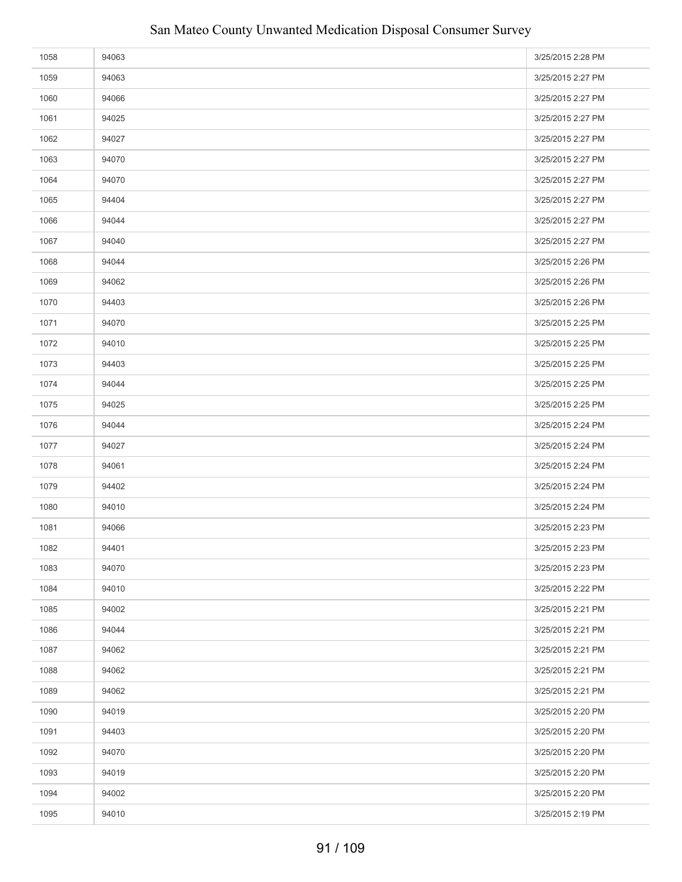| | | |
|---|---|---|
| 1058 | 94063 | 3/25/2015 2:28 PM |
| 1059 | 94063 | 3/25/2015 2:27 PM |
| 1060 | 94066 | 3/25/2015 2:27 PM |
| 1061 | 94025 | 3/25/2015 2:27 PM |
| 1062 | 94027 | 3/25/2015 2:27 PM |
| 1063 | 94070 | 3/25/2015 2:27 PM |
| 1064 | 94070 | 3/25/2015 2:27 PM |
| 1065 | 94404 | 3/25/2015 2:27 PM |
| 1066 | 94044 | 3/25/2015 2:27 PM |
| 1067 | 94040 | 3/25/2015 2:27 PM |
| 1068 | 94044 | 3/25/2015 2:26 PM |
| 1069 | 94062 | 3/25/2015 2:26 PM |
| 1070 | 94403 | 3/25/2015 2:26 PM |
| 1071 | 94070 | 3/25/2015 2:25 PM |
| 1072 | 94010 | 3/25/2015 2:25 PM |
| 1073 | 94403 | 3/25/2015 2:25 PM |
| 1074 | 94044 | 3/25/2015 2:25 PM |
| 1075 | 94025 | 3/25/2015 2:25 PM |
| 1076 | 94044 | 3/25/2015 2:24 PM |
| 1077 | 94027 | 3/25/2015 2:24 PM |
| 1078 | 94061 | 3/25/2015 2:24 PM |
| 1079 | 94402 | 3/25/2015 2:24 PM |
| 1080 | 94010 | 3/25/2015 2:24 PM |
| 1081 | 94066 | 3/25/2015 2:23 PM |
| 1082 | 94401 | 3/25/2015 2:23 PM |
| 1083 | 94070 | 3/25/2015 2:23 PM |
| 1084 | 94010 | 3/25/2015 2:22 PM |
| 1085 | 94002 | 3/25/2015 2:21 PM |
| 1086 | 94044 | 3/25/2015 2:21 PM |
| 1087 | 94062 | 3/25/2015 2:21 PM |
| 1088 | 94062 | 3/25/2015 2:21 PM |
| 1089 | 94062 | 3/25/2015 2:21 PM |
| 1090 | 94019 | 3/25/2015 2:20 PM |
| 1091 | 94403 | 3/25/2015 2:20 PM |
| 1092 | 94070 | 3/25/2015 2:20 PM |
| 1093 | 94019 | 3/25/2015 2:20 PM |
| 1094 | 94002 | 3/25/2015 2:20 PM |
| 1095 | 94010 | 3/25/2015 2:19 PM |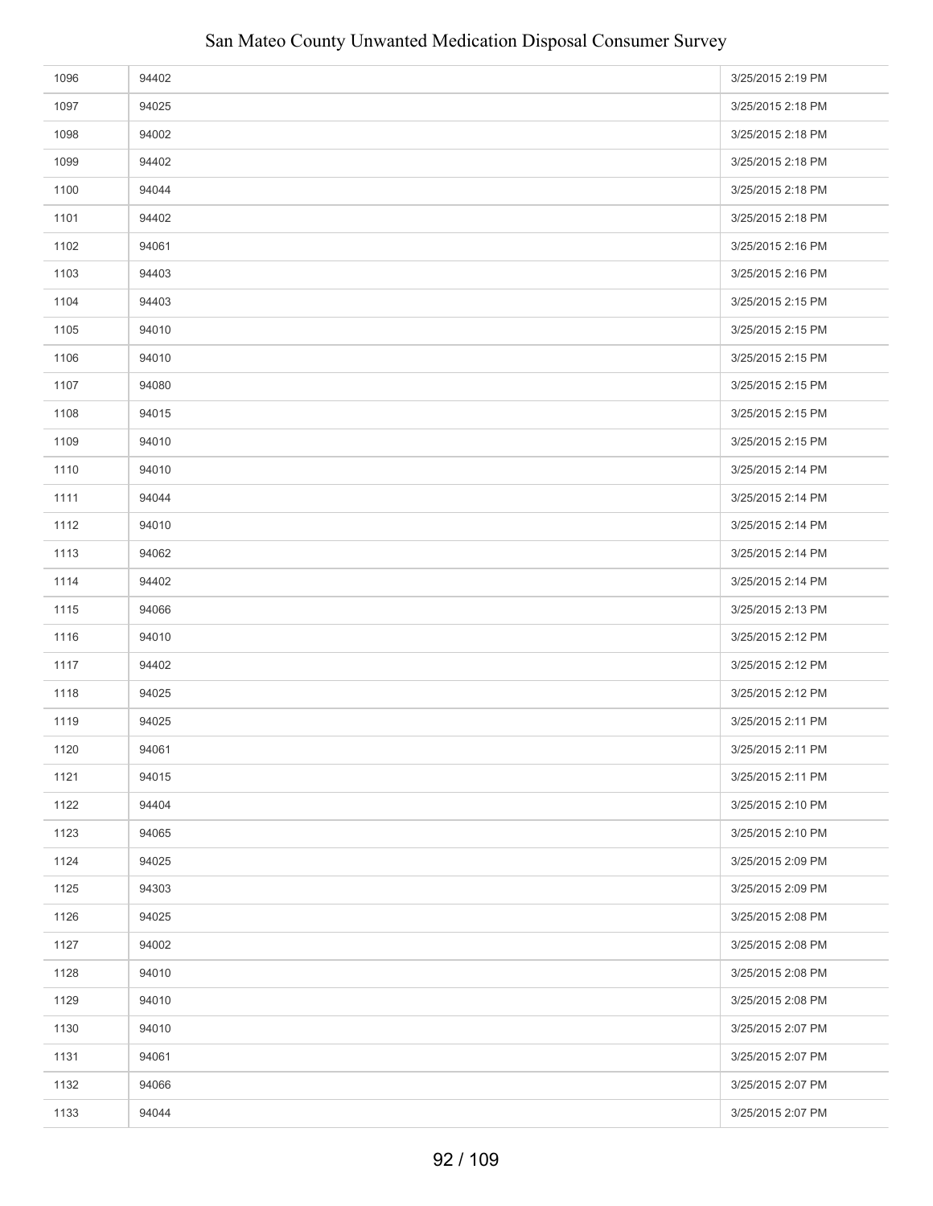| | | |
|---|---|---|
| 1096 | 94402 | 3/25/2015 2:19 PM |
| 1097 | 94025 | 3/25/2015 2:18 PM |
| 1098 | 94002 | 3/25/2015 2:18 PM |
| 1099 | 94402 | 3/25/2015 2:18 PM |
| 1100 | 94044 | 3/25/2015 2:18 PM |
| 1101 | 94402 | 3/25/2015 2:18 PM |
| 1102 | 94061 | 3/25/2015 2:16 PM |
| 1103 | 94403 | 3/25/2015 2:16 PM |
| 1104 | 94403 | 3/25/2015 2:15 PM |
| 1105 | 94010 | 3/25/2015 2:15 PM |
| 1106 | 94010 | 3/25/2015 2:15 PM |
| 1107 | 94080 | 3/25/2015 2:15 PM |
| 1108 | 94015 | 3/25/2015 2:15 PM |
| 1109 | 94010 | 3/25/2015 2:15 PM |
| 1110 | 94010 | 3/25/2015 2:14 PM |
| 1111 | 94044 | 3/25/2015 2:14 PM |
| 1112 | 94010 | 3/25/2015 2:14 PM |
| 1113 | 94062 | 3/25/2015 2:14 PM |
| 1114 | 94402 | 3/25/2015 2:14 PM |
| 1115 | 94066 | 3/25/2015 2:13 PM |
| 1116 | 94010 | 3/25/2015 2:12 PM |
| 1117 | 94402 | 3/25/2015 2:12 PM |
| 1118 | 94025 | 3/25/2015 2:12 PM |
| 1119 | 94025 | 3/25/2015 2:11 PM |
| 1120 | 94061 | 3/25/2015 2:11 PM |
| 1121 | 94015 | 3/25/2015 2:11 PM |
| 1122 | 94404 | 3/25/2015 2:10 PM |
| 1123 | 94065 | 3/25/2015 2:10 PM |
| 1124 | 94025 | 3/25/2015 2:09 PM |
| 1125 | 94303 | 3/25/2015 2:09 PM |
| 1126 | 94025 | 3/25/2015 2:08 PM |
| 1127 | 94002 | 3/25/2015 2:08 PM |
| 1128 | 94010 | 3/25/2015 2:08 PM |
| 1129 | 94010 | 3/25/2015 2:08 PM |
| 1130 | 94010 | 3/25/2015 2:07 PM |
| 1131 | 94061 | 3/25/2015 2:07 PM |
| 1132 | 94066 | 3/25/2015 2:07 PM |
| 1133 | 94044 | 3/25/2015 2:07 PM |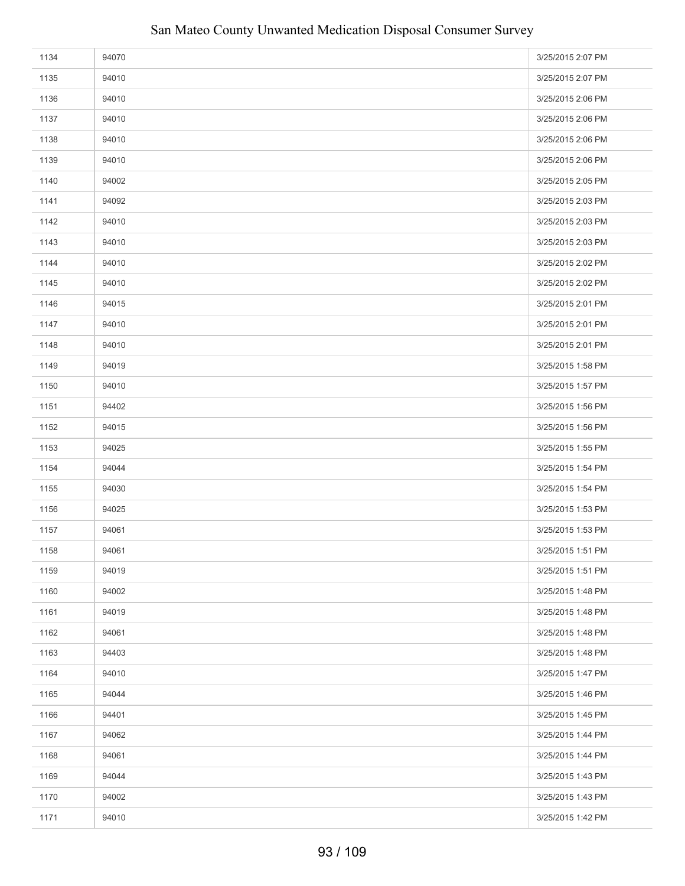| | | |
|---|---|---|
| 1134 | 94070 | 3/25/2015 2:07 PM |
| 1135 | 94010 | 3/25/2015 2:07 PM |
| 1136 | 94010 | 3/25/2015 2:06 PM |
| 1137 | 94010 | 3/25/2015 2:06 PM |
| 1138 | 94010 | 3/25/2015 2:06 PM |
| 1139 | 94010 | 3/25/2015 2:06 PM |
| 1140 | 94002 | 3/25/2015 2:05 PM |
| 1141 | 94092 | 3/25/2015 2:03 PM |
| 1142 | 94010 | 3/25/2015 2:03 PM |
| 1143 | 94010 | 3/25/2015 2:03 PM |
| 1144 | 94010 | 3/25/2015 2:02 PM |
| 1145 | 94010 | 3/25/2015 2:02 PM |
| 1146 | 94015 | 3/25/2015 2:01 PM |
| 1147 | 94010 | 3/25/2015 2:01 PM |
| 1148 | 94010 | 3/25/2015 2:01 PM |
| 1149 | 94019 | 3/25/2015 1:58 PM |
| 1150 | 94010 | 3/25/2015 1:57 PM |
| 1151 | 94402 | 3/25/2015 1:56 PM |
| 1152 | 94015 | 3/25/2015 1:56 PM |
| 1153 | 94025 | 3/25/2015 1:55 PM |
| 1154 | 94044 | 3/25/2015 1:54 PM |
| 1155 | 94030 | 3/25/2015 1:54 PM |
| 1156 | 94025 | 3/25/2015 1:53 PM |
| 1157 | 94061 | 3/25/2015 1:53 PM |
| 1158 | 94061 | 3/25/2015 1:51 PM |
| 1159 | 94019 | 3/25/2015 1:51 PM |
| 1160 | 94002 | 3/25/2015 1:48 PM |
| 1161 | 94019 | 3/25/2015 1:48 PM |
| 1162 | 94061 | 3/25/2015 1:48 PM |
| 1163 | 94403 | 3/25/2015 1:48 PM |
| 1164 | 94010 | 3/25/2015 1:47 PM |
| 1165 | 94044 | 3/25/2015 1:46 PM |
| 1166 | 94401 | 3/25/2015 1:45 PM |
| 1167 | 94062 | 3/25/2015 1:44 PM |
| 1168 | 94061 | 3/25/2015 1:44 PM |
| 1169 | 94044 | 3/25/2015 1:43 PM |
| 1170 | 94002 | 3/25/2015 1:43 PM |
| 1171 | 94010 | 3/25/2015 1:42 PM |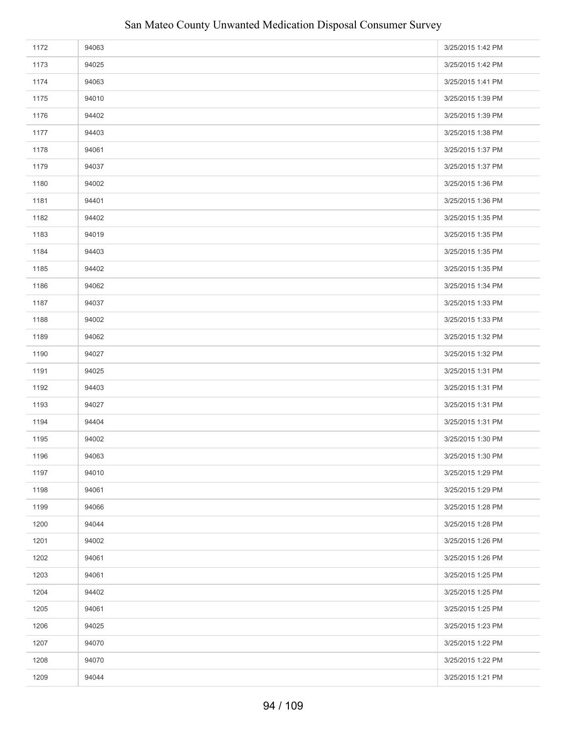| | | |
|---|---|---|
| 1172 | 94063 | 3/25/2015 1:42 PM |
| 1173 | 94025 | 3/25/2015 1:42 PM |
| 1174 | 94063 | 3/25/2015 1:41 PM |
| 1175 | 94010 | 3/25/2015 1:39 PM |
| 1176 | 94402 | 3/25/2015 1:39 PM |
| 1177 | 94403 | 3/25/2015 1:38 PM |
| 1178 | 94061 | 3/25/2015 1:37 PM |
| 1179 | 94037 | 3/25/2015 1:37 PM |
| 1180 | 94002 | 3/25/2015 1:36 PM |
| 1181 | 94401 | 3/25/2015 1:36 PM |
| 1182 | 94402 | 3/25/2015 1:35 PM |
| 1183 | 94019 | 3/25/2015 1:35 PM |
| 1184 | 94403 | 3/25/2015 1:35 PM |
| 1185 | 94402 | 3/25/2015 1:35 PM |
| 1186 | 94062 | 3/25/2015 1:34 PM |
| 1187 | 94037 | 3/25/2015 1:33 PM |
| 1188 | 94002 | 3/25/2015 1:33 PM |
| 1189 | 94062 | 3/25/2015 1:32 PM |
| 1190 | 94027 | 3/25/2015 1:32 PM |
| 1191 | 94025 | 3/25/2015 1:31 PM |
| 1192 | 94403 | 3/25/2015 1:31 PM |
| 1193 | 94027 | 3/25/2015 1:31 PM |
| 1194 | 94404 | 3/25/2015 1:31 PM |
| 1195 | 94002 | 3/25/2015 1:30 PM |
| 1196 | 94063 | 3/25/2015 1:30 PM |
| 1197 | 94010 | 3/25/2015 1:29 PM |
| 1198 | 94061 | 3/25/2015 1:29 PM |
| 1199 | 94066 | 3/25/2015 1:28 PM |
| 1200 | 94044 | 3/25/2015 1:28 PM |
| 1201 | 94002 | 3/25/2015 1:26 PM |
| 1202 | 94061 | 3/25/2015 1:26 PM |
| 1203 | 94061 | 3/25/2015 1:25 PM |
| 1204 | 94402 | 3/25/2015 1:25 PM |
| 1205 | 94061 | 3/25/2015 1:25 PM |
| 1206 | 94025 | 3/25/2015 1:23 PM |
| 1207 | 94070 | 3/25/2015 1:22 PM |
| 1208 | 94070 | 3/25/2015 1:22 PM |
| 1209 | 94044 | 3/25/2015 1:21 PM |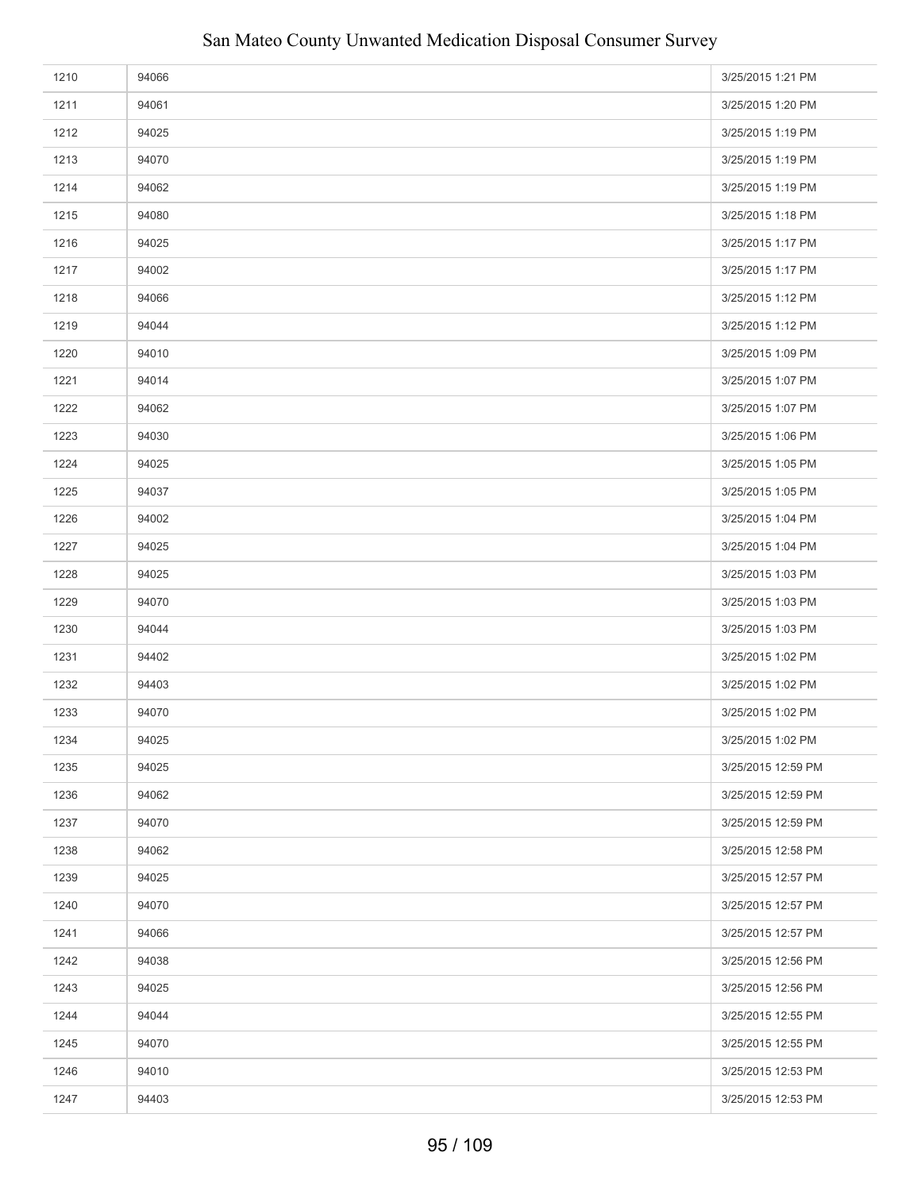| | | |
|---|---|---|
| 1210 | 94066 | 3/25/2015 1:21 PM |
| 1211 | 94061 | 3/25/2015 1:20 PM |
| 1212 | 94025 | 3/25/2015 1:19 PM |
| 1213 | 94070 | 3/25/2015 1:19 PM |
| 1214 | 94062 | 3/25/2015 1:19 PM |
| 1215 | 94080 | 3/25/2015 1:18 PM |
| 1216 | 94025 | 3/25/2015 1:17 PM |
| 1217 | 94002 | 3/25/2015 1:17 PM |
| 1218 | 94066 | 3/25/2015 1:12 PM |
| 1219 | 94044 | 3/25/2015 1:12 PM |
| 1220 | 94010 | 3/25/2015 1:09 PM |
| 1221 | 94014 | 3/25/2015 1:07 PM |
| 1222 | 94062 | 3/25/2015 1:07 PM |
| 1223 | 94030 | 3/25/2015 1:06 PM |
| 1224 | 94025 | 3/25/2015 1:05 PM |
| 1225 | 94037 | 3/25/2015 1:05 PM |
| 1226 | 94002 | 3/25/2015 1:04 PM |
| 1227 | 94025 | 3/25/2015 1:04 PM |
| 1228 | 94025 | 3/25/2015 1:03 PM |
| 1229 | 94070 | 3/25/2015 1:03 PM |
| 1230 | 94044 | 3/25/2015 1:03 PM |
| 1231 | 94402 | 3/25/2015 1:02 PM |
| 1232 | 94403 | 3/25/2015 1:02 PM |
| 1233 | 94070 | 3/25/2015 1:02 PM |
| 1234 | 94025 | 3/25/2015 1:02 PM |
| 1235 | 94025 | 3/25/2015 12:59 PM |
| 1236 | 94062 | 3/25/2015 12:59 PM |
| 1237 | 94070 | 3/25/2015 12:59 PM |
| 1238 | 94062 | 3/25/2015 12:58 PM |
| 1239 | 94025 | 3/25/2015 12:57 PM |
| 1240 | 94070 | 3/25/2015 12:57 PM |
| 1241 | 94066 | 3/25/2015 12:57 PM |
| 1242 | 94038 | 3/25/2015 12:56 PM |
| 1243 | 94025 | 3/25/2015 12:56 PM |
| 1244 | 94044 | 3/25/2015 12:55 PM |
| 1245 | 94070 | 3/25/2015 12:55 PM |
| 1246 | 94010 | 3/25/2015 12:53 PM |
| 1247 | 94403 | 3/25/2015 12:53 PM |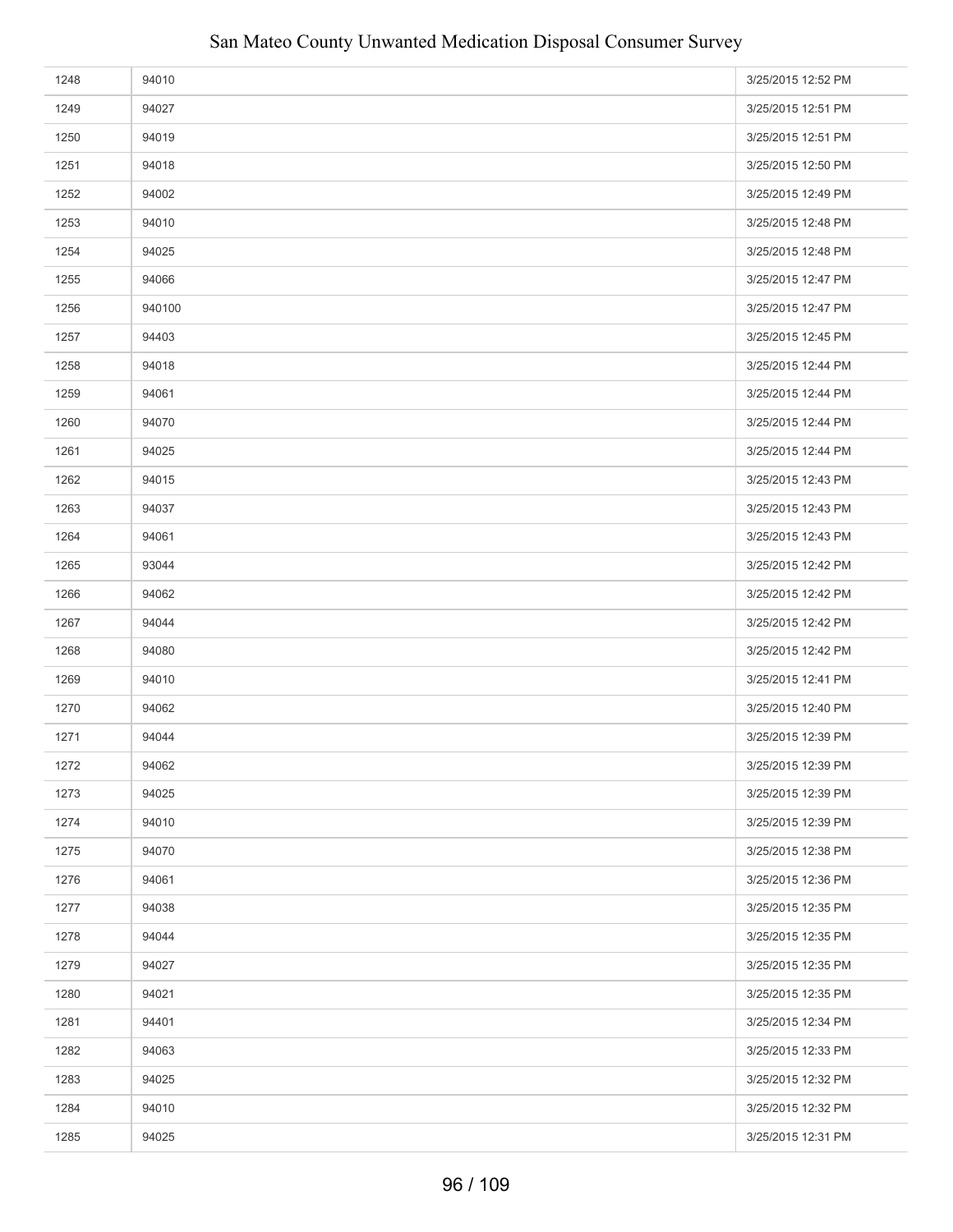| | | |
|---|---|---|
| 1248 | 94010 | 3/25/2015 12:52 PM |
| 1249 | 94027 | 3/25/2015 12:51 PM |
| 1250 | 94019 | 3/25/2015 12:51 PM |
| 1251 | 94018 | 3/25/2015 12:50 PM |
| 1252 | 94002 | 3/25/2015 12:49 PM |
| 1253 | 94010 | 3/25/2015 12:48 PM |
| 1254 | 94025 | 3/25/2015 12:48 PM |
| 1255 | 94066 | 3/25/2015 12:47 PM |
| 1256 | 940100 | 3/25/2015 12:47 PM |
| 1257 | 94403 | 3/25/2015 12:45 PM |
| 1258 | 94018 | 3/25/2015 12:44 PM |
| 1259 | 94061 | 3/25/2015 12:44 PM |
| 1260 | 94070 | 3/25/2015 12:44 PM |
| 1261 | 94025 | 3/25/2015 12:44 PM |
| 1262 | 94015 | 3/25/2015 12:43 PM |
| 1263 | 94037 | 3/25/2015 12:43 PM |
| 1264 | 94061 | 3/25/2015 12:43 PM |
| 1265 | 93044 | 3/25/2015 12:42 PM |
| 1266 | 94062 | 3/25/2015 12:42 PM |
| 1267 | 94044 | 3/25/2015 12:42 PM |
| 1268 | 94080 | 3/25/2015 12:42 PM |
| 1269 | 94010 | 3/25/2015 12:41 PM |
| 1270 | 94062 | 3/25/2015 12:40 PM |
| 1271 | 94044 | 3/25/2015 12:39 PM |
| 1272 | 94062 | 3/25/2015 12:39 PM |
| 1273 | 94025 | 3/25/2015 12:39 PM |
| 1274 | 94010 | 3/25/2015 12:39 PM |
| 1275 | 94070 | 3/25/2015 12:38 PM |
| 1276 | 94061 | 3/25/2015 12:36 PM |
| 1277 | 94038 | 3/25/2015 12:35 PM |
| 1278 | 94044 | 3/25/2015 12:35 PM |
| 1279 | 94027 | 3/25/2015 12:35 PM |
| 1280 | 94021 | 3/25/2015 12:35 PM |
| 1281 | 94401 | 3/25/2015 12:34 PM |
| 1282 | 94063 | 3/25/2015 12:33 PM |
| 1283 | 94025 | 3/25/2015 12:32 PM |
| 1284 | 94010 | 3/25/2015 12:32 PM |
| 1285 | 94025 | 3/25/2015 12:31 PM |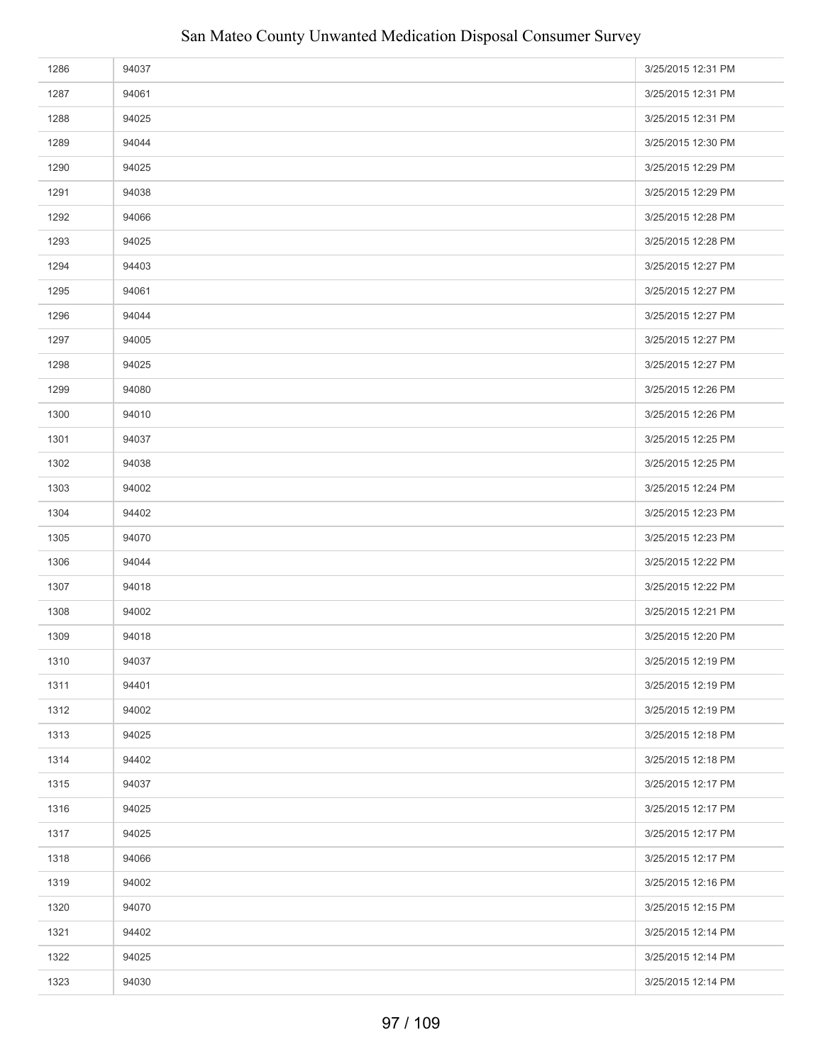| | | |
|---|---|---|
| 1286 | 94037 | 3/25/2015 12:31 PM |
| 1287 | 94061 | 3/25/2015 12:31 PM |
| 1288 | 94025 | 3/25/2015 12:31 PM |
| 1289 | 94044 | 3/25/2015 12:30 PM |
| 1290 | 94025 | 3/25/2015 12:29 PM |
| 1291 | 94038 | 3/25/2015 12:29 PM |
| 1292 | 94066 | 3/25/2015 12:28 PM |
| 1293 | 94025 | 3/25/2015 12:28 PM |
| 1294 | 94403 | 3/25/2015 12:27 PM |
| 1295 | 94061 | 3/25/2015 12:27 PM |
| 1296 | 94044 | 3/25/2015 12:27 PM |
| 1297 | 94005 | 3/25/2015 12:27 PM |
| 1298 | 94025 | 3/25/2015 12:27 PM |
| 1299 | 94080 | 3/25/2015 12:26 PM |
| 1300 | 94010 | 3/25/2015 12:26 PM |
| 1301 | 94037 | 3/25/2015 12:25 PM |
| 1302 | 94038 | 3/25/2015 12:25 PM |
| 1303 | 94002 | 3/25/2015 12:24 PM |
| 1304 | 94402 | 3/25/2015 12:23 PM |
| 1305 | 94070 | 3/25/2015 12:23 PM |
| 1306 | 94044 | 3/25/2015 12:22 PM |
| 1307 | 94018 | 3/25/2015 12:22 PM |
| 1308 | 94002 | 3/25/2015 12:21 PM |
| 1309 | 94018 | 3/25/2015 12:20 PM |
| 1310 | 94037 | 3/25/2015 12:19 PM |
| 1311 | 94401 | 3/25/2015 12:19 PM |
| 1312 | 94002 | 3/25/2015 12:19 PM |
| 1313 | 94025 | 3/25/2015 12:18 PM |
| 1314 | 94402 | 3/25/2015 12:18 PM |
| 1315 | 94037 | 3/25/2015 12:17 PM |
| 1316 | 94025 | 3/25/2015 12:17 PM |
| 1317 | 94025 | 3/25/2015 12:17 PM |
| 1318 | 94066 | 3/25/2015 12:17 PM |
| 1319 | 94002 | 3/25/2015 12:16 PM |
| 1320 | 94070 | 3/25/2015 12:15 PM |
| 1321 | 94402 | 3/25/2015 12:14 PM |
| 1322 | 94025 | 3/25/2015 12:14 PM |
| 1323 | 94030 | 3/25/2015 12:14 PM |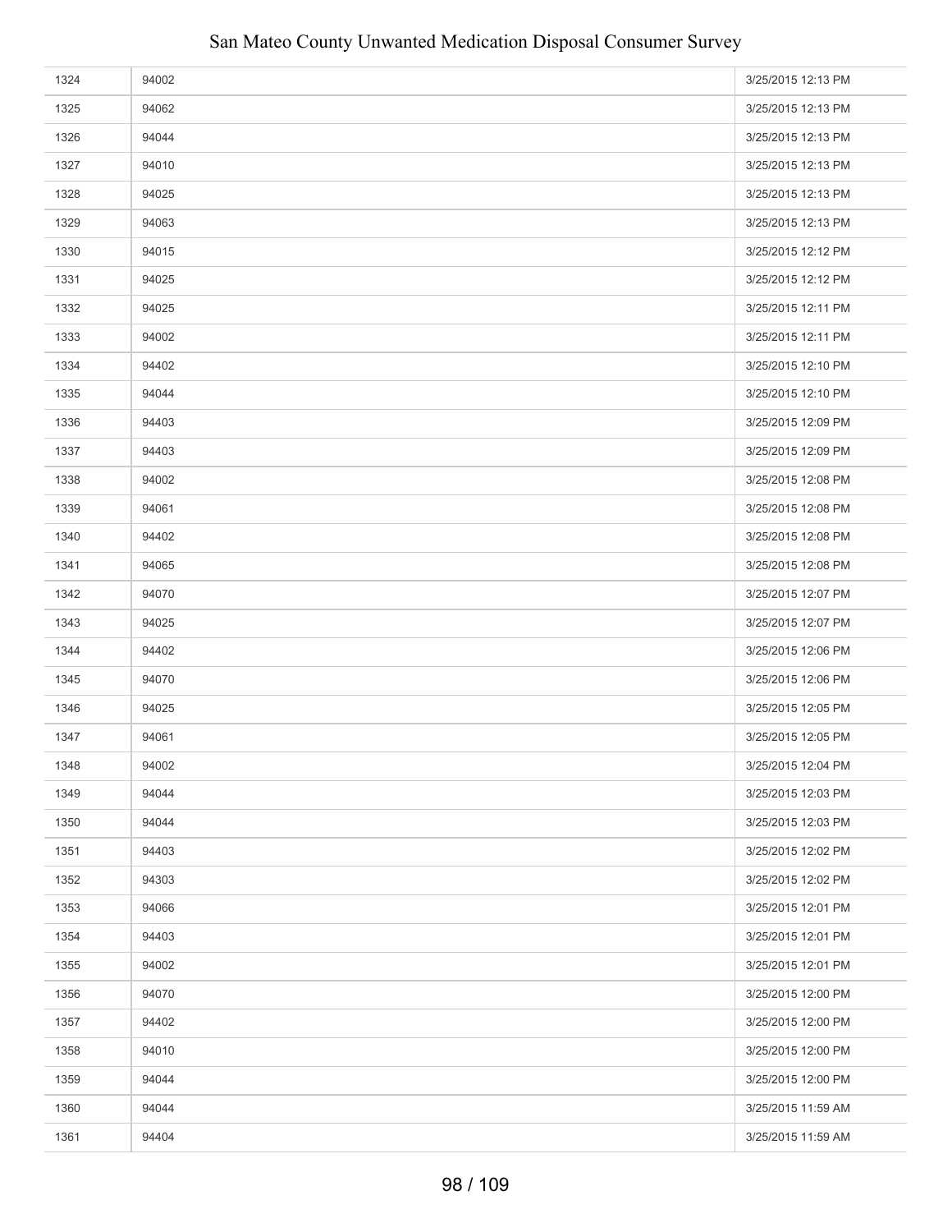| | | |
|---|---|---|
| 1324 | 94002 | 3/25/2015 12:13 PM |
| 1325 | 94062 | 3/25/2015 12:13 PM |
| 1326 | 94044 | 3/25/2015 12:13 PM |
| 1327 | 94010 | 3/25/2015 12:13 PM |
| 1328 | 94025 | 3/25/2015 12:13 PM |
| 1329 | 94063 | 3/25/2015 12:13 PM |
| 1330 | 94015 | 3/25/2015 12:12 PM |
| 1331 | 94025 | 3/25/2015 12:12 PM |
| 1332 | 94025 | 3/25/2015 12:11 PM |
| 1333 | 94002 | 3/25/2015 12:11 PM |
| 1334 | 94402 | 3/25/2015 12:10 PM |
| 1335 | 94044 | 3/25/2015 12:10 PM |
| 1336 | 94403 | 3/25/2015 12:09 PM |
| 1337 | 94403 | 3/25/2015 12:09 PM |
| 1338 | 94002 | 3/25/2015 12:08 PM |
| 1339 | 94061 | 3/25/2015 12:08 PM |
| 1340 | 94402 | 3/25/2015 12:08 PM |
| 1341 | 94065 | 3/25/2015 12:08 PM |
| 1342 | 94070 | 3/25/2015 12:07 PM |
| 1343 | 94025 | 3/25/2015 12:07 PM |
| 1344 | 94402 | 3/25/2015 12:06 PM |
| 1345 | 94070 | 3/25/2015 12:06 PM |
| 1346 | 94025 | 3/25/2015 12:05 PM |
| 1347 | 94061 | 3/25/2015 12:05 PM |
| 1348 | 94002 | 3/25/2015 12:04 PM |
| 1349 | 94044 | 3/25/2015 12:03 PM |
| 1350 | 94044 | 3/25/2015 12:03 PM |
| 1351 | 94403 | 3/25/2015 12:02 PM |
| 1352 | 94303 | 3/25/2015 12:02 PM |
| 1353 | 94066 | 3/25/2015 12:01 PM |
| 1354 | 94403 | 3/25/2015 12:01 PM |
| 1355 | 94002 | 3/25/2015 12:01 PM |
| 1356 | 94070 | 3/25/2015 12:00 PM |
| 1357 | 94402 | 3/25/2015 12:00 PM |
| 1358 | 94010 | 3/25/2015 12:00 PM |
| 1359 | 94044 | 3/25/2015 12:00 PM |
| 1360 | 94044 | 3/25/2015 11:59 AM |
| 1361 | 94404 | 3/25/2015 11:59 AM |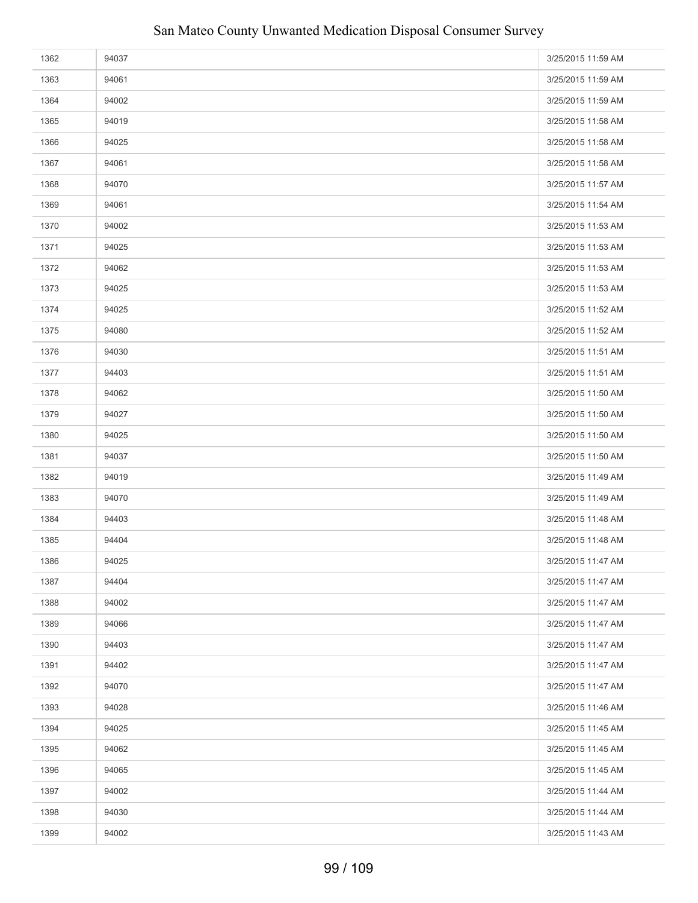| | | |
|---|---|---|
| 1362 | 94037 | 3/25/2015 11:59 AM |
| 1363 | 94061 | 3/25/2015 11:59 AM |
| 1364 | 94002 | 3/25/2015 11:59 AM |
| 1365 | 94019 | 3/25/2015 11:58 AM |
| 1366 | 94025 | 3/25/2015 11:58 AM |
| 1367 | 94061 | 3/25/2015 11:58 AM |
| 1368 | 94070 | 3/25/2015 11:57 AM |
| 1369 | 94061 | 3/25/2015 11:54 AM |
| 1370 | 94002 | 3/25/2015 11:53 AM |
| 1371 | 94025 | 3/25/2015 11:53 AM |
| 1372 | 94062 | 3/25/2015 11:53 AM |
| 1373 | 94025 | 3/25/2015 11:53 AM |
| 1374 | 94025 | 3/25/2015 11:52 AM |
| 1375 | 94080 | 3/25/2015 11:52 AM |
| 1376 | 94030 | 3/25/2015 11:51 AM |
| 1377 | 94403 | 3/25/2015 11:51 AM |
| 1378 | 94062 | 3/25/2015 11:50 AM |
| 1379 | 94027 | 3/25/2015 11:50 AM |
| 1380 | 94025 | 3/25/2015 11:50 AM |
| 1381 | 94037 | 3/25/2015 11:50 AM |
| 1382 | 94019 | 3/25/2015 11:49 AM |
| 1383 | 94070 | 3/25/2015 11:49 AM |
| 1384 | 94403 | 3/25/2015 11:48 AM |
| 1385 | 94404 | 3/25/2015 11:48 AM |
| 1386 | 94025 | 3/25/2015 11:47 AM |
| 1387 | 94404 | 3/25/2015 11:47 AM |
| 1388 | 94002 | 3/25/2015 11:47 AM |
| 1389 | 94066 | 3/25/2015 11:47 AM |
| 1390 | 94403 | 3/25/2015 11:47 AM |
| 1391 | 94402 | 3/25/2015 11:47 AM |
| 1392 | 94070 | 3/25/2015 11:47 AM |
| 1393 | 94028 | 3/25/2015 11:46 AM |
| 1394 | 94025 | 3/25/2015 11:45 AM |
| 1395 | 94062 | 3/25/2015 11:45 AM |
| 1396 | 94065 | 3/25/2015 11:45 AM |
| 1397 | 94002 | 3/25/2015 11:44 AM |
| 1398 | 94030 | 3/25/2015 11:44 AM |
| 1399 | 94002 | 3/25/2015 11:43 AM |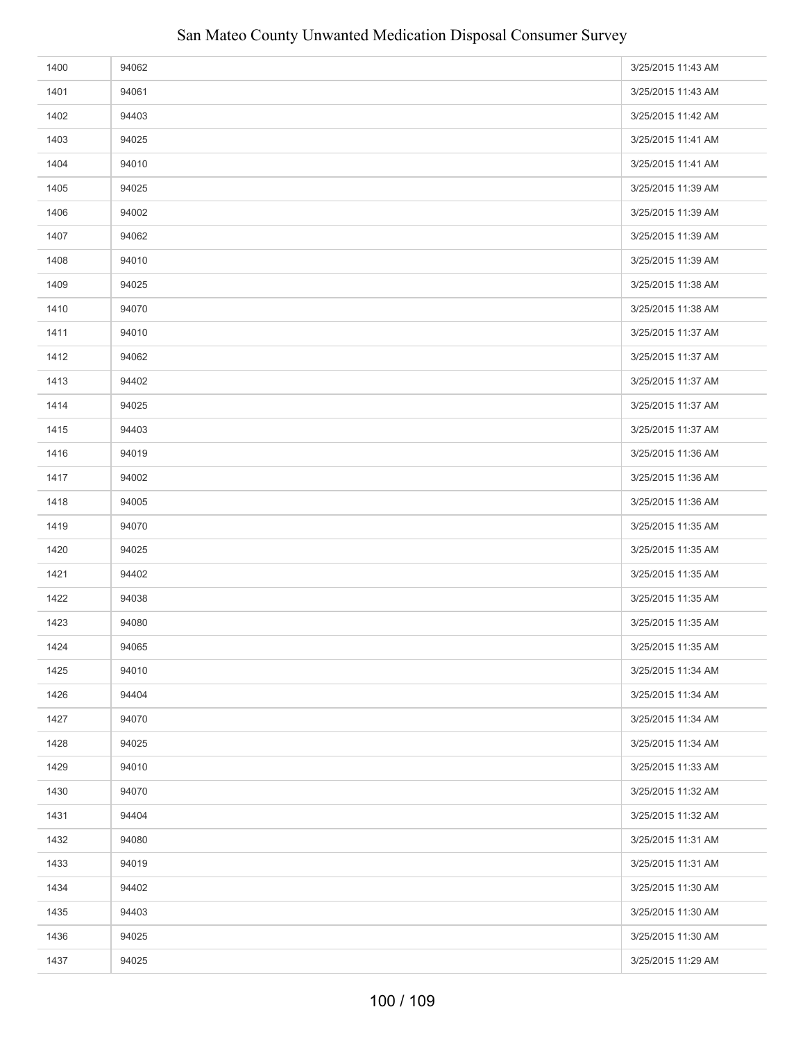| | | |
|---|---|---|
| 1400 | 94062 | 3/25/2015 11:43 AM |
| 1401 | 94061 | 3/25/2015 11:43 AM |
| 1402 | 94403 | 3/25/2015 11:42 AM |
| 1403 | 94025 | 3/25/2015 11:41 AM |
| 1404 | 94010 | 3/25/2015 11:41 AM |
| 1405 | 94025 | 3/25/2015 11:39 AM |
| 1406 | 94002 | 3/25/2015 11:39 AM |
| 1407 | 94062 | 3/25/2015 11:39 AM |
| 1408 | 94010 | 3/25/2015 11:39 AM |
| 1409 | 94025 | 3/25/2015 11:38 AM |
| 1410 | 94070 | 3/25/2015 11:38 AM |
| 1411 | 94010 | 3/25/2015 11:37 AM |
| 1412 | 94062 | 3/25/2015 11:37 AM |
| 1413 | 94402 | 3/25/2015 11:37 AM |
| 1414 | 94025 | 3/25/2015 11:37 AM |
| 1415 | 94403 | 3/25/2015 11:37 AM |
| 1416 | 94019 | 3/25/2015 11:36 AM |
| 1417 | 94002 | 3/25/2015 11:36 AM |
| 1418 | 94005 | 3/25/2015 11:36 AM |
| 1419 | 94070 | 3/25/2015 11:35 AM |
| 1420 | 94025 | 3/25/2015 11:35 AM |
| 1421 | 94402 | 3/25/2015 11:35 AM |
| 1422 | 94038 | 3/25/2015 11:35 AM |
| 1423 | 94080 | 3/25/2015 11:35 AM |
| 1424 | 94065 | 3/25/2015 11:35 AM |
| 1425 | 94010 | 3/25/2015 11:34 AM |
| 1426 | 94404 | 3/25/2015 11:34 AM |
| 1427 | 94070 | 3/25/2015 11:34 AM |
| 1428 | 94025 | 3/25/2015 11:34 AM |
| 1429 | 94010 | 3/25/2015 11:33 AM |
| 1430 | 94070 | 3/25/2015 11:32 AM |
| 1431 | 94404 | 3/25/2015 11:32 AM |
| 1432 | 94080 | 3/25/2015 11:31 AM |
| 1433 | 94019 | 3/25/2015 11:31 AM |
| 1434 | 94402 | 3/25/2015 11:30 AM |
| 1435 | 94403 | 3/25/2015 11:30 AM |
| 1436 | 94025 | 3/25/2015 11:30 AM |
| 1437 | 94025 | 3/25/2015 11:29 AM |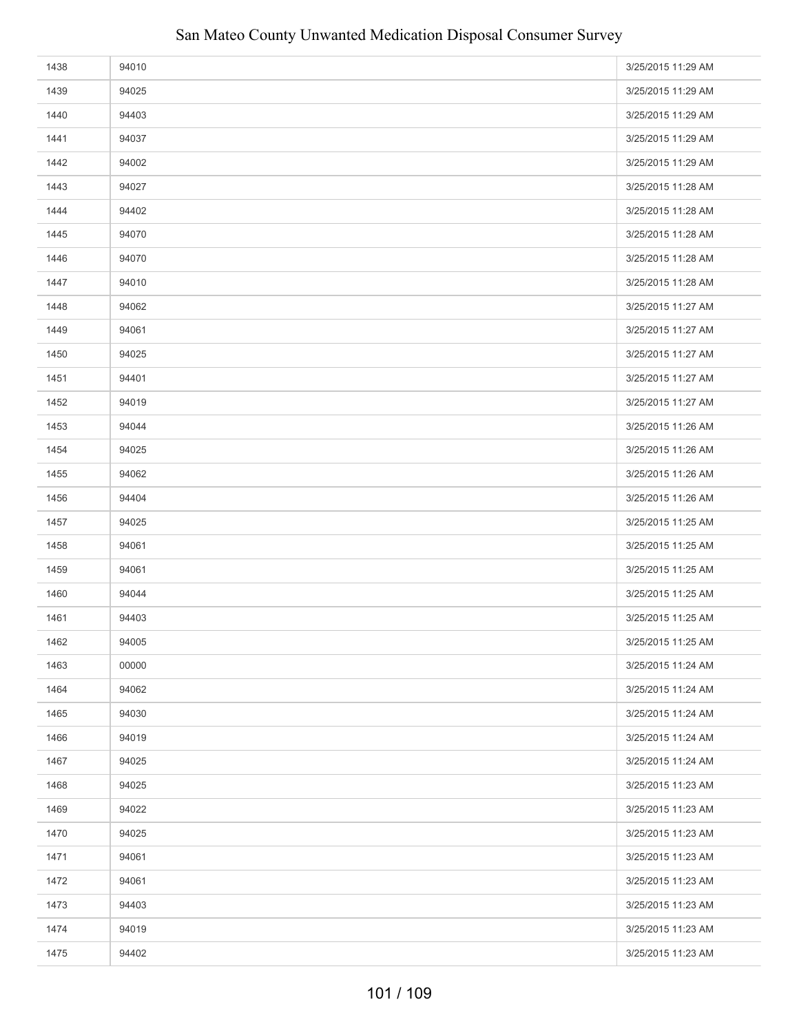| | | |
|---|---|---|
| 1438 | 94010 | 3/25/2015 11:29 AM |
| 1439 | 94025 | 3/25/2015 11:29 AM |
| 1440 | 94403 | 3/25/2015 11:29 AM |
| 1441 | 94037 | 3/25/2015 11:29 AM |
| 1442 | 94002 | 3/25/2015 11:29 AM |
| 1443 | 94027 | 3/25/2015 11:28 AM |
| 1444 | 94402 | 3/25/2015 11:28 AM |
| 1445 | 94070 | 3/25/2015 11:28 AM |
| 1446 | 94070 | 3/25/2015 11:28 AM |
| 1447 | 94010 | 3/25/2015 11:28 AM |
| 1448 | 94062 | 3/25/2015 11:27 AM |
| 1449 | 94061 | 3/25/2015 11:27 AM |
| 1450 | 94025 | 3/25/2015 11:27 AM |
| 1451 | 94401 | 3/25/2015 11:27 AM |
| 1452 | 94019 | 3/25/2015 11:27 AM |
| 1453 | 94044 | 3/25/2015 11:26 AM |
| 1454 | 94025 | 3/25/2015 11:26 AM |
| 1455 | 94062 | 3/25/2015 11:26 AM |
| 1456 | 94404 | 3/25/2015 11:26 AM |
| 1457 | 94025 | 3/25/2015 11:25 AM |
| 1458 | 94061 | 3/25/2015 11:25 AM |
| 1459 | 94061 | 3/25/2015 11:25 AM |
| 1460 | 94044 | 3/25/2015 11:25 AM |
| 1461 | 94403 | 3/25/2015 11:25 AM |
| 1462 | 94005 | 3/25/2015 11:25 AM |
| 1463 | 00000 | 3/25/2015 11:24 AM |
| 1464 | 94062 | 3/25/2015 11:24 AM |
| 1465 | 94030 | 3/25/2015 11:24 AM |
| 1466 | 94019 | 3/25/2015 11:24 AM |
| 1467 | 94025 | 3/25/2015 11:24 AM |
| 1468 | 94025 | 3/25/2015 11:23 AM |
| 1469 | 94022 | 3/25/2015 11:23 AM |
| 1470 | 94025 | 3/25/2015 11:23 AM |
| 1471 | 94061 | 3/25/2015 11:23 AM |
| 1472 | 94061 | 3/25/2015 11:23 AM |
| 1473 | 94403 | 3/25/2015 11:23 AM |
| 1474 | 94019 | 3/25/2015 11:23 AM |
| 1475 | 94402 | 3/25/2015 11:23 AM |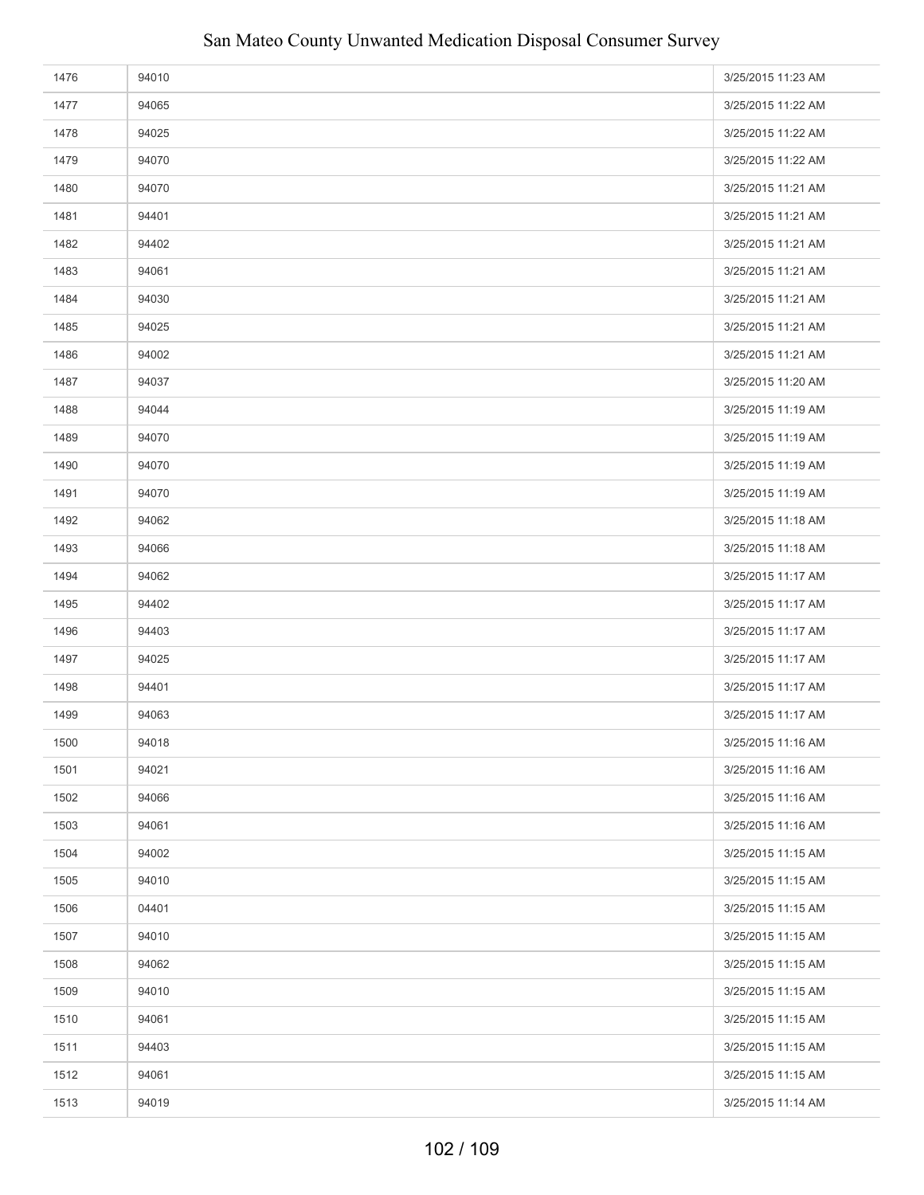| | | |
|---|---|---|
| 1476 | 94010 | 3/25/2015 11:23 AM |
| 1477 | 94065 | 3/25/2015 11:22 AM |
| 1478 | 94025 | 3/25/2015 11:22 AM |
| 1479 | 94070 | 3/25/2015 11:22 AM |
| 1480 | 94070 | 3/25/2015 11:21 AM |
| 1481 | 94401 | 3/25/2015 11:21 AM |
| 1482 | 94402 | 3/25/2015 11:21 AM |
| 1483 | 94061 | 3/25/2015 11:21 AM |
| 1484 | 94030 | 3/25/2015 11:21 AM |
| 1485 | 94025 | 3/25/2015 11:21 AM |
| 1486 | 94002 | 3/25/2015 11:21 AM |
| 1487 | 94037 | 3/25/2015 11:20 AM |
| 1488 | 94044 | 3/25/2015 11:19 AM |
| 1489 | 94070 | 3/25/2015 11:19 AM |
| 1490 | 94070 | 3/25/2015 11:19 AM |
| 1491 | 94070 | 3/25/2015 11:19 AM |
| 1492 | 94062 | 3/25/2015 11:18 AM |
| 1493 | 94066 | 3/25/2015 11:18 AM |
| 1494 | 94062 | 3/25/2015 11:17 AM |
| 1495 | 94402 | 3/25/2015 11:17 AM |
| 1496 | 94403 | 3/25/2015 11:17 AM |
| 1497 | 94025 | 3/25/2015 11:17 AM |
| 1498 | 94401 | 3/25/2015 11:17 AM |
| 1499 | 94063 | 3/25/2015 11:17 AM |
| 1500 | 94018 | 3/25/2015 11:16 AM |
| 1501 | 94021 | 3/25/2015 11:16 AM |
| 1502 | 94066 | 3/25/2015 11:16 AM |
| 1503 | 94061 | 3/25/2015 11:16 AM |
| 1504 | 94002 | 3/25/2015 11:15 AM |
| 1505 | 94010 | 3/25/2015 11:15 AM |
| 1506 | 04401 | 3/25/2015 11:15 AM |
| 1507 | 94010 | 3/25/2015 11:15 AM |
| 1508 | 94062 | 3/25/2015 11:15 AM |
| 1509 | 94010 | 3/25/2015 11:15 AM |
| 1510 | 94061 | 3/25/2015 11:15 AM |
| 1511 | 94403 | 3/25/2015 11:15 AM |
| 1512 | 94061 | 3/25/2015 11:15 AM |
| 1513 | 94019 | 3/25/2015 11:14 AM |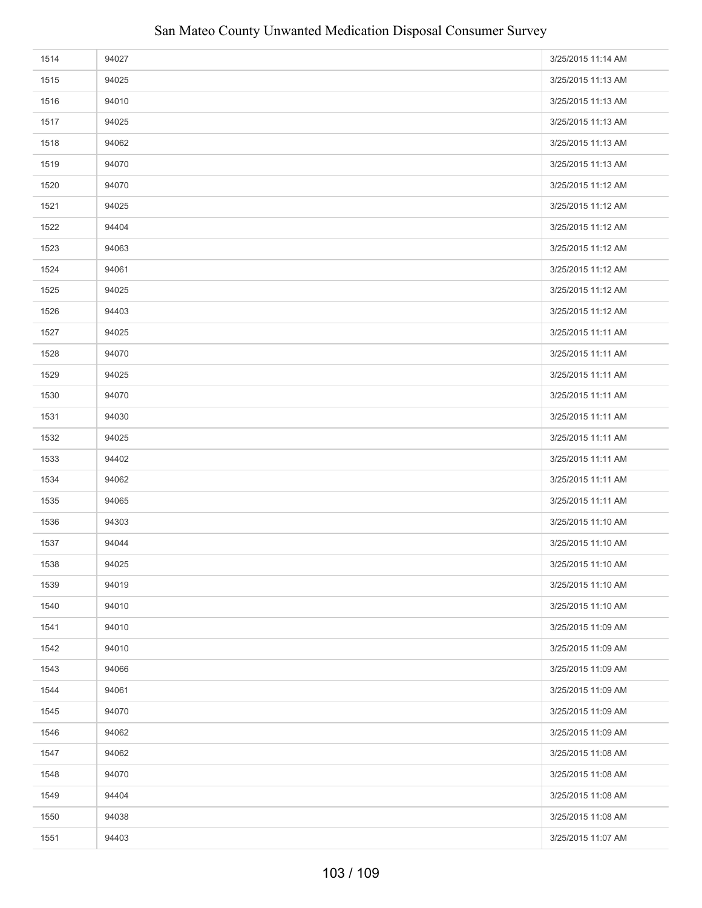| | | |
|---|---|---|
| 1514 | 94027 | 3/25/2015 11:14 AM |
| 1515 | 94025 | 3/25/2015 11:13 AM |
| 1516 | 94010 | 3/25/2015 11:13 AM |
| 1517 | 94025 | 3/25/2015 11:13 AM |
| 1518 | 94062 | 3/25/2015 11:13 AM |
| 1519 | 94070 | 3/25/2015 11:13 AM |
| 1520 | 94070 | 3/25/2015 11:12 AM |
| 1521 | 94025 | 3/25/2015 11:12 AM |
| 1522 | 94404 | 3/25/2015 11:12 AM |
| 1523 | 94063 | 3/25/2015 11:12 AM |
| 1524 | 94061 | 3/25/2015 11:12 AM |
| 1525 | 94025 | 3/25/2015 11:12 AM |
| 1526 | 94403 | 3/25/2015 11:12 AM |
| 1527 | 94025 | 3/25/2015 11:11 AM |
| 1528 | 94070 | 3/25/2015 11:11 AM |
| 1529 | 94025 | 3/25/2015 11:11 AM |
| 1530 | 94070 | 3/25/2015 11:11 AM |
| 1531 | 94030 | 3/25/2015 11:11 AM |
| 1532 | 94025 | 3/25/2015 11:11 AM |
| 1533 | 94402 | 3/25/2015 11:11 AM |
| 1534 | 94062 | 3/25/2015 11:11 AM |
| 1535 | 94065 | 3/25/2015 11:11 AM |
| 1536 | 94303 | 3/25/2015 11:10 AM |
| 1537 | 94044 | 3/25/2015 11:10 AM |
| 1538 | 94025 | 3/25/2015 11:10 AM |
| 1539 | 94019 | 3/25/2015 11:10 AM |
| 1540 | 94010 | 3/25/2015 11:10 AM |
| 1541 | 94010 | 3/25/2015 11:09 AM |
| 1542 | 94010 | 3/25/2015 11:09 AM |
| 1543 | 94066 | 3/25/2015 11:09 AM |
| 1544 | 94061 | 3/25/2015 11:09 AM |
| 1545 | 94070 | 3/25/2015 11:09 AM |
| 1546 | 94062 | 3/25/2015 11:09 AM |
| 1547 | 94062 | 3/25/2015 11:08 AM |
| 1548 | 94070 | 3/25/2015 11:08 AM |
| 1549 | 94404 | 3/25/2015 11:08 AM |
| 1550 | 94038 | 3/25/2015 11:08 AM |
| 1551 | 94403 | 3/25/2015 11:07 AM |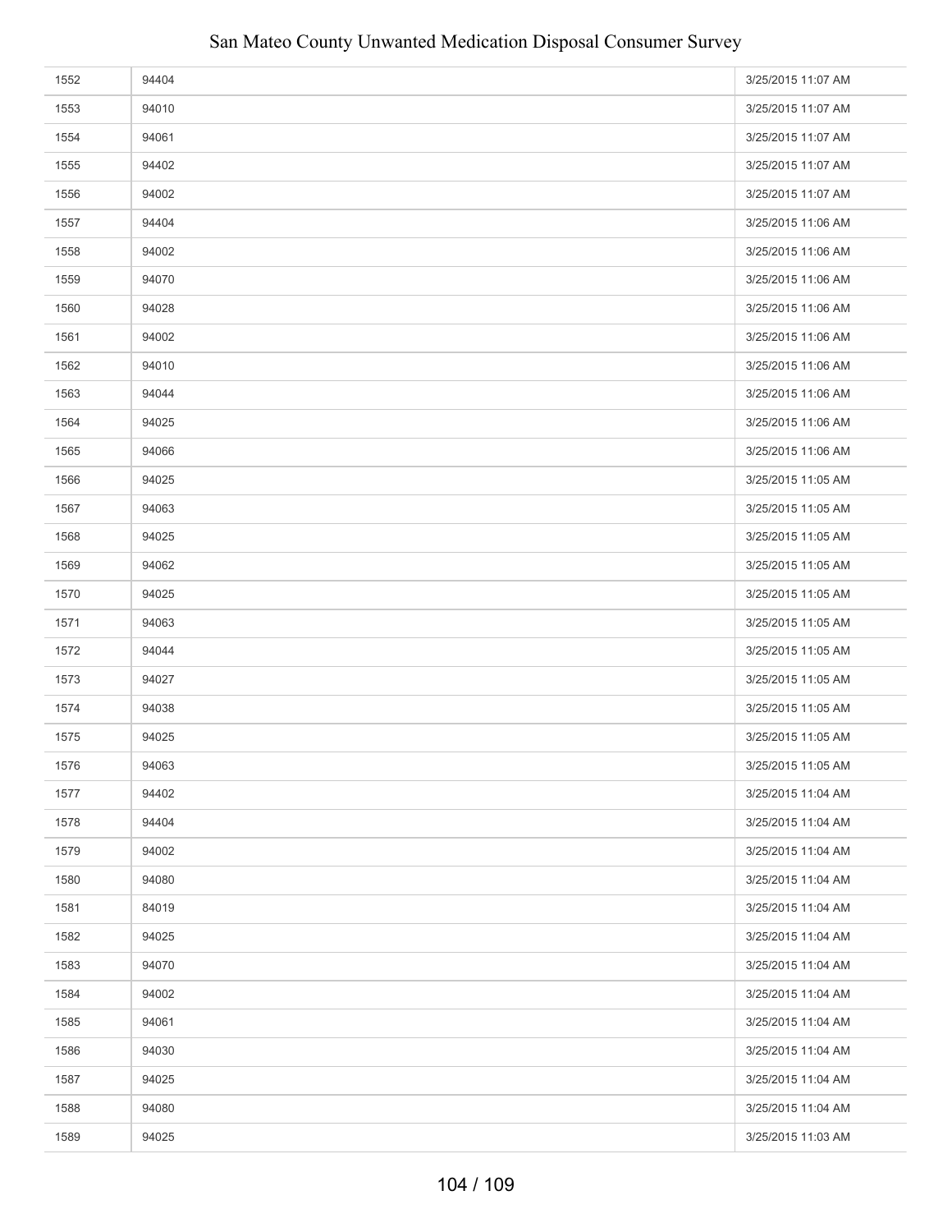| | | |
|---|---|---|
| 1552 | 94404 | 3/25/2015 11:07 AM |
| 1553 | 94010 | 3/25/2015 11:07 AM |
| 1554 | 94061 | 3/25/2015 11:07 AM |
| 1555 | 94402 | 3/25/2015 11:07 AM |
| 1556 | 94002 | 3/25/2015 11:07 AM |
| 1557 | 94404 | 3/25/2015 11:06 AM |
| 1558 | 94002 | 3/25/2015 11:06 AM |
| 1559 | 94070 | 3/25/2015 11:06 AM |
| 1560 | 94028 | 3/25/2015 11:06 AM |
| 1561 | 94002 | 3/25/2015 11:06 AM |
| 1562 | 94010 | 3/25/2015 11:06 AM |
| 1563 | 94044 | 3/25/2015 11:06 AM |
| 1564 | 94025 | 3/25/2015 11:06 AM |
| 1565 | 94066 | 3/25/2015 11:06 AM |
| 1566 | 94025 | 3/25/2015 11:05 AM |
| 1567 | 94063 | 3/25/2015 11:05 AM |
| 1568 | 94025 | 3/25/2015 11:05 AM |
| 1569 | 94062 | 3/25/2015 11:05 AM |
| 1570 | 94025 | 3/25/2015 11:05 AM |
| 1571 | 94063 | 3/25/2015 11:05 AM |
| 1572 | 94044 | 3/25/2015 11:05 AM |
| 1573 | 94027 | 3/25/2015 11:05 AM |
| 1574 | 94038 | 3/25/2015 11:05 AM |
| 1575 | 94025 | 3/25/2015 11:05 AM |
| 1576 | 94063 | 3/25/2015 11:05 AM |
| 1577 | 94402 | 3/25/2015 11:04 AM |
| 1578 | 94404 | 3/25/2015 11:04 AM |
| 1579 | 94002 | 3/25/2015 11:04 AM |
| 1580 | 94080 | 3/25/2015 11:04 AM |
| 1581 | 84019 | 3/25/2015 11:04 AM |
| 1582 | 94025 | 3/25/2015 11:04 AM |
| 1583 | 94070 | 3/25/2015 11:04 AM |
| 1584 | 94002 | 3/25/2015 11:04 AM |
| 1585 | 94061 | 3/25/2015 11:04 AM |
| 1586 | 94030 | 3/25/2015 11:04 AM |
| 1587 | 94025 | 3/25/2015 11:04 AM |
| 1588 | 94080 | 3/25/2015 11:04 AM |
| 1589 | 94025 | 3/25/2015 11:03 AM |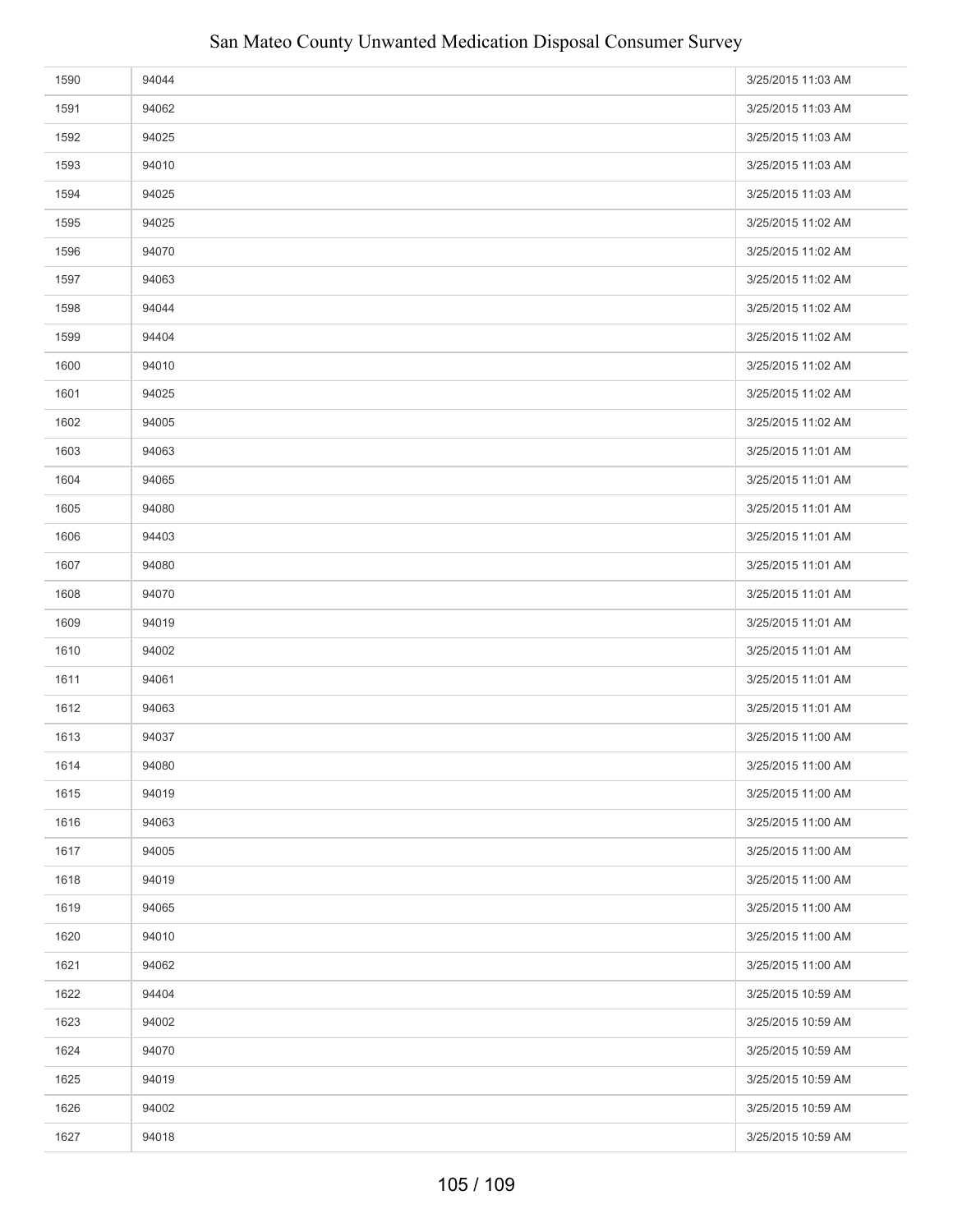| | | |
|---|---|---|
| 1590 | 94044 | 3/25/2015 11:03 AM |
| 1591 | 94062 | 3/25/2015 11:03 AM |
| 1592 | 94025 | 3/25/2015 11:03 AM |
| 1593 | 94010 | 3/25/2015 11:03 AM |
| 1594 | 94025 | 3/25/2015 11:03 AM |
| 1595 | 94025 | 3/25/2015 11:02 AM |
| 1596 | 94070 | 3/25/2015 11:02 AM |
| 1597 | 94063 | 3/25/2015 11:02 AM |
| 1598 | 94044 | 3/25/2015 11:02 AM |
| 1599 | 94404 | 3/25/2015 11:02 AM |
| 1600 | 94010 | 3/25/2015 11:02 AM |
| 1601 | 94025 | 3/25/2015 11:02 AM |
| 1602 | 94005 | 3/25/2015 11:02 AM |
| 1603 | 94063 | 3/25/2015 11:01 AM |
| 1604 | 94065 | 3/25/2015 11:01 AM |
| 1605 | 94080 | 3/25/2015 11:01 AM |
| 1606 | 94403 | 3/25/2015 11:01 AM |
| 1607 | 94080 | 3/25/2015 11:01 AM |
| 1608 | 94070 | 3/25/2015 11:01 AM |
| 1609 | 94019 | 3/25/2015 11:01 AM |
| 1610 | 94002 | 3/25/2015 11:01 AM |
| 1611 | 94061 | 3/25/2015 11:01 AM |
| 1612 | 94063 | 3/25/2015 11:01 AM |
| 1613 | 94037 | 3/25/2015 11:00 AM |
| 1614 | 94080 | 3/25/2015 11:00 AM |
| 1615 | 94019 | 3/25/2015 11:00 AM |
| 1616 | 94063 | 3/25/2015 11:00 AM |
| 1617 | 94005 | 3/25/2015 11:00 AM |
| 1618 | 94019 | 3/25/2015 11:00 AM |
| 1619 | 94065 | 3/25/2015 11:00 AM |
| 1620 | 94010 | 3/25/2015 11:00 AM |
| 1621 | 94062 | 3/25/2015 11:00 AM |
| 1622 | 94404 | 3/25/2015 10:59 AM |
| 1623 | 94002 | 3/25/2015 10:59 AM |
| 1624 | 94070 | 3/25/2015 10:59 AM |
| 1625 | 94019 | 3/25/2015 10:59 AM |
| 1626 | 94002 | 3/25/2015 10:59 AM |
| 1627 | 94018 | 3/25/2015 10:59 AM |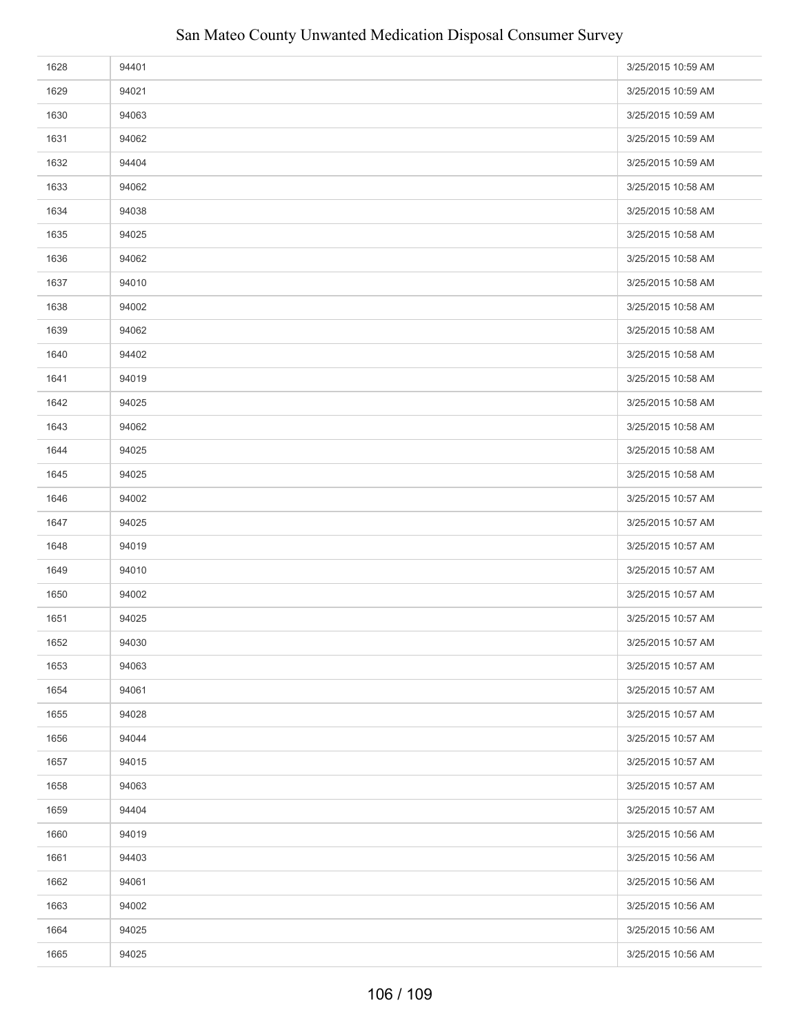| | | |
|---|---|---|
| 1628 | 94401 | 3/25/2015 10:59 AM |
| 1629 | 94021 | 3/25/2015 10:59 AM |
| 1630 | 94063 | 3/25/2015 10:59 AM |
| 1631 | 94062 | 3/25/2015 10:59 AM |
| 1632 | 94404 | 3/25/2015 10:59 AM |
| 1633 | 94062 | 3/25/2015 10:58 AM |
| 1634 | 94038 | 3/25/2015 10:58 AM |
| 1635 | 94025 | 3/25/2015 10:58 AM |
| 1636 | 94062 | 3/25/2015 10:58 AM |
| 1637 | 94010 | 3/25/2015 10:58 AM |
| 1638 | 94002 | 3/25/2015 10:58 AM |
| 1639 | 94062 | 3/25/2015 10:58 AM |
| 1640 | 94402 | 3/25/2015 10:58 AM |
| 1641 | 94019 | 3/25/2015 10:58 AM |
| 1642 | 94025 | 3/25/2015 10:58 AM |
| 1643 | 94062 | 3/25/2015 10:58 AM |
| 1644 | 94025 | 3/25/2015 10:58 AM |
| 1645 | 94025 | 3/25/2015 10:58 AM |
| 1646 | 94002 | 3/25/2015 10:57 AM |
| 1647 | 94025 | 3/25/2015 10:57 AM |
| 1648 | 94019 | 3/25/2015 10:57 AM |
| 1649 | 94010 | 3/25/2015 10:57 AM |
| 1650 | 94002 | 3/25/2015 10:57 AM |
| 1651 | 94025 | 3/25/2015 10:57 AM |
| 1652 | 94030 | 3/25/2015 10:57 AM |
| 1653 | 94063 | 3/25/2015 10:57 AM |
| 1654 | 94061 | 3/25/2015 10:57 AM |
| 1655 | 94028 | 3/25/2015 10:57 AM |
| 1656 | 94044 | 3/25/2015 10:57 AM |
| 1657 | 94015 | 3/25/2015 10:57 AM |
| 1658 | 94063 | 3/25/2015 10:57 AM |
| 1659 | 94404 | 3/25/2015 10:57 AM |
| 1660 | 94019 | 3/25/2015 10:56 AM |
| 1661 | 94403 | 3/25/2015 10:56 AM |
| 1662 | 94061 | 3/25/2015 10:56 AM |
| 1663 | 94002 | 3/25/2015 10:56 AM |
| 1664 | 94025 | 3/25/2015 10:56 AM |
| 1665 | 94025 | 3/25/2015 10:56 AM |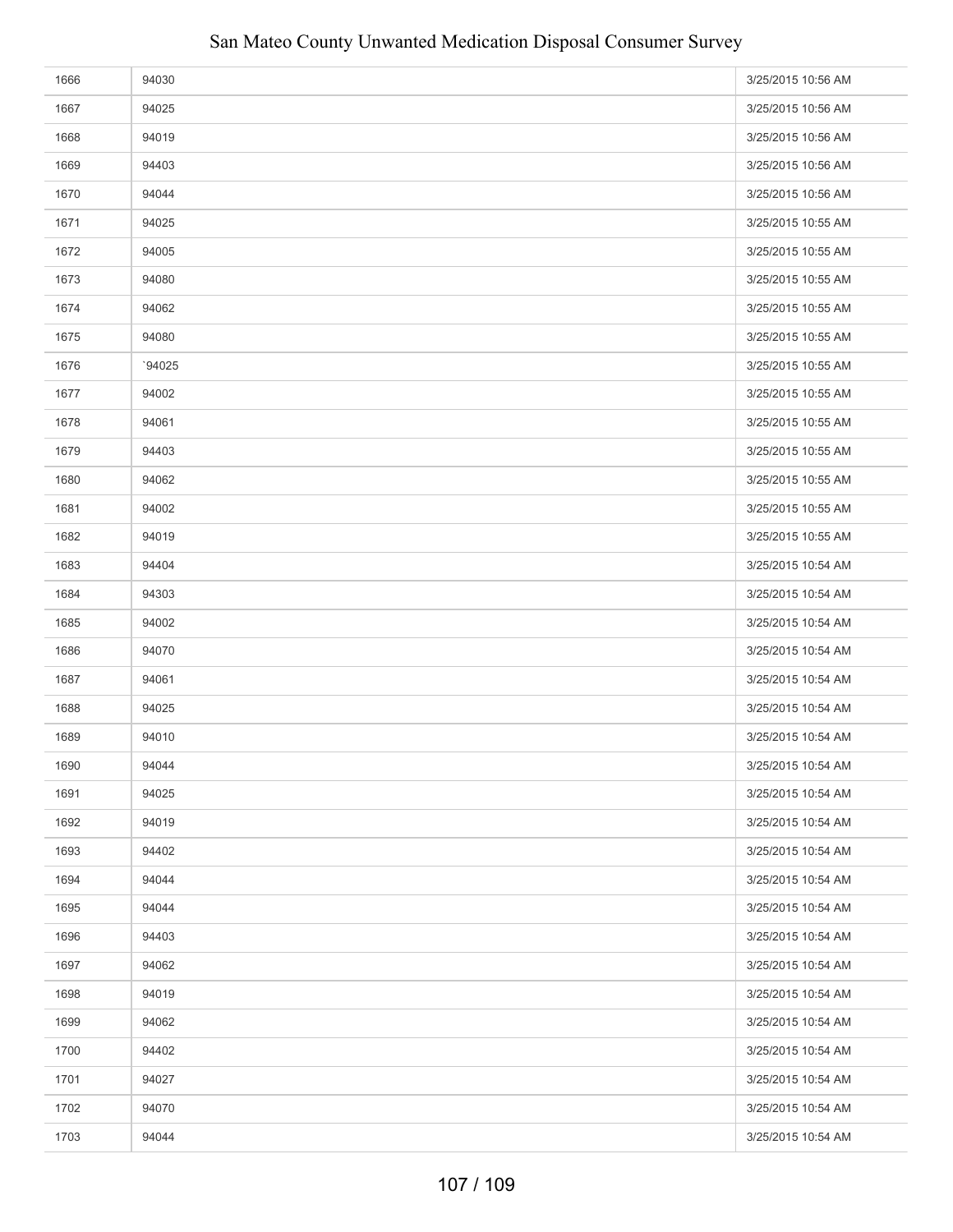| | | |
|---|---|---|
| 1666 | 94030 | 3/25/2015 10:56 AM |
| 1667 | 94025 | 3/25/2015 10:56 AM |
| 1668 | 94019 | 3/25/2015 10:56 AM |
| 1669 | 94403 | 3/25/2015 10:56 AM |
| 1670 | 94044 | 3/25/2015 10:56 AM |
| 1671 | 94025 | 3/25/2015 10:55 AM |
| 1672 | 94005 | 3/25/2015 10:55 AM |
| 1673 | 94080 | 3/25/2015 10:55 AM |
| 1674 | 94062 | 3/25/2015 10:55 AM |
| 1675 | 94080 | 3/25/2015 10:55 AM |
| 1676 | `94025 | 3/25/2015 10:55 AM |
| 1677 | 94002 | 3/25/2015 10:55 AM |
| 1678 | 94061 | 3/25/2015 10:55 AM |
| 1679 | 94403 | 3/25/2015 10:55 AM |
| 1680 | 94062 | 3/25/2015 10:55 AM |
| 1681 | 94002 | 3/25/2015 10:55 AM |
| 1682 | 94019 | 3/25/2015 10:55 AM |
| 1683 | 94404 | 3/25/2015 10:54 AM |
| 1684 | 94303 | 3/25/2015 10:54 AM |
| 1685 | 94002 | 3/25/2015 10:54 AM |
| 1686 | 94070 | 3/25/2015 10:54 AM |
| 1687 | 94061 | 3/25/2015 10:54 AM |
| 1688 | 94025 | 3/25/2015 10:54 AM |
| 1689 | 94010 | 3/25/2015 10:54 AM |
| 1690 | 94044 | 3/25/2015 10:54 AM |
| 1691 | 94025 | 3/25/2015 10:54 AM |
| 1692 | 94019 | 3/25/2015 10:54 AM |
| 1693 | 94402 | 3/25/2015 10:54 AM |
| 1694 | 94044 | 3/25/2015 10:54 AM |
| 1695 | 94044 | 3/25/2015 10:54 AM |
| 1696 | 94403 | 3/25/2015 10:54 AM |
| 1697 | 94062 | 3/25/2015 10:54 AM |
| 1698 | 94019 | 3/25/2015 10:54 AM |
| 1699 | 94062 | 3/25/2015 10:54 AM |
| 1700 | 94402 | 3/25/2015 10:54 AM |
| 1701 | 94027 | 3/25/2015 10:54 AM |
| 1702 | 94070 | 3/25/2015 10:54 AM |
| 1703 | 94044 | 3/25/2015 10:54 AM |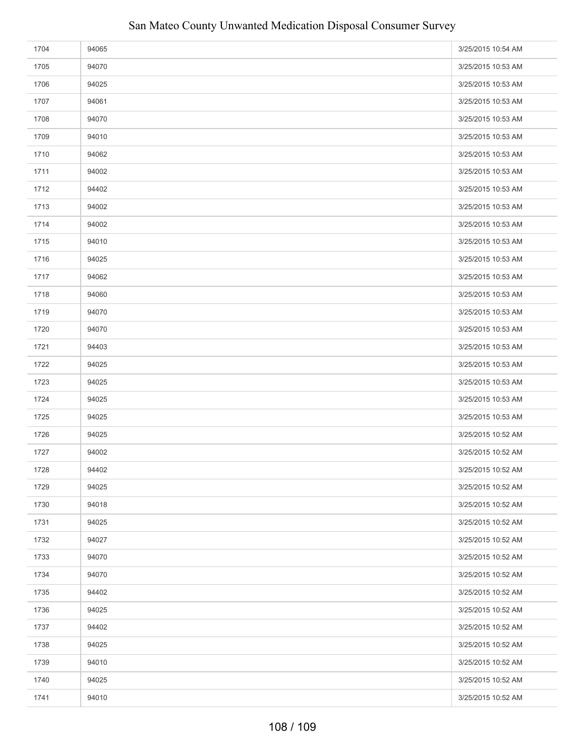| | | |
|---|---|---|
| 1704 | 94065 | 3/25/2015 10:54 AM |
| 1705 | 94070 | 3/25/2015 10:53 AM |
| 1706 | 94025 | 3/25/2015 10:53 AM |
| 1707 | 94061 | 3/25/2015 10:53 AM |
| 1708 | 94070 | 3/25/2015 10:53 AM |
| 1709 | 94010 | 3/25/2015 10:53 AM |
| 1710 | 94062 | 3/25/2015 10:53 AM |
| 1711 | 94002 | 3/25/2015 10:53 AM |
| 1712 | 94402 | 3/25/2015 10:53 AM |
| 1713 | 94002 | 3/25/2015 10:53 AM |
| 1714 | 94002 | 3/25/2015 10:53 AM |
| 1715 | 94010 | 3/25/2015 10:53 AM |
| 1716 | 94025 | 3/25/2015 10:53 AM |
| 1717 | 94062 | 3/25/2015 10:53 AM |
| 1718 | 94060 | 3/25/2015 10:53 AM |
| 1719 | 94070 | 3/25/2015 10:53 AM |
| 1720 | 94070 | 3/25/2015 10:53 AM |
| 1721 | 94403 | 3/25/2015 10:53 AM |
| 1722 | 94025 | 3/25/2015 10:53 AM |
| 1723 | 94025 | 3/25/2015 10:53 AM |
| 1724 | 94025 | 3/25/2015 10:53 AM |
| 1725 | 94025 | 3/25/2015 10:53 AM |
| 1726 | 94025 | 3/25/2015 10:52 AM |
| 1727 | 94002 | 3/25/2015 10:52 AM |
| 1728 | 94402 | 3/25/2015 10:52 AM |
| 1729 | 94025 | 3/25/2015 10:52 AM |
| 1730 | 94018 | 3/25/2015 10:52 AM |
| 1731 | 94025 | 3/25/2015 10:52 AM |
| 1732 | 94027 | 3/25/2015 10:52 AM |
| 1733 | 94070 | 3/25/2015 10:52 AM |
| 1734 | 94070 | 3/25/2015 10:52 AM |
| 1735 | 94402 | 3/25/2015 10:52 AM |
| 1736 | 94025 | 3/25/2015 10:52 AM |
| 1737 | 94402 | 3/25/2015 10:52 AM |
| 1738 | 94025 | 3/25/2015 10:52 AM |
| 1739 | 94010 | 3/25/2015 10:52 AM |
| 1740 | 94025 | 3/25/2015 10:52 AM |
| 1741 | 94010 | 3/25/2015 10:52 AM |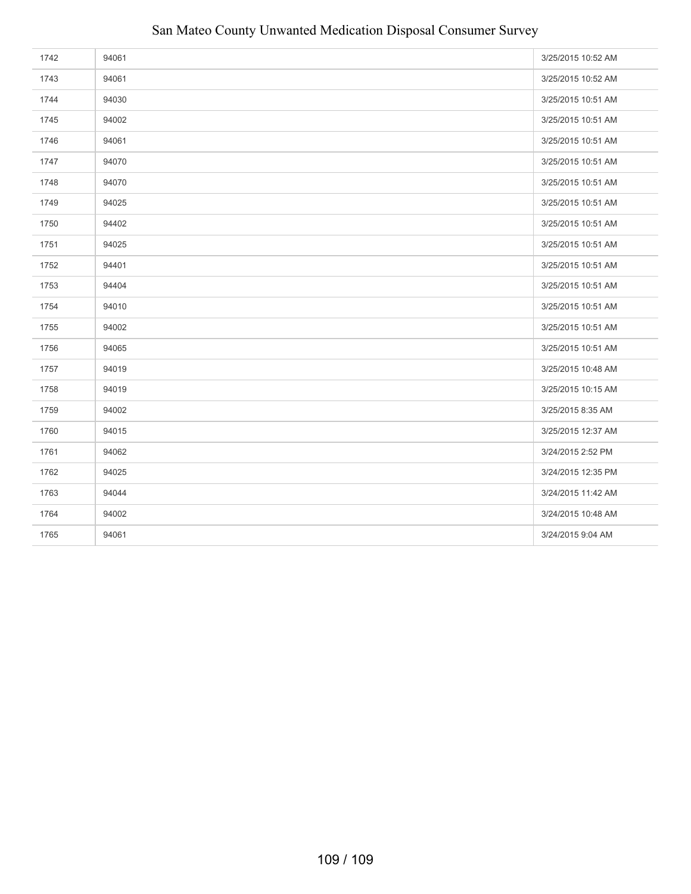| | | |
|---|---|---|
| 1742 | 94061 | 3/25/2015 10:52 AM |
| 1743 | 94061 | 3/25/2015 10:52 AM |
| 1744 | 94030 | 3/25/2015 10:51 AM |
| 1745 | 94002 | 3/25/2015 10:51 AM |
| 1746 | 94061 | 3/25/2015 10:51 AM |
| 1747 | 94070 | 3/25/2015 10:51 AM |
| 1748 | 94070 | 3/25/2015 10:51 AM |
| 1749 | 94025 | 3/25/2015 10:51 AM |
| 1750 | 94402 | 3/25/2015 10:51 AM |
| 1751 | 94025 | 3/25/2015 10:51 AM |
| 1752 | 94401 | 3/25/2015 10:51 AM |
| 1753 | 94404 | 3/25/2015 10:51 AM |
| 1754 | 94010 | 3/25/2015 10:51 AM |
| 1755 | 94002 | 3/25/2015 10:51 AM |
| 1756 | 94065 | 3/25/2015 10:51 AM |
| 1757 | 94019 | 3/25/2015 10:48 AM |
| 1758 | 94019 | 3/25/2015 10:15 AM |
| 1759 | 94002 | 3/25/2015 8:35 AM |
| 1760 | 94015 | 3/25/2015 12:37 AM |
| 1761 | 94062 | 3/24/2015 2:52 PM |
| 1762 | 94025 | 3/24/2015 12:35 PM |
| 1763 | 94044 | 3/24/2015 11:42 AM |
| 1764 | 94002 | 3/24/2015 10:48 AM |
| 1765 | 94061 | 3/24/2015 9:04 AM |